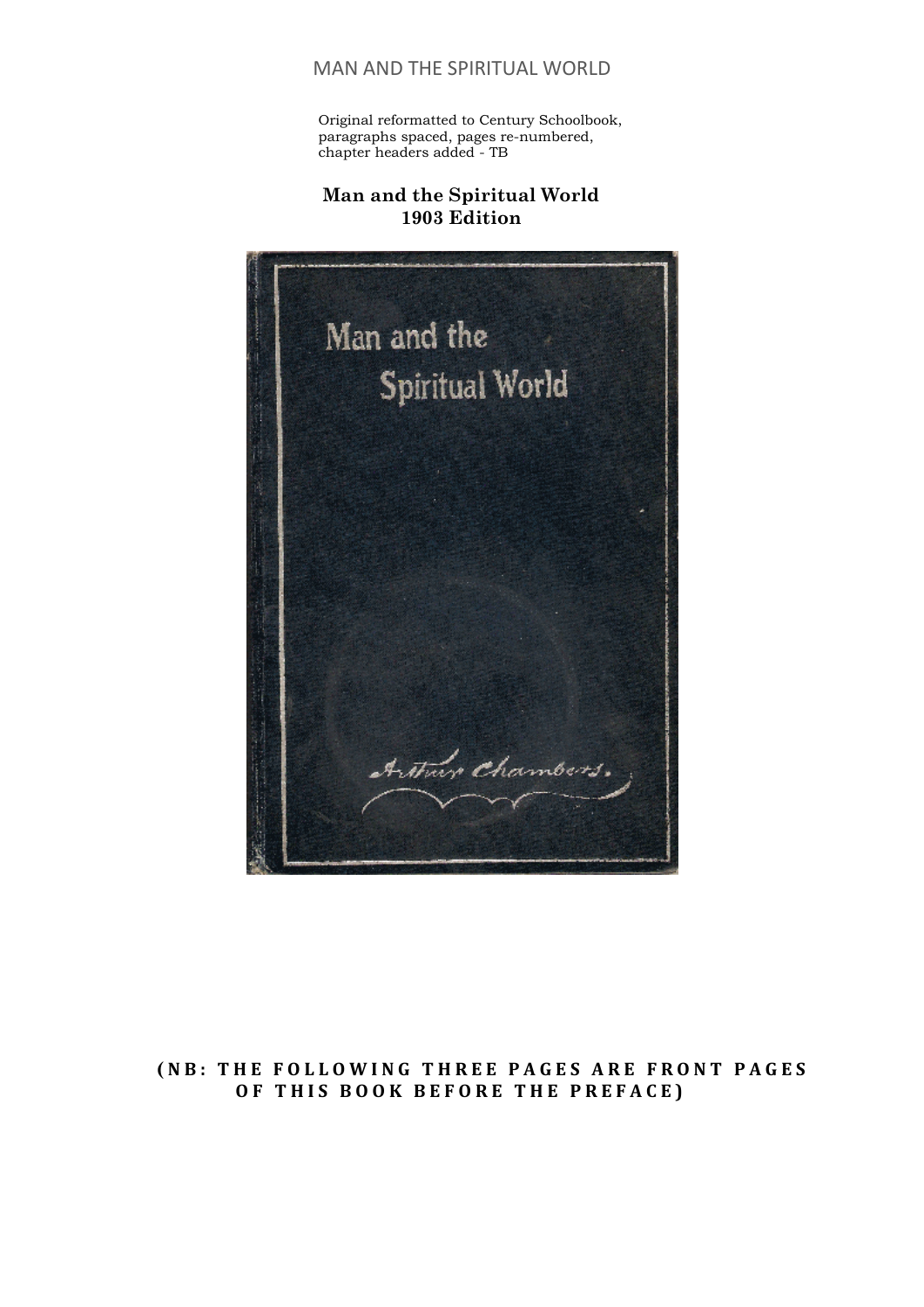MAN AND THE SPIRITUAL WORLD

Original reformatted to Century Schoolbook, paragraphs spaced, pages re-numbered, chapter headers added - TB

**Man and the Spiritual World**
**1903 Edition**

Man and the Spiritual World

Arthur Chambers.

**(NB: THE FOLLOWING THREE PAGES ARE FRONT PAGES OF THIS BOOK BEFORE THE PREFACE)**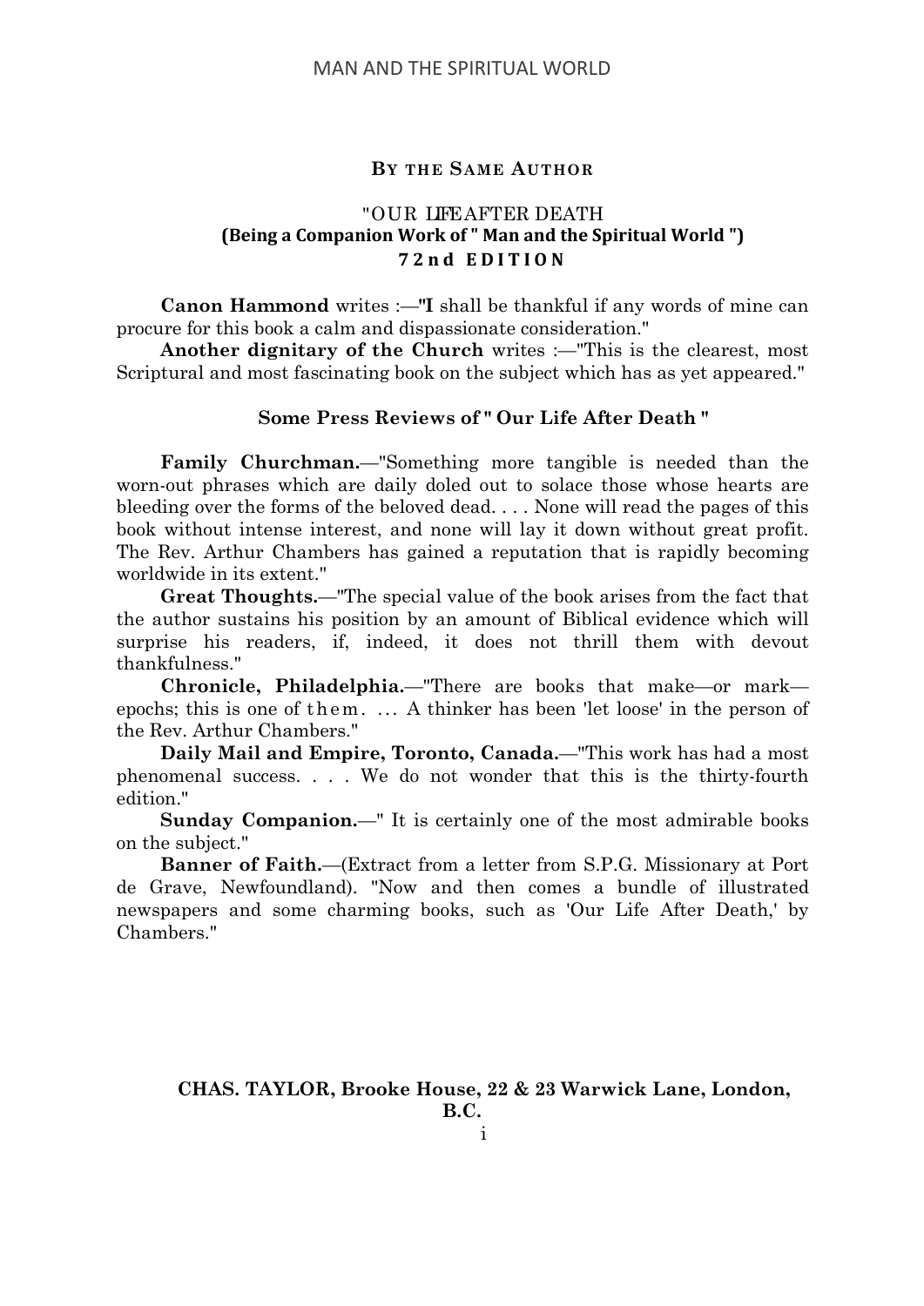## BY THE SAME AUTHOR

### "OUR LIFE AFTER DEATH

**(Being a Companion Work of " Man and the Spiritual World ")**

**72nd EDITION**

**Canon Hammond** writes :—"I shall be thankful if any words of mine can procure for this book a calm and dispassionate consideration."

**Another dignitary of the Church** writes :—"This is the clearest, most Scriptural and most fascinating book on the subject which has as yet appeared."

### Some Press Reviews of " Our Life After Death "

**Family Churchman.**—"Something more tangible is needed than the worn-out phrases which are daily doled out to solace those whose hearts are bleeding over the forms of the beloved dead. . . . None will read the pages of this book without intense interest, and none will lay it down without great profit. The Rev. Arthur Chambers has gained a reputation that is rapidly becoming worldwide in its extent."

**Great Thoughts.**—"The special value of the book arises from the fact that the author sustains his position by an amount of Biblical evidence which will surprise his readers, if, indeed, it does not thrill them with devout thankfulness."

**Chronicle, Philadelphia.**—"There are books that make—or mark—epochs; this is one of them. ... A thinker has been 'let loose' in the person of the Rev. Arthur Chambers."

**Daily Mail and Empire, Toronto, Canada.**—"This work has had a most phenomenal success. . . . We do not wonder that this is the thirty-fourth edition."

**Sunday Companion.**—" It is certainly one of the most admirable books on the subject."

**Banner of Faith.**—(Extract from a letter from S.P.G. Missionary at Port de Grave, Newfoundland). "Now and then comes a bundle of illustrated newspapers and some charming books, such as 'Our Life After Death,' by Chambers."

**CHAS. TAYLOR, Brooke House, 22 & 23 Warwick Lane, London, B.C.**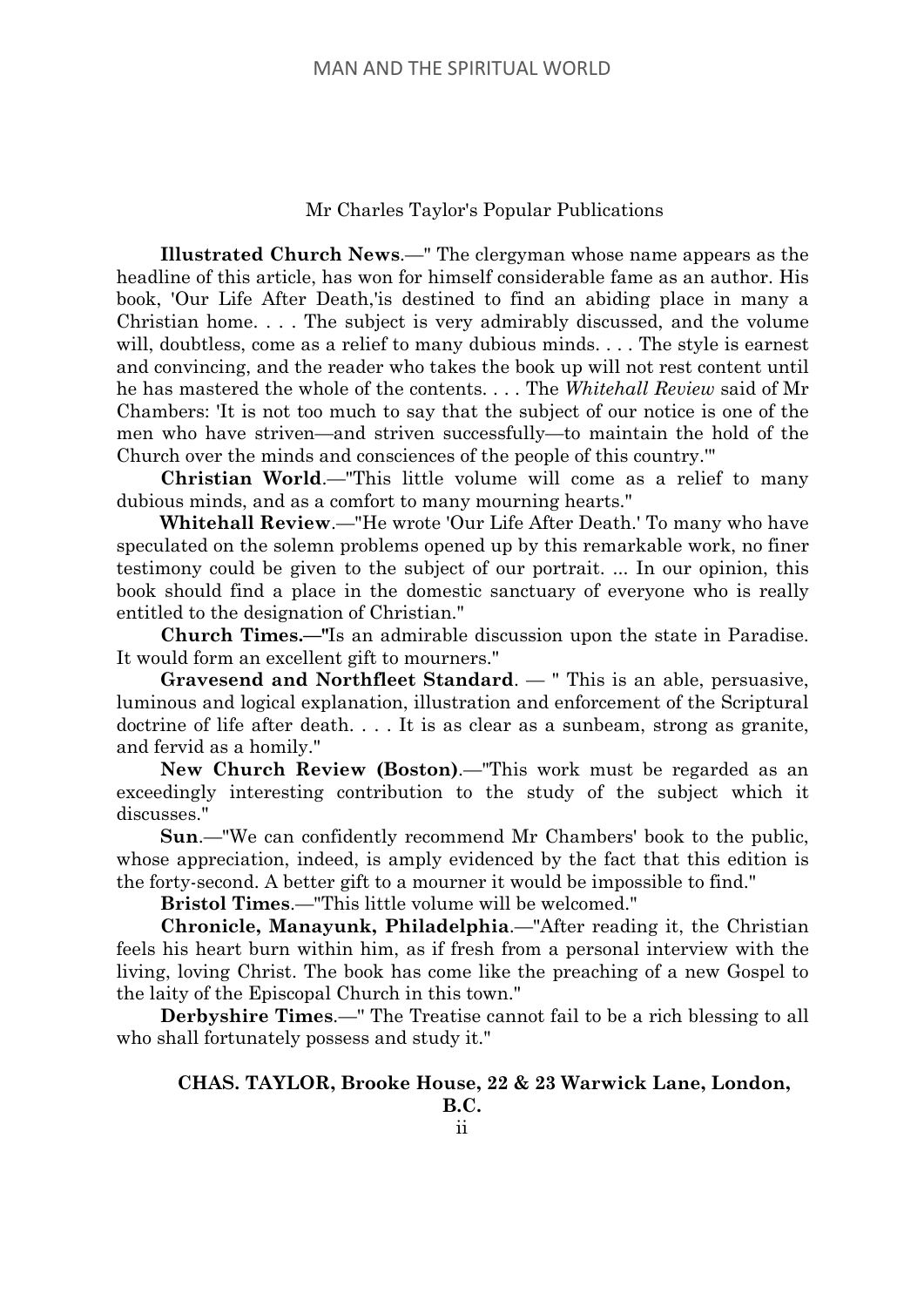Mr Charles Taylor's Popular Publications

**Illustrated Church News**.—" The clergyman whose name appears as the headline of this article, has won for himself considerable fame as an author. His book, 'Our Life After Death,'is destined to find an abiding place in many a Christian home. . . . The subject is very admirably discussed, and the volume will, doubtless, come as a relief to many dubious minds. . . . The style is earnest and convincing, and the reader who takes the book up will not rest content until he has mastered the whole of the contents. . . . The *Whitehall Review* said of Mr Chambers: 'It is not too much to say that the subject of our notice is one of the men who have striven—and striven successfully—to maintain the hold of the Church over the minds and consciences of the people of this country.'"

**Christian World**.—"This little volume will come as a relief to many dubious minds, and as a comfort to many mourning hearts."

**Whitehall Review**.—"He wrote 'Our Life After Death.' To many who have speculated on the solemn problems opened up by this remarkable work, no finer testimony could be given to the subject of our portrait. ... In our opinion, this book should find a place in the domestic sanctuary of everyone who is really entitled to the designation of Christian."

**Church Times.—"**Is an admirable discussion upon the state in Paradise. It would form an excellent gift to mourners."

**Gravesend and Northfleet Standard**. — " This is an able, persuasive, luminous and logical explanation, illustration and enforcement of the Scriptural doctrine of life after death. . . . It is as clear as a sunbeam, strong as granite, and fervid as a homily."

**New Church Review (Boston)**.—"This work must be regarded as an exceedingly interesting contribution to the study of the subject which it discusses."

**Sun**.—"We can confidently recommend Mr Chambers' book to the public, whose appreciation, indeed, is amply evidenced by the fact that this edition is the forty-second. A better gift to a mourner it would be impossible to find."

**Bristol Times**.—"This little volume will be welcomed."

**Chronicle, Manayunk, Philadelphia**.—"After reading it, the Christian feels his heart burn within him, as if fresh from a personal interview with the living, loving Christ. The book has come like the preaching of a new Gospel to the laity of the Episcopal Church in this town."

**Derbyshire Times**.—" The Treatise cannot fail to be a rich blessing to all who shall fortunately possess and study it."

**CHAS. TAYLOR, Brooke House, 22 & 23 Warwick Lane, London, B.C.**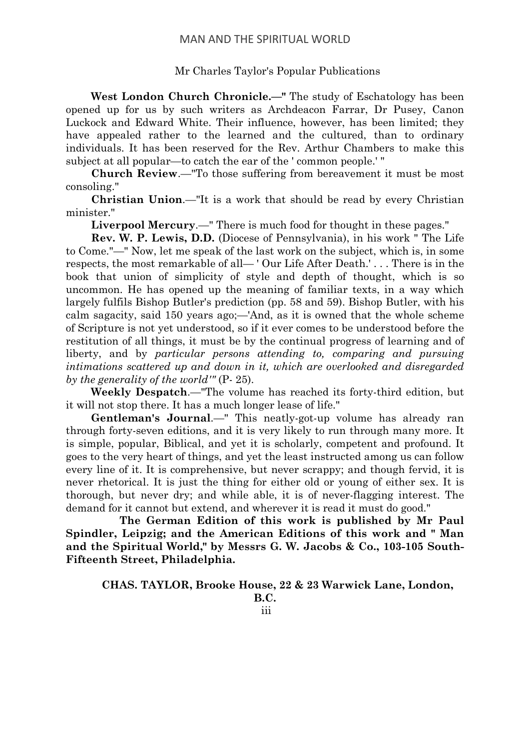Mr Charles Taylor's Popular Publications

**West London Church Chronicle.—"** The study of Eschatology has been opened up for us by such writers as Archdeacon Farrar, Dr Pusey, Canon Luckock and Edward White. Their influence, however, has been limited; they have appealed rather to the learned and the cultured, than to ordinary individuals. It has been reserved for the Rev. Arthur Chambers to make this subject at all popular—to catch the ear of the ' common people.' "

**Church Review**.—"To those suffering from bereavement it must be most consoling."

**Christian Union**.—"It is a work that should be read by every Christian minister."

**Liverpool Mercury**.—" There is much food for thought in these pages."

**Rev. W. P. Lewis, D.D.** (Diocese of Pennsylvania), in his work " The Life to Come."—" Now, let me speak of the last work on the subject, which is, in some respects, the most remarkable of all— ' Our Life After Death.' . . . There is in the book that union of simplicity of style and depth of thought, which is so uncommon. He has opened up the meaning of familiar texts, in a way which largely fulfils Bishop Butler's prediction (pp. 58 and 59). Bishop Butler, with his calm sagacity, said 150 years ago;—'And, as it is owned that the whole scheme of Scripture is not yet understood, so if it ever comes to be understood before the restitution of all things, it must be by the continual progress of learning and of liberty, and by *particular persons attending to, comparing and pursuing intimations scattered up and down in it, which are overlooked and disregarded by the generality of the world'"* (P- 25).

**Weekly Despatch**.—"The volume has reached its forty-third edition, but it will not stop there. It has a much longer lease of life."

**Gentleman's Journal**.—" This neatly-got-up volume has already ran through forty-seven editions, and it is very likely to run through many more. It is simple, popular, Biblical, and yet it is scholarly, competent and profound. It goes to the very heart of things, and yet the least instructed among us can follow every line of it. It is comprehensive, but never scrappy; and though fervid, it is never rhetorical. It is just the thing for either old or young of either sex. It is thorough, but never dry; and while able, it is of never-flagging interest. The demand for it cannot but extend, and wherever it is read it must do good."

**The German Edition of this work is published by Mr Paul Spindler, Leipzig; and the American Editions of this work and " Man and the Spiritual World," by Messrs G. W. Jacobs & Co., 103-105 South-Fifteenth Street, Philadelphia.**

**CHAS. TAYLOR, Brooke House, 22 & 23 Warwick Lane, London, B.C.**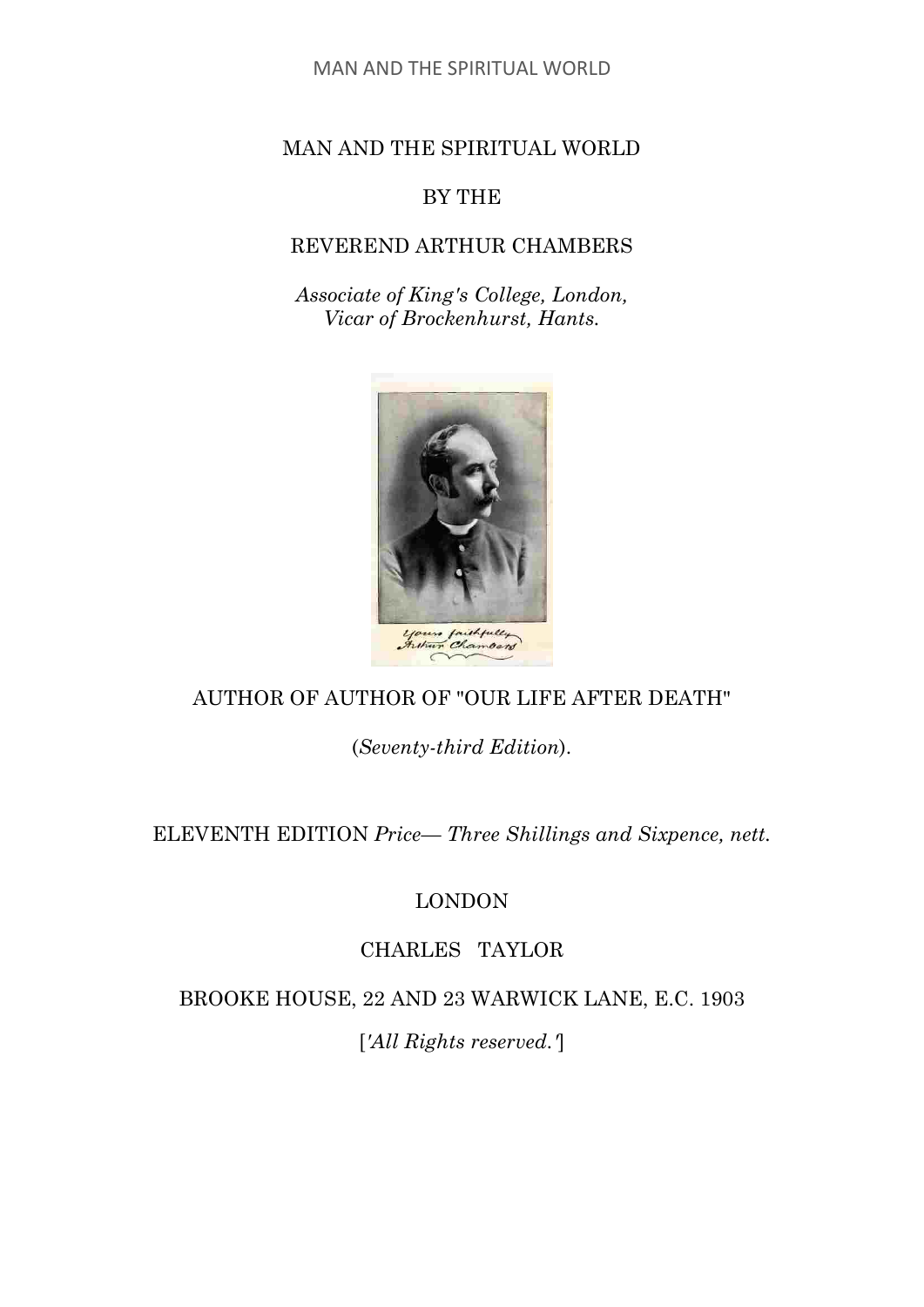# MAN AND THE SPIRITUAL WORLD

BY THE

REVEREND ARTHUR CHAMBERS

*Associate of King's College, London,*
*Vicar of Brockenhurst, Hants.*

Yours faithfully
Arthur Chambers

AUTHOR OF AUTHOR OF "OUR LIFE AFTER DEATH"

(*Seventy-third Edition*).

ELEVENTH EDITION *Price— Three Shillings and Sixpence, nett.*

LONDON

CHARLES TAYLOR

BROOKE HOUSE, 22 AND 23 WARWICK LANE, E.C. 1903

[*'All Rights reserved.'*]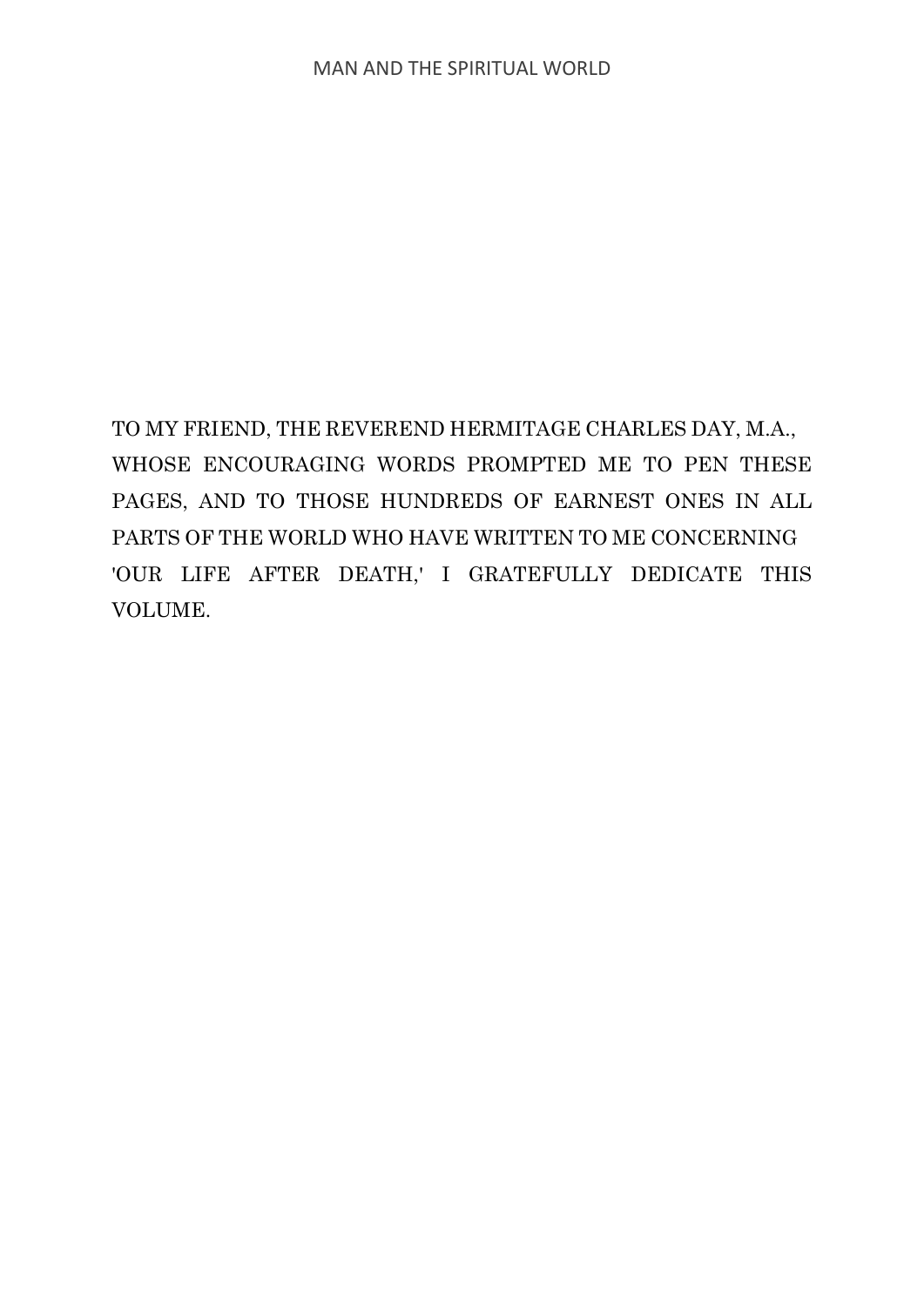TO MY FRIEND, THE REVEREND HERMITAGE CHARLES DAY, M.A., WHOSE ENCOURAGING WORDS PROMPTED ME TO PEN THESE PAGES, AND TO THOSE HUNDREDS OF EARNEST ONES IN ALL PARTS OF THE WORLD WHO HAVE WRITTEN TO ME CONCERNING 'OUR LIFE AFTER DEATH,' I GRATEFULLY DEDICATE THIS VOLUME.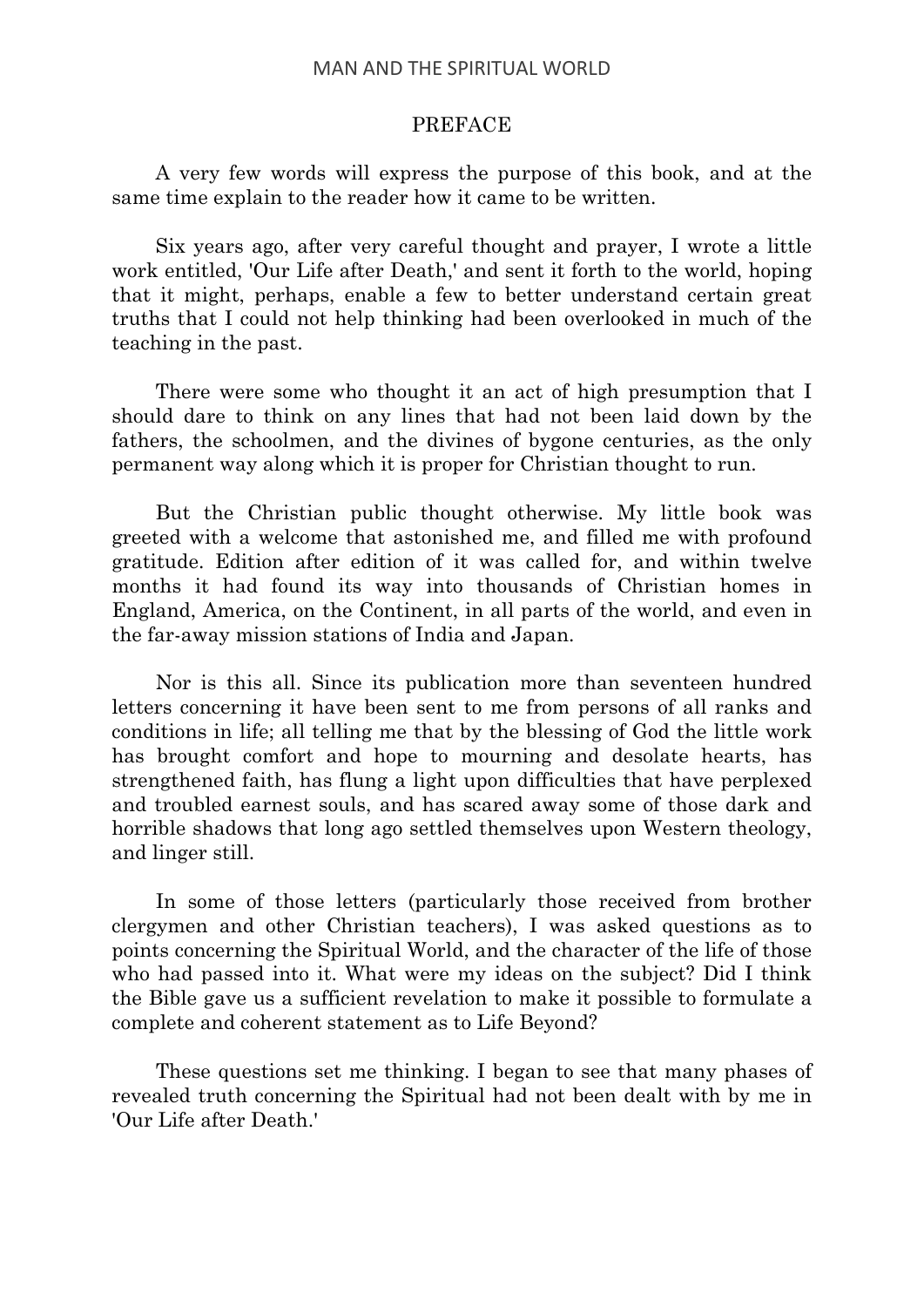## PREFACE

A very few words will express the purpose of this book, and at the same time explain to the reader how it came to be written.

Six years ago, after very careful thought and prayer, I wrote a little work entitled, 'Our Life after Death,' and sent it forth to the world, hoping that it might, perhaps, enable a few to better understand certain great truths that I could not help thinking had been overlooked in much of the teaching in the past.

There were some who thought it an act of high presumption that I should dare to think on any lines that had not been laid down by the fathers, the schoolmen, and the divines of bygone centuries, as the only permanent way along which it is proper for Christian thought to run.

But the Christian public thought otherwise. My little book was greeted with a welcome that astonished me, and filled me with profound gratitude. Edition after edition of it was called for, and within twelve months it had found its way into thousands of Christian homes in England, America, on the Continent, in all parts of the world, and even in the far-away mission stations of India and Japan.

Nor is this all. Since its publication more than seventeen hundred letters concerning it have been sent to me from persons of all ranks and conditions in life; all telling me that by the blessing of God the little work has brought comfort and hope to mourning and desolate hearts, has strengthened faith, has flung a light upon difficulties that have perplexed and troubled earnest souls, and has scared away some of those dark and horrible shadows that long ago settled themselves upon Western theology, and linger still.

In some of those letters (particularly those received from brother clergymen and other Christian teachers), I was asked questions as to points concerning the Spiritual World, and the character of the life of those who had passed into it. What were my ideas on the subject? Did I think the Bible gave us a sufficient revelation to make it possible to formulate a complete and coherent statement as to Life Beyond?

These questions set me thinking. I began to see that many phases of revealed truth concerning the Spiritual had not been dealt with by me in 'Our Life after Death.'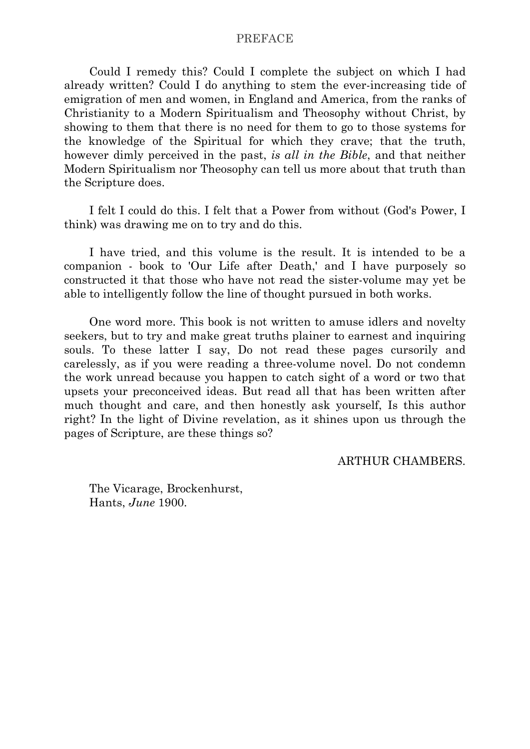Could I remedy this? Could I complete the subject on which I had already written? Could I do anything to stem the ever-increasing tide of emigration of men and women, in England and America, from the ranks of Christianity to a Modern Spiritualism and Theosophy without Christ, by showing to them that there is no need for them to go to those systems for the knowledge of the Spiritual for which they crave; that the truth, however dimly perceived in the past, *is all in the Bible*, and that neither Modern Spiritualism nor Theosophy can tell us more about that truth than the Scripture does.

I felt I could do this. I felt that a Power from without (God's Power, I think) was drawing me on to try and do this.

I have tried, and this volume is the result. It is intended to be a companion - book to 'Our Life after Death,' and I have purposely so constructed it that those who have not read the sister-volume may yet be able to intelligently follow the line of thought pursued in both works.

One word more. This book is not written to amuse idlers and novelty seekers, but to try and make great truths plainer to earnest and inquiring souls. To these latter I say, Do not read these pages cursorily and carelessly, as if you were reading a three-volume novel. Do not condemn the work unread because you happen to catch sight of a word or two that upsets your preconceived ideas. But read all that has been written after much thought and care, and then honestly ask yourself, Is this author right? In the light of Divine revelation, as it shines upon us through the pages of Scripture, are these things so?

ARTHUR CHAMBERS.

The Vicarage, Brockenhurst,
Hants, *June* 1900.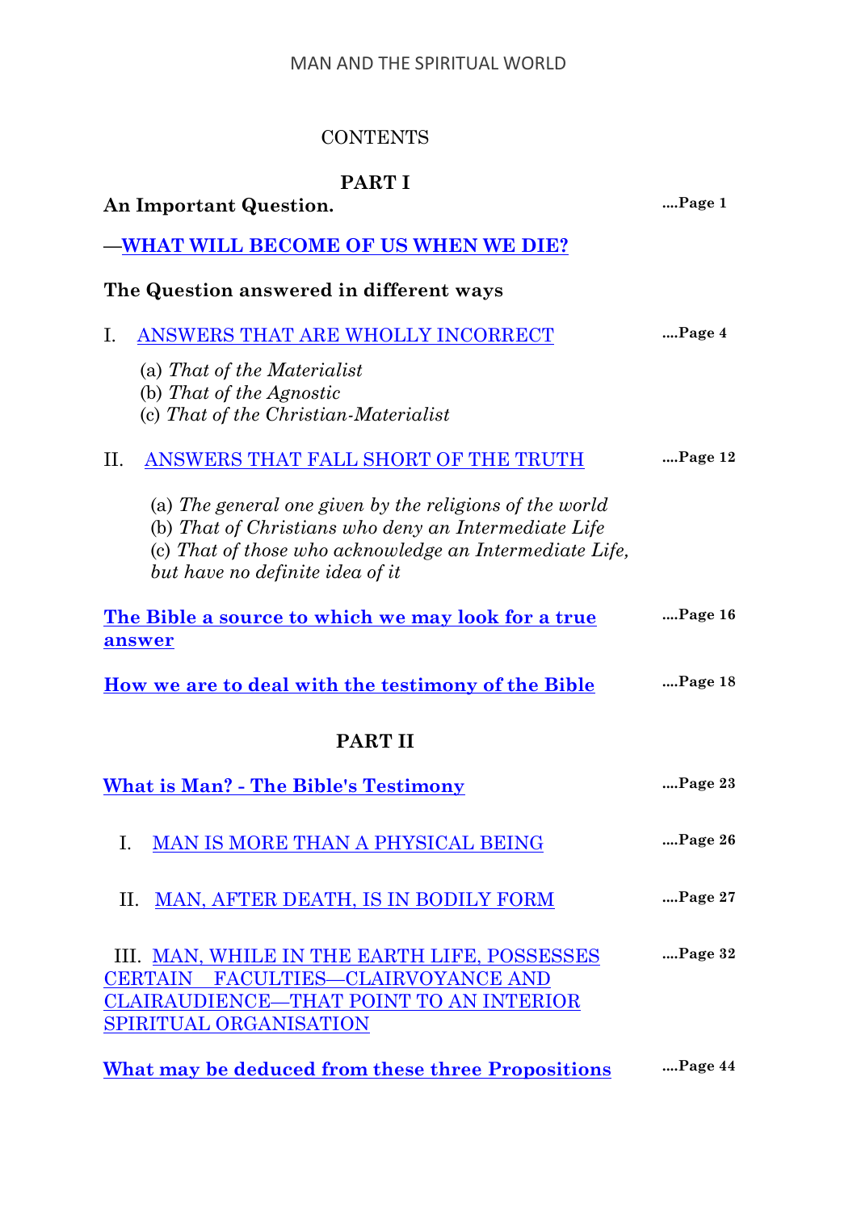CONTENTS

## PART I

**An Important Question.** ....Page 1

**—WHAT WILL BECOME OF US WHEN WE DIE?**

**The Question answered in different ways**

I. ANSWERS THAT ARE WHOLLY INCORRECT ....Page 4

(a) *That of the Materialist*
(b) *That of the Agnostic*
(c) *That of the Christian-Materialist*

II. ANSWERS THAT FALL SHORT OF THE TRUTH ....Page 12

(a) *The general one given by the religions of the world*
(b) *That of Christians who deny an Intermediate Life*
(c) *That of those who acknowledge an Intermediate Life, but have no definite idea of it*

**The Bible a source to which we may look for a true answer** ....Page 16

**How we are to deal with the testimony of the Bible** ....Page 18

## PART II

**What is Man? - The Bible's Testimony** ....Page 23

I. MAN IS MORE THAN A PHYSICAL BEING ....Page 26

II. MAN, AFTER DEATH, IS IN BODILY FORM ....Page 27

III. MAN, WHILE IN THE EARTH LIFE, POSSESSES CERTAIN FACULTIES—CLAIRVOYANCE AND CLAIRAUDIENCE—THAT POINT TO AN INTERIOR SPIRITUAL ORGANISATION ....Page 32

**What may be deduced from these three Propositions** ....Page 44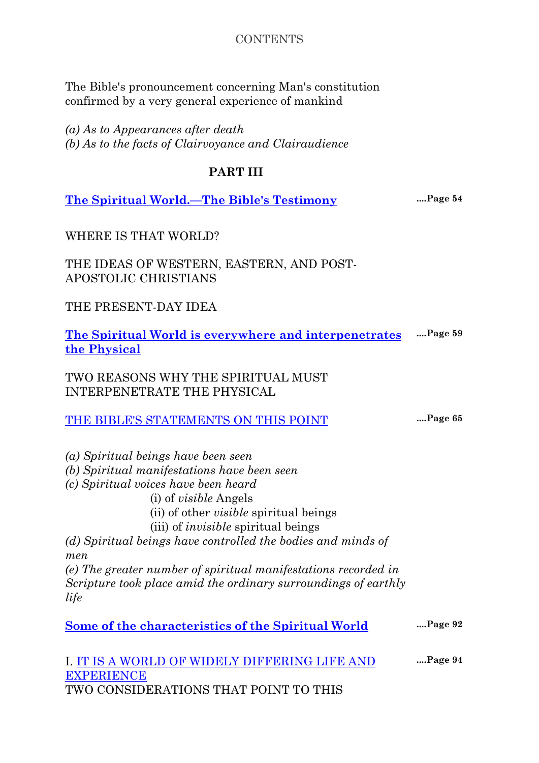CONTENTS

The Bible's pronouncement concerning Man's constitution confirmed by a very general experience of mankind

*(a) As to Appearances after death*
*(b) As to the facts of Clairvoyance and Clairaudience*

## PART III

**The Spiritual World.—The Bible's Testimony** ....**Page 54**

WHERE IS THAT WORLD?

THE IDEAS OF WESTERN, EASTERN, AND POST-APOSTOLIC CHRISTIANS

THE PRESENT-DAY IDEA

**The Spiritual World is everywhere and interpenetrates the Physical** ....**Page 59**

TWO REASONS WHY THE SPIRITUAL MUST INTERPENETRATE THE PHYSICAL

THE BIBLE'S STATEMENTS ON THIS POINT ....**Page 65**

*(a) Spiritual beings have been seen*
*(b) Spiritual manifestations have been seen*
*(c) Spiritual voices have been heard*
- (i) of *visible* Angels
- (ii) of other *visible* spiritual beings
- (iii) of *invisible* spiritual beings

*(d) Spiritual beings have controlled the bodies and minds of men*
*(e) The greater number of spiritual manifestations recorded in Scripture took place amid the ordinary surroundings of earthly life*

**Some of the characteristics of the Spiritual World** ....**Page 92**

I. IT IS A WORLD OF WIDELY DIFFERING LIFE AND EXPERIENCE ....**Page 94**
TWO CONSIDERATIONS THAT POINT TO THIS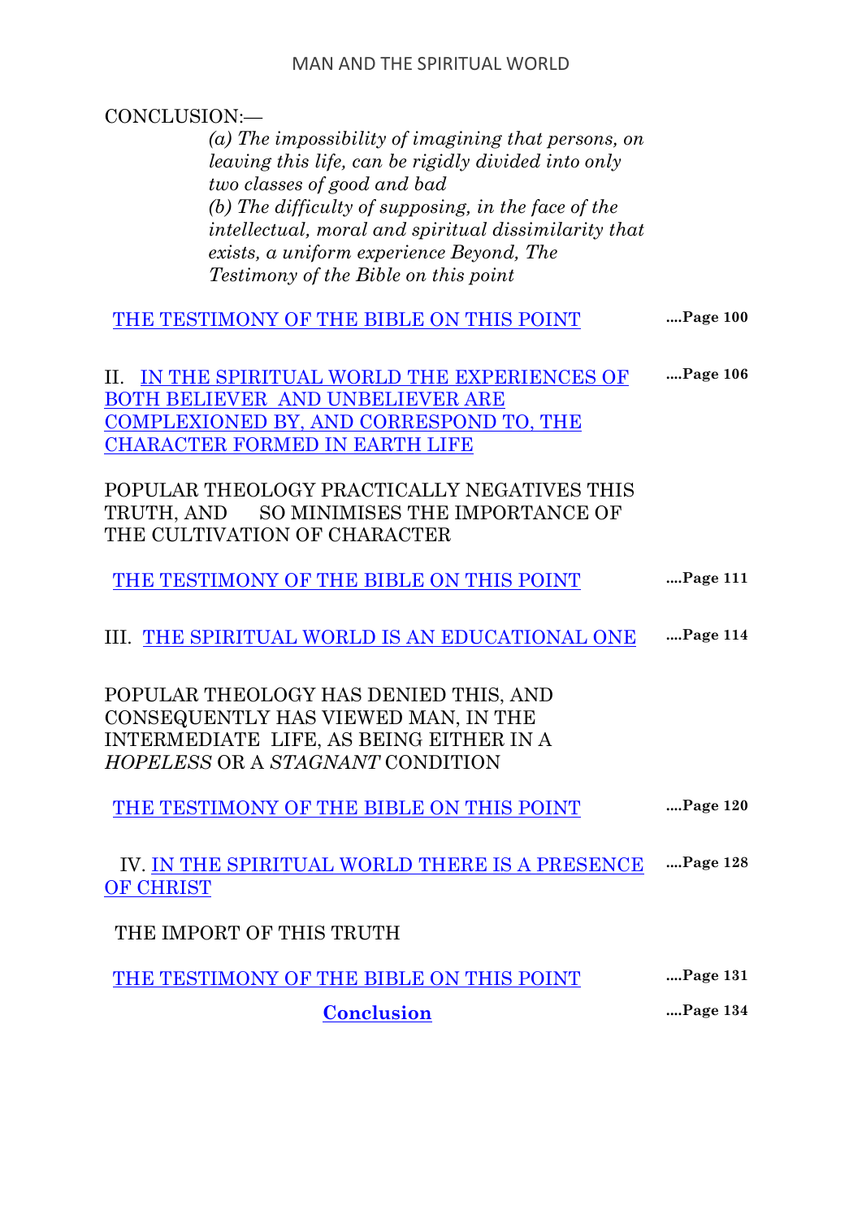CONCLUSION:—

*(a) The impossibility of imagining that persons, on leaving this life, can be rigidly divided into only two classes of good and bad*
*(b) The difficulty of supposing, in the face of the intellectual, moral and spiritual dissimilarity that exists, a uniform experience Beyond, The Testimony of the Bible on this point*

THE TESTIMONY OF THE BIBLE ON THIS POINT **....Page 100**

II. IN THE SPIRITUAL WORLD THE EXPERIENCES OF BOTH BELIEVER AND UNBELIEVER ARE COMPLEXIONED BY, AND CORRESPOND TO, THE CHARACTER FORMED IN EARTH LIFE **....Page 106**

POPULAR THEOLOGY PRACTICALLY NEGATIVES THIS TRUTH, AND SO MINIMISES THE IMPORTANCE OF THE CULTIVATION OF CHARACTER

THE TESTIMONY OF THE BIBLE ON THIS POINT **....Page 111**

III. THE SPIRITUAL WORLD IS AN EDUCATIONAL ONE **....Page 114**

POPULAR THEOLOGY HAS DENIED THIS, AND CONSEQUENTLY HAS VIEWED MAN, IN THE INTERMEDIATE LIFE, AS BEING EITHER IN A *HOPELESS* OR A *STAGNANT* CONDITION

THE TESTIMONY OF THE BIBLE ON THIS POINT **....Page 120**

IV. IN THE SPIRITUAL WORLD THERE IS A PRESENCE OF CHRIST **....Page 128**

THE IMPORT OF THIS TRUTH

THE TESTIMONY OF THE BIBLE ON THIS POINT **....Page 131**

**Conclusion** **....Page 134**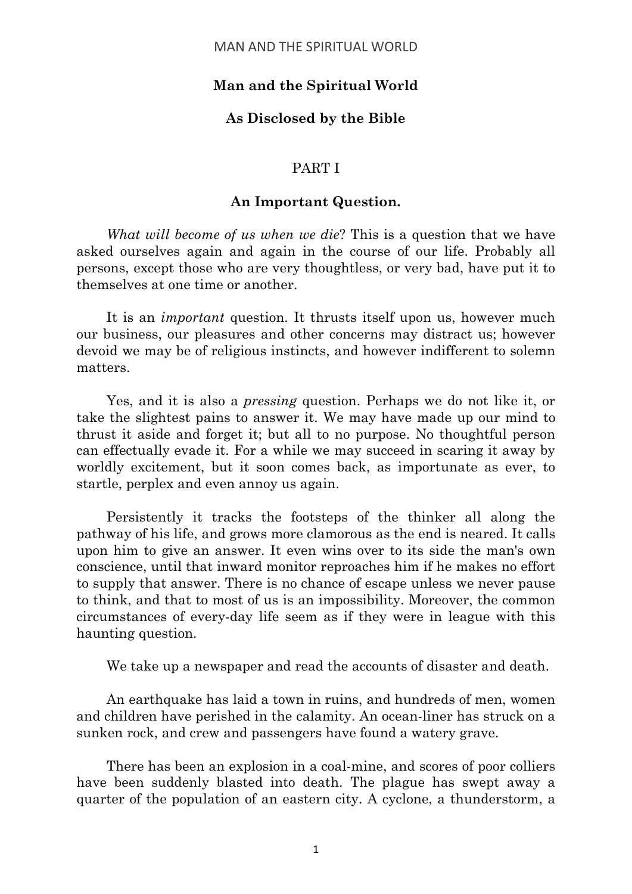**Man and the Spiritual World**

**As Disclosed by the Bible**

PART I

**An Important Question.**

*What will become of us when we die*? This is a question that we have asked ourselves again and again in the course of our life. Probably all persons, except those who are very thoughtless, or very bad, have put it to themselves at one time or another.

It is an *important* question. It thrusts itself upon us, however much our business, our pleasures and other concerns may distract us; however devoid we may be of religious instincts, and however indifferent to solemn matters.

Yes, and it is also a *pressing* question. Perhaps we do not like it, or take the slightest pains to answer it. We may have made up our mind to thrust it aside and forget it; but all to no purpose. No thoughtful person can effectually evade it. For a while we may succeed in scaring it away by worldly excitement, but it soon comes back, as importunate as ever, to startle, perplex and even annoy us again.

Persistently it tracks the footsteps of the thinker all along the pathway of his life, and grows more clamorous as the end is neared. It calls upon him to give an answer. It even wins over to its side the man's own conscience, until that inward monitor reproaches him if he makes no effort to supply that answer. There is no chance of escape unless we never pause to think, and that to most of us is an impossibility. Moreover, the common circumstances of every-day life seem as if they were in league with this haunting question.

We take up a newspaper and read the accounts of disaster and death.

An earthquake has laid a town in ruins, and hundreds of men, women and children have perished in the calamity. An ocean-liner has struck on a sunken rock, and crew and passengers have found a watery grave.

There has been an explosion in a coal-mine, and scores of poor colliers have been suddenly blasted into death. The plague has swept away a quarter of the population of an eastern city. A cyclone, a thunderstorm, a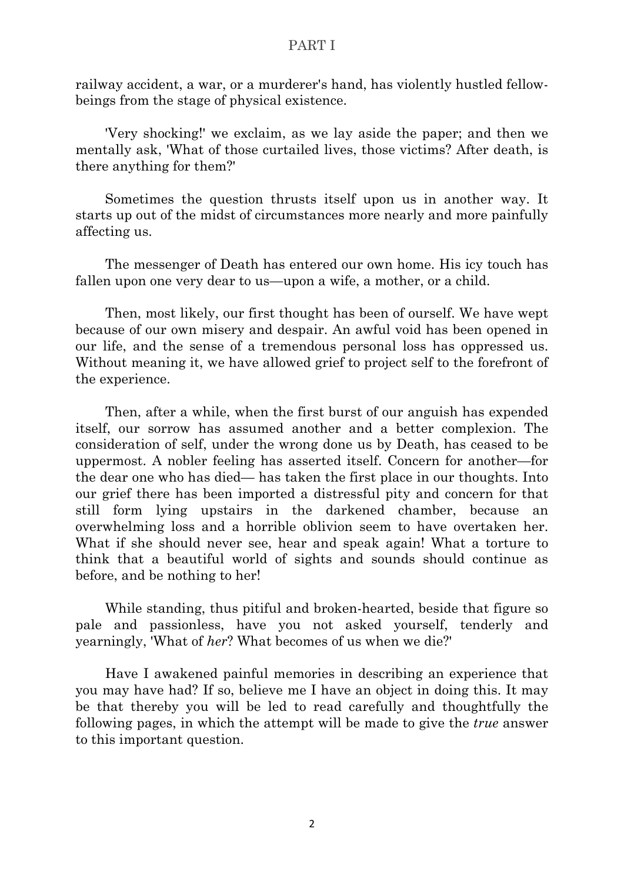railway accident, a war, or a murderer's hand, has violently hustled fellow-beings from the stage of physical existence.

'Very shocking!' we exclaim, as we lay aside the paper; and then we mentally ask, 'What of those curtailed lives, those victims? After death, is there anything for them?'

Sometimes the question thrusts itself upon us in another way. It starts up out of the midst of circumstances more nearly and more painfully affecting us.

The messenger of Death has entered our own home. His icy touch has fallen upon one very dear to us—upon a wife, a mother, or a child.

Then, most likely, our first thought has been of ourself. We have wept because of our own misery and despair. An awful void has been opened in our life, and the sense of a tremendous personal loss has oppressed us. Without meaning it, we have allowed grief to project self to the forefront of the experience.

Then, after a while, when the first burst of our anguish has expended itself, our sorrow has assumed another and a better complexion. The consideration of self, under the wrong done us by Death, has ceased to be uppermost. A nobler feeling has asserted itself. Concern for another—for the dear one who has died— has taken the first place in our thoughts. Into our grief there has been imported a distressful pity and concern for that still form lying upstairs in the darkened chamber, because an overwhelming loss and a horrible oblivion seem to have overtaken her. What if she should never see, hear and speak again! What a torture to think that a beautiful world of sights and sounds should continue as before, and be nothing to her!

While standing, thus pitiful and broken-hearted, beside that figure so pale and passionless, have you not asked yourself, tenderly and yearningly, 'What of *her*? What becomes of us when we die?'

Have I awakened painful memories in describing an experience that you may have had? If so, believe me I have an object in doing this. It may be that thereby you will be led to read carefully and thoughtfully the following pages, in which the attempt will be made to give the *true* answer to this important question.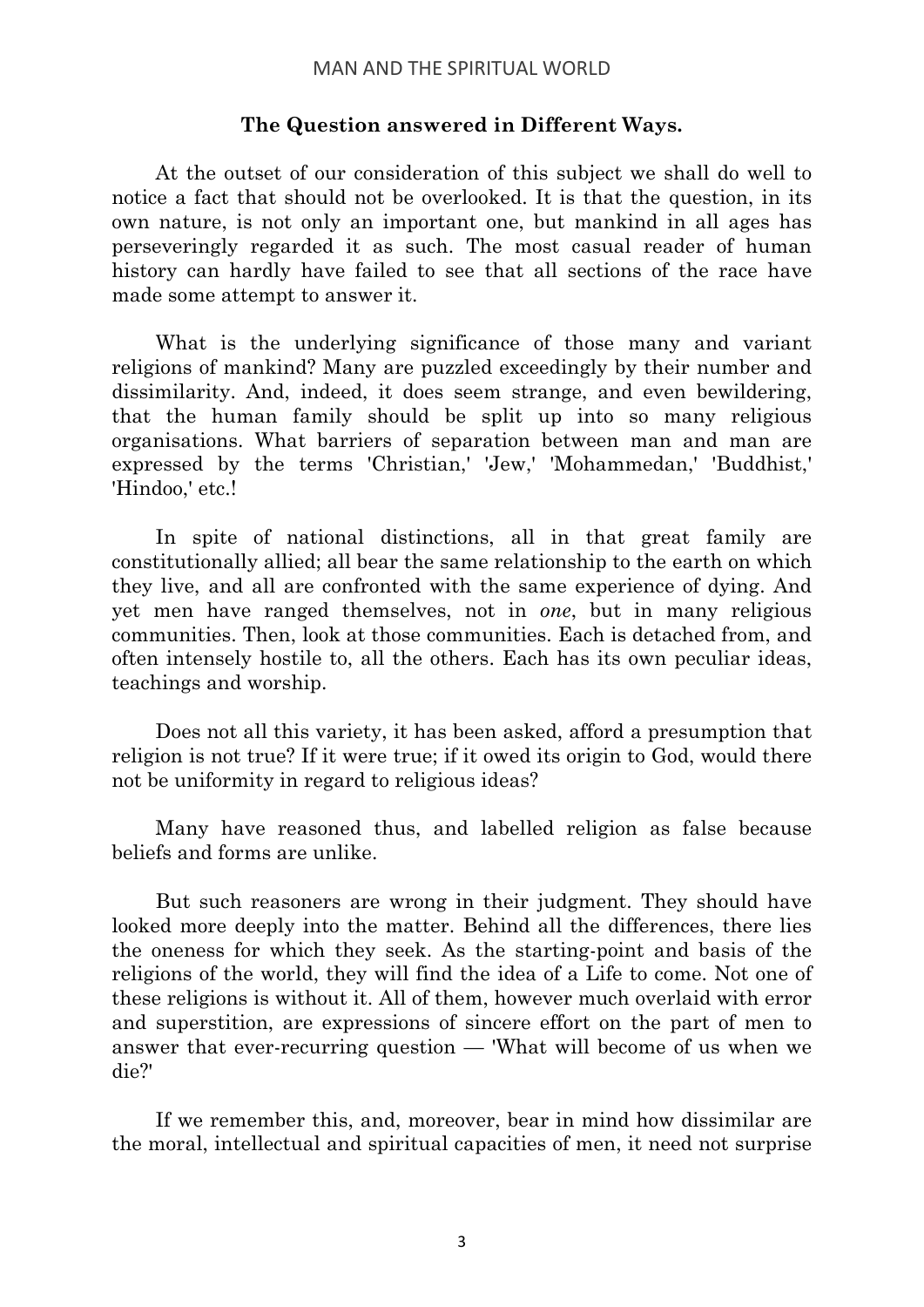### The Question answered in Different Ways.

At the outset of our consideration of this subject we shall do well to notice a fact that should not be overlooked. It is that the question, in its own nature, is not only an important one, but mankind in all ages has perseveringly regarded it as such. The most casual reader of human history can hardly have failed to see that all sections of the race have made some attempt to answer it.

What is the underlying significance of those many and variant religions of mankind? Many are puzzled exceedingly by their number and dissimilarity. And, indeed, it does seem strange, and even bewildering, that the human family should be split up into so many religious organisations. What barriers of separation between man and man are expressed by the terms 'Christian,' 'Jew,' 'Mohammedan,' 'Buddhist,' 'Hindoo,' etc.!

In spite of national distinctions, all in that great family are constitutionally allied; all bear the same relationship to the earth on which they live, and all are confronted with the same experience of dying. And yet men have ranged themselves, not in *one*, but in many religious communities. Then, look at those communities. Each is detached from, and often intensely hostile to, all the others. Each has its own peculiar ideas, teachings and worship.

Does not all this variety, it has been asked, afford a presumption that religion is not true? If it were true; if it owed its origin to God, would there not be uniformity in regard to religious ideas?

Many have reasoned thus, and labelled religion as false because beliefs and forms are unlike.

But such reasoners are wrong in their judgment. They should have looked more deeply into the matter. Behind all the differences, there lies the oneness for which they seek. As the starting-point and basis of the religions of the world, they will find the idea of a Life to come. Not one of these religions is without it. All of them, however much overlaid with error and superstition, are expressions of sincere effort on the part of men to answer that ever-recurring question — 'What will become of us when we die?'

If we remember this, and, moreover, bear in mind how dissimilar are the moral, intellectual and spiritual capacities of men, it need not surprise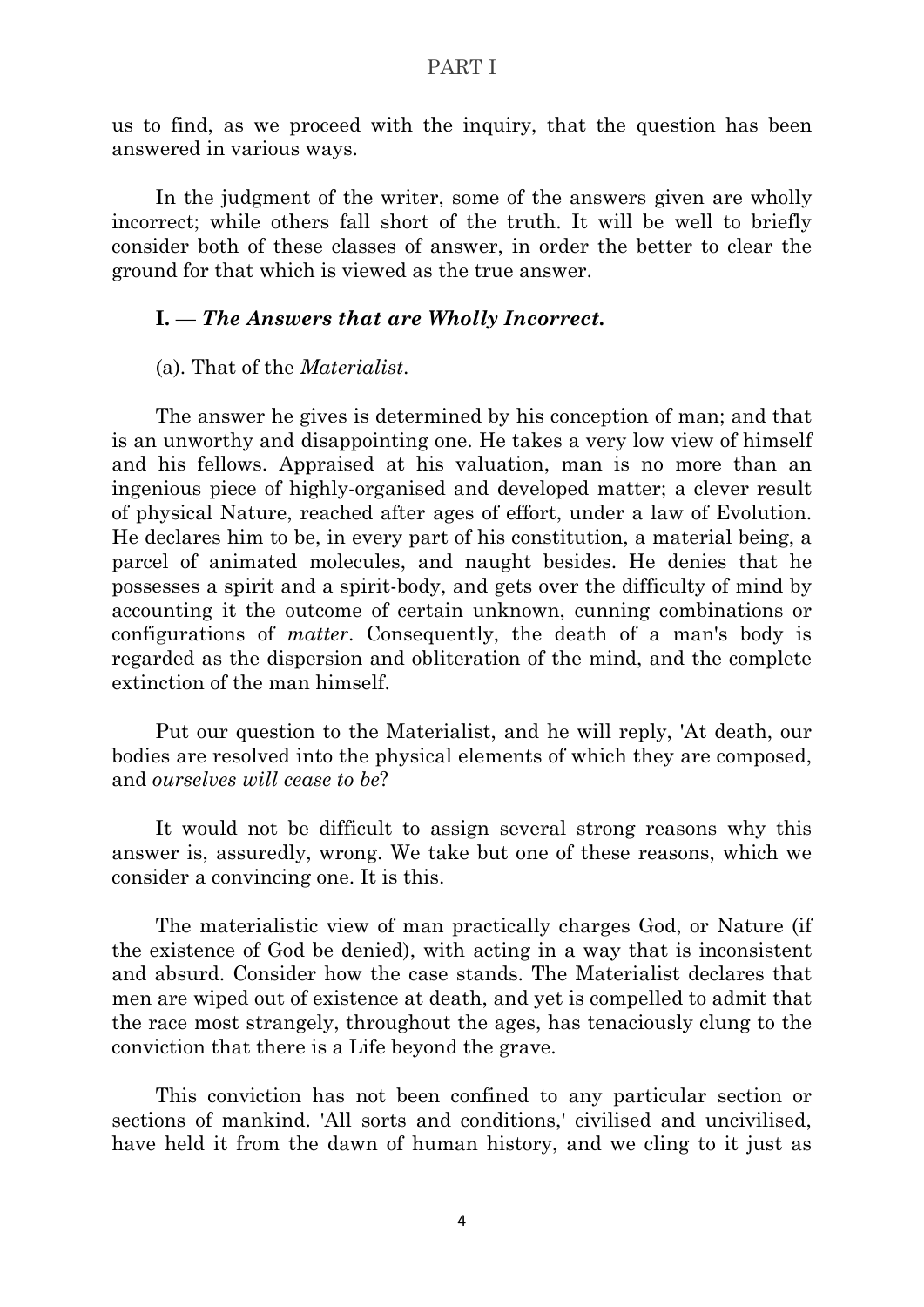us to find, as we proceed with the inquiry, that the question has been answered in various ways.

In the judgment of the writer, some of the answers given are wholly incorrect; while others fall short of the truth. It will be well to briefly consider both of these classes of answer, in order the better to clear the ground for that which is viewed as the true answer.

### I. — *The Answers that are Wholly Incorrect.*

(a). That of the *Materialist*.

The answer he gives is determined by his conception of man; and that is an unworthy and disappointing one. He takes a very low view of himself and his fellows. Appraised at his valuation, man is no more than an ingenious piece of highly-organised and developed matter; a clever result of physical Nature, reached after ages of effort, under a law of Evolution. He declares him to be, in every part of his constitution, a material being, a parcel of animated molecules, and naught besides. He denies that he possesses a spirit and a spirit-body, and gets over the difficulty of mind by accounting it the outcome of certain unknown, cunning combinations or configurations of *matter*. Consequently, the death of a man's body is regarded as the dispersion and obliteration of the mind, and the complete extinction of the man himself.

Put our question to the Materialist, and he will reply, 'At death, our bodies are resolved into the physical elements of which they are composed, and *ourselves will cease to be*?

It would not be difficult to assign several strong reasons why this answer is, assuredly, wrong. We take but one of these reasons, which we consider a convincing one. It is this.

The materialistic view of man practically charges God, or Nature (if the existence of God be denied), with acting in a way that is inconsistent and absurd. Consider how the case stands. The Materialist declares that men are wiped out of existence at death, and yet is compelled to admit that the race most strangely, throughout the ages, has tenaciously clung to the conviction that there is a Life beyond the grave.

This conviction has not been confined to any particular section or sections of mankind. 'All sorts and conditions,' civilised and uncivilised, have held it from the dawn of human history, and we cling to it just as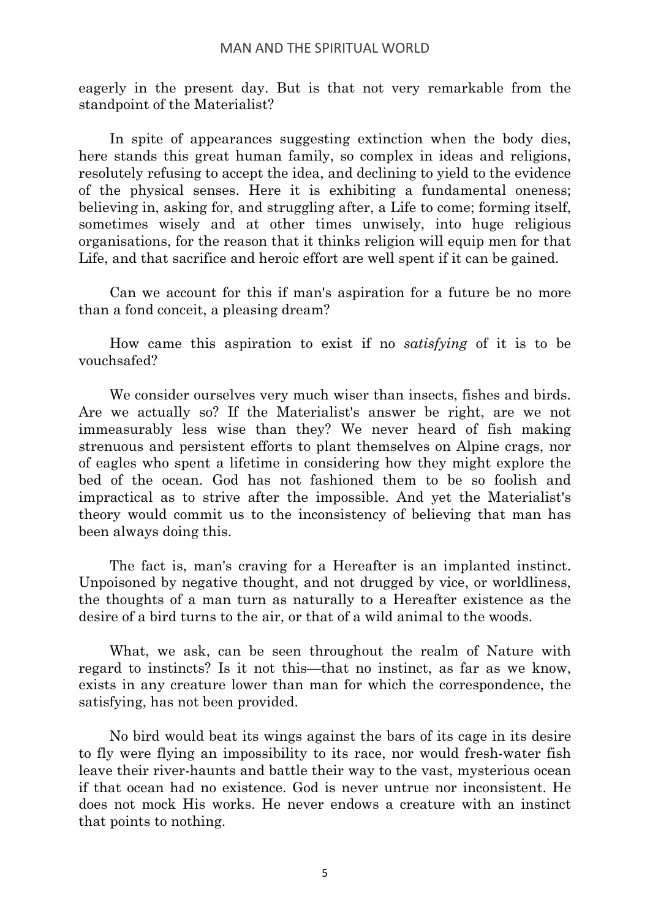eagerly in the present day. But is that not very remarkable from the standpoint of the Materialist?

In spite of appearances suggesting extinction when the body dies, here stands this great human family, so complex in ideas and religions, resolutely refusing to accept the idea, and declining to yield to the evidence of the physical senses. Here it is exhibiting a fundamental oneness; believing in, asking for, and struggling after, a Life to come; forming itself, sometimes wisely and at other times unwisely, into huge religious organisations, for the reason that it thinks religion will equip men for that Life, and that sacrifice and heroic effort are well spent if it can be gained.

Can we account for this if man's aspiration for a future be no more than a fond conceit, a pleasing dream?

How came this aspiration to exist if no *satisfying* of it is to be vouchsafed?

We consider ourselves very much wiser than insects, fishes and birds. Are we actually so? If the Materialist's answer be right, are we not immeasurably less wise than they? We never heard of fish making strenuous and persistent efforts to plant themselves on Alpine crags, nor of eagles who spent a lifetime in considering how they might explore the bed of the ocean. God has not fashioned them to be so foolish and impractical as to strive after the impossible. And yet the Materialist's theory would commit us to the inconsistency of believing that man has been always doing this.

The fact is, man's craving for a Hereafter is an implanted instinct. Unpoisoned by negative thought, and not drugged by vice, or worldliness, the thoughts of a man turn as naturally to a Hereafter existence as the desire of a bird turns to the air, or that of a wild animal to the woods.

What, we ask, can be seen throughout the realm of Nature with regard to instincts? Is it not this—that no instinct, as far as we know, exists in any creature lower than man for which the correspondence, the satisfying, has not been provided.

No bird would beat its wings against the bars of its cage in its desire to fly were flying an impossibility to its race, nor would fresh-water fish leave their river-haunts and battle their way to the vast, mysterious ocean if that ocean had no existence. God is never untrue nor inconsistent. He does not mock His works. He never endows a creature with an instinct that points to nothing.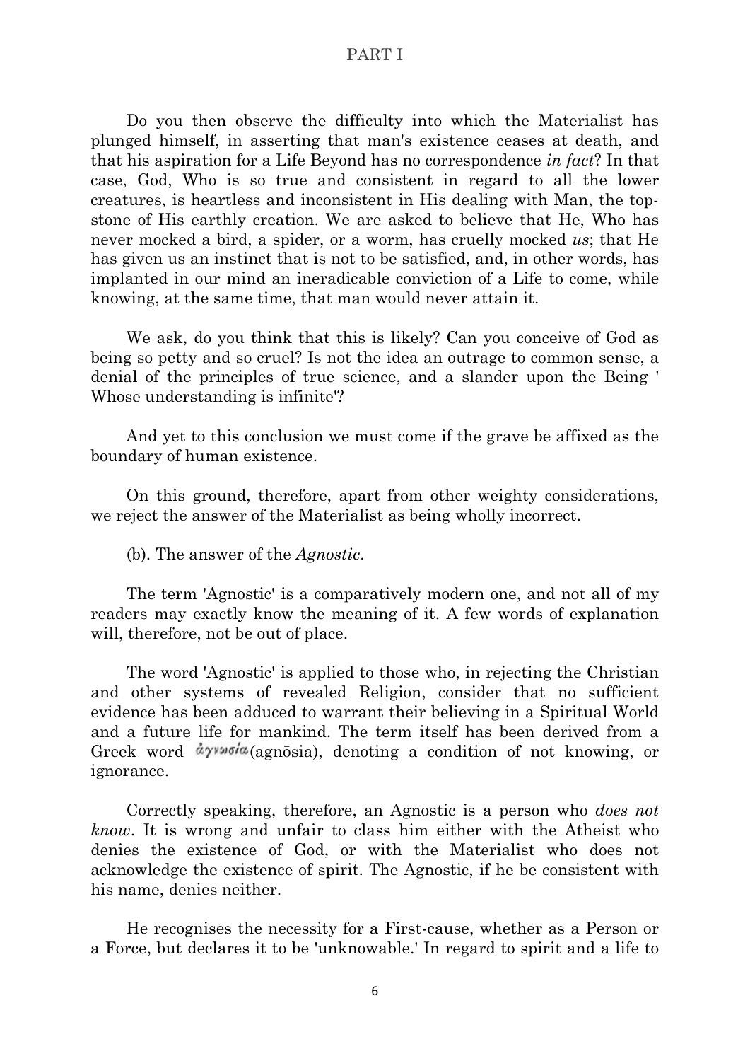Do you then observe the difficulty into which the Materialist has plunged himself, in asserting that man's existence ceases at death, and that his aspiration for a Life Beyond has no correspondence *in fact*? In that case, God, Who is so true and consistent in regard to all the lower creatures, is heartless and inconsistent in His dealing with Man, the top-stone of His earthly creation. We are asked to believe that He, Who has never mocked a bird, a spider, or a worm, has cruelly mocked *us*; that He has given us an instinct that is not to be satisfied, and, in other words, has implanted in our mind an ineradicable conviction of a Life to come, while knowing, at the same time, that man would never attain it.

We ask, do you think that this is likely? Can you conceive of God as being so petty and so cruel? Is not the idea an outrage to common sense, a denial of the principles of true science, and a slander upon the Being ' Whose understanding is infinite'?

And yet to this conclusion we must come if the grave be affixed as the boundary of human existence.

On this ground, therefore, apart from other weighty considerations, we reject the answer of the Materialist as being wholly incorrect.

(b). The answer of the *Agnostic*.

The term 'Agnostic' is a comparatively modern one, and not all of my readers may exactly know the meaning of it. A few words of explanation will, therefore, not be out of place.

The word 'Agnostic' is applied to those who, in rejecting the Christian and other systems of revealed Religion, consider that no sufficient evidence has been adduced to warrant their believing in a Spiritual World and a future life for mankind. The term itself has been derived from a Greek word ἀγνωσία (agnōsia), denoting a condition of not knowing, or ignorance.

Correctly speaking, therefore, an Agnostic is a person who *does not know*. It is wrong and unfair to class him either with the Atheist who denies the existence of God, or with the Materialist who does not acknowledge the existence of spirit. The Agnostic, if he be consistent with his name, denies neither.

He recognises the necessity for a First-cause, whether as a Person or a Force, but declares it to be 'unknowable.' In regard to spirit and a life to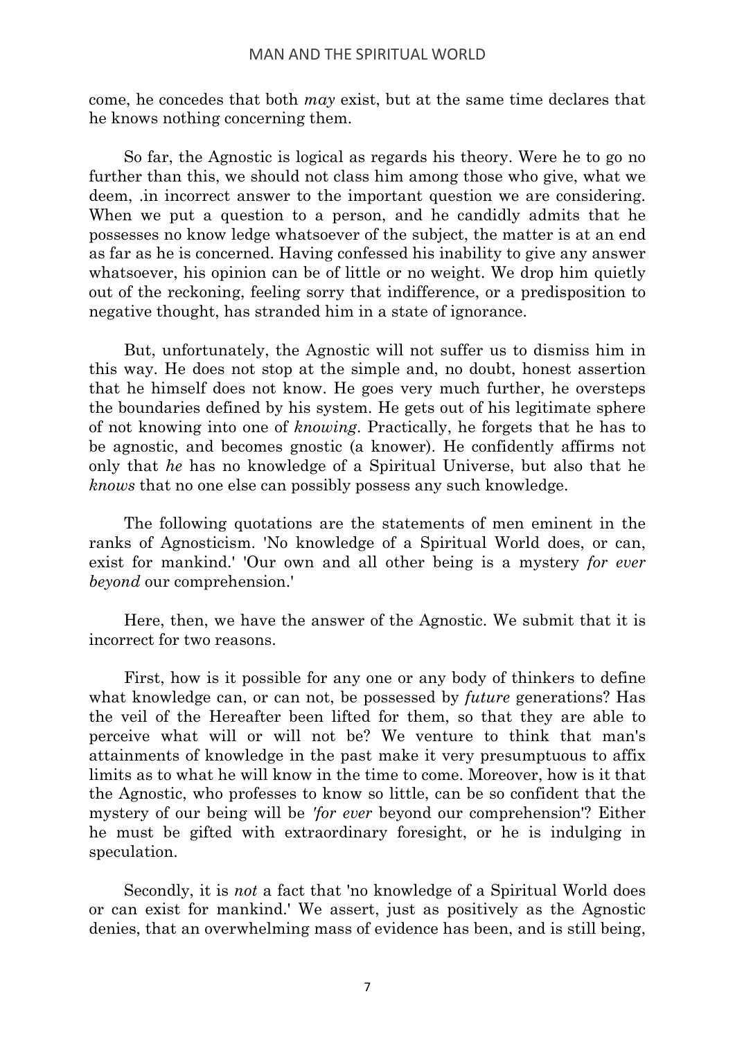come, he concedes that both *may* exist, but at the same time declares that he knows nothing concerning them.

So far, the Agnostic is logical as regards his theory. Were he to go no further than this, we should not class him among those who give, what we deem, .in incorrect answer to the important question we are considering. When we put a question to a person, and he candidly admits that he possesses no know ledge whatsoever of the subject, the matter is at an end as far as he is concerned. Having confessed his inability to give any answer whatsoever, his opinion can be of little or no weight. We drop him quietly out of the reckoning, feeling sorry that indifference, or a predisposition to negative thought, has stranded him in a state of ignorance.

But, unfortunately, the Agnostic will not suffer us to dismiss him in this way. He does not stop at the simple and, no doubt, honest assertion that he himself does not know. He goes very much further, he oversteps the boundaries defined by his system. He gets out of his legitimate sphere of not knowing into one of *knowing*. Practically, he forgets that he has to be agnostic, and becomes gnostic (a knower). He confidently affirms not only that *he* has no knowledge of a Spiritual Universe, but also that he *knows* that no one else can possibly possess any such knowledge.

The following quotations are the statements of men eminent in the ranks of Agnosticism. 'No knowledge of a Spiritual World does, or can, exist for mankind.' 'Our own and all other being is a mystery *for ever beyond* our comprehension.'

Here, then, we have the answer of the Agnostic. We submit that it is incorrect for two reasons.

First, how is it possible for any one or any body of thinkers to define what knowledge can, or can not, be possessed by *future* generations? Has the veil of the Hereafter been lifted for them, so that they are able to perceive what will or will not be? We venture to think that man's attainments of knowledge in the past make it very presumptuous to affix limits as to what he will know in the time to come. Moreover, how is it that the Agnostic, who professes to know so little, can be so confident that the mystery of our being will be *'for ever* beyond our comprehension'? Either he must be gifted with extraordinary foresight, or he is indulging in speculation.

Secondly, it is *not* a fact that 'no knowledge of a Spiritual World does or can exist for mankind.' We assert, just as positively as the Agnostic denies, that an overwhelming mass of evidence has been, and is still being,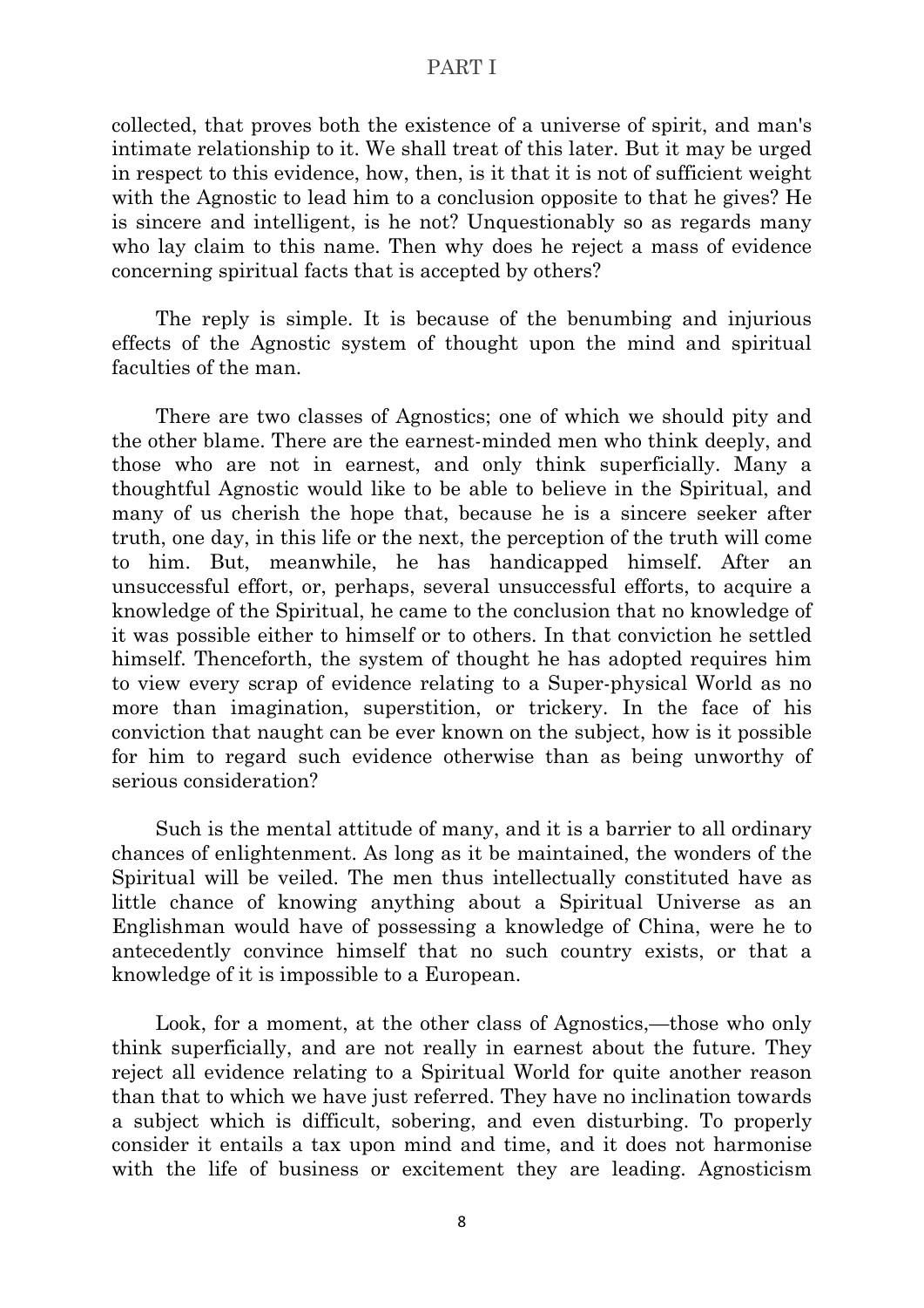collected, that proves both the existence of a universe of spirit, and man's intimate relationship to it. We shall treat of this later. But it may be urged in respect to this evidence, how, then, is it that it is not of sufficient weight with the Agnostic to lead him to a conclusion opposite to that he gives? He is sincere and intelligent, is he not? Unquestionably so as regards many who lay claim to this name. Then why does he reject a mass of evidence concerning spiritual facts that is accepted by others?

The reply is simple. It is because of the benumbing and injurious effects of the Agnostic system of thought upon the mind and spiritual faculties of the man.

There are two classes of Agnostics; one of which we should pity and the other blame. There are the earnest-minded men who think deeply, and those who are not in earnest, and only think superficially. Many a thoughtful Agnostic would like to be able to believe in the Spiritual, and many of us cherish the hope that, because he is a sincere seeker after truth, one day, in this life or the next, the perception of the truth will come to him. But, meanwhile, he has handicapped himself. After an unsuccessful effort, or, perhaps, several unsuccessful efforts, to acquire a knowledge of the Spiritual, he came to the conclusion that no knowledge of it was possible either to himself or to others. In that conviction he settled himself. Thenceforth, the system of thought he has adopted requires him to view every scrap of evidence relating to a Super-physical World as no more than imagination, superstition, or trickery. In the face of his conviction that naught can be ever known on the subject, how is it possible for him to regard such evidence otherwise than as being unworthy of serious consideration?

Such is the mental attitude of many, and it is a barrier to all ordinary chances of enlightenment. As long as it be maintained, the wonders of the Spiritual will be veiled. The men thus intellectually constituted have as little chance of knowing anything about a Spiritual Universe as an Englishman would have of possessing a knowledge of China, were he to antecedently convince himself that no such country exists, or that a knowledge of it is impossible to a European.

Look, for a moment, at the other class of Agnostics,—those who only think superficially, and are not really in earnest about the future. They reject all evidence relating to a Spiritual World for quite another reason than that to which we have just referred. They have no inclination towards a subject which is difficult, sobering, and even disturbing. To properly consider it entails a tax upon mind and time, and it does not harmonise with the life of business or excitement they are leading. Agnosticism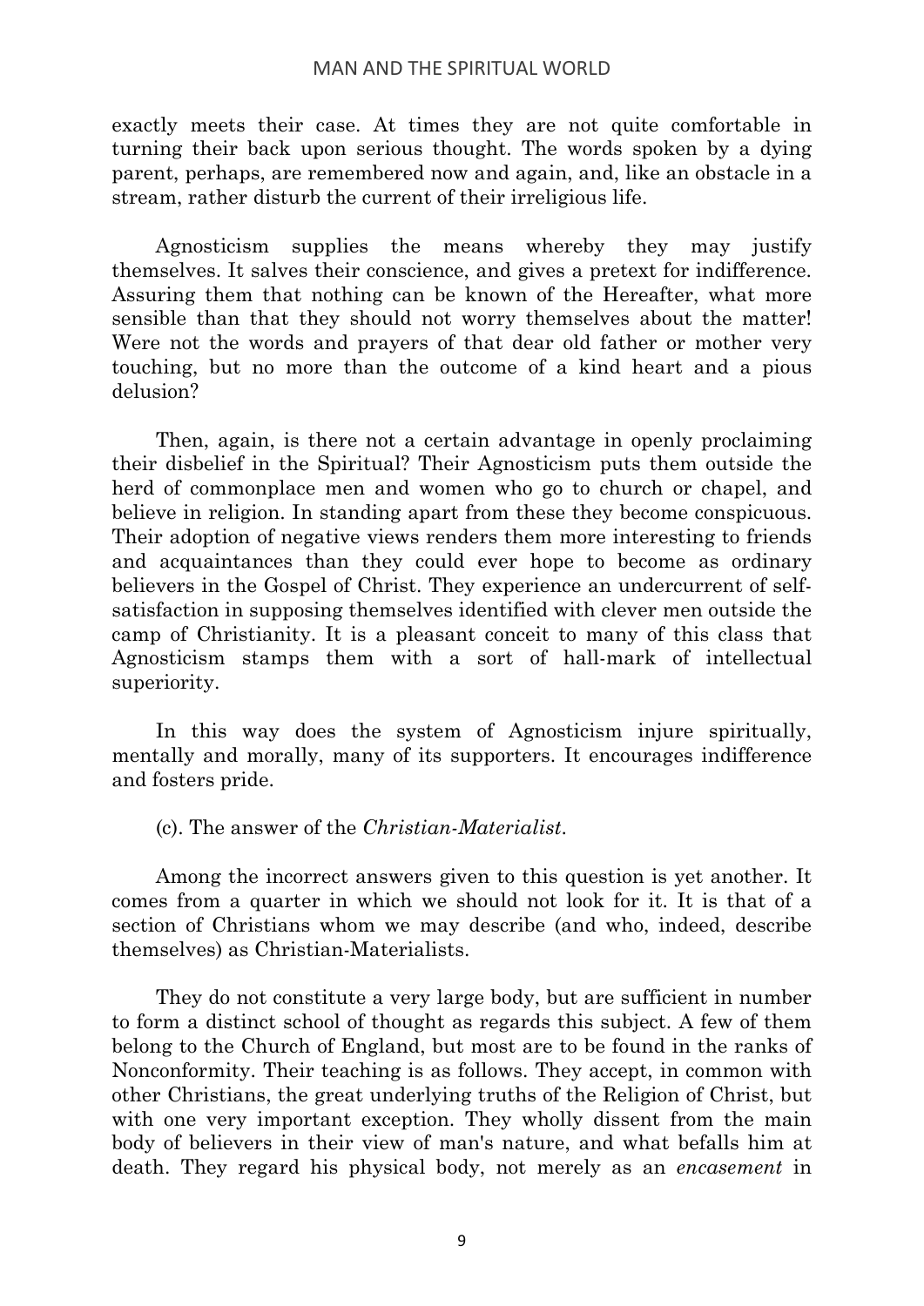exactly meets their case. At times they are not quite comfortable in turning their back upon serious thought. The words spoken by a dying parent, perhaps, are remembered now and again, and, like an obstacle in a stream, rather disturb the current of their irreligious life.

Agnosticism supplies the means whereby they may justify themselves. It salves their conscience, and gives a pretext for indifference. Assuring them that nothing can be known of the Hereafter, what more sensible than that they should not worry themselves about the matter! Were not the words and prayers of that dear old father or mother very touching, but no more than the outcome of a kind heart and a pious delusion?

Then, again, is there not a certain advantage in openly proclaiming their disbelief in the Spiritual? Their Agnosticism puts them outside the herd of commonplace men and women who go to church or chapel, and believe in religion. In standing apart from these they become conspicuous. Their adoption of negative views renders them more interesting to friends and acquaintances than they could ever hope to become as ordinary believers in the Gospel of Christ. They experience an undercurrent of self-satisfaction in supposing themselves identified with clever men outside the camp of Christianity. It is a pleasant conceit to many of this class that Agnosticism stamps them with a sort of hall-mark of intellectual superiority.

In this way does the system of Agnosticism injure spiritually, mentally and morally, many of its supporters. It encourages indifference and fosters pride.

(c). The answer of the *Christian-Materialist*.

Among the incorrect answers given to this question is yet another. It comes from a quarter in which we should not look for it. It is that of a section of Christians whom we may describe (and who, indeed, describe themselves) as Christian-Materialists.

They do not constitute a very large body, but are sufficient in number to form a distinct school of thought as regards this subject. A few of them belong to the Church of England, but most are to be found in the ranks of Nonconformity. Their teaching is as follows. They accept, in common with other Christians, the great underlying truths of the Religion of Christ, but with one very important exception. They wholly dissent from the main body of believers in their view of man's nature, and what befalls him at death. They regard his physical body, not merely as an *encasement* in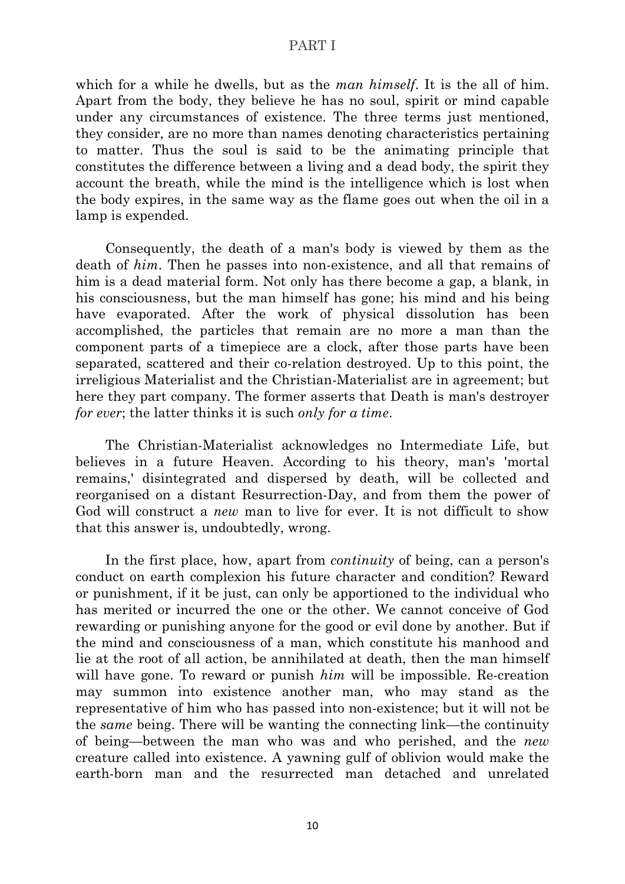which for a while he dwells, but as the *man himself*. It is the all of him. Apart from the body, they believe he has no soul, spirit or mind capable under any circumstances of existence. The three terms just mentioned, they consider, are no more than names denoting characteristics pertaining to matter. Thus the soul is said to be the animating principle that constitutes the difference between a living and a dead body, the spirit they account the breath, while the mind is the intelligence which is lost when the body expires, in the same way as the flame goes out when the oil in a lamp is expended.

Consequently, the death of a man's body is viewed by them as the death of *him*. Then he passes into non-existence, and all that remains of him is a dead material form. Not only has there become a gap, a blank, in his consciousness, but the man himself has gone; his mind and his being have evaporated. After the work of physical dissolution has been accomplished, the particles that remain are no more a man than the component parts of a timepiece are a clock, after those parts have been separated, scattered and their co-relation destroyed. Up to this point, the irreligious Materialist and the Christian-Materialist are in agreement; but here they part company. The former asserts that Death is man's destroyer *for ever*; the latter thinks it is such *only for a time*.

The Christian-Materialist acknowledges no Intermediate Life, but believes in a future Heaven. According to his theory, man's 'mortal remains,' disintegrated and dispersed by death, will be collected and reorganised on a distant Resurrection-Day, and from them the power of God will construct a *new* man to live for ever. It is not difficult to show that this answer is, undoubtedly, wrong.

In the first place, how, apart from *continuity* of being, can a person's conduct on earth complexion his future character and condition? Reward or punishment, if it be just, can only be apportioned to the individual who has merited or incurred the one or the other. We cannot conceive of God rewarding or punishing anyone for the good or evil done by another. But if the mind and consciousness of a man, which constitute his manhood and lie at the root of all action, be annihilated at death, then the man himself will have gone. To reward or punish *him* will be impossible. Re-creation may summon into existence another man, who may stand as the representative of him who has passed into non-existence; but it will not be the *same* being. There will be wanting the connecting link—the continuity of being—between the man who was and who perished, and the *new* creature called into existence. A yawning gulf of oblivion would make the earth-born man and the resurrected man detached and unrelated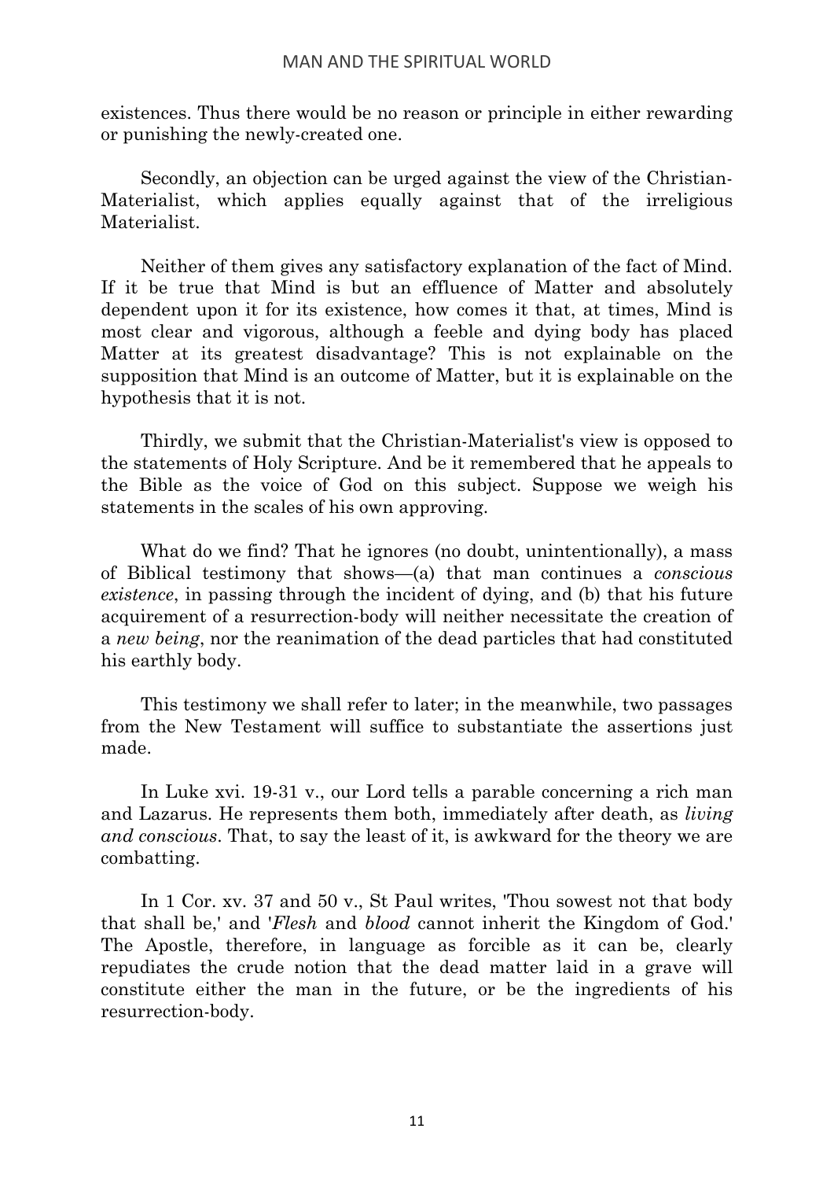existences. Thus there would be no reason or principle in either rewarding or punishing the newly-created one.

Secondly, an objection can be urged against the view of the Christian-Materialist, which applies equally against that of the irreligious Materialist.

Neither of them gives any satisfactory explanation of the fact of Mind. If it be true that Mind is but an effluence of Matter and absolutely dependent upon it for its existence, how comes it that, at times, Mind is most clear and vigorous, although a feeble and dying body has placed Matter at its greatest disadvantage? This is not explainable on the supposition that Mind is an outcome of Matter, but it is explainable on the hypothesis that it is not.

Thirdly, we submit that the Christian-Materialist's view is opposed to the statements of Holy Scripture. And be it remembered that he appeals to the Bible as the voice of God on this subject. Suppose we weigh his statements in the scales of his own approving.

What do we find? That he ignores (no doubt, unintentionally), a mass of Biblical testimony that shows—(a) that man continues a *conscious existence*, in passing through the incident of dying, and (b) that his future acquirement of a resurrection-body will neither necessitate the creation of a *new being*, nor the reanimation of the dead particles that had constituted his earthly body.

This testimony we shall refer to later; in the meanwhile, two passages from the New Testament will suffice to substantiate the assertions just made.

In Luke xvi. 19-31 v., our Lord tells a parable concerning a rich man and Lazarus. He represents them both, immediately after death, as *living and conscious*. That, to say the least of it, is awkward for the theory we are combatting.

In 1 Cor. xv. 37 and 50 v., St Paul writes, 'Thou sowest not that body that shall be,' and '*Flesh* and *blood* cannot inherit the Kingdom of God.' The Apostle, therefore, in language as forcible as it can be, clearly repudiates the crude notion that the dead matter laid in a grave will constitute either the man in the future, or be the ingredients of his resurrection-body.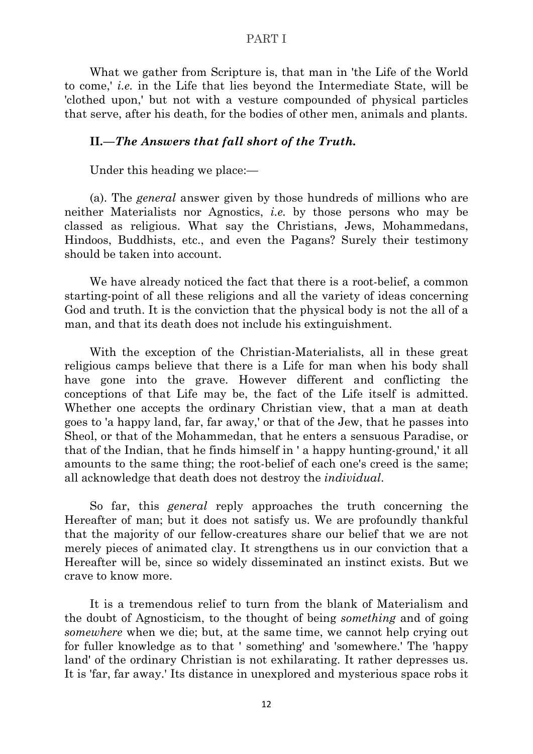What we gather from Scripture is, that man in 'the Life of the World to come,' *i.e.* in the Life that lies beyond the Intermediate State, will be 'clothed upon,' but not with a vesture compounded of physical particles that serve, after his death, for the bodies of other men, animals and plants.

### II.—*The Answers that fall short of the Truth.*

Under this heading we place:—

(a). The *general* answer given by those hundreds of millions who are neither Materialists nor Agnostics, *i.e.* by those persons who may be classed as religious. What say the Christians, Jews, Mohammedans, Hindoos, Buddhists, etc., and even the Pagans? Surely their testimony should be taken into account.

We have already noticed the fact that there is a root-belief, a common starting-point of all these religions and all the variety of ideas concerning God and truth. It is the conviction that the physical body is not the all of a man, and that its death does not include his extinguishment.

With the exception of the Christian-Materialists, all in these great religious camps believe that there is a Life for man when his body shall have gone into the grave. However different and conflicting the conceptions of that Life may be, the fact of the Life itself is admitted. Whether one accepts the ordinary Christian view, that a man at death goes to 'a happy land, far, far away,' or that of the Jew, that he passes into Sheol, or that of the Mohammedan, that he enters a sensuous Paradise, or that of the Indian, that he finds himself in ' a happy hunting-ground,' it all amounts to the same thing; the root-belief of each one's creed is the same; all acknowledge that death does not destroy the *individual*.

So far, this *general* reply approaches the truth concerning the Hereafter of man; but it does not satisfy us. We are profoundly thankful that the majority of our fellow-creatures share our belief that we are not merely pieces of animated clay. It strengthens us in our conviction that a Hereafter will be, since so widely disseminated an instinct exists. But we crave to know more.

It is a tremendous relief to turn from the blank of Materialism and the doubt of Agnosticism, to the thought of being *something* and of going *somewhere* when we die; but, at the same time, we cannot help crying out for fuller knowledge as to that ' something' and 'somewhere.' The 'happy land' of the ordinary Christian is not exhilarating. It rather depresses us. It is 'far, far away.' Its distance in unexplored and mysterious space robs it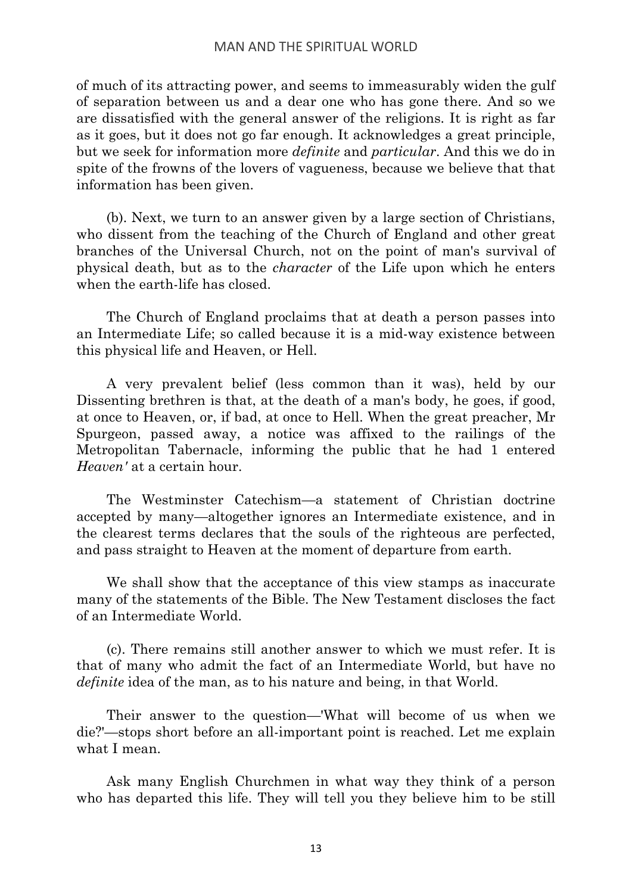of much of its attracting power, and seems to immeasurably widen the gulf of separation between us and a dear one who has gone there. And so we are dissatisfied with the general answer of the religions. It is right as far as it goes, but it does not go far enough. It acknowledges a great principle, but we seek for information more *definite* and *particular*. And this we do in spite of the frowns of the lovers of vagueness, because we believe that that information has been given.

(b). Next, we turn to an answer given by a large section of Christians, who dissent from the teaching of the Church of England and other great branches of the Universal Church, not on the point of man's survival of physical death, but as to the *character* of the Life upon which he enters when the earth-life has closed.

The Church of England proclaims that at death a person passes into an Intermediate Life; so called because it is a mid-way existence between this physical life and Heaven, or Hell.

A very prevalent belief (less common than it was), held by our Dissenting brethren is that, at the death of a man's body, he goes, if good, at once to Heaven, or, if bad, at once to Hell. When the great preacher, Mr Spurgeon, passed away, a notice was affixed to the railings of the Metropolitan Tabernacle, informing the public that he had 1 entered *Heaven'* at a certain hour.

The Westminster Catechism—a statement of Christian doctrine accepted by many—altogether ignores an Intermediate existence, and in the clearest terms declares that the souls of the righteous are perfected, and pass straight to Heaven at the moment of departure from earth.

We shall show that the acceptance of this view stamps as inaccurate many of the statements of the Bible. The New Testament discloses the fact of an Intermediate World.

(c). There remains still another answer to which we must refer. It is that of many who admit the fact of an Intermediate World, but have no *definite* idea of the man, as to his nature and being, in that World.

Their answer to the question—'What will become of us when we die?'—stops short before an all-important point is reached. Let me explain what I mean.

Ask many English Churchmen in what way they think of a person who has departed this life. They will tell you they believe him to be still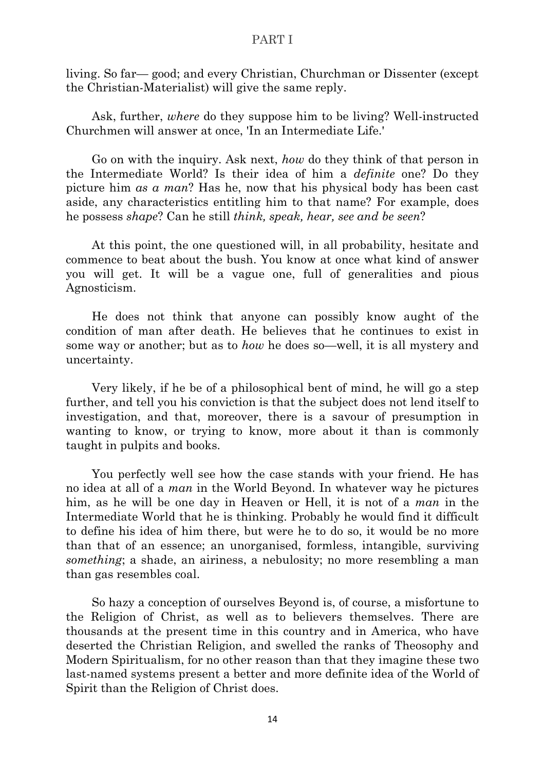living. So far— good; and every Christian, Churchman or Dissenter (except the Christian-Materialist) will give the same reply.

Ask, further, *where* do they suppose him to be living? Well-instructed Churchmen will answer at once, 'In an Intermediate Life.'

Go on with the inquiry. Ask next, *how* do they think of that person in the Intermediate World? Is their idea of him a *definite* one? Do they picture him *as a man*? Has he, now that his physical body has been cast aside, any characteristics entitling him to that name? For example, does he possess *shape*? Can he still *think, speak, hear, see and be seen*?

At this point, the one questioned will, in all probability, hesitate and commence to beat about the bush. You know at once what kind of answer you will get. It will be a vague one, full of generalities and pious Agnosticism.

He does not think that anyone can possibly know aught of the condition of man after death. He believes that he continues to exist in some way or another; but as to *how* he does so—well, it is all mystery and uncertainty.

Very likely, if he be of a philosophical bent of mind, he will go a step further, and tell you his conviction is that the subject does not lend itself to investigation, and that, moreover, there is a savour of presumption in wanting to know, or trying to know, more about it than is commonly taught in pulpits and books.

You perfectly well see how the case stands with your friend. He has no idea at all of a *man* in the World Beyond. In whatever way he pictures him, as he will be one day in Heaven or Hell, it is not of a *man* in the Intermediate World that he is thinking. Probably he would find it difficult to define his idea of him there, but were he to do so, it would be no more than that of an essence; an unorganised, formless, intangible, surviving *something*; a shade, an airiness, a nebulosity; no more resembling a man than gas resembles coal.

So hazy a conception of ourselves Beyond is, of course, a misfortune to the Religion of Christ, as well as to believers themselves. There are thousands at the present time in this country and in America, who have deserted the Christian Religion, and swelled the ranks of Theosophy and Modern Spiritualism, for no other reason than that they imagine these two last-named systems present a better and more definite idea of the World of Spirit than the Religion of Christ does.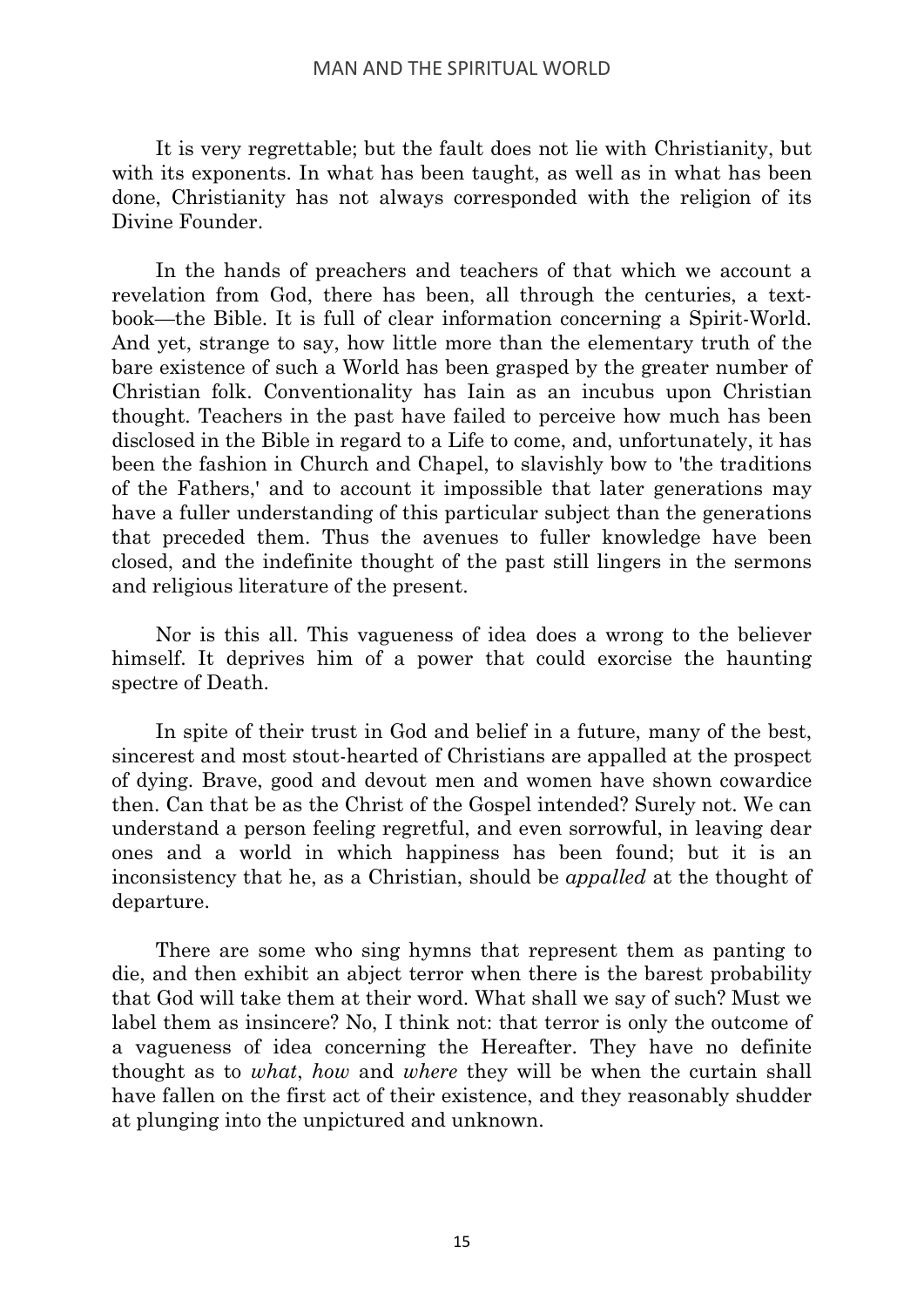It is very regrettable; but the fault does not lie with Christianity, but with its exponents. In what has been taught, as well as in what has been done, Christianity has not always corresponded with the religion of its Divine Founder.

In the hands of preachers and teachers of that which we account a revelation from God, there has been, all through the centuries, a text-book—the Bible. It is full of clear information concerning a Spirit-World. And yet, strange to say, how little more than the elementary truth of the bare existence of such a World has been grasped by the greater number of Christian folk. Conventionality has Iain as an incubus upon Christian thought. Teachers in the past have failed to perceive how much has been disclosed in the Bible in regard to a Life to come, and, unfortunately, it has been the fashion in Church and Chapel, to slavishly bow to 'the traditions of the Fathers,' and to account it impossible that later generations may have a fuller understanding of this particular subject than the generations that preceded them. Thus the avenues to fuller knowledge have been closed, and the indefinite thought of the past still lingers in the sermons and religious literature of the present.

Nor is this all. This vagueness of idea does a wrong to the believer himself. It deprives him of a power that could exorcise the haunting spectre of Death.

In spite of their trust in God and belief in a future, many of the best, sincerest and most stout-hearted of Christians are appalled at the prospect of dying. Brave, good and devout men and women have shown cowardice then. Can that be as the Christ of the Gospel intended? Surely not. We can understand a person feeling regretful, and even sorrowful, in leaving dear ones and a world in which happiness has been found; but it is an inconsistency that he, as a Christian, should be *appalled* at the thought of departure.

There are some who sing hymns that represent them as panting to die, and then exhibit an abject terror when there is the barest probability that God will take them at their word. What shall we say of such? Must we label them as insincere? No, I think not: that terror is only the outcome of a vagueness of idea concerning the Hereafter. They have no definite thought as to *what*, *how* and *where* they will be when the curtain shall have fallen on the first act of their existence, and they reasonably shudder at plunging into the unpictured and unknown.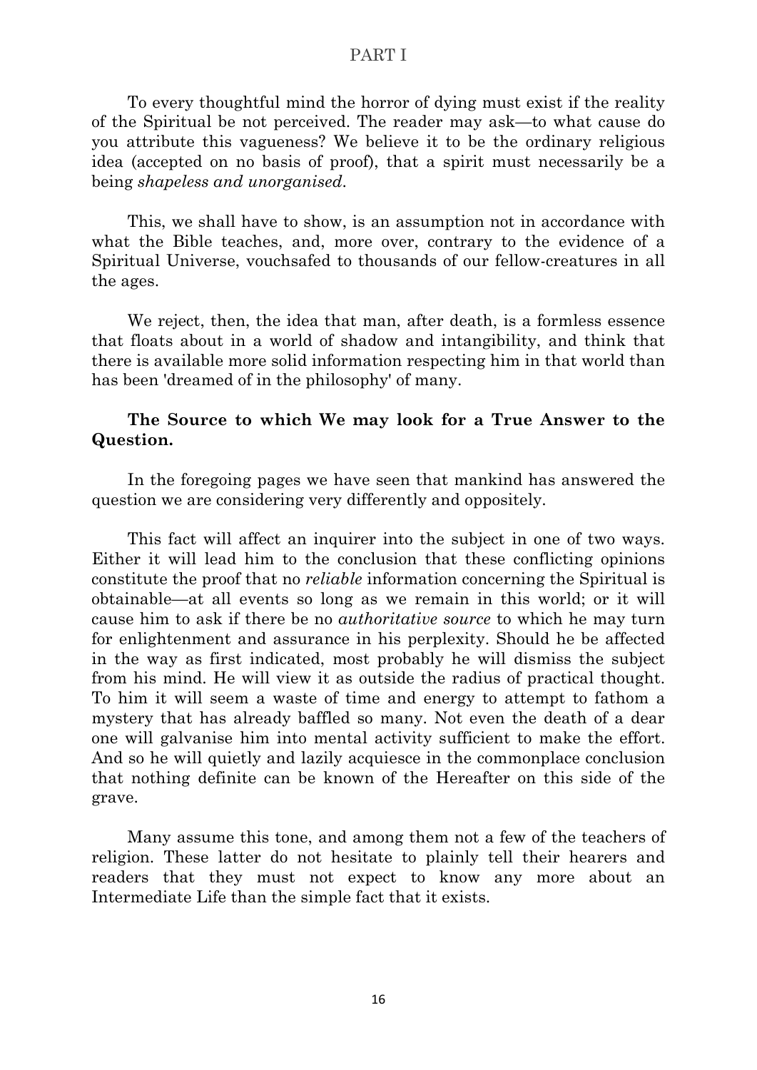To every thoughtful mind the horror of dying must exist if the reality of the Spiritual be not perceived. The reader may ask—to what cause do you attribute this vagueness? We believe it to be the ordinary religious idea (accepted on no basis of proof), that a spirit must necessarily be a being *shapeless and unorganised*.

This, we shall have to show, is an assumption not in accordance with what the Bible teaches, and, more over, contrary to the evidence of a Spiritual Universe, vouchsafed to thousands of our fellow-creatures in all the ages.

We reject, then, the idea that man, after death, is a formless essence that floats about in a world of shadow and intangibility, and think that there is available more solid information respecting him in that world than has been 'dreamed of in the philosophy' of many.

**The Source to which We may look for a True Answer to the Question.**

In the foregoing pages we have seen that mankind has answered the question we are considering very differently and oppositely.

This fact will affect an inquirer into the subject in one of two ways. Either it will lead him to the conclusion that these conflicting opinions constitute the proof that no *reliable* information concerning the Spiritual is obtainable—at all events so long as we remain in this world; or it will cause him to ask if there be no *authoritative source* to which he may turn for enlightenment and assurance in his perplexity. Should he be affected in the way as first indicated, most probably he will dismiss the subject from his mind. He will view it as outside the radius of practical thought. To him it will seem a waste of time and energy to attempt to fathom a mystery that has already baffled so many. Not even the death of a dear one will galvanise him into mental activity sufficient to make the effort. And so he will quietly and lazily acquiesce in the commonplace conclusion that nothing definite can be known of the Hereafter on this side of the grave.

Many assume this tone, and among them not a few of the teachers of religion. These latter do not hesitate to plainly tell their hearers and readers that they must not expect to know any more about an Intermediate Life than the simple fact that it exists.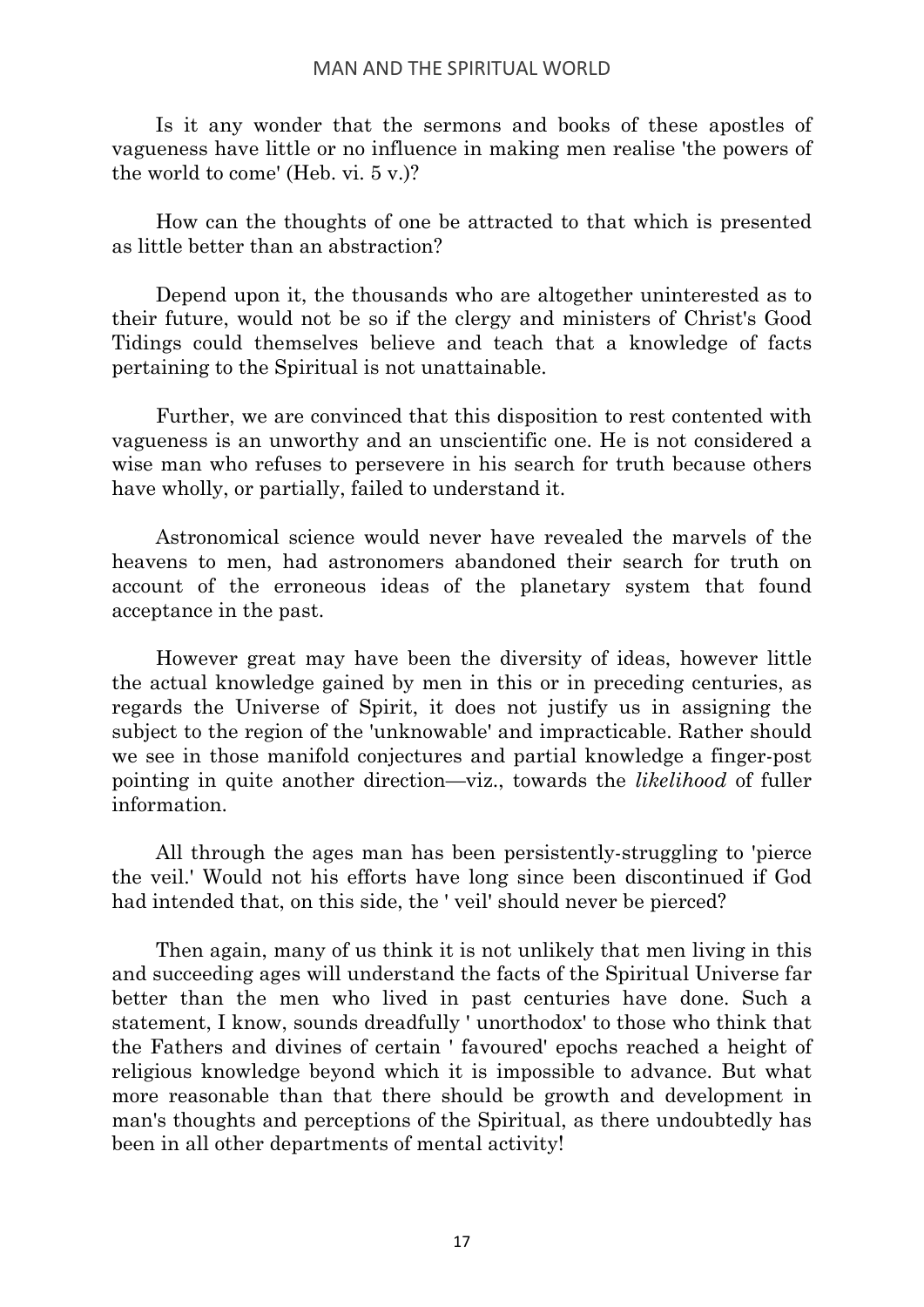Is it any wonder that the sermons and books of these apostles of vagueness have little or no influence in making men realise 'the powers of the world to come' (Heb. vi. 5 v.)?

How can the thoughts of one be attracted to that which is presented as little better than an abstraction?

Depend upon it, the thousands who are altogether uninterested as to their future, would not be so if the clergy and ministers of Christ's Good Tidings could themselves believe and teach that a knowledge of facts pertaining to the Spiritual is not unattainable.

Further, we are convinced that this disposition to rest contented with vagueness is an unworthy and an unscientific one. He is not considered a wise man who refuses to persevere in his search for truth because others have wholly, or partially, failed to understand it.

Astronomical science would never have revealed the marvels of the heavens to men, had astronomers abandoned their search for truth on account of the erroneous ideas of the planetary system that found acceptance in the past.

However great may have been the diversity of ideas, however little the actual knowledge gained by men in this or in preceding centuries, as regards the Universe of Spirit, it does not justify us in assigning the subject to the region of the 'unknowable' and impracticable. Rather should we see in those manifold conjectures and partial knowledge a finger-post pointing in quite another direction—viz., towards the *likelihood* of fuller information.

All through the ages man has been persistently-struggling to 'pierce the veil.' Would not his efforts have long since been discontinued if God had intended that, on this side, the ' veil' should never be pierced?

Then again, many of us think it is not unlikely that men living in this and succeeding ages will understand the facts of the Spiritual Universe far better than the men who lived in past centuries have done. Such a statement, I know, sounds dreadfully ' unorthodox' to those who think that the Fathers and divines of certain ' favoured' epochs reached a height of religious knowledge beyond which it is impossible to advance. But what more reasonable than that there should be growth and development in man's thoughts and perceptions of the Spiritual, as there undoubtedly has been in all other departments of mental activity!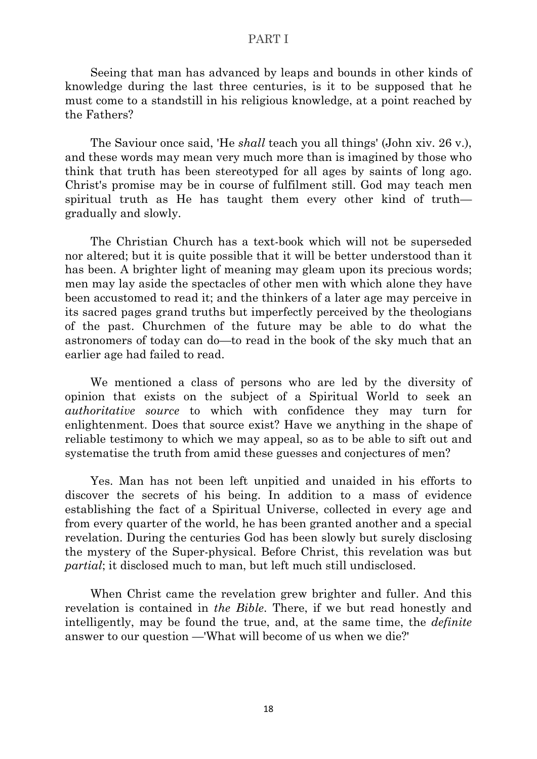Seeing that man has advanced by leaps and bounds in other kinds of knowledge during the last three centuries, is it to be supposed that he must come to a standstill in his religious knowledge, at a point reached by the Fathers?

The Saviour once said, 'He *shall* teach you all things' (John xiv. 26 v.), and these words may mean very much more than is imagined by those who think that truth has been stereotyped for all ages by saints of long ago. Christ's promise may be in course of fulfilment still. God may teach men spiritual truth as He has taught them every other kind of truth—gradually and slowly.

The Christian Church has a text-book which will not be superseded nor altered; but it is quite possible that it will be better understood than it has been. A brighter light of meaning may gleam upon its precious words; men may lay aside the spectacles of other men with which alone they have been accustomed to read it; and the thinkers of a later age may perceive in its sacred pages grand truths but imperfectly perceived by the theologians of the past. Churchmen of the future may be able to do what the astronomers of today can do—to read in the book of the sky much that an earlier age had failed to read.

We mentioned a class of persons who are led by the diversity of opinion that exists on the subject of a Spiritual World to seek an *authoritative source* to which with confidence they may turn for enlightenment. Does that source exist? Have we anything in the shape of reliable testimony to which we may appeal, so as to be able to sift out and systematise the truth from amid these guesses and conjectures of men?

Yes. Man has not been left unpitied and unaided in his efforts to discover the secrets of his being. In addition to a mass of evidence establishing the fact of a Spiritual Universe, collected in every age and from every quarter of the world, he has been granted another and a special revelation. During the centuries God has been slowly but surely disclosing the mystery of the Super-physical. Before Christ, this revelation was but *partial*; it disclosed much to man, but left much still undisclosed.

When Christ came the revelation grew brighter and fuller. And this revelation is contained in *the Bible*. There, if we but read honestly and intelligently, may be found the true, and, at the same time, the *definite* answer to our question —'What will become of us when we die?'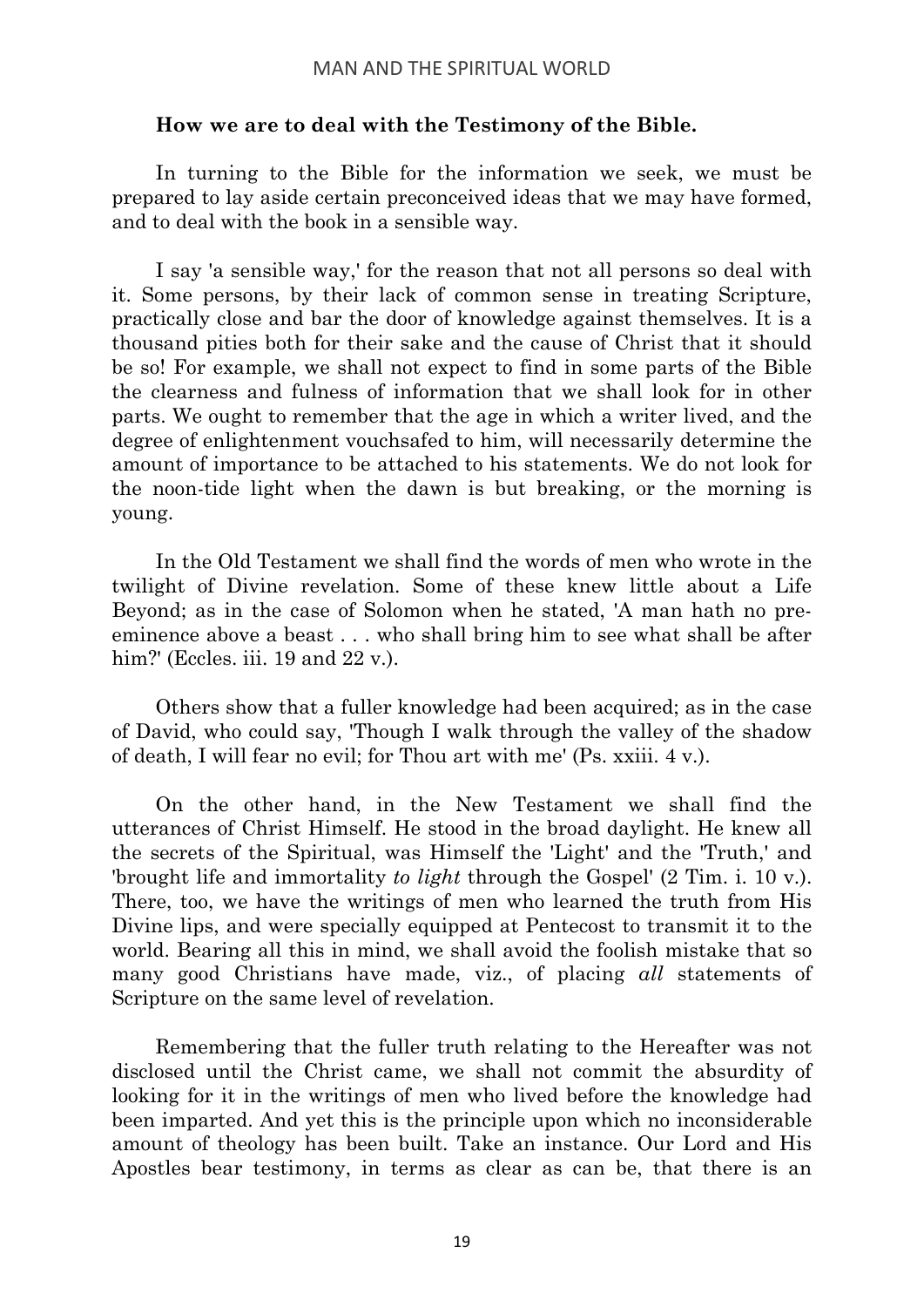**How we are to deal with the Testimony of the Bible.**

In turning to the Bible for the information we seek, we must be prepared to lay aside certain preconceived ideas that we may have formed, and to deal with the book in a sensible way.

I say 'a sensible way,' for the reason that not all persons so deal with it. Some persons, by their lack of common sense in treating Scripture, practically close and bar the door of knowledge against themselves. It is a thousand pities both for their sake and the cause of Christ that it should be so! For example, we shall not expect to find in some parts of the Bible the clearness and fulness of information that we shall look for in other parts. We ought to remember that the age in which a writer lived, and the degree of enlightenment vouchsafed to him, will necessarily determine the amount of importance to be attached to his statements. We do not look for the noon-tide light when the dawn is but breaking, or the morning is young.

In the Old Testament we shall find the words of men who wrote in the twilight of Divine revelation. Some of these knew little about a Life Beyond; as in the case of Solomon when he stated, 'A man hath no pre-eminence above a beast . . . who shall bring him to see what shall be after him?' (Eccles. iii. 19 and 22 v.).

Others show that a fuller knowledge had been acquired; as in the case of David, who could say, 'Though I walk through the valley of the shadow of death, I will fear no evil; for Thou art with me' (Ps. xxiii. 4 v.).

On the other hand, in the New Testament we shall find the utterances of Christ Himself. He stood in the broad daylight. He knew all the secrets of the Spiritual, was Himself the 'Light' and the 'Truth,' and 'brought life and immortality *to light* through the Gospel' (2 Tim. i. 10 v.). There, too, we have the writings of men who learned the truth from His Divine lips, and were specially equipped at Pentecost to transmit it to the world. Bearing all this in mind, we shall avoid the foolish mistake that so many good Christians have made, viz., of placing *all* statements of Scripture on the same level of revelation.

Remembering that the fuller truth relating to the Hereafter was not disclosed until the Christ came, we shall not commit the absurdity of looking for it in the writings of men who lived before the knowledge had been imparted. And yet this is the principle upon which no inconsiderable amount of theology has been built. Take an instance. Our Lord and His Apostles bear testimony, in terms as clear as can be, that there is an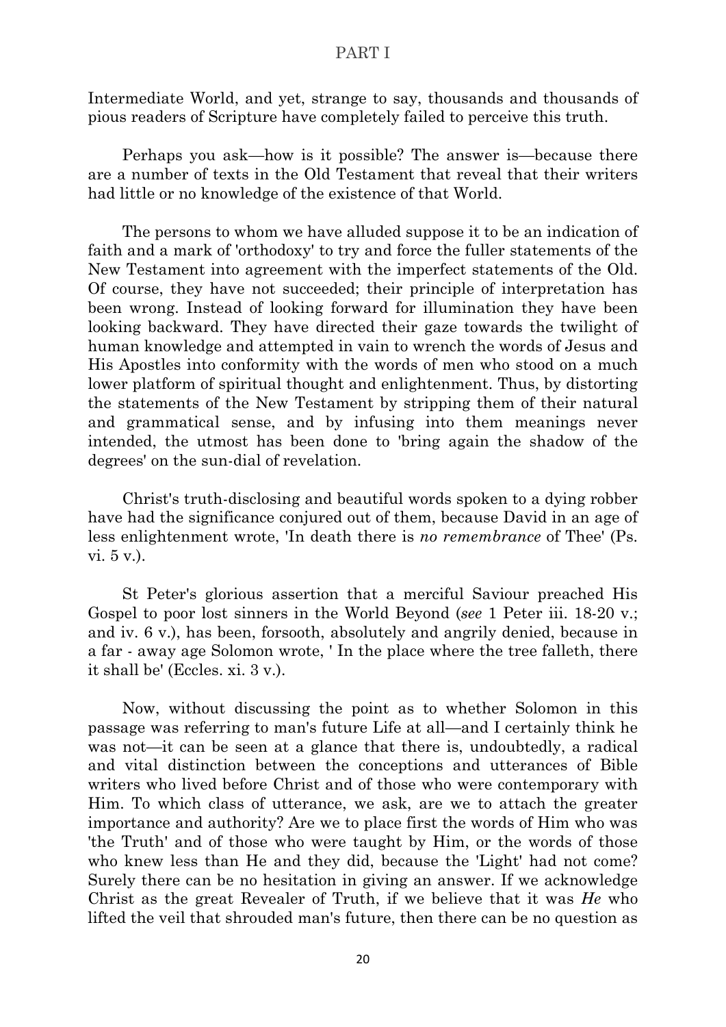Intermediate World, and yet, strange to say, thousands and thousands of pious readers of Scripture have completely failed to perceive this truth.

Perhaps you ask—how is it possible? The answer is—because there are a number of texts in the Old Testament that reveal that their writers had little or no knowledge of the existence of that World.

The persons to whom we have alluded suppose it to be an indication of faith and a mark of 'orthodoxy' to try and force the fuller statements of the New Testament into agreement with the imperfect statements of the Old. Of course, they have not succeeded; their principle of interpretation has been wrong. Instead of looking forward for illumination they have been looking backward. They have directed their gaze towards the twilight of human knowledge and attempted in vain to wrench the words of Jesus and His Apostles into conformity with the words of men who stood on a much lower platform of spiritual thought and enlightenment. Thus, by distorting the statements of the New Testament by stripping them of their natural and grammatical sense, and by infusing into them meanings never intended, the utmost has been done to 'bring again the shadow of the degrees' on the sun-dial of revelation.

Christ's truth-disclosing and beautiful words spoken to a dying robber have had the significance conjured out of them, because David in an age of less enlightenment wrote, 'In death there is *no remembrance* of Thee' (Ps. vi. 5 v.).

St Peter's glorious assertion that a merciful Saviour preached His Gospel to poor lost sinners in the World Beyond (*see* 1 Peter iii. 18-20 v.; and iv. 6 v.), has been, forsooth, absolutely and angrily denied, because in a far - away age Solomon wrote, ' In the place where the tree falleth, there it shall be' (Eccles. xi. 3 v.).

Now, without discussing the point as to whether Solomon in this passage was referring to man's future Life at all—and I certainly think he was not—it can be seen at a glance that there is, undoubtedly, a radical and vital distinction between the conceptions and utterances of Bible writers who lived before Christ and of those who were contemporary with Him. To which class of utterance, we ask, are we to attach the greater importance and authority? Are we to place first the words of Him who was 'the Truth' and of those who were taught by Him, or the words of those who knew less than He and they did, because the 'Light' had not come? Surely there can be no hesitation in giving an answer. If we acknowledge Christ as the great Revealer of Truth, if we believe that it was *He* who lifted the veil that shrouded man's future, then there can be no question as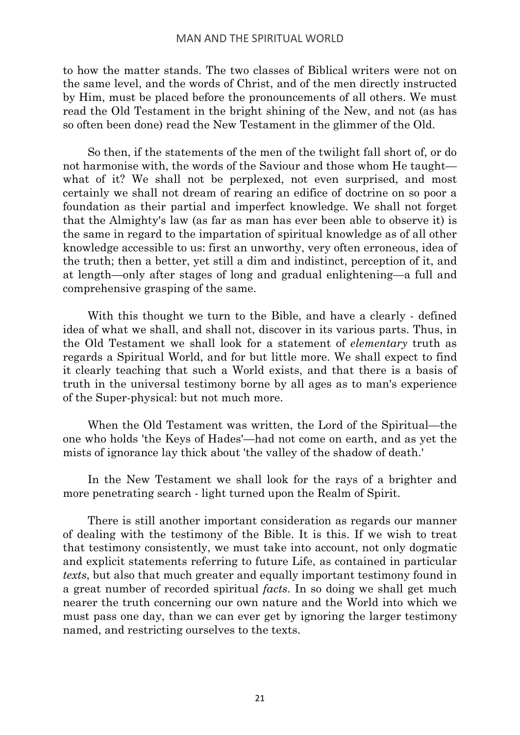to how the matter stands. The two classes of Biblical writers were not on the same level, and the words of Christ, and of the men directly instructed by Him, must be placed before the pronouncements of all others. We must read the Old Testament in the bright shining of the New, and not (as has so often been done) read the New Testament in the glimmer of the Old.

So then, if the statements of the men of the twilight fall short of, or do not harmonise with, the words of the Saviour and those whom He taught—what of it? We shall not be perplexed, not even surprised, and most certainly we shall not dream of rearing an edifice of doctrine on so poor a foundation as their partial and imperfect knowledge. We shall not forget that the Almighty's law (as far as man has ever been able to observe it) is the same in regard to the impartation of spiritual knowledge as of all other knowledge accessible to us: first an unworthy, very often erroneous, idea of the truth; then a better, yet still a dim and indistinct, perception of it, and at length—only after stages of long and gradual enlightening—a full and comprehensive grasping of the same.

With this thought we turn to the Bible, and have a clearly - defined idea of what we shall, and shall not, discover in its various parts. Thus, in the Old Testament we shall look for a statement of *elementary* truth as regards a Spiritual World, and for but little more. We shall expect to find it clearly teaching that such a World exists, and that there is a basis of truth in the universal testimony borne by all ages as to man's experience of the Super-physical: but not much more.

When the Old Testament was written, the Lord of the Spiritual—the one who holds 'the Keys of Hades'—had not come on earth, and as yet the mists of ignorance lay thick about 'the valley of the shadow of death.'

In the New Testament we shall look for the rays of a brighter and more penetrating search - light turned upon the Realm of Spirit.

There is still another important consideration as regards our manner of dealing with the testimony of the Bible. It is this. If we wish to treat that testimony consistently, we must take into account, not only dogmatic and explicit statements referring to future Life, as contained in particular *texts*, but also that much greater and equally important testimony found in a great number of recorded spiritual *facts*. In so doing we shall get much nearer the truth concerning our own nature and the World into which we must pass one day, than we can ever get by ignoring the larger testimony named, and restricting ourselves to the texts.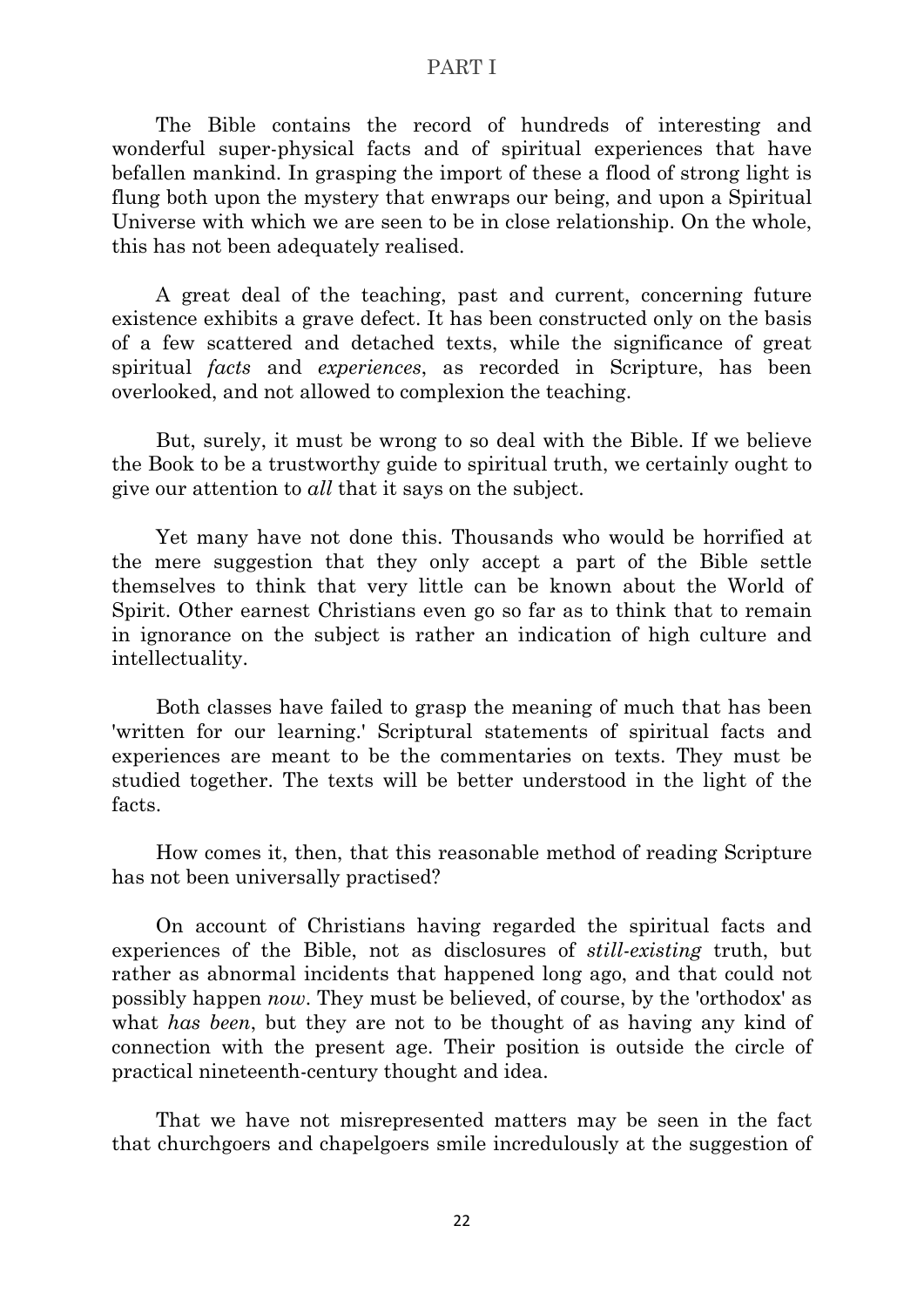# PART I

The Bible contains the record of hundreds of interesting and wonderful super-physical facts and of spiritual experiences that have befallen mankind. In grasping the import of these a flood of strong light is flung both upon the mystery that enwraps our being, and upon a Spiritual Universe with which we are seen to be in close relationship. On the whole, this has not been adequately realised.

A great deal of the teaching, past and current, concerning future existence exhibits a grave defect. It has been constructed only on the basis of a few scattered and detached texts, while the significance of great spiritual *facts* and *experiences*, as recorded in Scripture, has been overlooked, and not allowed to complexion the teaching.

But, surely, it must be wrong to so deal with the Bible. If we believe the Book to be a trustworthy guide to spiritual truth, we certainly ought to give our attention to *all* that it says on the subject.

Yet many have not done this. Thousands who would be horrified at the mere suggestion that they only accept a part of the Bible settle themselves to think that very little can be known about the World of Spirit. Other earnest Christians even go so far as to think that to remain in ignorance on the subject is rather an indication of high culture and intellectuality.

Both classes have failed to grasp the meaning of much that has been 'written for our learning.' Scriptural statements of spiritual facts and experiences are meant to be the commentaries on texts. They must be studied together. The texts will be better understood in the light of the facts.

How comes it, then, that this reasonable method of reading Scripture has not been universally practised?

On account of Christians having regarded the spiritual facts and experiences of the Bible, not as disclosures of *still-existing* truth, but rather as abnormal incidents that happened long ago, and that could not possibly happen *now*. They must be believed, of course, by the 'orthodox' as what *has been*, but they are not to be thought of as having any kind of connection with the present age. Their position is outside the circle of practical nineteenth-century thought and idea.

That we have not misrepresented matters may be seen in the fact that churchgoers and chapelgoers smile incredulously at the suggestion of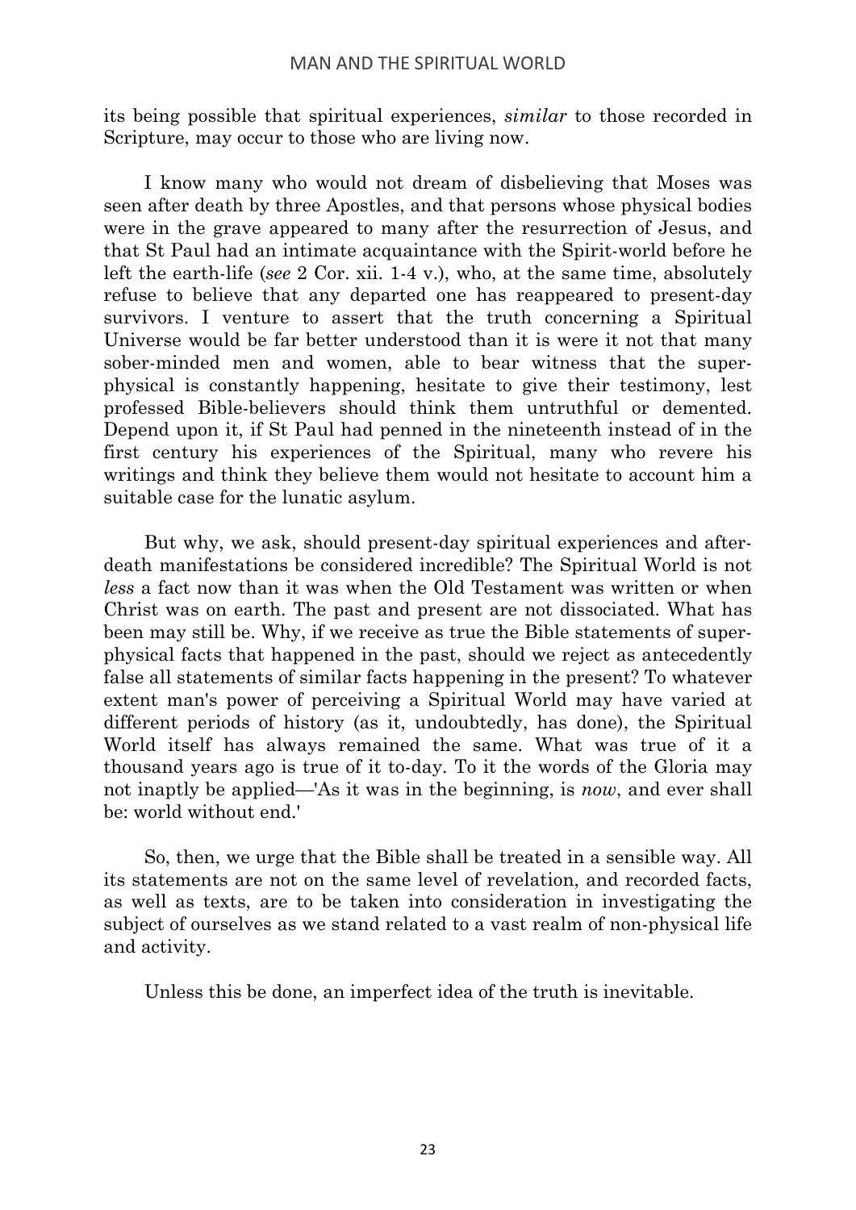its being possible that spiritual experiences, *similar* to those recorded in Scripture, may occur to those who are living now.

I know many who would not dream of disbelieving that Moses was seen after death by three Apostles, and that persons whose physical bodies were in the grave appeared to many after the resurrection of Jesus, and that St Paul had an intimate acquaintance with the Spirit-world before he left the earth-life (*see* 2 Cor. xii. 1-4 v.), who, at the same time, absolutely refuse to believe that any departed one has reappeared to present-day survivors. I venture to assert that the truth concerning a Spiritual Universe would be far better understood than it is were it not that many sober-minded men and women, able to bear witness that the super-physical is constantly happening, hesitate to give their testimony, lest professed Bible-believers should think them untruthful or demented. Depend upon it, if St Paul had penned in the nineteenth instead of in the first century his experiences of the Spiritual, many who revere his writings and think they believe them would not hesitate to account him a suitable case for the lunatic asylum.

But why, we ask, should present-day spiritual experiences and after-death manifestations be considered incredible? The Spiritual World is not *less* a fact now than it was when the Old Testament was written or when Christ was on earth. The past and present are not dissociated. What has been may still be. Why, if we receive as true the Bible statements of super-physical facts that happened in the past, should we reject as antecedently false all statements of similar facts happening in the present? To whatever extent man's power of perceiving a Spiritual World may have varied at different periods of history (as it, undoubtedly, has done), the Spiritual World itself has always remained the same. What was true of it a thousand years ago is true of it to-day. To it the words of the Gloria may not inaptly be applied—'As it was in the beginning, is *now*, and ever shall be: world without end.'

So, then, we urge that the Bible shall be treated in a sensible way. All its statements are not on the same level of revelation, and recorded facts, as well as texts, are to be taken into consideration in investigating the subject of ourselves as we stand related to a vast realm of non-physical life and activity.

Unless this be done, an imperfect idea of the truth is inevitable.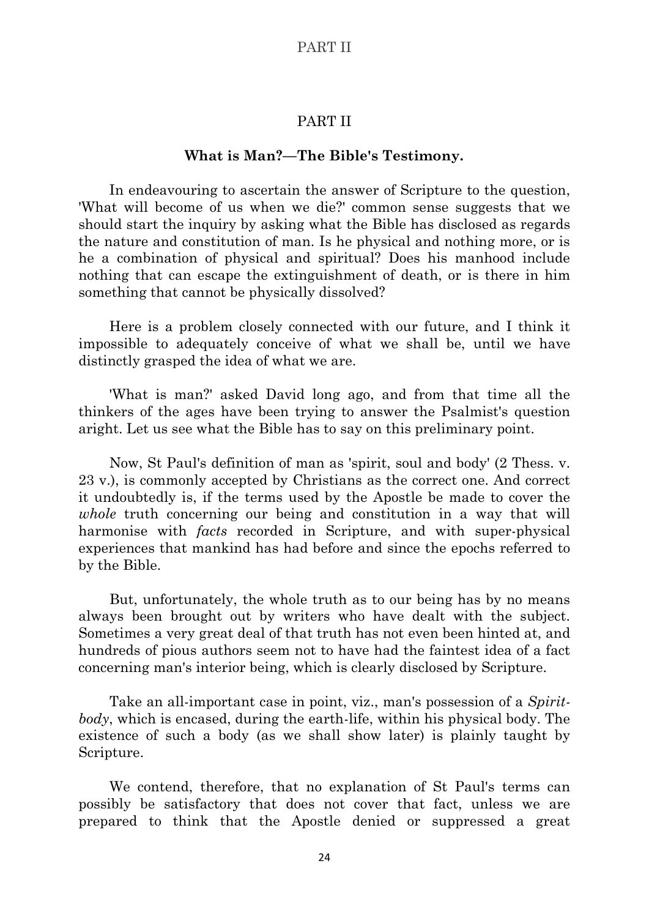## PART II

### What is Man?—The Bible's Testimony.

In endeavouring to ascertain the answer of Scripture to the question, 'What will become of us when we die?' common sense suggests that we should start the inquiry by asking what the Bible has disclosed as regards the nature and constitution of man. Is he physical and nothing more, or is he a combination of physical and spiritual? Does his manhood include nothing that can escape the extinguishment of death, or is there in him something that cannot be physically dissolved?

Here is a problem closely connected with our future, and I think it impossible to adequately conceive of what we shall be, until we have distinctly grasped the idea of what we are.

'What is man?' asked David long ago, and from that time all the thinkers of the ages have been trying to answer the Psalmist's question aright. Let us see what the Bible has to say on this preliminary point.

Now, St Paul's definition of man as 'spirit, soul and body' (2 Thess. v. 23 v.), is commonly accepted by Christians as the correct one. And correct it undoubtedly is, if the terms used by the Apostle be made to cover the *whole* truth concerning our being and constitution in a way that will harmonise with *facts* recorded in Scripture, and with super-physical experiences that mankind has had before and since the epochs referred to by the Bible.

But, unfortunately, the whole truth as to our being has by no means always been brought out by writers who have dealt with the subject. Sometimes a very great deal of that truth has not even been hinted at, and hundreds of pious authors seem not to have had the faintest idea of a fact concerning man's interior being, which is clearly disclosed by Scripture.

Take an all-important case in point, viz., man's possession of a *Spirit-body*, which is encased, during the earth-life, within his physical body. The existence of such a body (as we shall show later) is plainly taught by Scripture.

We contend, therefore, that no explanation of St Paul's terms can possibly be satisfactory that does not cover that fact, unless we are prepared to think that the Apostle denied or suppressed a great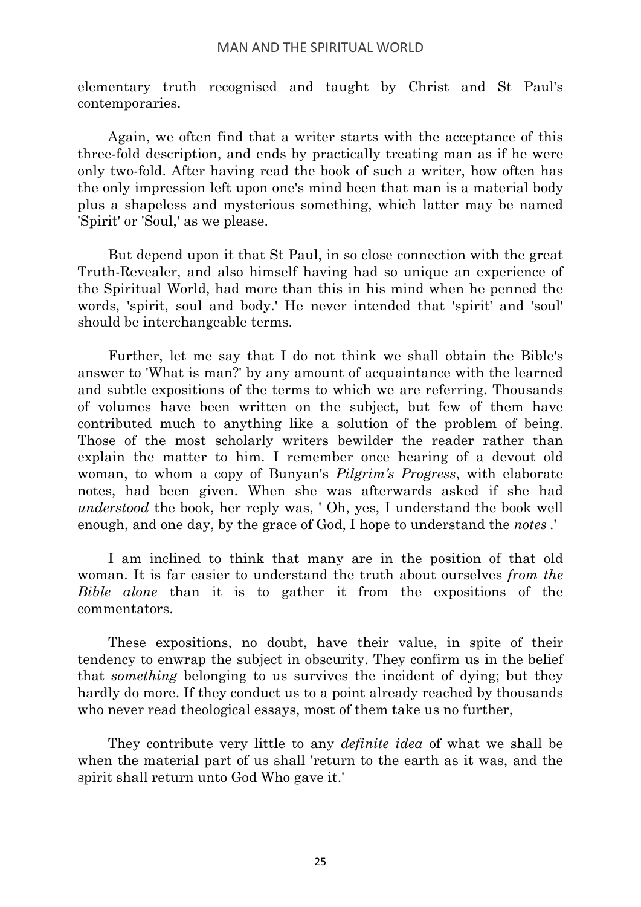elementary truth recognised and taught by Christ and St Paul's contemporaries.

Again, we often find that a writer starts with the acceptance of this three-fold description, and ends by practically treating man as if he were only two-fold. After having read the book of such a writer, how often has the only impression left upon one's mind been that man is a material body plus a shapeless and mysterious something, which latter may be named 'Spirit' or 'Soul,' as we please.

But depend upon it that St Paul, in so close connection with the great Truth-Revealer, and also himself having had so unique an experience of the Spiritual World, had more than this in his mind when he penned the words, 'spirit, soul and body.' He never intended that 'spirit' and 'soul' should be interchangeable terms.

Further, let me say that I do not think we shall obtain the Bible's answer to 'What is man?' by any amount of acquaintance with the learned and subtle expositions of the terms to which we are referring. Thousands of volumes have been written on the subject, but few of them have contributed much to anything like a solution of the problem of being. Those of the most scholarly writers bewilder the reader rather than explain the matter to him. I remember once hearing of a devout old woman, to whom a copy of Bunyan's ***Pilgrim's Progress***, with elaborate notes, had been given. When she was afterwards asked if she had *understood* the book, her reply was, ' Oh, yes, I understand the book well enough, and one day, by the grace of God, I hope to understand the *notes* .'

I am inclined to think that many are in the position of that old woman. It is far easier to understand the truth about ourselves *from the Bible alone* than it is to gather it from the expositions of the commentators.

These expositions, no doubt, have their value, in spite of their tendency to enwrap the subject in obscurity. They confirm us in the belief that *something* belonging to us survives the incident of dying; but they hardly do more. If they conduct us to a point already reached by thousands who never read theological essays, most of them take us no further,

They contribute very little to any *definite idea* of what we shall be when the material part of us shall 'return to the earth as it was, and the spirit shall return unto God Who gave it.'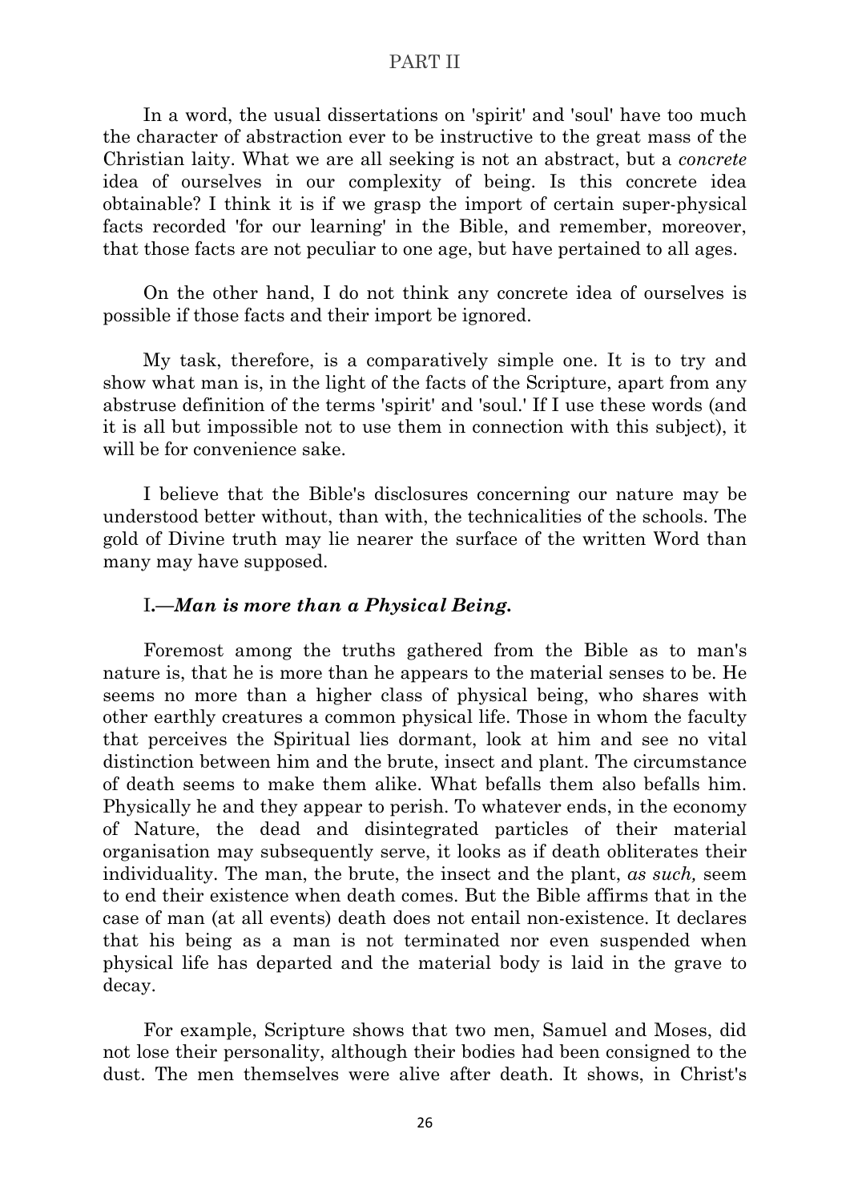In a word, the usual dissertations on 'spirit' and 'soul' have too much the character of abstraction ever to be instructive to the great mass of the Christian laity. What we are all seeking is not an abstract, but a *concrete* idea of ourselves in our complexity of being. Is this concrete idea obtainable? I think it is if we grasp the import of certain super-physical facts recorded 'for our learning' in the Bible, and remember, moreover, that those facts are not peculiar to one age, but have pertained to all ages.

On the other hand, I do not think any concrete idea of ourselves is possible if those facts and their import be ignored.

My task, therefore, is a comparatively simple one. It is to try and show what man is, in the light of the facts of the Scripture, apart from any abstruse definition of the terms 'spirit' and 'soul.' If I use these words (and it is all but impossible not to use them in connection with this subject), it will be for convenience sake.

I believe that the Bible's disclosures concerning our nature may be understood better without, than with, the technicalities of the schools. The gold of Divine truth may lie nearer the surface of the written Word than many may have supposed.

### I.—*Man is more than a Physical Being.*

Foremost among the truths gathered from the Bible as to man's nature is, that he is more than he appears to the material senses to be. He seems no more than a higher class of physical being, who shares with other earthly creatures a common physical life. Those in whom the faculty that perceives the Spiritual lies dormant, look at him and see no vital distinction between him and the brute, insect and plant. The circumstance of death seems to make them alike. What befalls them also befalls him. Physically he and they appear to perish. To whatever ends, in the economy of Nature, the dead and disintegrated particles of their material organisation may subsequently serve, it looks as if death obliterates their individuality. The man, the brute, the insect and the plant, *as such,* seem to end their existence when death comes. But the Bible affirms that in the case of man (at all events) death does not entail non-existence. It declares that his being as a man is not terminated nor even suspended when physical life has departed and the material body is laid in the grave to decay.

For example, Scripture shows that two men, Samuel and Moses, did not lose their personality, although their bodies had been consigned to the dust. The men themselves were alive after death. It shows, in Christ's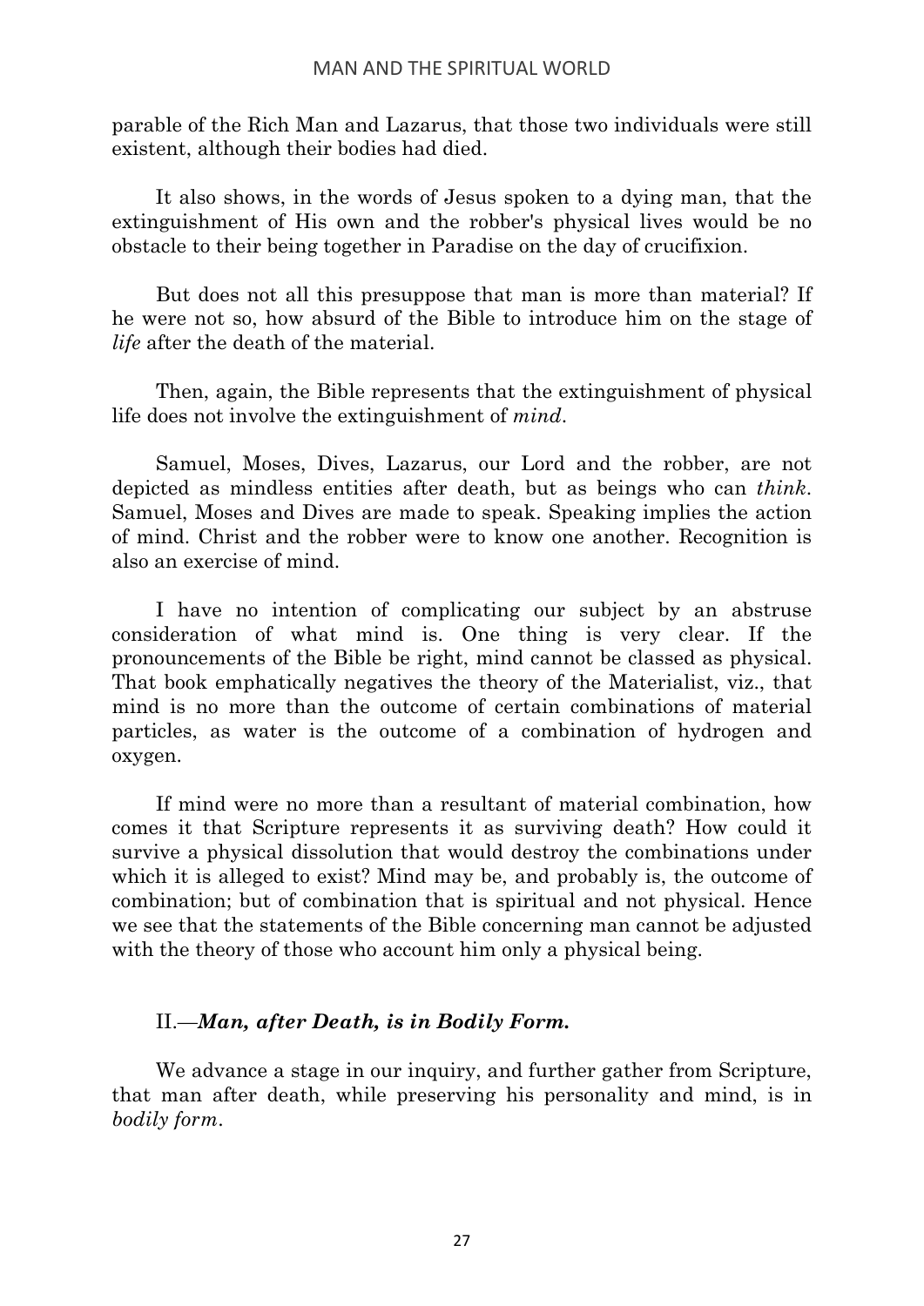parable of the Rich Man and Lazarus, that those two individuals were still existent, although their bodies had died.

It also shows, in the words of Jesus spoken to a dying man, that the extinguishment of His own and the robber's physical lives would be no obstacle to their being together in Paradise on the day of crucifixion.

But does not all this presuppose that man is more than material? If he were not so, how absurd of the Bible to introduce him on the stage of *life* after the death of the material.

Then, again, the Bible represents that the extinguishment of physical life does not involve the extinguishment of *mind*.

Samuel, Moses, Dives, Lazarus, our Lord and the robber, are not depicted as mindless entities after death, but as beings who can *think*. Samuel, Moses and Dives are made to speak. Speaking implies the action of mind. Christ and the robber were to know one another. Recognition is also an exercise of mind.

I have no intention of complicating our subject by an abstruse consideration of what mind is. One thing is very clear. If the pronouncements of the Bible be right, mind cannot be classed as physical. That book emphatically negatives the theory of the Materialist, viz., that mind is no more than the outcome of certain combinations of material particles, as water is the outcome of a combination of hydrogen and oxygen.

If mind were no more than a resultant of material combination, how comes it that Scripture represents it as surviving death? How could it survive a physical dissolution that would destroy the combinations under which it is alleged to exist? Mind may be, and probably is, the outcome of combination; but of combination that is spiritual and not physical. Hence we see that the statements of the Bible concerning man cannot be adjusted with the theory of those who account him only a physical being.

### II.—*Man, after Death, is in Bodily Form.*

We advance a stage in our inquiry, and further gather from Scripture, that man after death, while preserving his personality and mind, is in *bodily form*.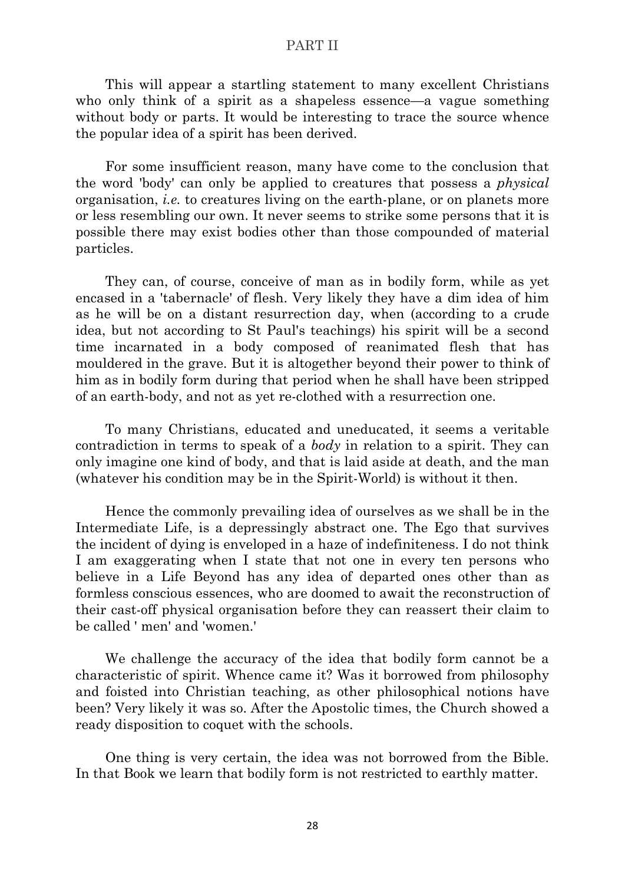This will appear a startling statement to many excellent Christians who only think of a spirit as a shapeless essence—a vague something without body or parts. It would be interesting to trace the source whence the popular idea of a spirit has been derived.

For some insufficient reason, many have come to the conclusion that the word 'body' can only be applied to creatures that possess a *physical* organisation, *i.e.* to creatures living on the earth-plane, or on planets more or less resembling our own. It never seems to strike some persons that it is possible there may exist bodies other than those compounded of material particles.

They can, of course, conceive of man as in bodily form, while as yet encased in a 'tabernacle' of flesh. Very likely they have a dim idea of him as he will be on a distant resurrection day, when (according to a crude idea, but not according to St Paul's teachings) his spirit will be a second time incarnated in a body composed of reanimated flesh that has mouldered in the grave. But it is altogether beyond their power to think of him as in bodily form during that period when he shall have been stripped of an earth-body, and not as yet re-clothed with a resurrection one.

To many Christians, educated and uneducated, it seems a veritable contradiction in terms to speak of a *body* in relation to a spirit. They can only imagine one kind of body, and that is laid aside at death, and the man (whatever his condition may be in the Spirit-World) is without it then.

Hence the commonly prevailing idea of ourselves as we shall be in the Intermediate Life, is a depressingly abstract one. The Ego that survives the incident of dying is enveloped in a haze of indefiniteness. I do not think I am exaggerating when I state that not one in every ten persons who believe in a Life Beyond has any idea of departed ones other than as formless conscious essences, who are doomed to await the reconstruction of their cast-off physical organisation before they can reassert their claim to be called ' men' and 'women.'

We challenge the accuracy of the idea that bodily form cannot be a characteristic of spirit. Whence came it? Was it borrowed from philosophy and foisted into Christian teaching, as other philosophical notions have been? Very likely it was so. After the Apostolic times, the Church showed a ready disposition to coquet with the schools.

One thing is very certain, the idea was not borrowed from the Bible. In that Book we learn that bodily form is not restricted to earthly matter.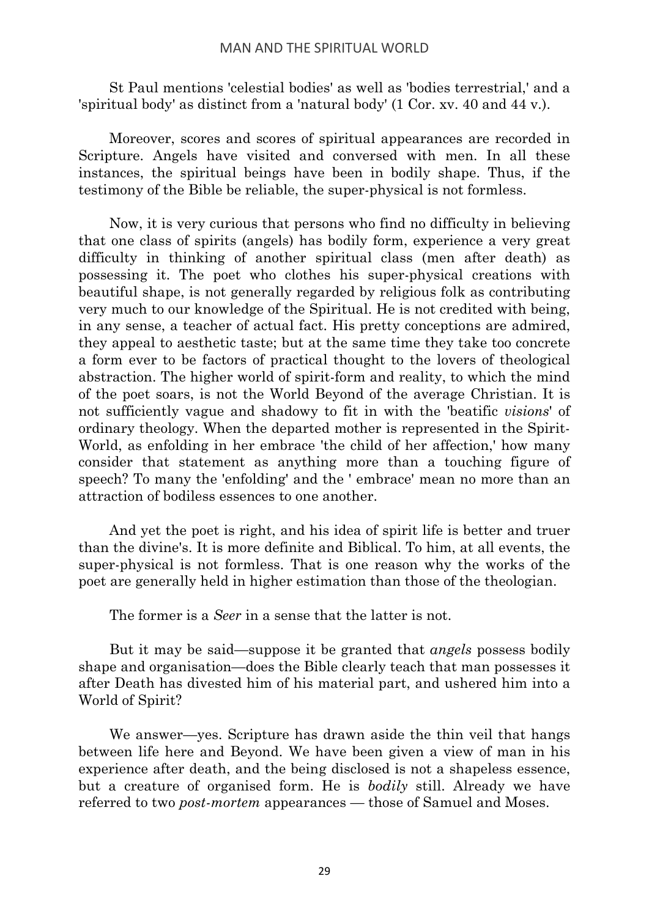St Paul mentions 'celestial bodies' as well as 'bodies terrestrial,' and a 'spiritual body' as distinct from a 'natural body' (1 Cor. xv. 40 and 44 v.).

Moreover, scores and scores of spiritual appearances are recorded in Scripture. Angels have visited and conversed with men. In all these instances, the spiritual beings have been in bodily shape. Thus, if the testimony of the Bible be reliable, the super-physical is not formless.

Now, it is very curious that persons who find no difficulty in believing that one class of spirits (angels) has bodily form, experience a very great difficulty in thinking of another spiritual class (men after death) as possessing it. The poet who clothes his super-physical creations with beautiful shape, is not generally regarded by religious folk as contributing very much to our knowledge of the Spiritual. He is not credited with being, in any sense, a teacher of actual fact. His pretty conceptions are admired, they appeal to aesthetic taste; but at the same time they take too concrete a form ever to be factors of practical thought to the lovers of theological abstraction. The higher world of spirit-form and reality, to which the mind of the poet soars, is not the World Beyond of the average Christian. It is not sufficiently vague and shadowy to fit in with the 'beatific *visions*' of ordinary theology. When the departed mother is represented in the Spirit-World, as enfolding in her embrace 'the child of her affection,' how many consider that statement as anything more than a touching figure of speech? To many the 'enfolding' and the ' embrace' mean no more than an attraction of bodiless essences to one another.

And yet the poet is right, and his idea of spirit life is better and truer than the divine's. It is more definite and Biblical. To him, at all events, the super-physical is not formless. That is one reason why the works of the poet are generally held in higher estimation than those of the theologian.

The former is a *Seer* in a sense that the latter is not.

But it may be said—suppose it be granted that *angels* possess bodily shape and organisation—does the Bible clearly teach that man possesses it after Death has divested him of his material part, and ushered him into a World of Spirit?

We answer—yes. Scripture has drawn aside the thin veil that hangs between life here and Beyond. We have been given a view of man in his experience after death, and the being disclosed is not a shapeless essence, but a creature of organised form. He is *bodily* still. Already we have referred to two *post-mortem* appearances — those of Samuel and Moses.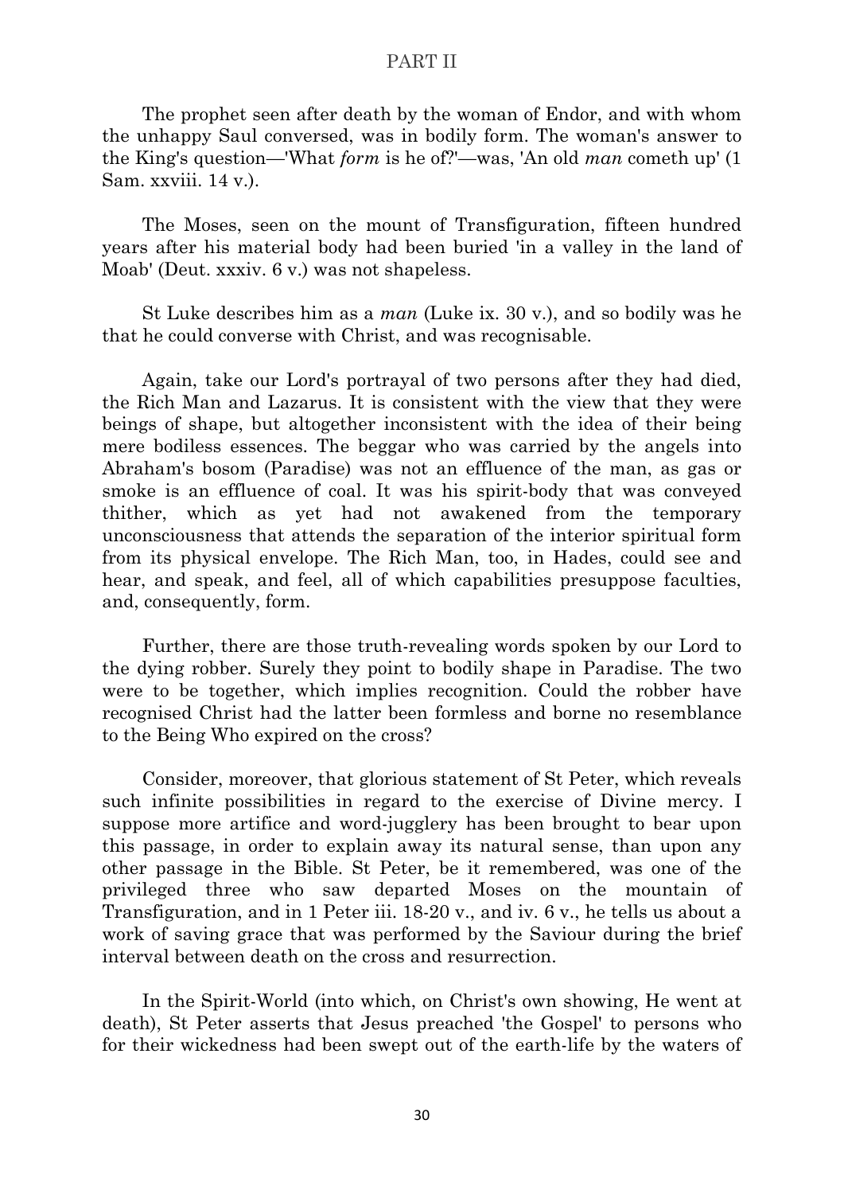The prophet seen after death by the woman of Endor, and with whom the unhappy Saul conversed, was in bodily form. The woman's answer to the King's question—'What *form* is he of?'—was, 'An old *man* cometh up' (1 Sam. xxviii. 14 v.).

The Moses, seen on the mount of Transfiguration, fifteen hundred years after his material body had been buried 'in a valley in the land of Moab' (Deut. xxxiv. 6 v.) was not shapeless.

St Luke describes him as a *man* (Luke ix. 30 v.), and so bodily was he that he could converse with Christ, and was recognisable.

Again, take our Lord's portrayal of two persons after they had died, the Rich Man and Lazarus. It is consistent with the view that they were beings of shape, but altogether inconsistent with the idea of their being mere bodiless essences. The beggar who was carried by the angels into Abraham's bosom (Paradise) was not an effluence of the man, as gas or smoke is an effluence of coal. It was his spirit-body that was conveyed thither, which as yet had not awakened from the temporary unconsciousness that attends the separation of the interior spiritual form from its physical envelope. The Rich Man, too, in Hades, could see and hear, and speak, and feel, all of which capabilities presuppose faculties, and, consequently, form.

Further, there are those truth-revealing words spoken by our Lord to the dying robber. Surely they point to bodily shape in Paradise. The two were to be together, which implies recognition. Could the robber have recognised Christ had the latter been formless and borne no resemblance to the Being Who expired on the cross?

Consider, moreover, that glorious statement of St Peter, which reveals such infinite possibilities in regard to the exercise of Divine mercy. I suppose more artifice and word-jugglery has been brought to bear upon this passage, in order to explain away its natural sense, than upon any other passage in the Bible. St Peter, be it remembered, was one of the privileged three who saw departed Moses on the mountain of Transfiguration, and in 1 Peter iii. 18-20 v., and iv. 6 v., he tells us about a work of saving grace that was performed by the Saviour during the brief interval between death on the cross and resurrection.

In the Spirit-World (into which, on Christ's own showing, He went at death), St Peter asserts that Jesus preached 'the Gospel' to persons who for their wickedness had been swept out of the earth-life by the waters of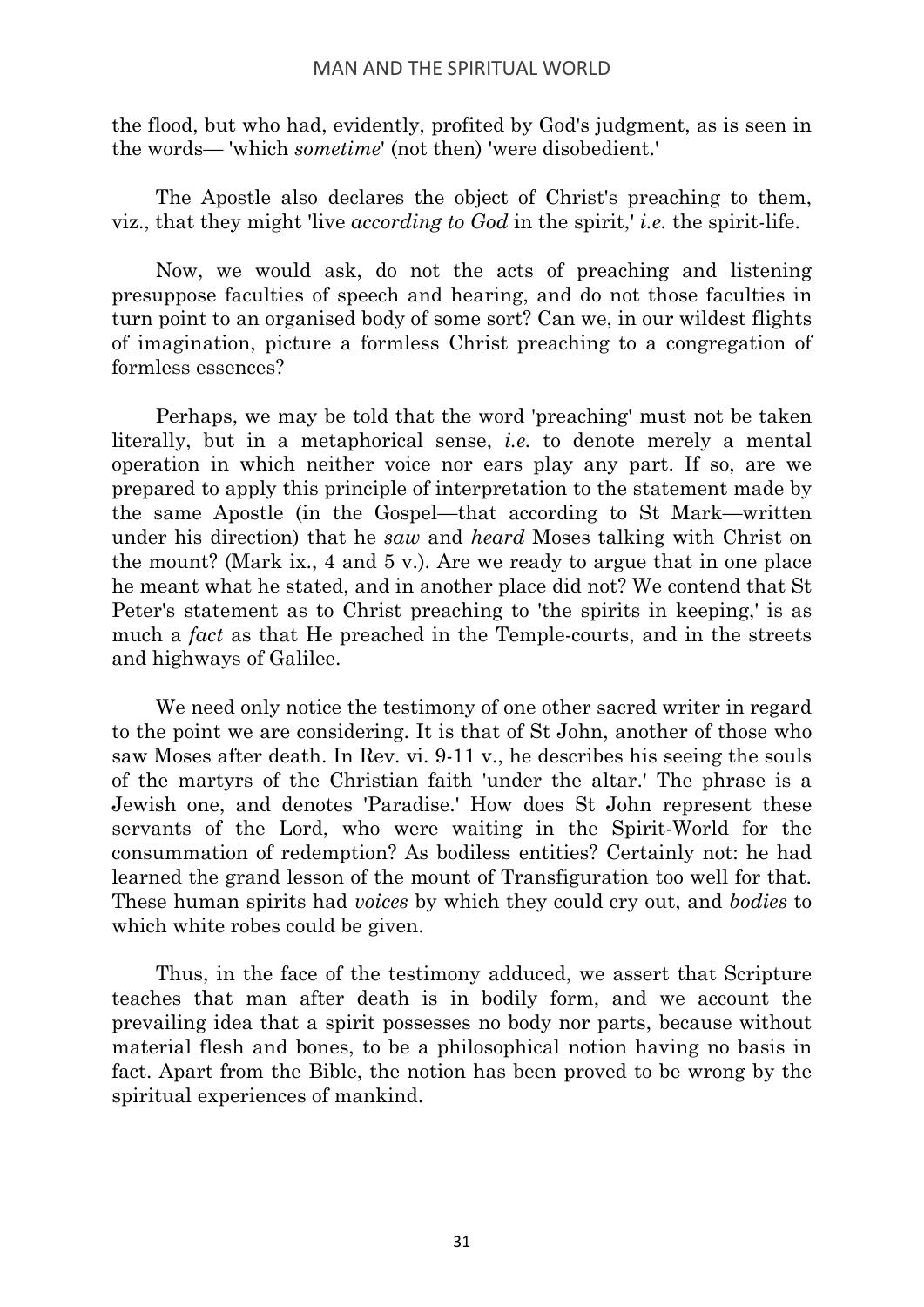the flood, but who had, evidently, profited by God's judgment, as is seen in the words— 'which *sometime*' (not then) 'were disobedient.'

The Apostle also declares the object of Christ's preaching to them, viz., that they might 'live *according to God* in the spirit,' *i.e.* the spirit-life.

Now, we would ask, do not the acts of preaching and listening presuppose faculties of speech and hearing, and do not those faculties in turn point to an organised body of some sort? Can we, in our wildest flights of imagination, picture a formless Christ preaching to a congregation of formless essences?

Perhaps, we may be told that the word 'preaching' must not be taken literally, but in a metaphorical sense, *i.e.* to denote merely a mental operation in which neither voice nor ears play any part. If so, are we prepared to apply this principle of interpretation to the statement made by the same Apostle (in the Gospel—that according to St Mark—written under his direction) that he *saw* and *heard* Moses talking with Christ on the mount? (Mark ix., 4 and 5 v.). Are we ready to argue that in one place he meant what he stated, and in another place did not? We contend that St Peter's statement as to Christ preaching to 'the spirits in keeping,' is as much a *fact* as that He preached in the Temple-courts, and in the streets and highways of Galilee.

We need only notice the testimony of one other sacred writer in regard to the point we are considering. It is that of St John, another of those who saw Moses after death. In Rev. vi. 9-11 v., he describes his seeing the souls of the martyrs of the Christian faith 'under the altar.' The phrase is a Jewish one, and denotes 'Paradise.' How does St John represent these servants of the Lord, who were waiting in the Spirit-World for the consummation of redemption? As bodiless entities? Certainly not: he had learned the grand lesson of the mount of Transfiguration too well for that. These human spirits had *voices* by which they could cry out, and *bodies* to which white robes could be given.

Thus, in the face of the testimony adduced, we assert that Scripture teaches that man after death is in bodily form, and we account the prevailing idea that a spirit possesses no body nor parts, because without material flesh and bones, to be a philosophical notion having no basis in fact. Apart from the Bible, the notion has been proved to be wrong by the spiritual experiences of mankind.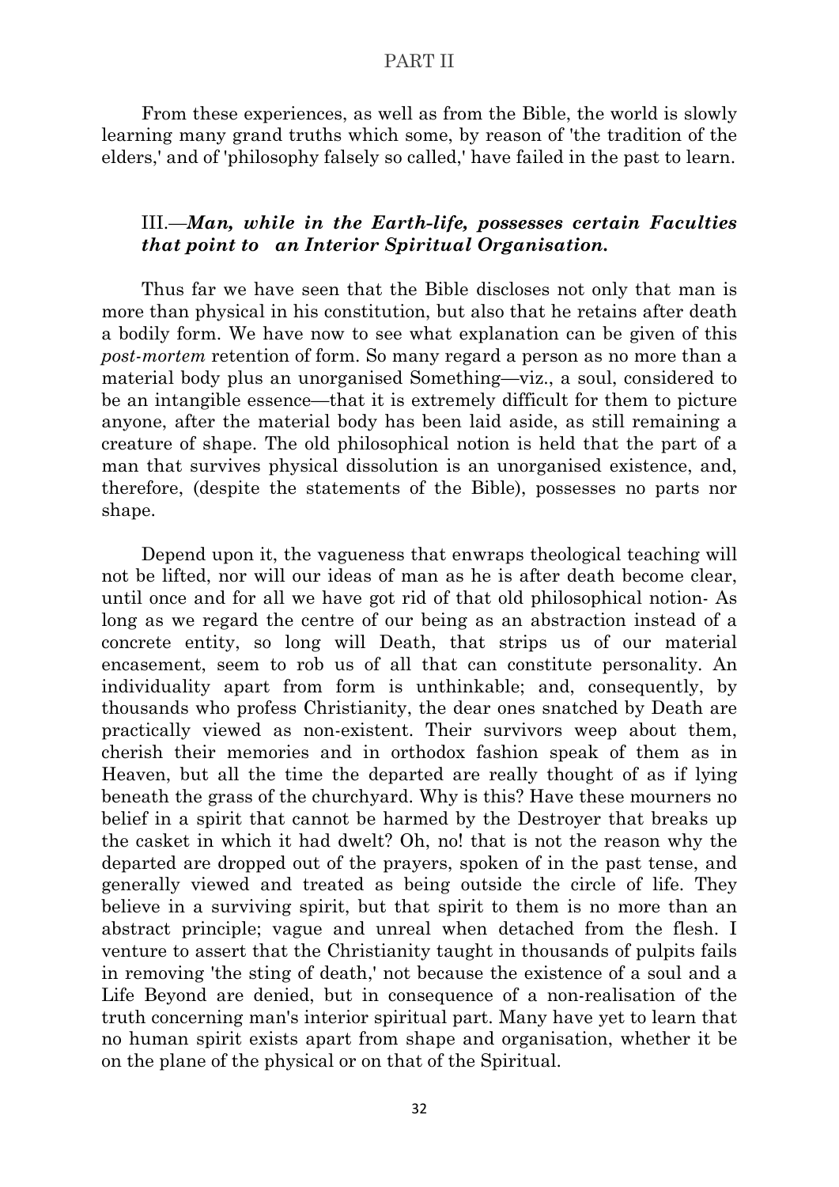From these experiences, as well as from the Bible, the world is slowly learning many grand truths which some, by reason of 'the tradition of the elders,' and of 'philosophy falsely so called,' have failed in the past to learn.

### III.—*Man, while in the Earth-life, possesses certain Faculties that point to an Interior Spiritual Organisation.*

Thus far we have seen that the Bible discloses not only that man is more than physical in his constitution, but also that he retains after death a bodily form. We have now to see what explanation can be given of this *post-mortem* retention of form. So many regard a person as no more than a material body plus an unorganised Something—viz., a soul, considered to be an intangible essence—that it is extremely difficult for them to picture anyone, after the material body has been laid aside, as still remaining a creature of shape. The old philosophical notion is held that the part of a man that survives physical dissolution is an unorganised existence, and, therefore, (despite the statements of the Bible), possesses no parts nor shape.

Depend upon it, the vagueness that enwraps theological teaching will not be lifted, nor will our ideas of man as he is after death become clear, until once and for all we have got rid of that old philosophical notion- As long as we regard the centre of our being as an abstraction instead of a concrete entity, so long will Death, that strips us of our material encasement, seem to rob us of all that can constitute personality. An individuality apart from form is unthinkable; and, consequently, by thousands who profess Christianity, the dear ones snatched by Death are practically viewed as non-existent. Their survivors weep about them, cherish their memories and in orthodox fashion speak of them as in Heaven, but all the time the departed are really thought of as if lying beneath the grass of the churchyard. Why is this? Have these mourners no belief in a spirit that cannot be harmed by the Destroyer that breaks up the casket in which it had dwelt? Oh, no! that is not the reason why the departed are dropped out of the prayers, spoken of in the past tense, and generally viewed and treated as being outside the circle of life. They believe in a surviving spirit, but that spirit to them is no more than an abstract principle; vague and unreal when detached from the flesh. I venture to assert that the Christianity taught in thousands of pulpits fails in removing 'the sting of death,' not because the existence of a soul and a Life Beyond are denied, but in consequence of a non-realisation of the truth concerning man's interior spiritual part. Many have yet to learn that no human spirit exists apart from shape and organisation, whether it be on the plane of the physical or on that of the Spiritual.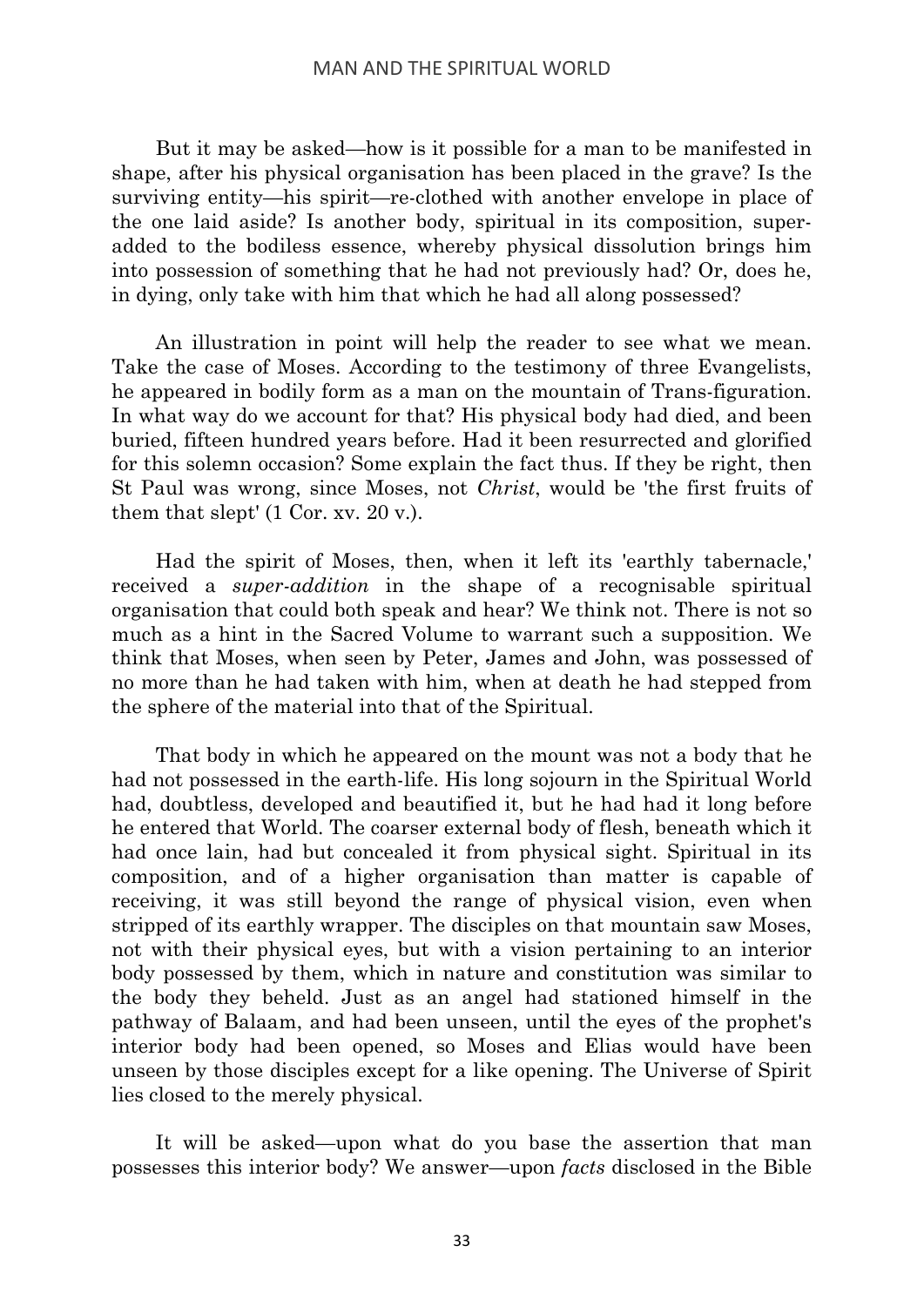But it may be asked—how is it possible for a man to be manifested in shape, after his physical organisation has been placed in the grave? Is the surviving entity—his spirit—re-clothed with another envelope in place of the one laid aside? Is another body, spiritual in its composition, super-added to the bodiless essence, whereby physical dissolution brings him into possession of something that he had not previously had? Or, does he, in dying, only take with him that which he had all along possessed?

An illustration in point will help the reader to see what we mean. Take the case of Moses. According to the testimony of three Evangelists, he appeared in bodily form as a man on the mountain of Trans-figuration. In what way do we account for that? His physical body had died, and been buried, fifteen hundred years before. Had it been resurrected and glorified for this solemn occasion? Some explain the fact thus. If they be right, then St Paul was wrong, since Moses, not *Christ*, would be 'the first fruits of them that slept' (1 Cor. xv. 20 v.).

Had the spirit of Moses, then, when it left its 'earthly tabernacle,' received a *super-addition* in the shape of a recognisable spiritual organisation that could both speak and hear? We think not. There is not so much as a hint in the Sacred Volume to warrant such a supposition. We think that Moses, when seen by Peter, James and John, was possessed of no more than he had taken with him, when at death he had stepped from the sphere of the material into that of the Spiritual.

That body in which he appeared on the mount was not a body that he had not possessed in the earth-life. His long sojourn in the Spiritual World had, doubtless, developed and beautified it, but he had had it long before he entered that World. The coarser external body of flesh, beneath which it had once lain, had but concealed it from physical sight. Spiritual in its composition, and of a higher organisation than matter is capable of receiving, it was still beyond the range of physical vision, even when stripped of its earthly wrapper. The disciples on that mountain saw Moses, not with their physical eyes, but with a vision pertaining to an interior body possessed by them, which in nature and constitution was similar to the body they beheld. Just as an angel had stationed himself in the pathway of Balaam, and had been unseen, until the eyes of the prophet's interior body had been opened, so Moses and Elias would have been unseen by those disciples except for a like opening. The Universe of Spirit lies closed to the merely physical.

It will be asked—upon what do you base the assertion that man possesses this interior body? We answer—upon *facts* disclosed in the Bible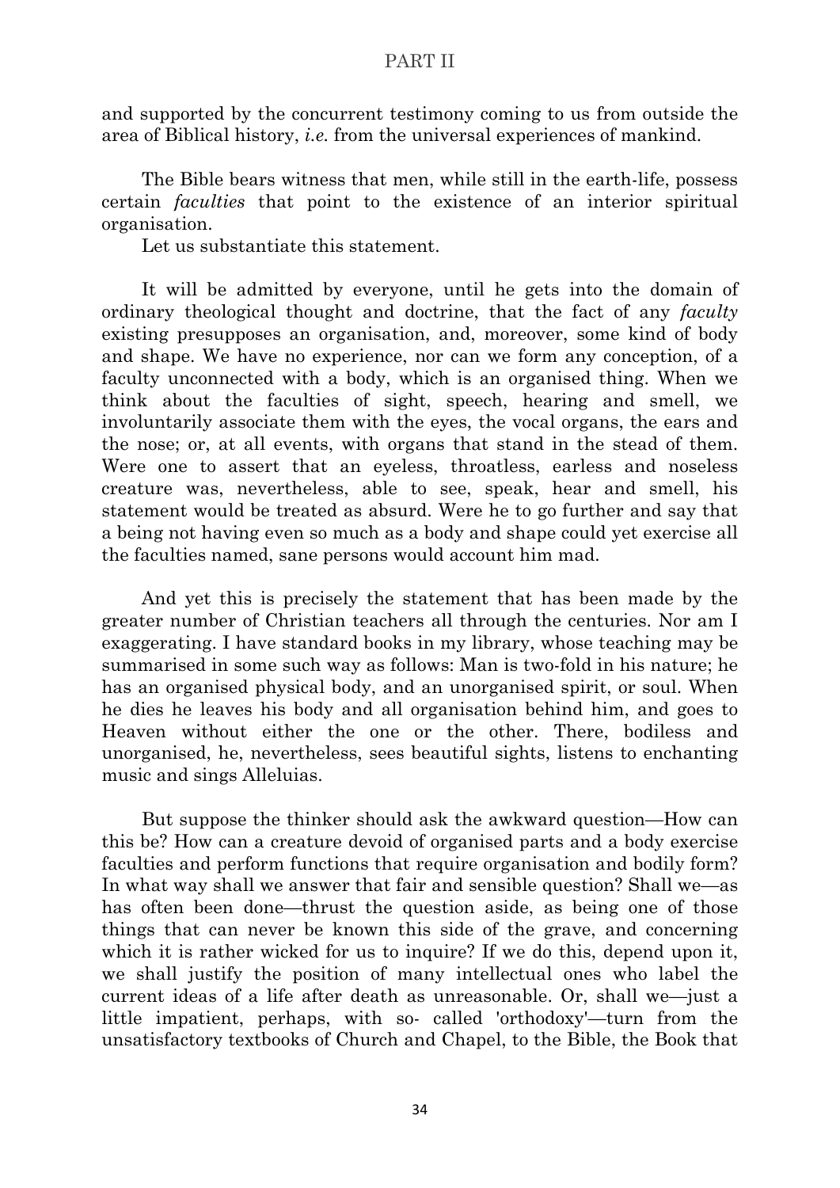and supported by the concurrent testimony coming to us from outside the area of Biblical history, *i.e.* from the universal experiences of mankind.

The Bible bears witness that men, while still in the earth-life, possess certain *faculties* that point to the existence of an interior spiritual organisation.

Let us substantiate this statement.

It will be admitted by everyone, until he gets into the domain of ordinary theological thought and doctrine, that the fact of any *faculty* existing presupposes an organisation, and, moreover, some kind of body and shape. We have no experience, nor can we form any conception, of a faculty unconnected with a body, which is an organised thing. When we think about the faculties of sight, speech, hearing and smell, we involuntarily associate them with the eyes, the vocal organs, the ears and the nose; or, at all events, with organs that stand in the stead of them. Were one to assert that an eyeless, throatless, earless and noseless creature was, nevertheless, able to see, speak, hear and smell, his statement would be treated as absurd. Were he to go further and say that a being not having even so much as a body and shape could yet exercise all the faculties named, sane persons would account him mad.

And yet this is precisely the statement that has been made by the greater number of Christian teachers all through the centuries. Nor am I exaggerating. I have standard books in my library, whose teaching may be summarised in some such way as follows: Man is two-fold in his nature; he has an organised physical body, and an unorganised spirit, or soul. When he dies he leaves his body and all organisation behind him, and goes to Heaven without either the one or the other. There, bodiless and unorganised, he, nevertheless, sees beautiful sights, listens to enchanting music and sings Alleluias.

But suppose the thinker should ask the awkward question—How can this be? How can a creature devoid of organised parts and a body exercise faculties and perform functions that require organisation and bodily form? In what way shall we answer that fair and sensible question? Shall we—as has often been done—thrust the question aside, as being one of those things that can never be known this side of the grave, and concerning which it is rather wicked for us to inquire? If we do this, depend upon it, we shall justify the position of many intellectual ones who label the current ideas of a life after death as unreasonable. Or, shall we—just a little impatient, perhaps, with so- called 'orthodoxy'—turn from the unsatisfactory textbooks of Church and Chapel, to the Bible, the Book that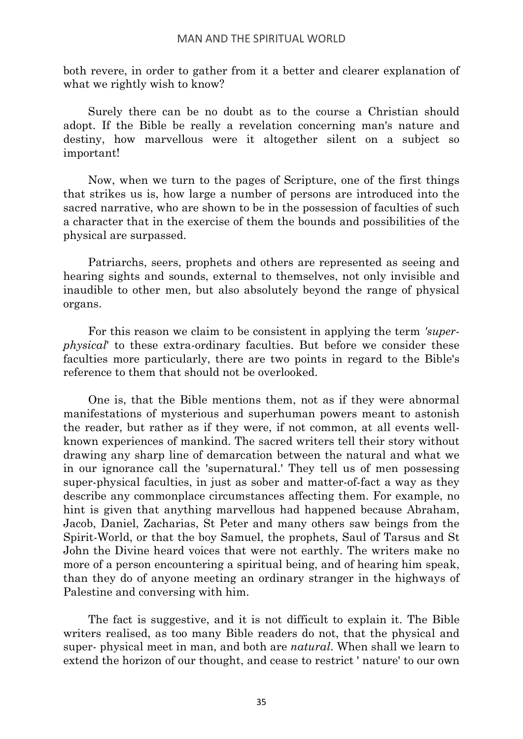both revere, in order to gather from it a better and clearer explanation of what we rightly wish to know?

Surely there can be no doubt as to the course a Christian should adopt. If the Bible be really a revelation concerning man's nature and destiny, how marvellous were it altogether silent on a subject so important!

Now, when we turn to the pages of Scripture, one of the first things that strikes us is, how large a number of persons are introduced into the sacred narrative, who are shown to be in the possession of faculties of such a character that in the exercise of them the bounds and possibilities of the physical are surpassed.

Patriarchs, seers, prophets and others are represented as seeing and hearing sights and sounds, external to themselves, not only invisible and inaudible to other men, but also absolutely beyond the range of physical organs.

For this reason we claim to be consistent in applying the term *'super-physical'* to these extra-ordinary faculties. But before we consider these faculties more particularly, there are two points in regard to the Bible's reference to them that should not be overlooked.

One is, that the Bible mentions them, not as if they were abnormal manifestations of mysterious and superhuman powers meant to astonish the reader, but rather as if they were, if not common, at all events well-known experiences of mankind. The sacred writers tell their story without drawing any sharp line of demarcation between the natural and what we in our ignorance call the 'supernatural.' They tell us of men possessing super-physical faculties, in just as sober and matter-of-fact a way as they describe any commonplace circumstances affecting them. For example, no hint is given that anything marvellous had happened because Abraham, Jacob, Daniel, Zacharias, St Peter and many others saw beings from the Spirit-World, or that the boy Samuel, the prophets, Saul of Tarsus and St John the Divine heard voices that were not earthly. The writers make no more of a person encountering a spiritual being, and of hearing him speak, than they do of anyone meeting an ordinary stranger in the highways of Palestine and conversing with him.

The fact is suggestive, and it is not difficult to explain it. The Bible writers realised, as too many Bible readers do not, that the physical and super- physical meet in man, and both are *natural*. When shall we learn to extend the horizon of our thought, and cease to restrict ' nature' to our own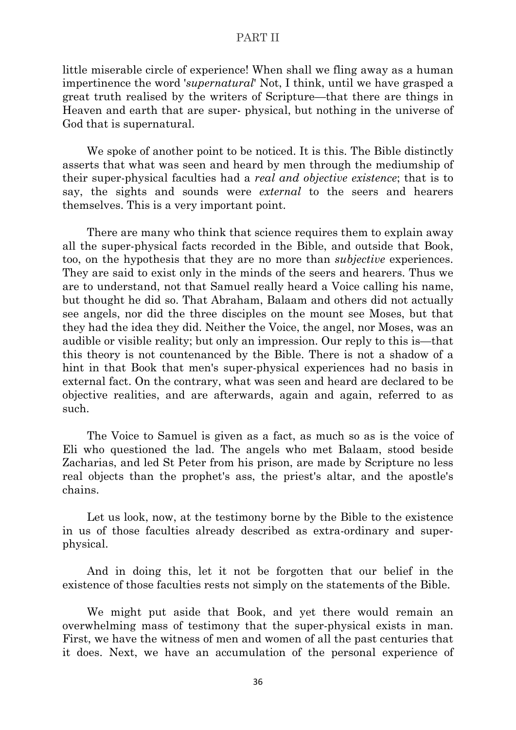little miserable circle of experience! When shall we fling away as a human impertinence the word '*supernatural*' Not, I think, until we have grasped a great truth realised by the writers of Scripture—that there are things in Heaven and earth that are super- physical, but nothing in the universe of God that is supernatural.

We spoke of another point to be noticed. It is this. The Bible distinctly asserts that what was seen and heard by men through the mediumship of their super-physical faculties had a *real and objective existence*; that is to say, the sights and sounds were *external* to the seers and hearers themselves. This is a very important point.

There are many who think that science requires them to explain away all the super-physical facts recorded in the Bible, and outside that Book, too, on the hypothesis that they are no more than *subjective* experiences. They are said to exist only in the minds of the seers and hearers. Thus we are to understand, not that Samuel really heard a Voice calling his name, but thought he did so. That Abraham, Balaam and others did not actually see angels, nor did the three disciples on the mount see Moses, but that they had the idea they did. Neither the Voice, the angel, nor Moses, was an audible or visible reality; but only an impression. Our reply to this is—that this theory is not countenanced by the Bible. There is not a shadow of a hint in that Book that men's super-physical experiences had no basis in external fact. On the contrary, what was seen and heard are declared to be objective realities, and are afterwards, again and again, referred to as such.

The Voice to Samuel is given as a fact, as much so as is the voice of Eli who questioned the lad. The angels who met Balaam, stood beside Zacharias, and led St Peter from his prison, are made by Scripture no less real objects than the prophet's ass, the priest's altar, and the apostle's chains.

Let us look, now, at the testimony borne by the Bible to the existence in us of those faculties already described as extra-ordinary and super-physical.

And in doing this, let it not be forgotten that our belief in the existence of those faculties rests not simply on the statements of the Bible.

We might put aside that Book, and yet there would remain an overwhelming mass of testimony that the super-physical exists in man. First, we have the witness of men and women of all the past centuries that it does. Next, we have an accumulation of the personal experience of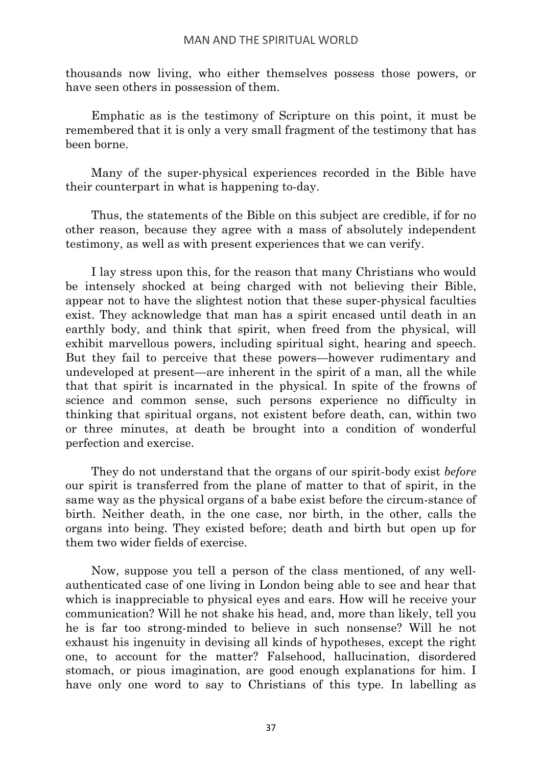thousands now living, who either themselves possess those powers, or have seen others in possession of them.

Emphatic as is the testimony of Scripture on this point, it must be remembered that it is only a very small fragment of the testimony that has been borne.

Many of the super-physical experiences recorded in the Bible have their counterpart in what is happening to-day.

Thus, the statements of the Bible on this subject are credible, if for no other reason, because they agree with a mass of absolutely independent testimony, as well as with present experiences that we can verify.

I lay stress upon this, for the reason that many Christians who would be intensely shocked at being charged with not believing their Bible, appear not to have the slightest notion that these super-physical faculties exist. They acknowledge that man has a spirit encased until death in an earthly body, and think that spirit, when freed from the physical, will exhibit marvellous powers, including spiritual sight, hearing and speech. But they fail to perceive that these powers—however rudimentary and undeveloped at present—are inherent in the spirit of a man, all the while that that spirit is incarnated in the physical. In spite of the frowns of science and common sense, such persons experience no difficulty in thinking that spiritual organs, not existent before death, can, within two or three minutes, at death be brought into a condition of wonderful perfection and exercise.

They do not understand that the organs of our spirit-body exist *before* our spirit is transferred from the plane of matter to that of spirit, in the same way as the physical organs of a babe exist before the circum-stance of birth. Neither death, in the one case, nor birth, in the other, calls the organs into being. They existed before; death and birth but open up for them two wider fields of exercise.

Now, suppose you tell a person of the class mentioned, of any well-authenticated case of one living in London being able to see and hear that which is inappreciable to physical eyes and ears. How will he receive your communication? Will he not shake his head, and, more than likely, tell you he is far too strong-minded to believe in such nonsense? Will he not exhaust his ingenuity in devising all kinds of hypotheses, except the right one, to account for the matter? Falsehood, hallucination, disordered stomach, or pious imagination, are good enough explanations for him. I have only one word to say to Christians of this type. In labelling as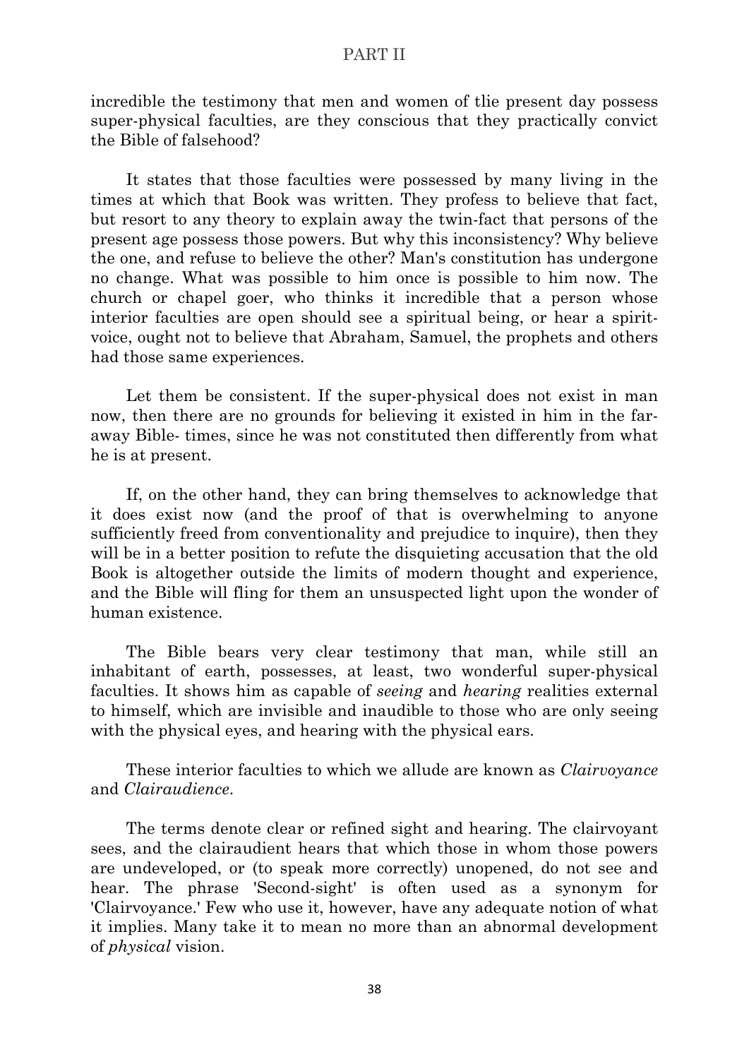incredible the testimony that men and women of tlie present day possess super-physical faculties, are they conscious that they practically convict the Bible of falsehood?

It states that those faculties were possessed by many living in the times at which that Book was written. They profess to believe that fact, but resort to any theory to explain away the twin-fact that persons of the present age possess those powers. But why this inconsistency? Why believe the one, and refuse to believe the other? Man's constitution has undergone no change. What was possible to him once is possible to him now. The church or chapel goer, who thinks it incredible that a person whose interior faculties are open should see a spiritual being, or hear a spirit-voice, ought not to believe that Abraham, Samuel, the prophets and others had those same experiences.

Let them be consistent. If the super-physical does not exist in man now, then there are no grounds for believing it existed in him in the far-away Bible- times, since he was not constituted then differently from what he is at present.

If, on the other hand, they can bring themselves to acknowledge that it does exist now (and the proof of that is overwhelming to anyone sufficiently freed from conventionality and prejudice to inquire), then they will be in a better position to refute the disquieting accusation that the old Book is altogether outside the limits of modern thought and experience, and the Bible will fling for them an unsuspected light upon the wonder of human existence.

The Bible bears very clear testimony that man, while still an inhabitant of earth, possesses, at least, two wonderful super-physical faculties. It shows him as capable of *seeing* and *hearing* realities external to himself, which are invisible and inaudible to those who are only seeing with the physical eyes, and hearing with the physical ears.

These interior faculties to which we allude are known as *Clairvoyance* and *Clairaudience*.

The terms denote clear or refined sight and hearing. The clairvoyant sees, and the clairaudient hears that which those in whom those powers are undeveloped, or (to speak more correctly) unopened, do not see and hear. The phrase 'Second-sight' is often used as a synonym for 'Clairvoyance.' Few who use it, however, have any adequate notion of what it implies. Many take it to mean no more than an abnormal development of *physical* vision.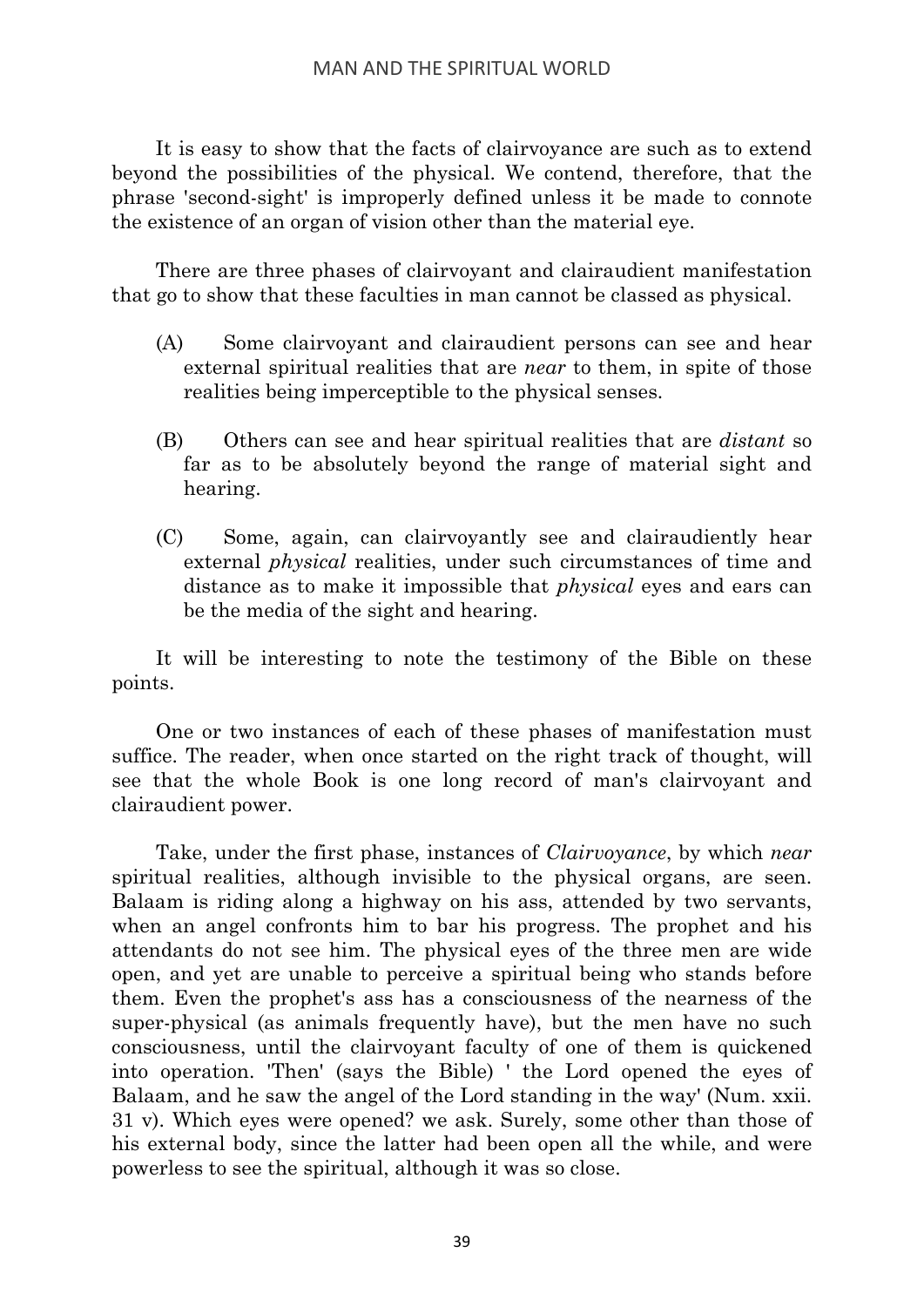It is easy to show that the facts of clairvoyance are such as to extend beyond the possibilities of the physical. We contend, therefore, that the phrase 'second-sight' is improperly defined unless it be made to connote the existence of an organ of vision other than the material eye.

There are three phases of clairvoyant and clairaudient manifestation that go to show that these faculties in man cannot be classed as physical.

(A) Some clairvoyant and clairaudient persons can see and hear external spiritual realities that are *near* to them, in spite of those realities being imperceptible to the physical senses.

(B) Others can see and hear spiritual realities that are *distant* so far as to be absolutely beyond the range of material sight and hearing.

(C) Some, again, can clairvoyantly see and clairaudiently hear external *physical* realities, under such circumstances of time and distance as to make it impossible that *physical* eyes and ears can be the media of the sight and hearing.

It will be interesting to note the testimony of the Bible on these points.

One or two instances of each of these phases of manifestation must suffice. The reader, when once started on the right track of thought, will see that the whole Book is one long record of man's clairvoyant and clairaudient power.

Take, under the first phase, instances of *Clairvoyance*, by which *near* spiritual realities, although invisible to the physical organs, are seen. Balaam is riding along a highway on his ass, attended by two servants, when an angel confronts him to bar his progress. The prophet and his attendants do not see him. The physical eyes of the three men are wide open, and yet are unable to perceive a spiritual being who stands before them. Even the prophet's ass has a consciousness of the nearness of the super-physical (as animals frequently have), but the men have no such consciousness, until the clairvoyant faculty of one of them is quickened into operation. 'Then' (says the Bible) ' the Lord opened the eyes of Balaam, and he saw the angel of the Lord standing in the way' (Num. xxii. 31 v). Which eyes were opened? we ask. Surely, some other than those of his external body, since the latter had been open all the while, and were powerless to see the spiritual, although it was so close.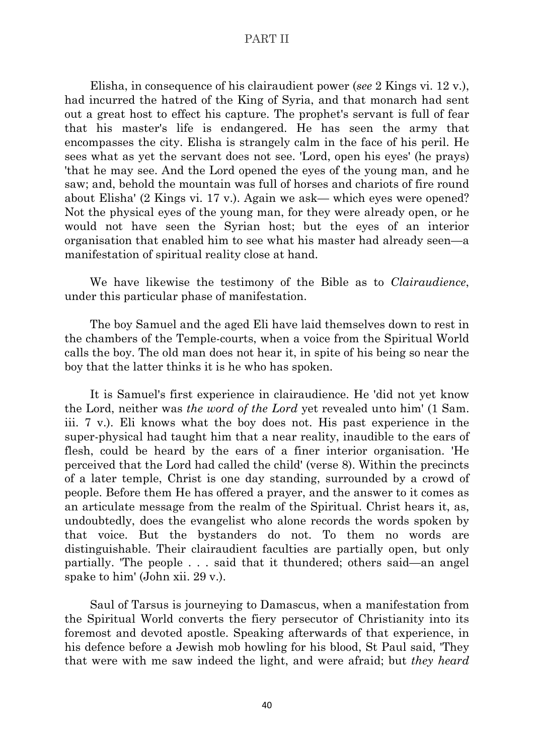Elisha, in consequence of his clairaudient power (*see* 2 Kings vi. 12 v.), had incurred the hatred of the King of Syria, and that monarch had sent out a great host to effect his capture. The prophet's servant is full of fear that his master's life is endangered. He has seen the army that encompasses the city. Elisha is strangely calm in the face of his peril. He sees what as yet the servant does not see. 'Lord, open his eyes' (he prays) 'that he may see. And the Lord opened the eyes of the young man, and he saw; and, behold the mountain was full of horses and chariots of fire round about Elisha' (2 Kings vi. 17 v.). Again we ask— which eyes were opened? Not the physical eyes of the young man, for they were already open, or he would not have seen the Syrian host; but the eyes of an interior organisation that enabled him to see what his master had already seen—a manifestation of spiritual reality close at hand.

We have likewise the testimony of the Bible as to *Clairaudience*, under this particular phase of manifestation.

The boy Samuel and the aged Eli have laid themselves down to rest in the chambers of the Temple-courts, when a voice from the Spiritual World calls the boy. The old man does not hear it, in spite of his being so near the boy that the latter thinks it is he who has spoken.

It is Samuel's first experience in clairaudience. He 'did not yet know the Lord, neither was *the word of the Lord* yet revealed unto him' (1 Sam. iii. 7 v.). Eli knows what the boy does not. His past experience in the super-physical had taught him that a near reality, inaudible to the ears of flesh, could be heard by the ears of a finer interior organisation. 'He perceived that the Lord had called the child' (verse 8). Within the precincts of a later temple, Christ is one day standing, surrounded by a crowd of people. Before them He has offered a prayer, and the answer to it comes as an articulate message from the realm of the Spiritual. Christ hears it, as, undoubtedly, does the evangelist who alone records the words spoken by that voice. But the bystanders do not. To them no words are distinguishable. Their clairaudient faculties are partially open, but only partially. 'The people . . . said that it thundered; others said—an angel spake to him' (John xii. 29 v.).

Saul of Tarsus is journeying to Damascus, when a manifestation from the Spiritual World converts the fiery persecutor of Christianity into its foremost and devoted apostle. Speaking afterwards of that experience, in his defence before a Jewish mob howling for his blood, St Paul said, 'They that were with me saw indeed the light, and were afraid; but *they heard*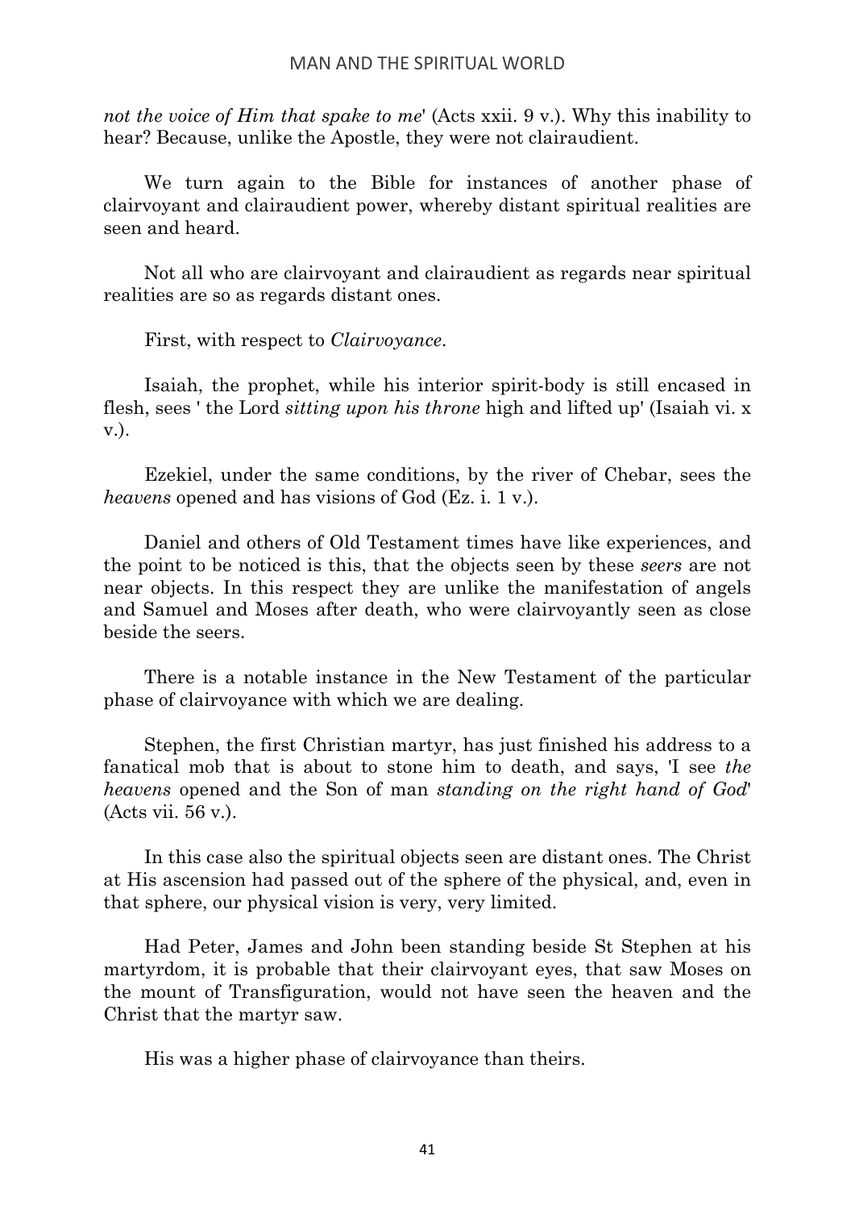*not the voice of Him that spake to me*' (Acts xxii. 9 v.). Why this inability to hear? Because, unlike the Apostle, they were not clairaudient.

We turn again to the Bible for instances of another phase of clairvoyant and clairaudient power, whereby distant spiritual realities are seen and heard.

Not all who are clairvoyant and clairaudient as regards near spiritual realities are so as regards distant ones.

First, with respect to *Clairvoyance*.

Isaiah, the prophet, while his interior spirit-body is still encased in flesh, sees ' the Lord *sitting upon his throne* high and lifted up' (Isaiah vi. x v.).

Ezekiel, under the same conditions, by the river of Chebar, sees the *heavens* opened and has visions of God (Ez. i. 1 v.).

Daniel and others of Old Testament times have like experiences, and the point to be noticed is this, that the objects seen by these *seers* are not near objects. In this respect they are unlike the manifestation of angels and Samuel and Moses after death, who were clairvoyantly seen as close beside the seers.

There is a notable instance in the New Testament of the particular phase of clairvoyance with which we are dealing.

Stephen, the first Christian martyr, has just finished his address to a fanatical mob that is about to stone him to death, and says, 'I see *the heavens* opened and the Son of man *standing on the right hand of God*' (Acts vii. 56 v.).

In this case also the spiritual objects seen are distant ones. The Christ at His ascension had passed out of the sphere of the physical, and, even in that sphere, our physical vision is very, very limited.

Had Peter, James and John been standing beside St Stephen at his martyrdom, it is probable that their clairvoyant eyes, that saw Moses on the mount of Transfiguration, would not have seen the heaven and the Christ that the martyr saw.

His was a higher phase of clairvoyance than theirs.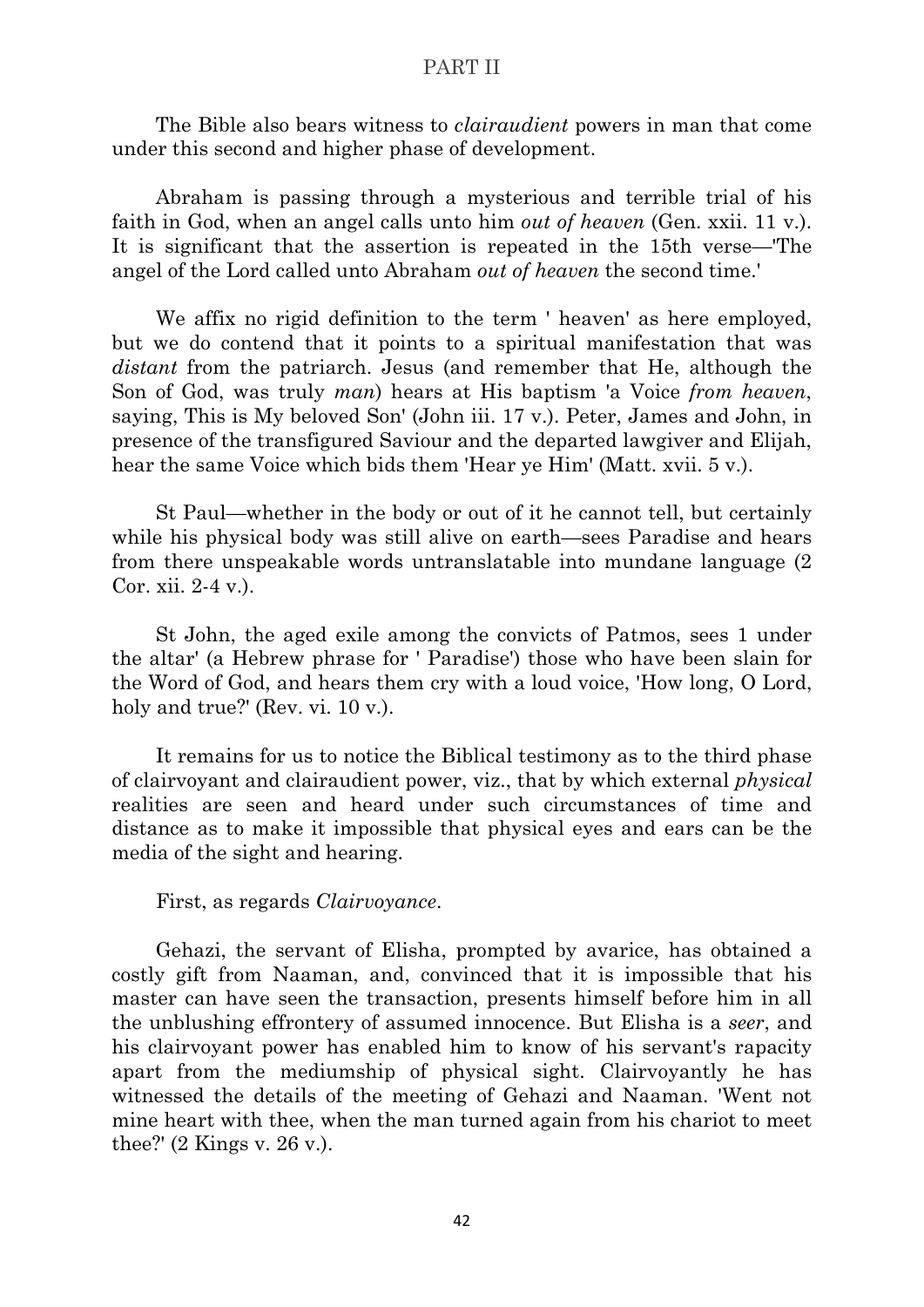PART II

The Bible also bears witness to *clairaudient* powers in man that come under this second and higher phase of development.

Abraham is passing through a mysterious and terrible trial of his faith in God, when an angel calls unto him *out of heaven* (Gen. xxii. 11 v.). It is significant that the assertion is repeated in the 15th verse—'The angel of the Lord called unto Abraham *out of heaven* the second time.'

We affix no rigid definition to the term ' heaven' as here employed, but we do contend that it points to a spiritual manifestation that was *distant* from the patriarch. Jesus (and remember that He, although the Son of God, was truly *man*) hears at His baptism 'a Voice *from heaven*, saying, This is My beloved Son' (John iii. 17 v.). Peter, James and John, in presence of the transfigured Saviour and the departed lawgiver and Elijah, hear the same Voice which bids them 'Hear ye Him' (Matt. xvii. 5 v.).

St Paul—whether in the body or out of it he cannot tell, but certainly while his physical body was still alive on earth—sees Paradise and hears from there unspeakable words untranslatable into mundane language (2 Cor. xii. 2-4 v.).

St John, the aged exile among the convicts of Patmos, sees 1 under the altar' (a Hebrew phrase for ' Paradise') those who have been slain for the Word of God, and hears them cry with a loud voice, 'How long, O Lord, holy and true?' (Rev. vi. 10 v.).

It remains for us to notice the Biblical testimony as to the third phase of clairvoyant and clairaudient power, viz., that by which external *physical* realities are seen and heard under such circumstances of time and distance as to make it impossible that physical eyes and ears can be the media of the sight and hearing.

First, as regards *Clairvoyance*.

Gehazi, the servant of Elisha, prompted by avarice, has obtained a costly gift from Naaman, and, convinced that it is impossible that his master can have seen the transaction, presents himself before him in all the unblushing effrontery of assumed innocence. But Elisha is a *seer*, and his clairvoyant power has enabled him to know of his servant's rapacity apart from the mediumship of physical sight. Clairvoyantly he has witnessed the details of the meeting of Gehazi and Naaman. 'Went not mine heart with thee, when the man turned again from his chariot to meet thee?' (2 Kings v. 26 v.).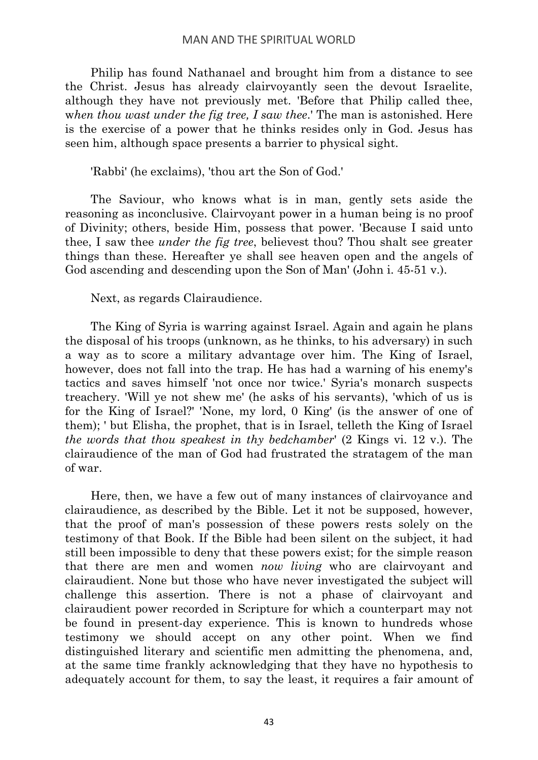Philip has found Nathanael and brought him from a distance to see the Christ. Jesus has already clairvoyantly seen the devout Israelite, although they have not previously met. 'Before that Philip called thee, w*hen thou wast under the fig tree, I saw thee*.' The man is astonished. Here is the exercise of a power that he thinks resides only in God. Jesus has seen him, although space presents a barrier to physical sight.

'Rabbi' (he exclaims), 'thou art the Son of God.'

The Saviour, who knows what is in man, gently sets aside the reasoning as inconclusive. Clairvoyant power in a human being is no proof of Divinity; others, beside Him, possess that power. 'Because I said unto thee, I saw thee *under the fig tree*, believest thou? Thou shalt see greater things than these. Hereafter ye shall see heaven open and the angels of God ascending and descending upon the Son of Man' (John i. 45-51 v.).

Next, as regards Clairaudience.

The King of Syria is warring against Israel. Again and again he plans the disposal of his troops (unknown, as he thinks, to his adversary) in such a way as to score a military advantage over him. The King of Israel, however, does not fall into the trap. He has had a warning of his enemy's tactics and saves himself 'not once nor twice.' Syria's monarch suspects treachery. 'Will ye not shew me' (he asks of his servants), 'which of us is for the King of Israel?' 'None, my lord, 0 King' (is the answer of one of them); ' but Elisha, the prophet, that is in Israel, telleth the King of Israel *the words that thou speakest in thy bedchamber*' (2 Kings vi. 12 v.). The clairaudience of the man of God had frustrated the stratagem of the man of war.

Here, then, we have a few out of many instances of clairvoyance and clairaudience, as described by the Bible. Let it not be supposed, however, that the proof of man's possession of these powers rests solely on the testimony of that Book. If the Bible had been silent on the subject, it had still been impossible to deny that these powers exist; for the simple reason that there are men and women *now living* who are clairvoyant and clairaudient. None but those who have never investigated the subject will challenge this assertion. There is not a phase of clairvoyant and clairaudient power recorded in Scripture for which a counterpart may not be found in present-day experience. This is known to hundreds whose testimony we should accept on any other point. When we find distinguished literary and scientific men admitting the phenomena, and, at the same time frankly acknowledging that they have no hypothesis to adequately account for them, to say the least, it requires a fair amount of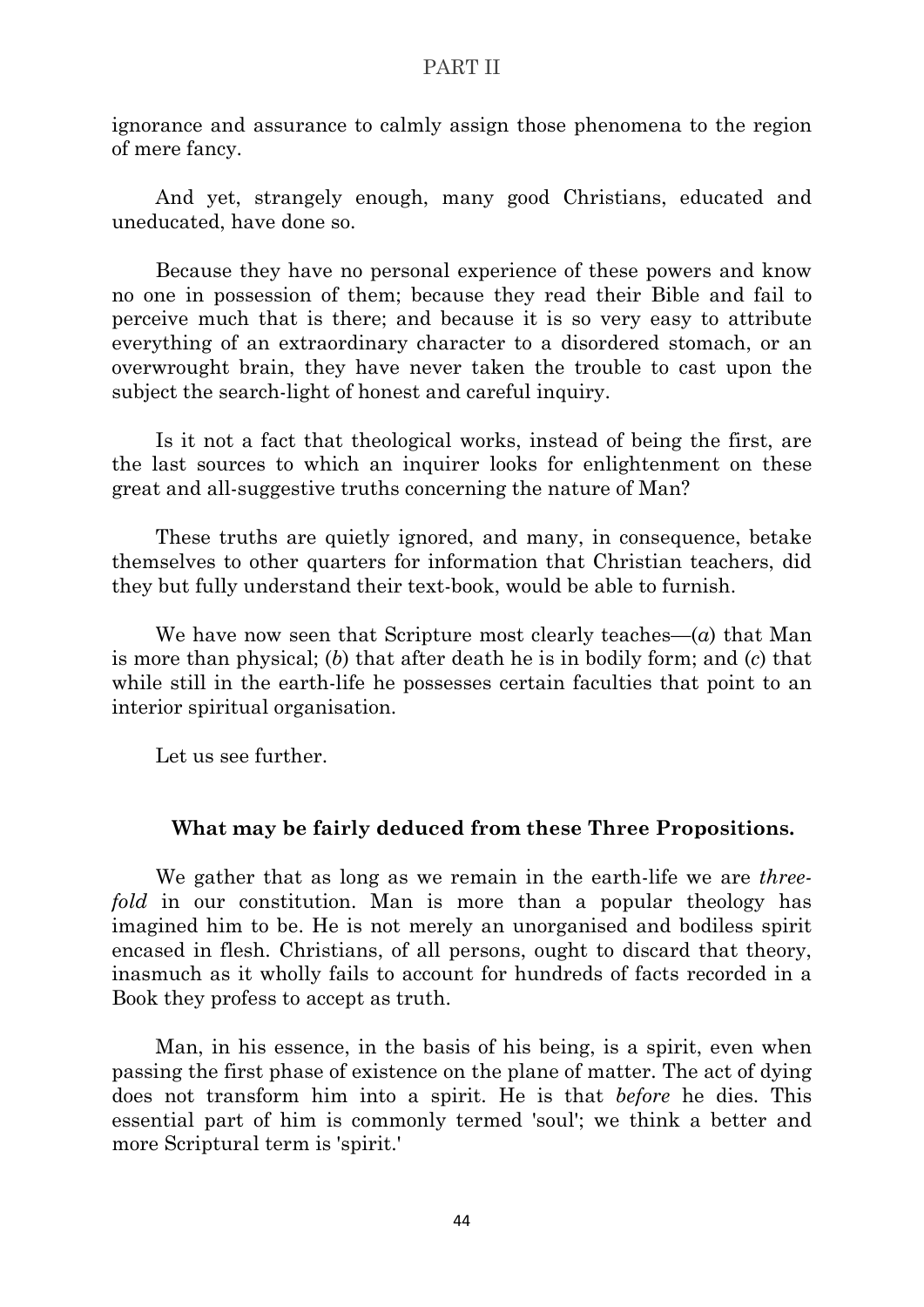ignorance and assurance to calmly assign those phenomena to the region of mere fancy.

And yet, strangely enough, many good Christians, educated and uneducated, have done so.

Because they have no personal experience of these powers and know no one in possession of them; because they read their Bible and fail to perceive much that is there; and because it is so very easy to attribute everything of an extraordinary character to a disordered stomach, or an overwrought brain, they have never taken the trouble to cast upon the subject the search-light of honest and careful inquiry.

Is it not a fact that theological works, instead of being the first, are the last sources to which an inquirer looks for enlightenment on these great and all-suggestive truths concerning the nature of Man?

These truths are quietly ignored, and many, in consequence, betake themselves to other quarters for information that Christian teachers, did they but fully understand their text-book, would be able to furnish.

We have now seen that Scripture most clearly teaches—(*a*) that Man is more than physical; (*b*) that after death he is in bodily form; and (*c*) that while still in the earth-life he possesses certain faculties that point to an interior spiritual organisation.

Let us see further.

### What may be fairly deduced from these Three Propositions.

We gather that as long as we remain in the earth-life we are *three-fold* in our constitution. Man is more than a popular theology has imagined him to be. He is not merely an unorganised and bodiless spirit encased in flesh. Christians, of all persons, ought to discard that theory, inasmuch as it wholly fails to account for hundreds of facts recorded in a Book they profess to accept as truth.

Man, in his essence, in the basis of his being, is a spirit, even when passing the first phase of existence on the plane of matter. The act of dying does not transform him into a spirit. He is that *before* he dies. This essential part of him is commonly termed 'soul'; we think a better and more Scriptural term is 'spirit.'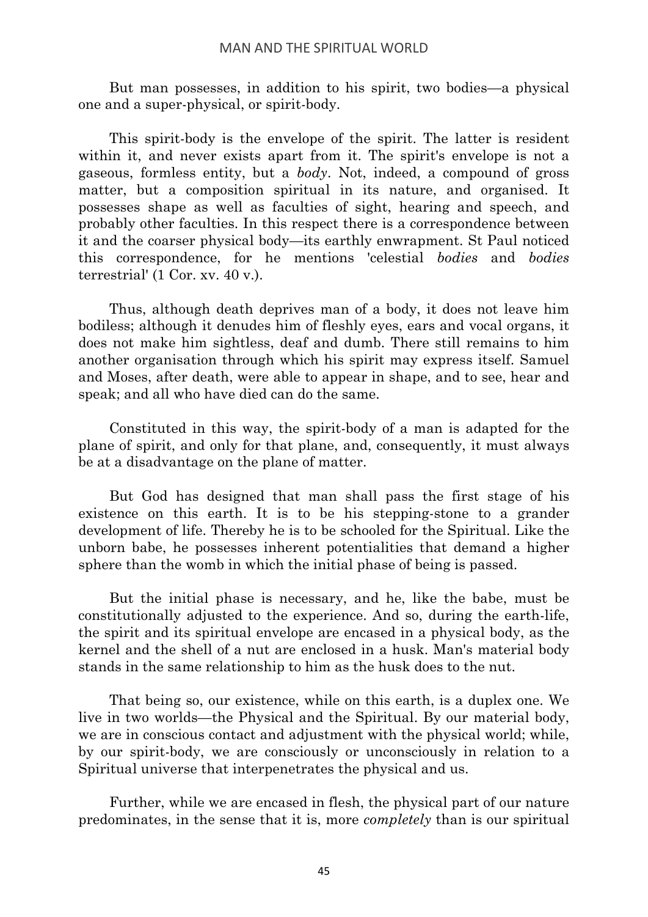But man possesses, in addition to his spirit, two bodies—a physical one and a super-physical, or spirit-body.

This spirit-body is the envelope of the spirit. The latter is resident within it, and never exists apart from it. The spirit's envelope is not a gaseous, formless entity, but a *body*. Not, indeed, a compound of gross matter, but a composition spiritual in its nature, and organised. It possesses shape as well as faculties of sight, hearing and speech, and probably other faculties. In this respect there is a correspondence between it and the coarser physical body—its earthly enwrapment. St Paul noticed this correspondence, for he mentions 'celestial *bodies* and *bodies* terrestrial' (1 Cor. xv. 40 v.).

Thus, although death deprives man of a body, it does not leave him bodiless; although it denudes him of fleshly eyes, ears and vocal organs, it does not make him sightless, deaf and dumb. There still remains to him another organisation through which his spirit may express itself. Samuel and Moses, after death, were able to appear in shape, and to see, hear and speak; and all who have died can do the same.

Constituted in this way, the spirit-body of a man is adapted for the plane of spirit, and only for that plane, and, consequently, it must always be at a disadvantage on the plane of matter.

But God has designed that man shall pass the first stage of his existence on this earth. It is to be his stepping-stone to a grander development of life. Thereby he is to be schooled for the Spiritual. Like the unborn babe, he possesses inherent potentialities that demand a higher sphere than the womb in which the initial phase of being is passed.

But the initial phase is necessary, and he, like the babe, must be constitutionally adjusted to the experience. And so, during the earth-life, the spirit and its spiritual envelope are encased in a physical body, as the kernel and the shell of a nut are enclosed in a husk. Man's material body stands in the same relationship to him as the husk does to the nut.

That being so, our existence, while on this earth, is a duplex one. We live in two worlds—the Physical and the Spiritual. By our material body, we are in conscious contact and adjustment with the physical world; while, by our spirit-body, we are consciously or unconsciously in relation to a Spiritual universe that interpenetrates the physical and us.

Further, while we are encased in flesh, the physical part of our nature predominates, in the sense that it is, more *completely* than is our spiritual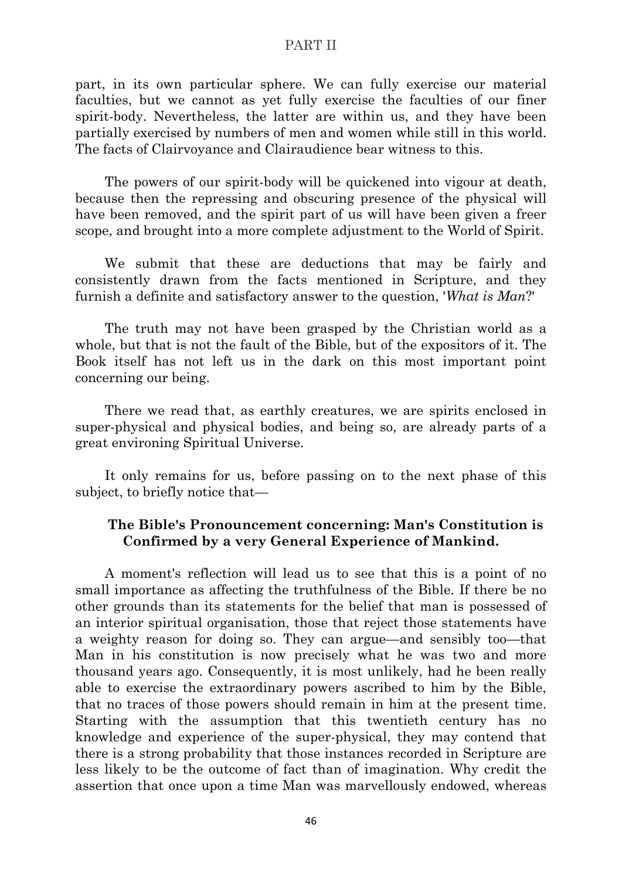part, in its own particular sphere. We can fully exercise our material faculties, but we cannot as yet fully exercise the faculties of our finer spirit-body. Nevertheless, the latter are within us, and they have been partially exercised by numbers of men and women while still in this world. The facts of Clairvoyance and Clairaudience bear witness to this.

The powers of our spirit-body will be quickened into vigour at death, because then the repressing and obscuring presence of the physical will have been removed, and the spirit part of us will have been given a freer scope, and brought into a more complete adjustment to the World of Spirit.

We submit that these are deductions that may be fairly and consistently drawn from the facts mentioned in Scripture, and they furnish a definite and satisfactory answer to the question, '*What is Man*?'

The truth may not have been grasped by the Christian world as a whole, but that is not the fault of the Bible, but of the expositors of it. The Book itself has not left us in the dark on this most important point concerning our being.

There we read that, as earthly creatures, we are spirits enclosed in super-physical and physical bodies, and being so, are already parts of a great environing Spiritual Universe.

It only remains for us, before passing on to the next phase of this subject, to briefly notice that—

**The Bible's Pronouncement concerning: Man's Constitution is Confirmed by a very General Experience of Mankind.**

A moment's reflection will lead us to see that this is a point of no small importance as affecting the truthfulness of the Bible. If there be no other grounds than its statements for the belief that man is possessed of an interior spiritual organisation, those that reject those statements have a weighty reason for doing so. They can argue—and sensibly too—that Man in his constitution is now precisely what he was two and more thousand years ago. Consequently, it is most unlikely, had he been really able to exercise the extraordinary powers ascribed to him by the Bible, that no traces of those powers should remain in him at the present time. Starting with the assumption that this twentieth century has no knowledge and experience of the super-physical, they may contend that there is a strong probability that those instances recorded in Scripture are less likely to be the outcome of fact than of imagination. Why credit the assertion that once upon a time Man was marvellously endowed, whereas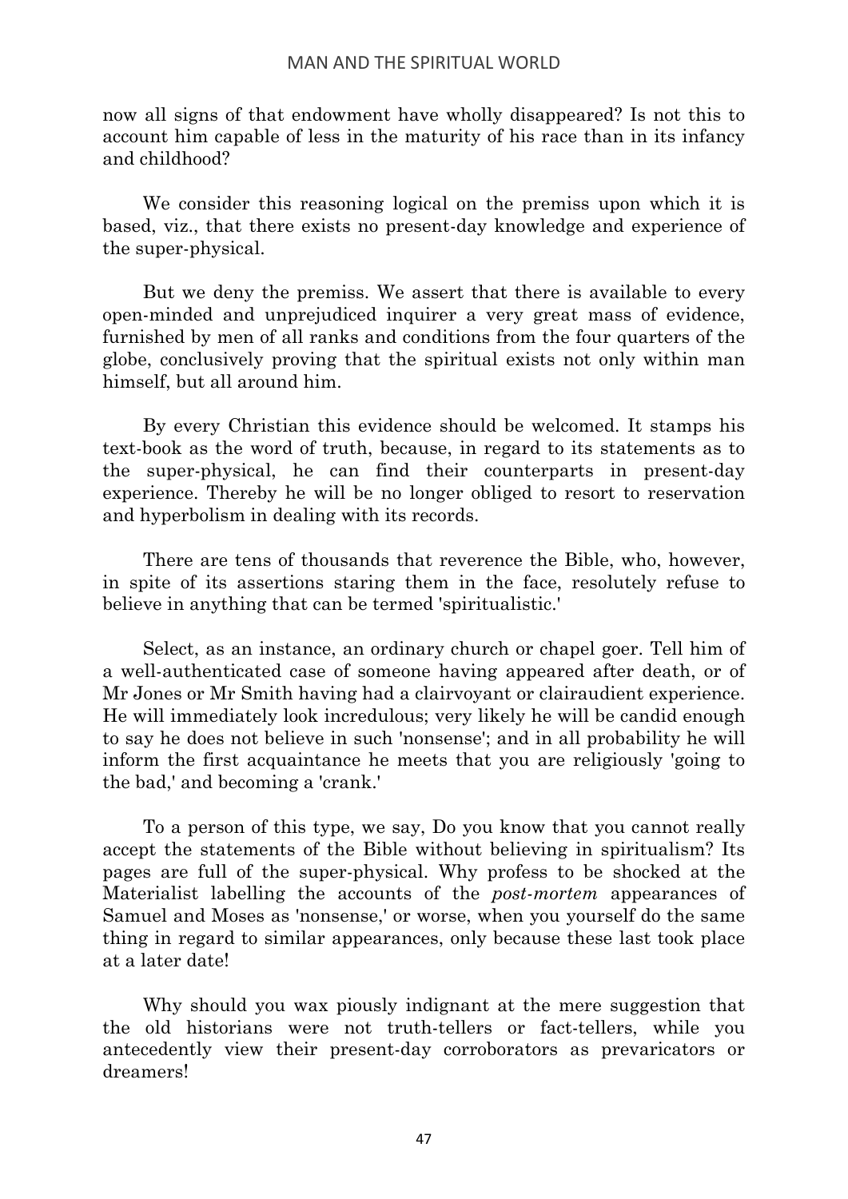now all signs of that endowment have wholly disappeared? Is not this to account him capable of less in the maturity of his race than in its infancy and childhood?

We consider this reasoning logical on the premiss upon which it is based, viz., that there exists no present-day knowledge and experience of the super-physical.

But we deny the premiss. We assert that there is available to every open-minded and unprejudiced inquirer a very great mass of evidence, furnished by men of all ranks and conditions from the four quarters of the globe, conclusively proving that the spiritual exists not only within man himself, but all around him.

By every Christian this evidence should be welcomed. It stamps his text-book as the word of truth, because, in regard to its statements as to the super-physical, he can find their counterparts in present-day experience. Thereby he will be no longer obliged to resort to reservation and hyperbolism in dealing with its records.

There are tens of thousands that reverence the Bible, who, however, in spite of its assertions staring them in the face, resolutely refuse to believe in anything that can be termed 'spiritualistic.'

Select, as an instance, an ordinary church or chapel goer. Tell him of a well-authenticated case of someone having appeared after death, or of Mr Jones or Mr Smith having had a clairvoyant or clairaudient experience. He will immediately look incredulous; very likely he will be candid enough to say he does not believe in such 'nonsense'; and in all probability he will inform the first acquaintance he meets that you are religiously 'going to the bad,' and becoming a 'crank.'

To a person of this type, we say, Do you know that you cannot really accept the statements of the Bible without believing in spiritualism? Its pages are full of the super-physical. Why profess to be shocked at the Materialist labelling the accounts of the *post-mortem* appearances of Samuel and Moses as 'nonsense,' or worse, when you yourself do the same thing in regard to similar appearances, only because these last took place at a later date!

Why should you wax piously indignant at the mere suggestion that the old historians were not truth-tellers or fact-tellers, while you antecedently view their present-day corroborators as prevaricators or dreamers!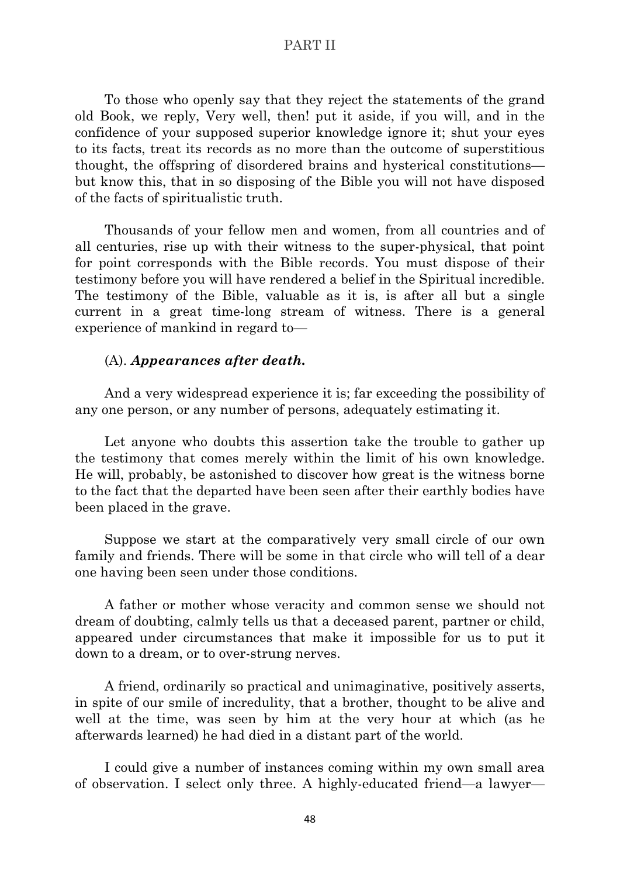To those who openly say that they reject the statements of the grand old Book, we reply, Very well, then! put it aside, if you will, and in the confidence of your supposed superior knowledge ignore it; shut your eyes to its facts, treat its records as no more than the outcome of superstitious thought, the offspring of disordered brains and hysterical constitutions—but know this, that in so disposing of the Bible you will not have disposed of the facts of spiritualistic truth.

Thousands of your fellow men and women, from all countries and of all centuries, rise up with their witness to the super-physical, that point for point corresponds with the Bible records. You must dispose of their testimony before you will have rendered a belief in the Spiritual incredible. The testimony of the Bible, valuable as it is, is after all but a single current in a great time-long stream of witness. There is a general experience of mankind in regard to—

(A). ***Appearances after death.***

And a very widespread experience it is; far exceeding the possibility of any one person, or any number of persons, adequately estimating it.

Let anyone who doubts this assertion take the trouble to gather up the testimony that comes merely within the limit of his own knowledge. He will, probably, be astonished to discover how great is the witness borne to the fact that the departed have been seen after their earthly bodies have been placed in the grave.

Suppose we start at the comparatively very small circle of our own family and friends. There will be some in that circle who will tell of a dear one having been seen under those conditions.

A father or mother whose veracity and common sense we should not dream of doubting, calmly tells us that a deceased parent, partner or child, appeared under circumstances that make it impossible for us to put it down to a dream, or to over-strung nerves.

A friend, ordinarily so practical and unimaginative, positively asserts, in spite of our smile of incredulity, that a brother, thought to be alive and well at the time, was seen by him at the very hour at which (as he afterwards learned) he had died in a distant part of the world.

I could give a number of instances coming within my own small area of observation. I select only three. A highly-educated friend—a lawyer—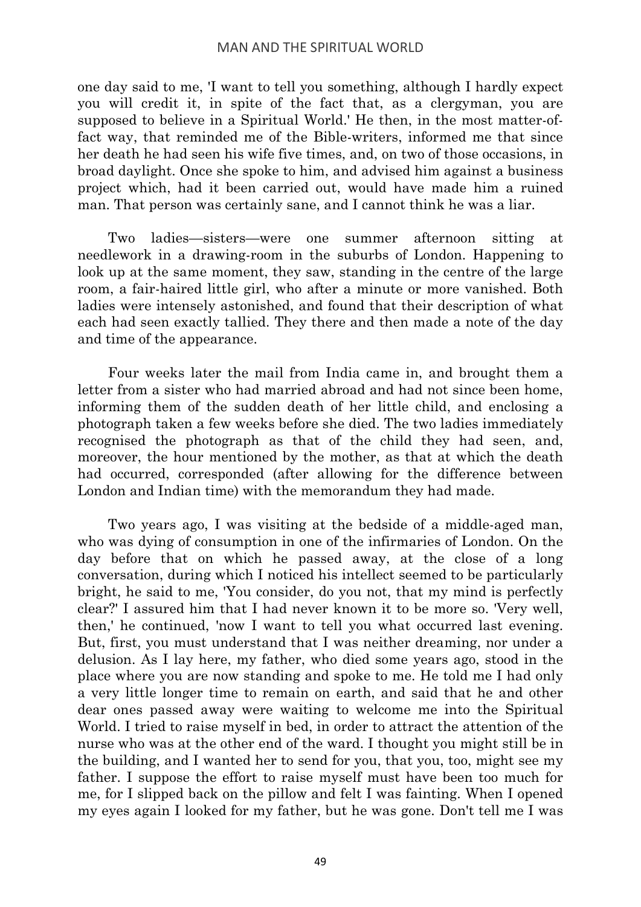one day said to me, 'I want to tell you something, although I hardly expect you will credit it, in spite of the fact that, as a clergyman, you are supposed to believe in a Spiritual World.' He then, in the most matter-of-fact way, that reminded me of the Bible-writers, informed me that since her death he had seen his wife five times, and, on two of those occasions, in broad daylight. Once she spoke to him, and advised him against a business project which, had it been carried out, would have made him a ruined man. That person was certainly sane, and I cannot think he was a liar.

Two ladies—sisters—were one summer afternoon sitting at needlework in a drawing-room in the suburbs of London. Happening to look up at the same moment, they saw, standing in the centre of the large room, a fair-haired little girl, who after a minute or more vanished. Both ladies were intensely astonished, and found that their description of what each had seen exactly tallied. They there and then made a note of the day and time of the appearance.

Four weeks later the mail from India came in, and brought them a letter from a sister who had married abroad and had not since been home, informing them of the sudden death of her little child, and enclosing a photograph taken a few weeks before she died. The two ladies immediately recognised the photograph as that of the child they had seen, and, moreover, the hour mentioned by the mother, as that at which the death had occurred, corresponded (after allowing for the difference between London and Indian time) with the memorandum they had made.

Two years ago, I was visiting at the bedside of a middle-aged man, who was dying of consumption in one of the infirmaries of London. On the day before that on which he passed away, at the close of a long conversation, during which I noticed his intellect seemed to be particularly bright, he said to me, 'You consider, do you not, that my mind is perfectly clear?' I assured him that I had never known it to be more so. 'Very well, then,' he continued, 'now I want to tell you what occurred last evening. But, first, you must understand that I was neither dreaming, nor under a delusion. As I lay here, my father, who died some years ago, stood in the place where you are now standing and spoke to me. He told me I had only a very little longer time to remain on earth, and said that he and other dear ones passed away were waiting to welcome me into the Spiritual World. I tried to raise myself in bed, in order to attract the attention of the nurse who was at the other end of the ward. I thought you might still be in the building, and I wanted her to send for you, that you, too, might see my father. I suppose the effort to raise myself must have been too much for me, for I slipped back on the pillow and felt I was fainting. When I opened my eyes again I looked for my father, but he was gone. Don't tell me I was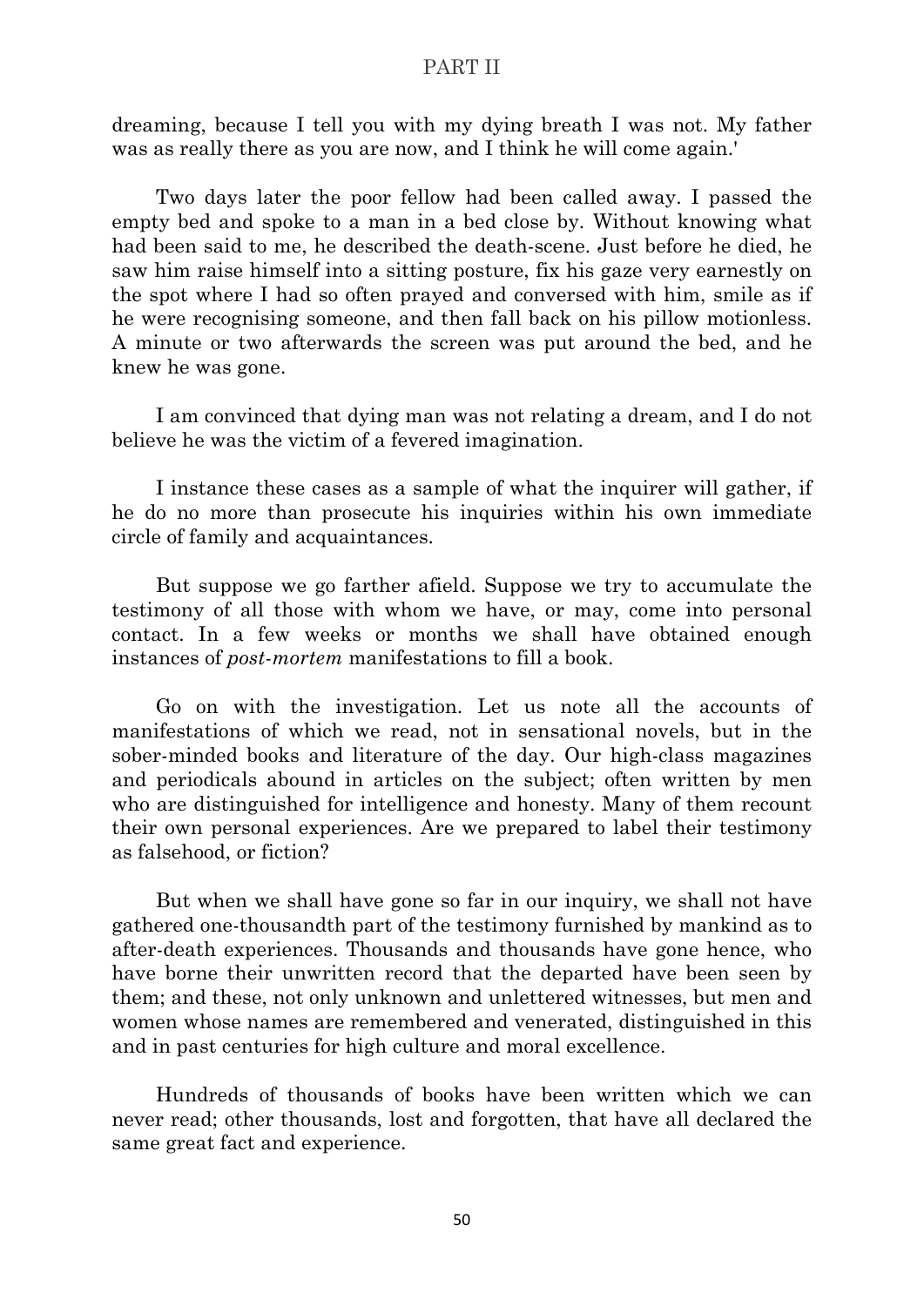dreaming, because I tell you with my dying breath I was not. My father was as really there as you are now, and I think he will come again.'

Two days later the poor fellow had been called away. I passed the empty bed and spoke to a man in a bed close by. Without knowing what had been said to me, he described the death-scene. Just before he died, he saw him raise himself into a sitting posture, fix his gaze very earnestly on the spot where I had so often prayed and conversed with him, smile as if he were recognising someone, and then fall back on his pillow motionless. A minute or two afterwards the screen was put around the bed, and he knew he was gone.

I am convinced that dying man was not relating a dream, and I do not believe he was the victim of a fevered imagination.

I instance these cases as a sample of what the inquirer will gather, if he do no more than prosecute his inquiries within his own immediate circle of family and acquaintances.

But suppose we go farther afield. Suppose we try to accumulate the testimony of all those with whom we have, or may, come into personal contact. In a few weeks or months we shall have obtained enough instances of *post-mortem* manifestations to fill a book.

Go on with the investigation. Let us note all the accounts of manifestations of which we read, not in sensational novels, but in the sober-minded books and literature of the day. Our high-class magazines and periodicals abound in articles on the subject; often written by men who are distinguished for intelligence and honesty. Many of them recount their own personal experiences. Are we prepared to label their testimony as falsehood, or fiction?

But when we shall have gone so far in our inquiry, we shall not have gathered one-thousandth part of the testimony furnished by mankind as to after-death experiences. Thousands and thousands have gone hence, who have borne their unwritten record that the departed have been seen by them; and these, not only unknown and unlettered witnesses, but men and women whose names are remembered and venerated, distinguished in this and in past centuries for high culture and moral excellence.

Hundreds of thousands of books have been written which we can never read; other thousands, lost and forgotten, that have all declared the same great fact and experience.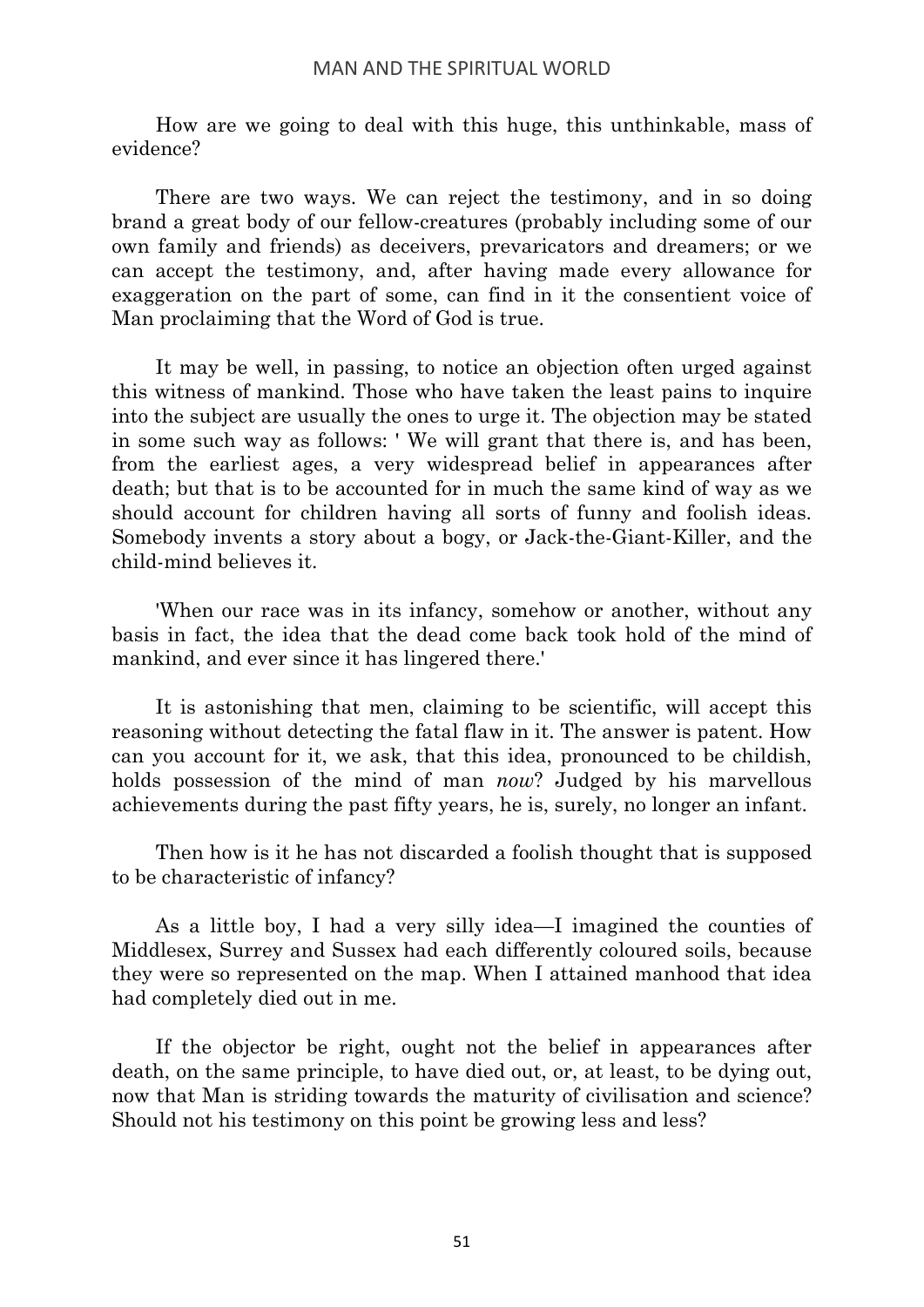How are we going to deal with this huge, this unthinkable, mass of evidence?

There are two ways. We can reject the testimony, and in so doing brand a great body of our fellow-creatures (probably including some of our own family and friends) as deceivers, prevaricators and dreamers; or we can accept the testimony, and, after having made every allowance for exaggeration on the part of some, can find in it the consentient voice of Man proclaiming that the Word of God is true.

It may be well, in passing, to notice an objection often urged against this witness of mankind. Those who have taken the least pains to inquire into the subject are usually the ones to urge it. The objection may be stated in some such way as follows: ' We will grant that there is, and has been, from the earliest ages, a very widespread belief in appearances after death; but that is to be accounted for in much the same kind of way as we should account for children having all sorts of funny and foolish ideas. Somebody invents a story about a bogy, or Jack-the-Giant-Killer, and the child-mind believes it.

'When our race was in its infancy, somehow or another, without any basis in fact, the idea that the dead come back took hold of the mind of mankind, and ever since it has lingered there.'

It is astonishing that men, claiming to be scientific, will accept this reasoning without detecting the fatal flaw in it. The answer is patent. How can you account for it, we ask, that this idea, pronounced to be childish, holds possession of the mind of man *now*? Judged by his marvellous achievements during the past fifty years, he is, surely, no longer an infant.

Then how is it he has not discarded a foolish thought that is supposed to be characteristic of infancy?

As a little boy, I had a very silly idea—I imagined the counties of Middlesex, Surrey and Sussex had each differently coloured soils, because they were so represented on the map. When I attained manhood that idea had completely died out in me.

If the objector be right, ought not the belief in appearances after death, on the same principle, to have died out, or, at least, to be dying out, now that Man is striding towards the maturity of civilisation and science? Should not his testimony on this point be growing less and less?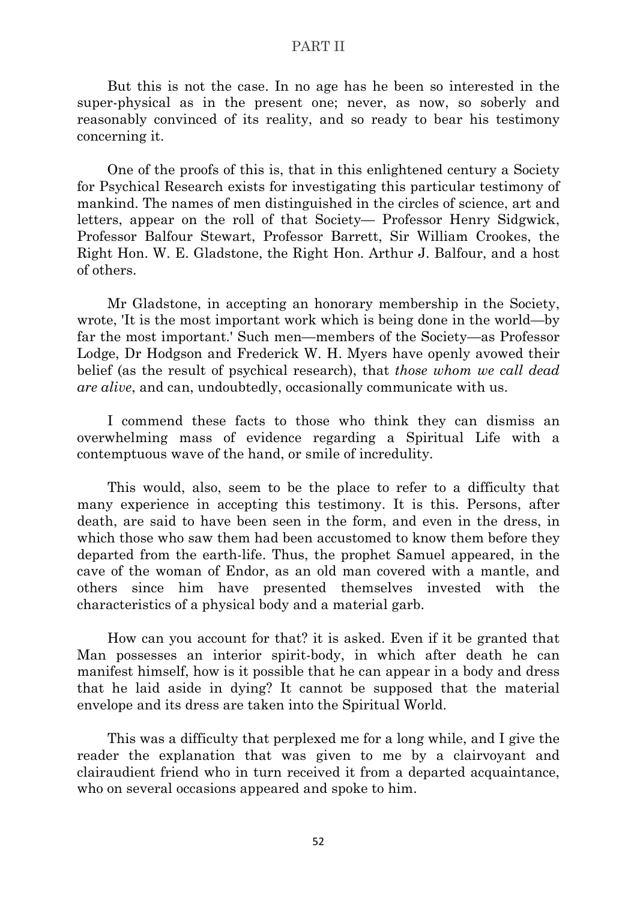But this is not the case. In no age has he been so interested in the super-physical as in the present one; never, as now, so soberly and reasonably convinced of its reality, and so ready to bear his testimony concerning it.

One of the proofs of this is, that in this enlightened century a Society for Psychical Research exists for investigating this particular testimony of mankind. The names of men distinguished in the circles of science, art and letters, appear on the roll of that Society— Professor Henry Sidgwick, Professor Balfour Stewart, Professor Barrett, Sir William Crookes, the Right Hon. W. E. Gladstone, the Right Hon. Arthur J. Balfour, and a host of others.

Mr Gladstone, in accepting an honorary membership in the Society, wrote, 'It is the most important work which is being done in the world—by far the most important.' Such men—members of the Society—as Professor Lodge, Dr Hodgson and Frederick W. H. Myers have openly avowed their belief (as the result of psychical research), that *those whom we call dead are alive*, and can, undoubtedly, occasionally communicate with us.

I commend these facts to those who think they can dismiss an overwhelming mass of evidence regarding a Spiritual Life with a contemptuous wave of the hand, or smile of incredulity.

This would, also, seem to be the place to refer to a difficulty that many experience in accepting this testimony. It is this. Persons, after death, are said to have been seen in the form, and even in the dress, in which those who saw them had been accustomed to know them before they departed from the earth-life. Thus, the prophet Samuel appeared, in the cave of the woman of Endor, as an old man covered with a mantle, and others since him have presented themselves invested with the characteristics of a physical body and a material garb.

How can you account for that? it is asked. Even if it be granted that Man possesses an interior spirit-body, in which after death he can manifest himself, how is it possible that he can appear in a body and dress that he laid aside in dying? It cannot be supposed that the material envelope and its dress are taken into the Spiritual World.

This was a difficulty that perplexed me for a long while, and I give the reader the explanation that was given to me by a clairvoyant and clairaudient friend who in turn received it from a departed acquaintance, who on several occasions appeared and spoke to him.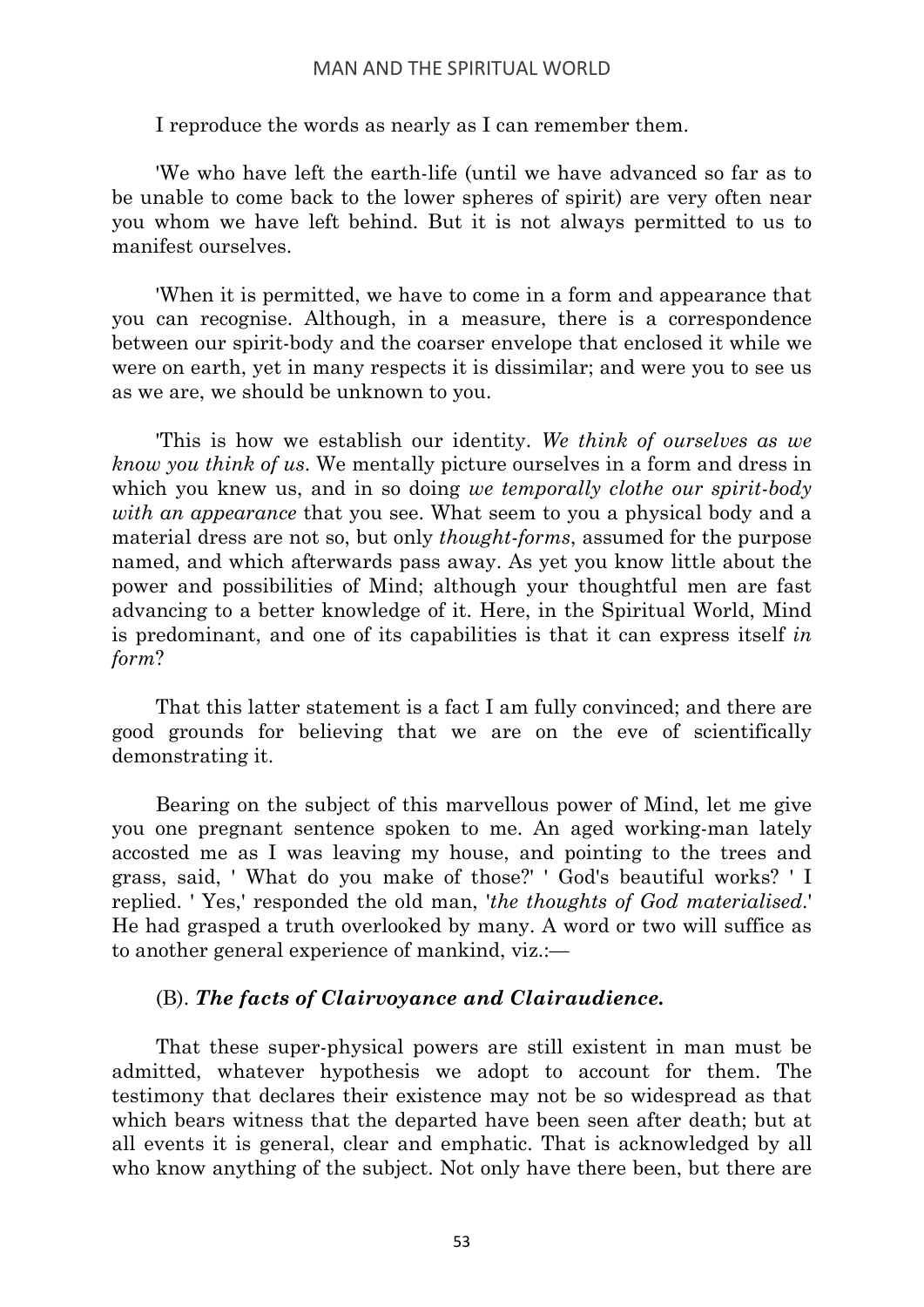I reproduce the words as nearly as I can remember them.

'We who have left the earth-life (until we have advanced so far as to be unable to come back to the lower spheres of spirit) are very often near you whom we have left behind. But it is not always permitted to us to manifest ourselves.

'When it is permitted, we have to come in a form and appearance that you can recognise. Although, in a measure, there is a correspondence between our spirit-body and the coarser envelope that enclosed it while we were on earth, yet in many respects it is dissimilar; and were you to see us as we are, we should be unknown to you.

'This is how we establish our identity. *We think of ourselves as we know you think of us*. We mentally picture ourselves in a form and dress in which you knew us, and in so doing *we temporally clothe our spirit-body with an appearance* that you see. What seem to you a physical body and a material dress are not so, but only *thought-forms*, assumed for the purpose named, and which afterwards pass away. As yet you know little about the power and possibilities of Mind; although your thoughtful men are fast advancing to a better knowledge of it. Here, in the Spiritual World, Mind is predominant, and one of its capabilities is that it can express itself *in form*?

That this latter statement is a fact I am fully convinced; and there are good grounds for believing that we are on the eve of scientifically demonstrating it.

Bearing on the subject of this marvellous power of Mind, let me give you one pregnant sentence spoken to me. An aged working-man lately accosted me as I was leaving my house, and pointing to the trees and grass, said, ' What do you make of those?' ' God's beautiful works? ' I replied. ' Yes,' responded the old man, '*the thoughts of God materialised*.' He had grasped a truth overlooked by many. A word or two will suffice as to another general experience of mankind, viz.:—

(B). ***The facts of Clairvoyance and Clairaudience.***

That these super-physical powers are still existent in man must be admitted, whatever hypothesis we adopt to account for them. The testimony that declares their existence may not be so widespread as that which bears witness that the departed have been seen after death; but at all events it is general, clear and emphatic. That is acknowledged by all who know anything of the subject. Not only have there been, but there are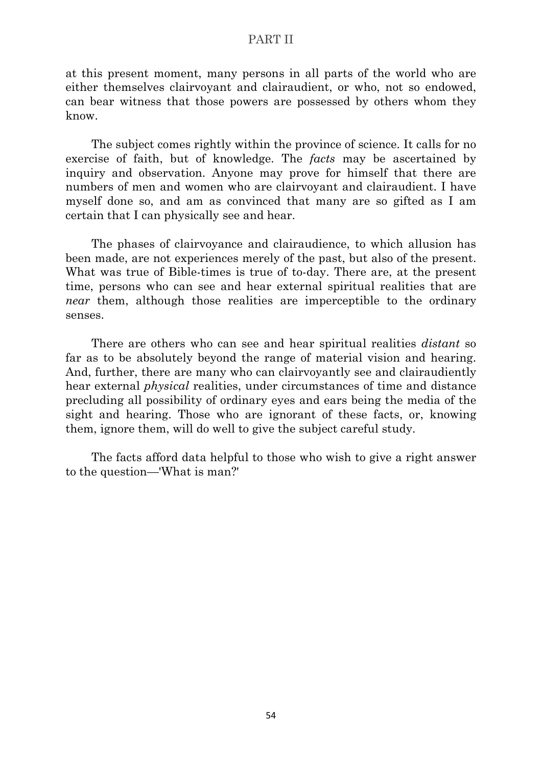at this present moment, many persons in all parts of the world who are either themselves clairvoyant and clairaudient, or who, not so endowed, can bear witness that those powers are possessed by others whom they know.

The subject comes rightly within the province of science. It calls for no exercise of faith, but of knowledge. The *facts* may be ascertained by inquiry and observation. Anyone may prove for himself that there are numbers of men and women who are clairvoyant and clairaudient. I have myself done so, and am as convinced that many are so gifted as I am certain that I can physically see and hear.

The phases of clairvoyance and clairaudience, to which allusion has been made, are not experiences merely of the past, but also of the present. What was true of Bible-times is true of to-day. There are, at the present time, persons who can see and hear external spiritual realities that are *near* them, although those realities are imperceptible to the ordinary senses.

There are others who can see and hear spiritual realities *distant* so far as to be absolutely beyond the range of material vision and hearing. And, further, there are many who can clairvoyantly see and clairaudiently hear external *physical* realities, under circumstances of time and distance precluding all possibility of ordinary eyes and ears being the media of the sight and hearing. Those who are ignorant of these facts, or, knowing them, ignore them, will do well to give the subject careful study.

The facts afford data helpful to those who wish to give a right answer to the question—'What is man?'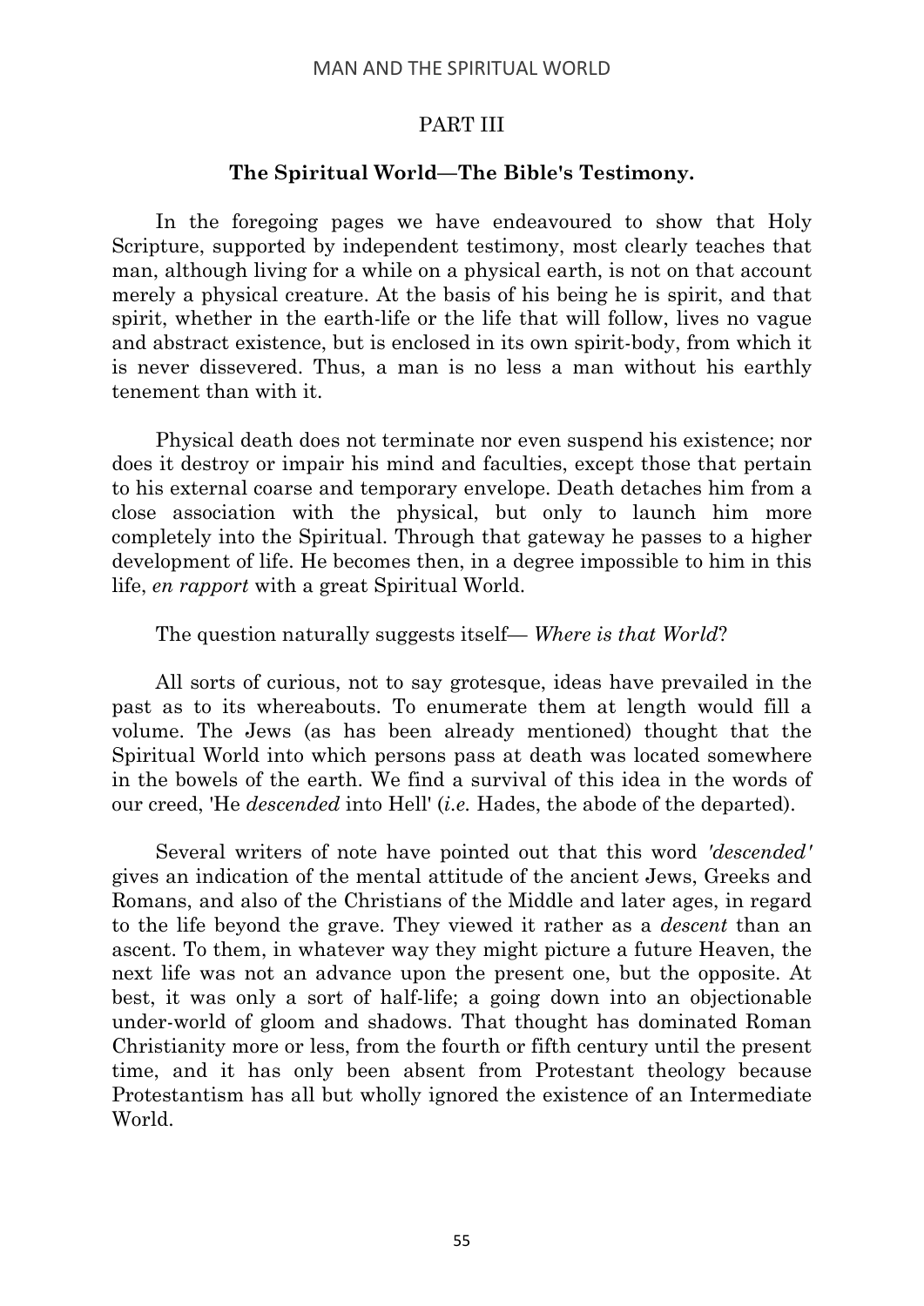## PART III

### The Spiritual World—The Bible's Testimony.

In the foregoing pages we have endeavoured to show that Holy Scripture, supported by independent testimony, most clearly teaches that man, although living for a while on a physical earth, is not on that account merely a physical creature. At the basis of his being he is spirit, and that spirit, whether in the earth-life or the life that will follow, lives no vague and abstract existence, but is enclosed in its own spirit-body, from which it is never dissevered. Thus, a man is no less a man without his earthly tenement than with it.

Physical death does not terminate nor even suspend his existence; nor does it destroy or impair his mind and faculties, except those that pertain to his external coarse and temporary envelope. Death detaches him from a close association with the physical, but only to launch him more completely into the Spiritual. Through that gateway he passes to a higher development of life. He becomes then, in a degree impossible to him in this life, *en rapport* with a great Spiritual World.

The question naturally suggests itself— *Where is that World*?

All sorts of curious, not to say grotesque, ideas have prevailed in the past as to its whereabouts. To enumerate them at length would fill a volume. The Jews (as has been already mentioned) thought that the Spiritual World into which persons pass at death was located somewhere in the bowels of the earth. We find a survival of this idea in the words of our creed, 'He *descended* into Hell' (*i.e.* Hades, the abode of the departed).

Several writers of note have pointed out that this word *'descended'* gives an indication of the mental attitude of the ancient Jews, Greeks and Romans, and also of the Christians of the Middle and later ages, in regard to the life beyond the grave. They viewed it rather as a *descent* than an ascent. To them, in whatever way they might picture a future Heaven, the next life was not an advance upon the present one, but the opposite. At best, it was only a sort of half-life; a going down into an objectionable under-world of gloom and shadows. That thought has dominated Roman Christianity more or less, from the fourth or fifth century until the present time, and it has only been absent from Protestant theology because Protestantism has all but wholly ignored the existence of an Intermediate World.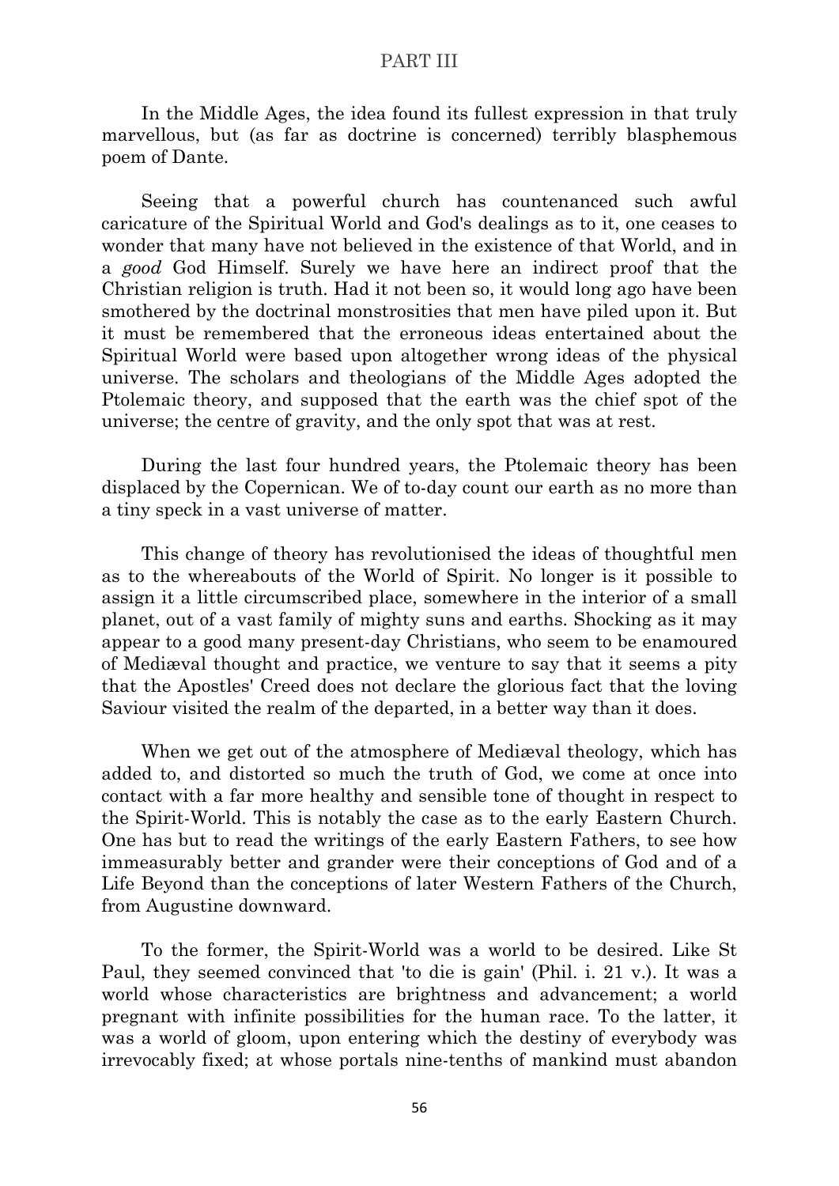In the Middle Ages, the idea found its fullest expression in that truly marvellous, but (as far as doctrine is concerned) terribly blasphemous poem of Dante.

Seeing that a powerful church has countenanced such awful caricature of the Spiritual World and God's dealings as to it, one ceases to wonder that many have not believed in the existence of that World, and in a *good* God Himself. Surely we have here an indirect proof that the Christian religion is truth. Had it not been so, it would long ago have been smothered by the doctrinal monstrosities that men have piled upon it. But it must be remembered that the erroneous ideas entertained about the Spiritual World were based upon altogether wrong ideas of the physical universe. The scholars and theologians of the Middle Ages adopted the Ptolemaic theory, and supposed that the earth was the chief spot of the universe; the centre of gravity, and the only spot that was at rest.

During the last four hundred years, the Ptolemaic theory has been displaced by the Copernican. We of to-day count our earth as no more than a tiny speck in a vast universe of matter.

This change of theory has revolutionised the ideas of thoughtful men as to the whereabouts of the World of Spirit. No longer is it possible to assign it a little circumscribed place, somewhere in the interior of a small planet, out of a vast family of mighty suns and earths. Shocking as it may appear to a good many present-day Christians, who seem to be enamoured of Mediæval thought and practice, we venture to say that it seems a pity that the Apostles' Creed does not declare the glorious fact that the loving Saviour visited the realm of the departed, in a better way than it does.

When we get out of the atmosphere of Mediæval theology, which has added to, and distorted so much the truth of God, we come at once into contact with a far more healthy and sensible tone of thought in respect to the Spirit-World. This is notably the case as to the early Eastern Church. One has but to read the writings of the early Eastern Fathers, to see how immeasurably better and grander were their conceptions of God and of a Life Beyond than the conceptions of later Western Fathers of the Church, from Augustine downward.

To the former, the Spirit-World was a world to be desired. Like St Paul, they seemed convinced that 'to die is gain' (Phil. i. 21 v.). It was a world whose characteristics are brightness and advancement; a world pregnant with infinite possibilities for the human race. To the latter, it was a world of gloom, upon entering which the destiny of everybody was irrevocably fixed; at whose portals nine-tenths of mankind must abandon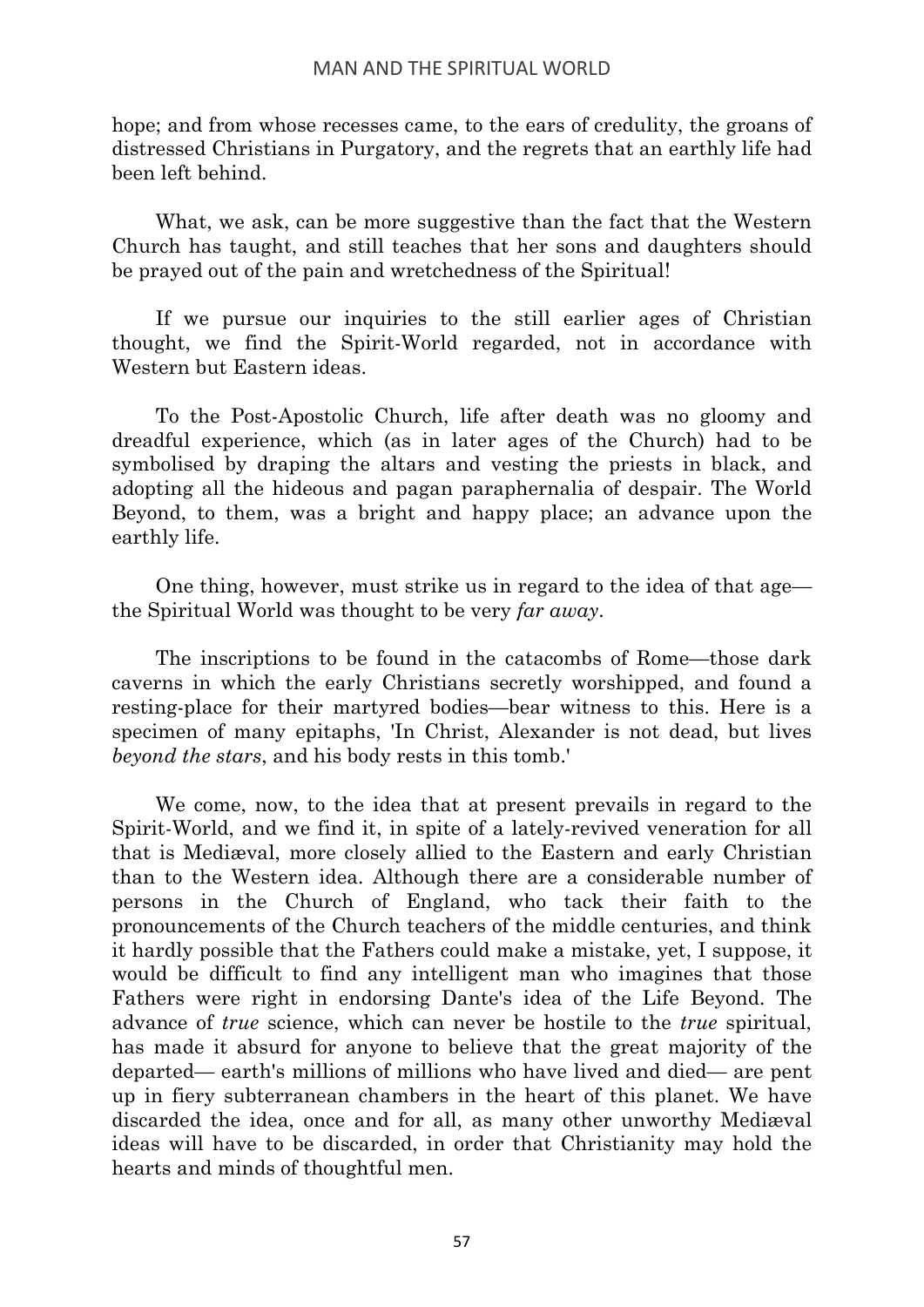hope; and from whose recesses came, to the ears of credulity, the groans of distressed Christians in Purgatory, and the regrets that an earthly life had been left behind.

What, we ask, can be more suggestive than the fact that the Western Church has taught, and still teaches that her sons and daughters should be prayed out of the pain and wretchedness of the Spiritual!

If we pursue our inquiries to the still earlier ages of Christian thought, we find the Spirit-World regarded, not in accordance with Western but Eastern ideas.

To the Post-Apostolic Church, life after death was no gloomy and dreadful experience, which (as in later ages of the Church) had to be symbolised by draping the altars and vesting the priests in black, and adopting all the hideous and pagan paraphernalia of despair. The World Beyond, to them, was a bright and happy place; an advance upon the earthly life.

One thing, however, must strike us in regard to the idea of that age—the Spiritual World was thought to be very *far away*.

The inscriptions to be found in the catacombs of Rome—those dark caverns in which the early Christians secretly worshipped, and found a resting-place for their martyred bodies—bear witness to this. Here is a specimen of many epitaphs, 'In Christ, Alexander is not dead, but lives *beyond the stars*, and his body rests in this tomb.'

We come, now, to the idea that at present prevails in regard to the Spirit-World, and we find it, in spite of a lately-revived veneration for all that is Mediæval, more closely allied to the Eastern and early Christian than to the Western idea. Although there are a considerable number of persons in the Church of England, who tack their faith to the pronouncements of the Church teachers of the middle centuries, and think it hardly possible that the Fathers could make a mistake, yet, I suppose, it would be difficult to find any intelligent man who imagines that those Fathers were right in endorsing Dante's idea of the Life Beyond. The advance of *true* science, which can never be hostile to the *true* spiritual, has made it absurd for anyone to believe that the great majority of the departed— earth's millions of millions who have lived and died— are pent up in fiery subterranean chambers in the heart of this planet. We have discarded the idea, once and for all, as many other unworthy Mediæval ideas will have to be discarded, in order that Christianity may hold the hearts and minds of thoughtful men.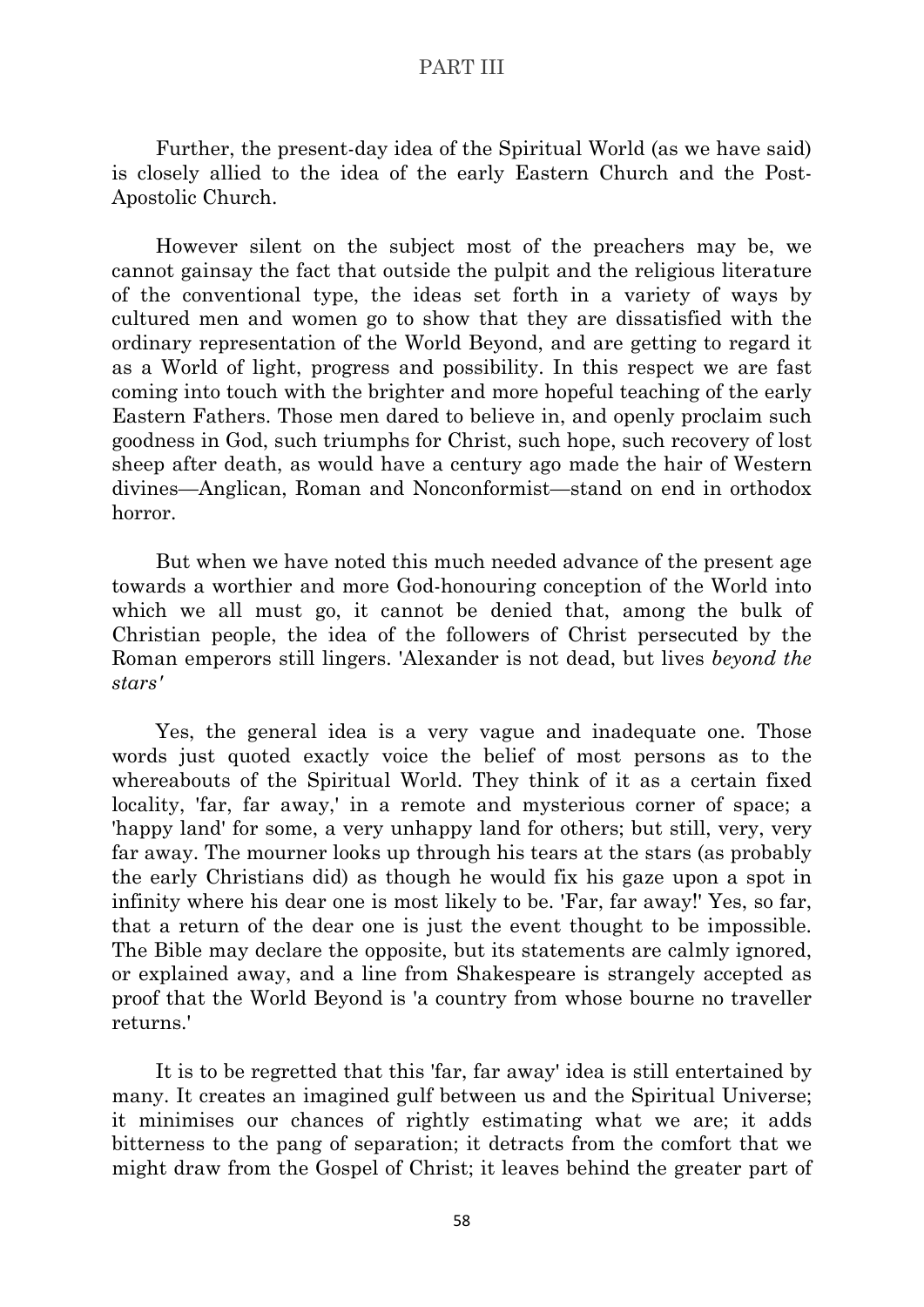Further, the present-day idea of the Spiritual World (as we have said) is closely allied to the idea of the early Eastern Church and the Post-Apostolic Church.

However silent on the subject most of the preachers may be, we cannot gainsay the fact that outside the pulpit and the religious literature of the conventional type, the ideas set forth in a variety of ways by cultured men and women go to show that they are dissatisfied with the ordinary representation of the World Beyond, and are getting to regard it as a World of light, progress and possibility. In this respect we are fast coming into touch with the brighter and more hopeful teaching of the early Eastern Fathers. Those men dared to believe in, and openly proclaim such goodness in God, such triumphs for Christ, such hope, such recovery of lost sheep after death, as would have a century ago made the hair of Western divines—Anglican, Roman and Nonconformist—stand on end in orthodox horror.

But when we have noted this much needed advance of the present age towards a worthier and more God-honouring conception of the World into which we all must go, it cannot be denied that, among the bulk of Christian people, the idea of the followers of Christ persecuted by the Roman emperors still lingers. 'Alexander is not dead, but lives *beyond the stars'*

Yes, the general idea is a very vague and inadequate one. Those words just quoted exactly voice the belief of most persons as to the whereabouts of the Spiritual World. They think of it as a certain fixed locality, 'far, far away,' in a remote and mysterious corner of space; a 'happy land' for some, a very unhappy land for others; but still, very, very far away. The mourner looks up through his tears at the stars (as probably the early Christians did) as though he would fix his gaze upon a spot in infinity where his dear one is most likely to be. 'Far, far away!' Yes, so far, that a return of the dear one is just the event thought to be impossible. The Bible may declare the opposite, but its statements are calmly ignored, or explained away, and a line from Shakespeare is strangely accepted as proof that the World Beyond is 'a country from whose bourne no traveller returns.'

It is to be regretted that this 'far, far away' idea is still entertained by many. It creates an imagined gulf between us and the Spiritual Universe; it minimises our chances of rightly estimating what we are; it adds bitterness to the pang of separation; it detracts from the comfort that we might draw from the Gospel of Christ; it leaves behind the greater part of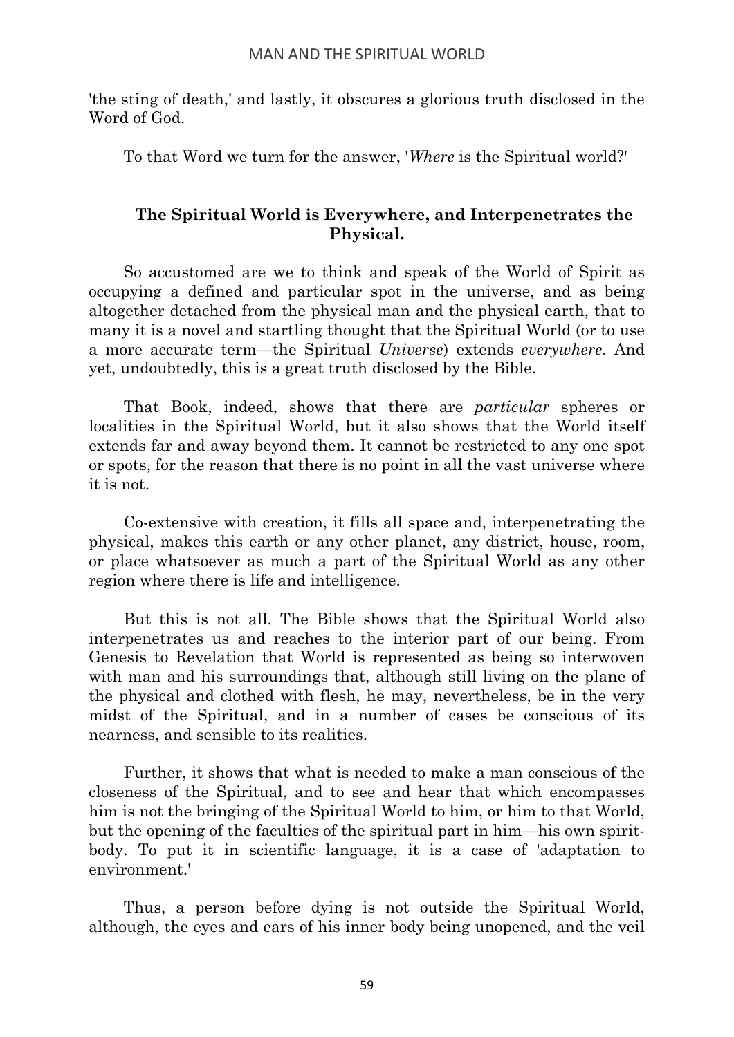'the sting of death,' and lastly, it obscures a glorious truth disclosed in the Word of God.

To that Word we turn for the answer, '*Where* is the Spiritual world?'

### The Spiritual World is Everywhere, and Interpenetrates the Physical.

So accustomed are we to think and speak of the World of Spirit as occupying a defined and particular spot in the universe, and as being altogether detached from the physical man and the physical earth, that to many it is a novel and startling thought that the Spiritual World (or to use a more accurate term—the Spiritual *Universe*) extends *everywhere*. And yet, undoubtedly, this is a great truth disclosed by the Bible.

That Book, indeed, shows that there are *particular* spheres or localities in the Spiritual World, but it also shows that the World itself extends far and away beyond them. It cannot be restricted to any one spot or spots, for the reason that there is no point in all the vast universe where it is not.

Co-extensive with creation, it fills all space and, interpenetrating the physical, makes this earth or any other planet, any district, house, room, or place whatsoever as much a part of the Spiritual World as any other region where there is life and intelligence.

But this is not all. The Bible shows that the Spiritual World also interpenetrates us and reaches to the interior part of our being. From Genesis to Revelation that World is represented as being so interwoven with man and his surroundings that, although still living on the plane of the physical and clothed with flesh, he may, nevertheless, be in the very midst of the Spiritual, and in a number of cases be conscious of its nearness, and sensible to its realities.

Further, it shows that what is needed to make a man conscious of the closeness of the Spiritual, and to see and hear that which encompasses him is not the bringing of the Spiritual World to him, or him to that World, but the opening of the faculties of the spiritual part in him—his own spirit-body. To put it in scientific language, it is a case of 'adaptation to environment.'

Thus, a person before dying is not outside the Spiritual World, although, the eyes and ears of his inner body being unopened, and the veil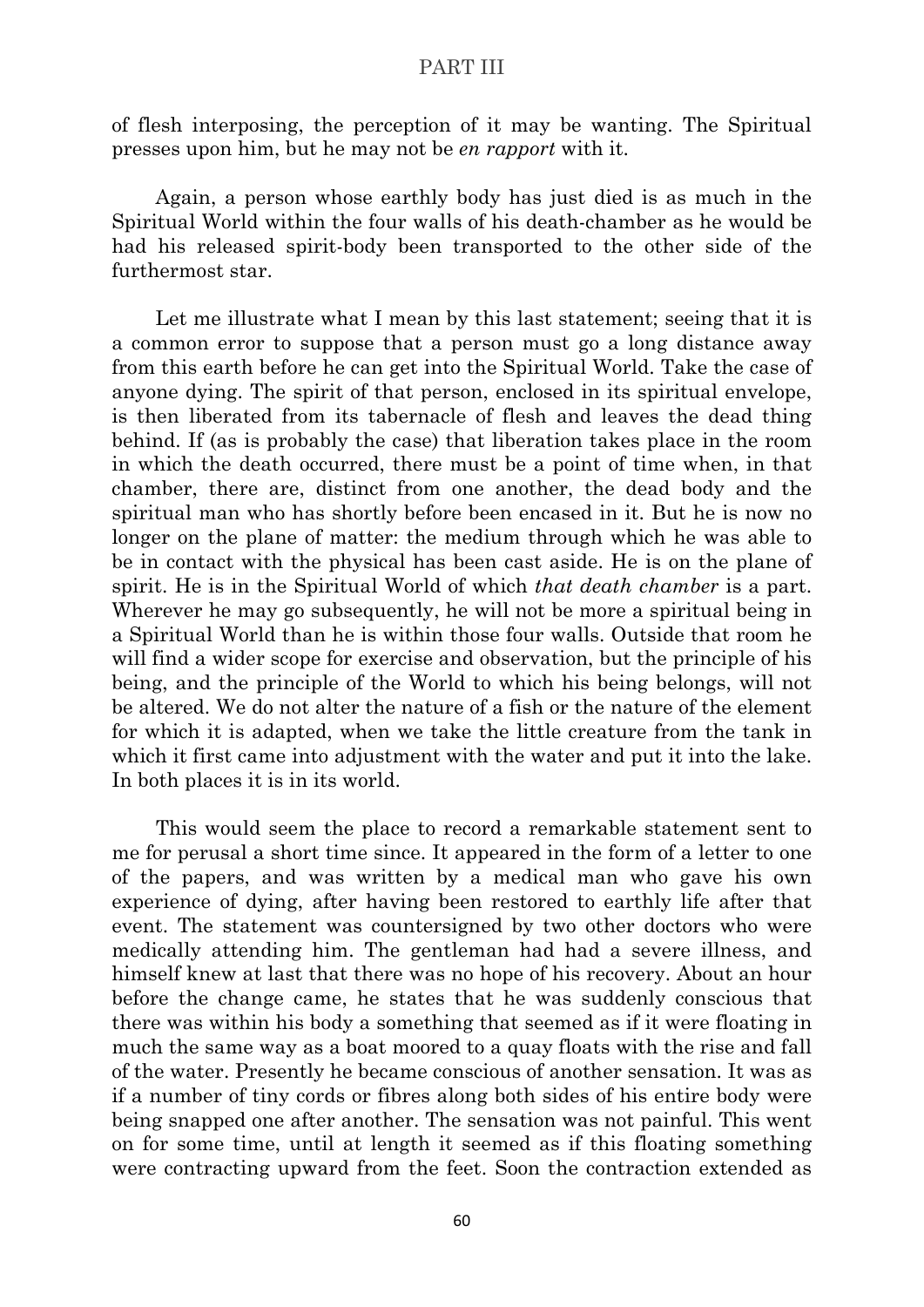of flesh interposing, the perception of it may be wanting. The Spiritual presses upon him, but he may not be *en rapport* with it.

Again, a person whose earthly body has just died is as much in the Spiritual World within the four walls of his death-chamber as he would be had his released spirit-body been transported to the other side of the furthermost star.

Let me illustrate what I mean by this last statement; seeing that it is a common error to suppose that a person must go a long distance away from this earth before he can get into the Spiritual World. Take the case of anyone dying. The spirit of that person, enclosed in its spiritual envelope, is then liberated from its tabernacle of flesh and leaves the dead thing behind. If (as is probably the case) that liberation takes place in the room in which the death occurred, there must be a point of time when, in that chamber, there are, distinct from one another, the dead body and the spiritual man who has shortly before been encased in it. But he is now no longer on the plane of matter: the medium through which he was able to be in contact with the physical has been cast aside. He is on the plane of spirit. He is in the Spiritual World of which *that death chamber* is a part. Wherever he may go subsequently, he will not be more a spiritual being in a Spiritual World than he is within those four walls. Outside that room he will find a wider scope for exercise and observation, but the principle of his being, and the principle of the World to which his being belongs, will not be altered. We do not alter the nature of a fish or the nature of the element for which it is adapted, when we take the little creature from the tank in which it first came into adjustment with the water and put it into the lake. In both places it is in its world.

This would seem the place to record a remarkable statement sent to me for perusal a short time since. It appeared in the form of a letter to one of the papers, and was written by a medical man who gave his own experience of dying, after having been restored to earthly life after that event. The statement was countersigned by two other doctors who were medically attending him. The gentleman had had a severe illness, and himself knew at last that there was no hope of his recovery. About an hour before the change came, he states that he was suddenly conscious that there was within his body a something that seemed as if it were floating in much the same way as a boat moored to a quay floats with the rise and fall of the water. Presently he became conscious of another sensation. It was as if a number of tiny cords or fibres along both sides of his entire body were being snapped one after another. The sensation was not painful. This went on for some time, until at length it seemed as if this floating something were contracting upward from the feet. Soon the contraction extended as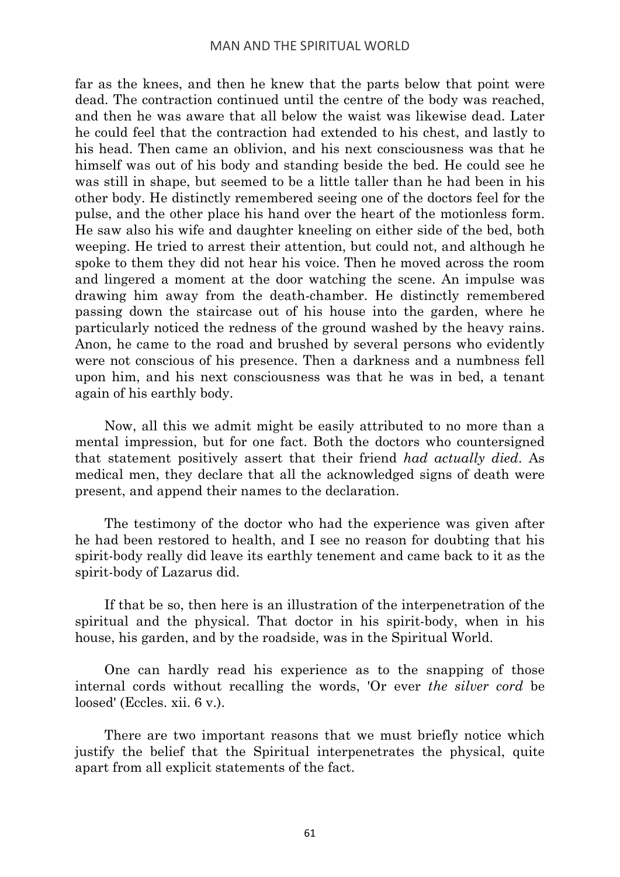far as the knees, and then he knew that the parts below that point were dead. The contraction continued until the centre of the body was reached, and then he was aware that all below the waist was likewise dead. Later he could feel that the contraction had extended to his chest, and lastly to his head. Then came an oblivion, and his next consciousness was that he himself was out of his body and standing beside the bed. He could see he was still in shape, but seemed to be a little taller than he had been in his other body. He distinctly remembered seeing one of the doctors feel for the pulse, and the other place his hand over the heart of the motionless form. He saw also his wife and daughter kneeling on either side of the bed, both weeping. He tried to arrest their attention, but could not, and although he spoke to them they did not hear his voice. Then he moved across the room and lingered a moment at the door watching the scene. An impulse was drawing him away from the death-chamber. He distinctly remembered passing down the staircase out of his house into the garden, where he particularly noticed the redness of the ground washed by the heavy rains. Anon, he came to the road and brushed by several persons who evidently were not conscious of his presence. Then a darkness and a numbness fell upon him, and his next consciousness was that he was in bed, a tenant again of his earthly body.

Now, all this we admit might be easily attributed to no more than a mental impression, but for one fact. Both the doctors who countersigned that statement positively assert that their friend *had actually died*. As medical men, they declare that all the acknowledged signs of death were present, and append their names to the declaration.

The testimony of the doctor who had the experience was given after he had been restored to health, and I see no reason for doubting that his spirit-body really did leave its earthly tenement and came back to it as the spirit-body of Lazarus did.

If that be so, then here is an illustration of the interpenetration of the spiritual and the physical. That doctor in his spirit-body, when in his house, his garden, and by the roadside, was in the Spiritual World.

One can hardly read his experience as to the snapping of those internal cords without recalling the words, 'Or ever *the silver cord* be loosed' (Eccles. xii. 6 v.).

There are two important reasons that we must briefly notice which justify the belief that the Spiritual interpenetrates the physical, quite apart from all explicit statements of the fact.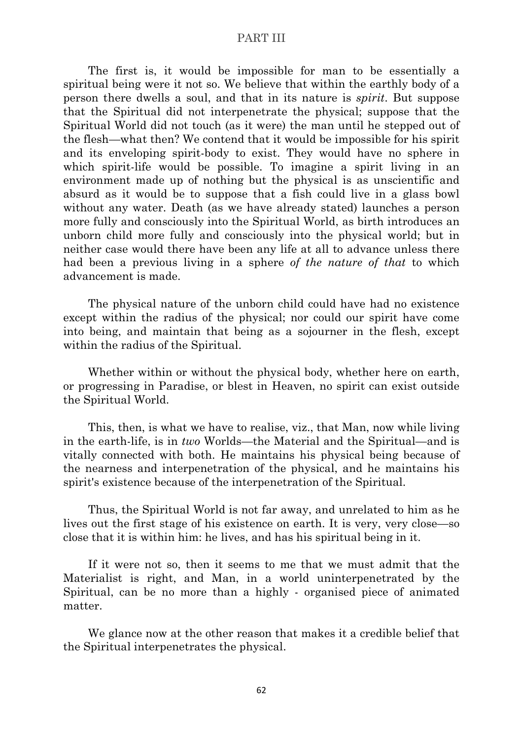The first is, it would be impossible for man to be essentially a spiritual being were it not so. We believe that within the earthly body of a person there dwells a soul, and that in its nature is *spirit*. But suppose that the Spiritual did not interpenetrate the physical; suppose that the Spiritual World did not touch (as it were) the man until he stepped out of the flesh—what then? We contend that it would be impossible for his spirit and its enveloping spirit-body to exist. They would have no sphere in which spirit-life would be possible. To imagine a spirit living in an environment made up of nothing but the physical is as unscientific and absurd as it would be to suppose that a fish could live in a glass bowl without any water. Death (as we have already stated) launches a person more fully and consciously into the Spiritual World, as birth introduces an unborn child more fully and consciously into the physical world; but in neither case would there have been any life at all to advance unless there had been a previous living in a sphere *of the nature of that* to which advancement is made.

The physical nature of the unborn child could have had no existence except within the radius of the physical; nor could our spirit have come into being, and maintain that being as a sojourner in the flesh, except within the radius of the Spiritual.

Whether within or without the physical body, whether here on earth, or progressing in Paradise, or blest in Heaven, no spirit can exist outside the Spiritual World.

This, then, is what we have to realise, viz., that Man, now while living in the earth-life, is in *two* Worlds—the Material and the Spiritual—and is vitally connected with both. He maintains his physical being because of the nearness and interpenetration of the physical, and he maintains his spirit's existence because of the interpenetration of the Spiritual.

Thus, the Spiritual World is not far away, and unrelated to him as he lives out the first stage of his existence on earth. It is very, very close—so close that it is within him: he lives, and has his spiritual being in it.

If it were not so, then it seems to me that we must admit that the Materialist is right, and Man, in a world uninterpenetrated by the Spiritual, can be no more than a highly - organised piece of animated matter.

We glance now at the other reason that makes it a credible belief that the Spiritual interpenetrates the physical.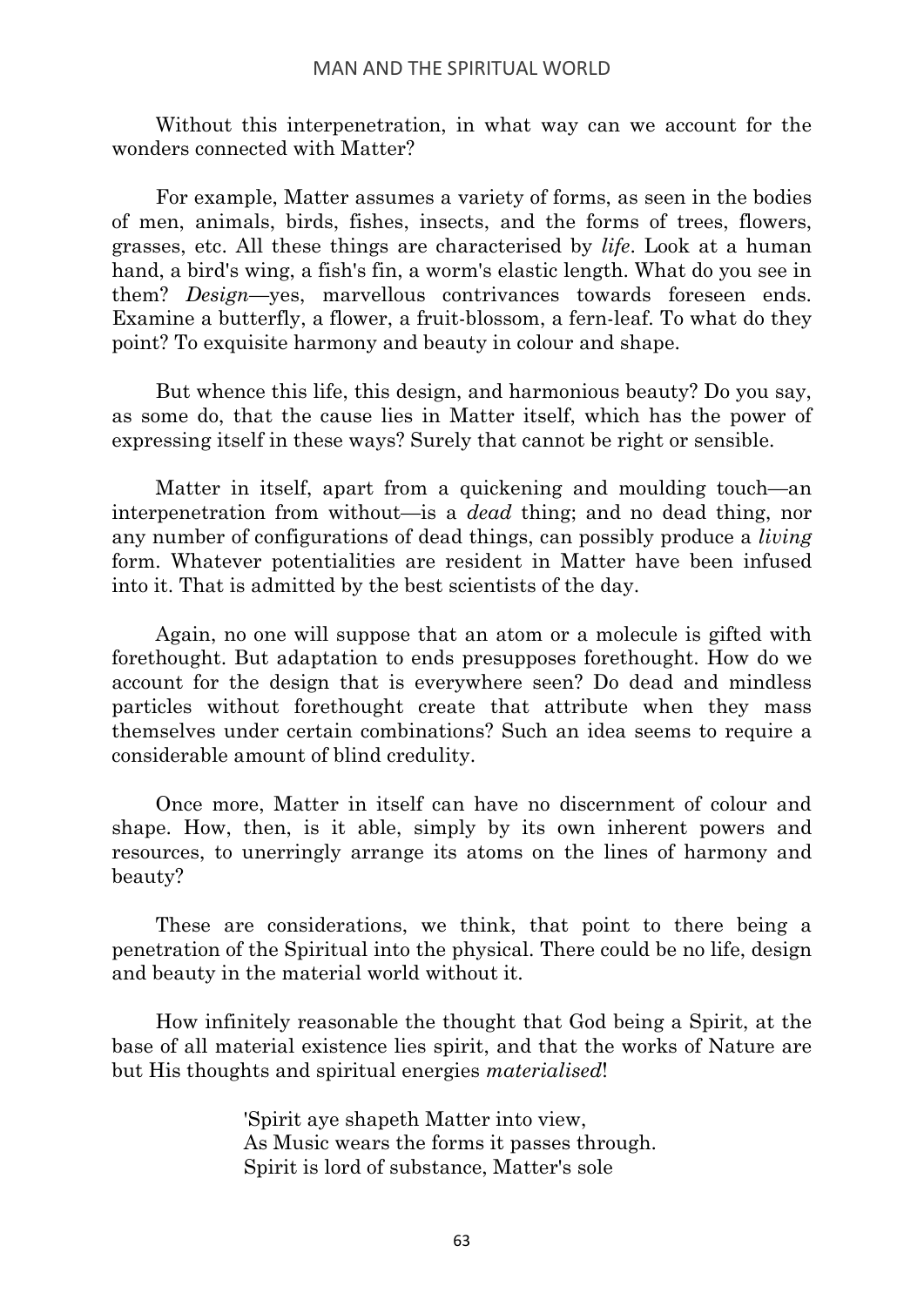Without this interpenetration, in what way can we account for the wonders connected with Matter?

For example, Matter assumes a variety of forms, as seen in the bodies of men, animals, birds, fishes, insects, and the forms of trees, flowers, grasses, etc. All these things are characterised by *life*. Look at a human hand, a bird's wing, a fish's fin, a worm's elastic length. What do you see in them? *Design*—yes, marvellous contrivances towards foreseen ends. Examine a butterfly, a flower, a fruit-blossom, a fern-leaf. To what do they point? To exquisite harmony and beauty in colour and shape.

But whence this life, this design, and harmonious beauty? Do you say, as some do, that the cause lies in Matter itself, which has the power of expressing itself in these ways? Surely that cannot be right or sensible.

Matter in itself, apart from a quickening and moulding touch—an interpenetration from without—is a *dead* thing; and no dead thing, nor any number of configurations of dead things, can possibly produce a *living* form. Whatever potentialities are resident in Matter have been infused into it. That is admitted by the best scientists of the day.

Again, no one will suppose that an atom or a molecule is gifted with forethought. But adaptation to ends presupposes forethought. How do we account for the design that is everywhere seen? Do dead and mindless particles without forethought create that attribute when they mass themselves under certain combinations? Such an idea seems to require a considerable amount of blind credulity.

Once more, Matter in itself can have no discernment of colour and shape. How, then, is it able, simply by its own inherent powers and resources, to unerringly arrange its atoms on the lines of harmony and beauty?

These are considerations, we think, that point to there being a penetration of the Spiritual into the physical. There could be no life, design and beauty in the material world without it.

How infinitely reasonable the thought that God being a Spirit, at the base of all material existence lies spirit, and that the works of Nature are but His thoughts and spiritual energies *materialised*!

> 'Spirit aye shapeth Matter into view,
> As Music wears the forms it passes through.
> Spirit is lord of substance, Matter's sole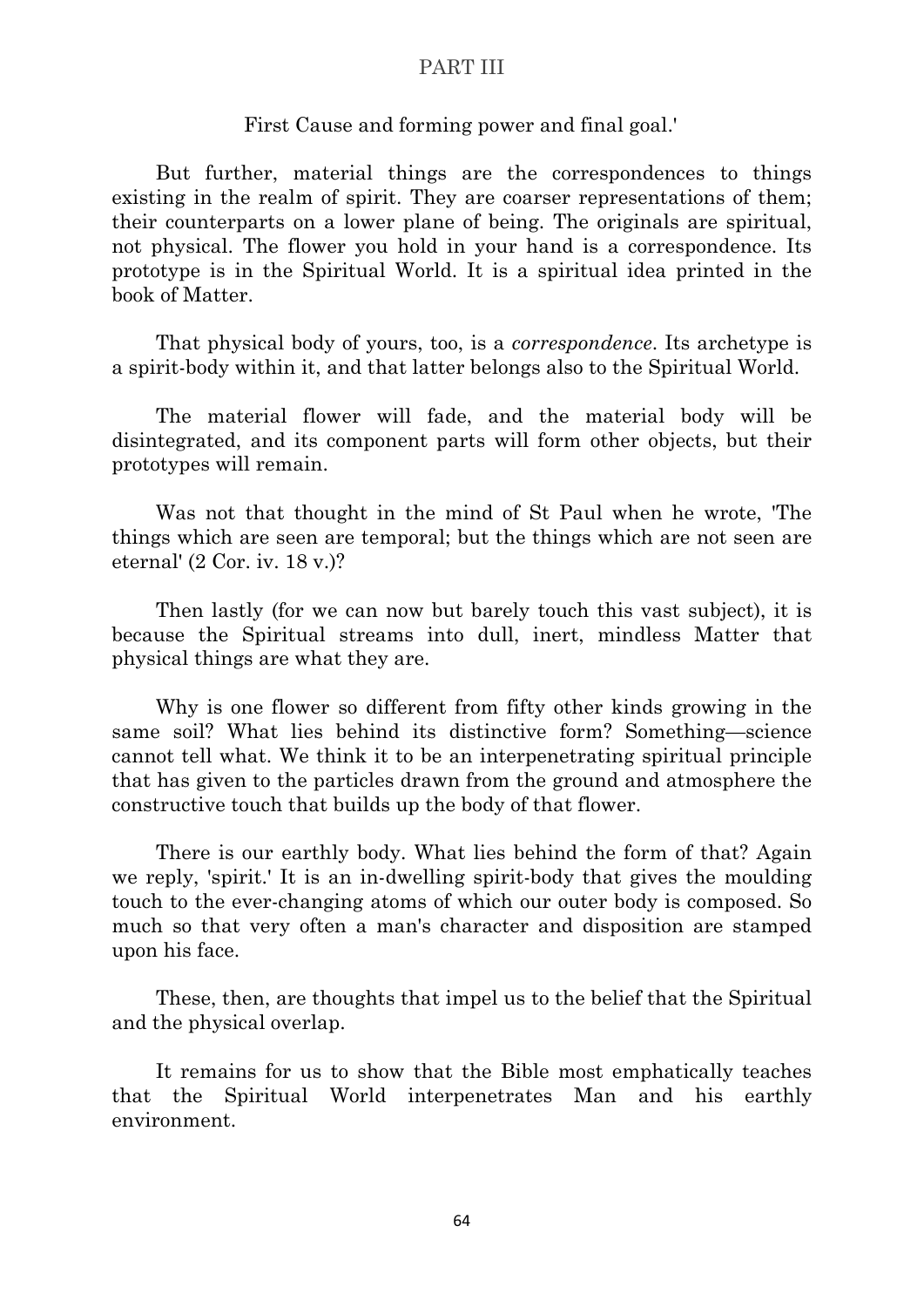First Cause and forming power and final goal.'

But further, material things are the correspondences to things existing in the realm of spirit. They are coarser representations of them; their counterparts on a lower plane of being. The originals are spiritual, not physical. The flower you hold in your hand is a correspondence. Its prototype is in the Spiritual World. It is a spiritual idea printed in the book of Matter.

That physical body of yours, too, is a *correspondence*. Its archetype is a spirit-body within it, and that latter belongs also to the Spiritual World.

The material flower will fade, and the material body will be disintegrated, and its component parts will form other objects, but their prototypes will remain.

Was not that thought in the mind of St Paul when he wrote, 'The things which are seen are temporal; but the things which are not seen are eternal' (2 Cor. iv. 18 v.)?

Then lastly (for we can now but barely touch this vast subject), it is because the Spiritual streams into dull, inert, mindless Matter that physical things are what they are.

Why is one flower so different from fifty other kinds growing in the same soil? What lies behind its distinctive form? Something—science cannot tell what. We think it to be an interpenetrating spiritual principle that has given to the particles drawn from the ground and atmosphere the constructive touch that builds up the body of that flower.

There is our earthly body. What lies behind the form of that? Again we reply, 'spirit.' It is an in-dwelling spirit-body that gives the moulding touch to the ever-changing atoms of which our outer body is composed. So much so that very often a man's character and disposition are stamped upon his face.

These, then, are thoughts that impel us to the belief that the Spiritual and the physical overlap.

It remains for us to show that the Bible most emphatically teaches that the Spiritual World interpenetrates Man and his earthly environment.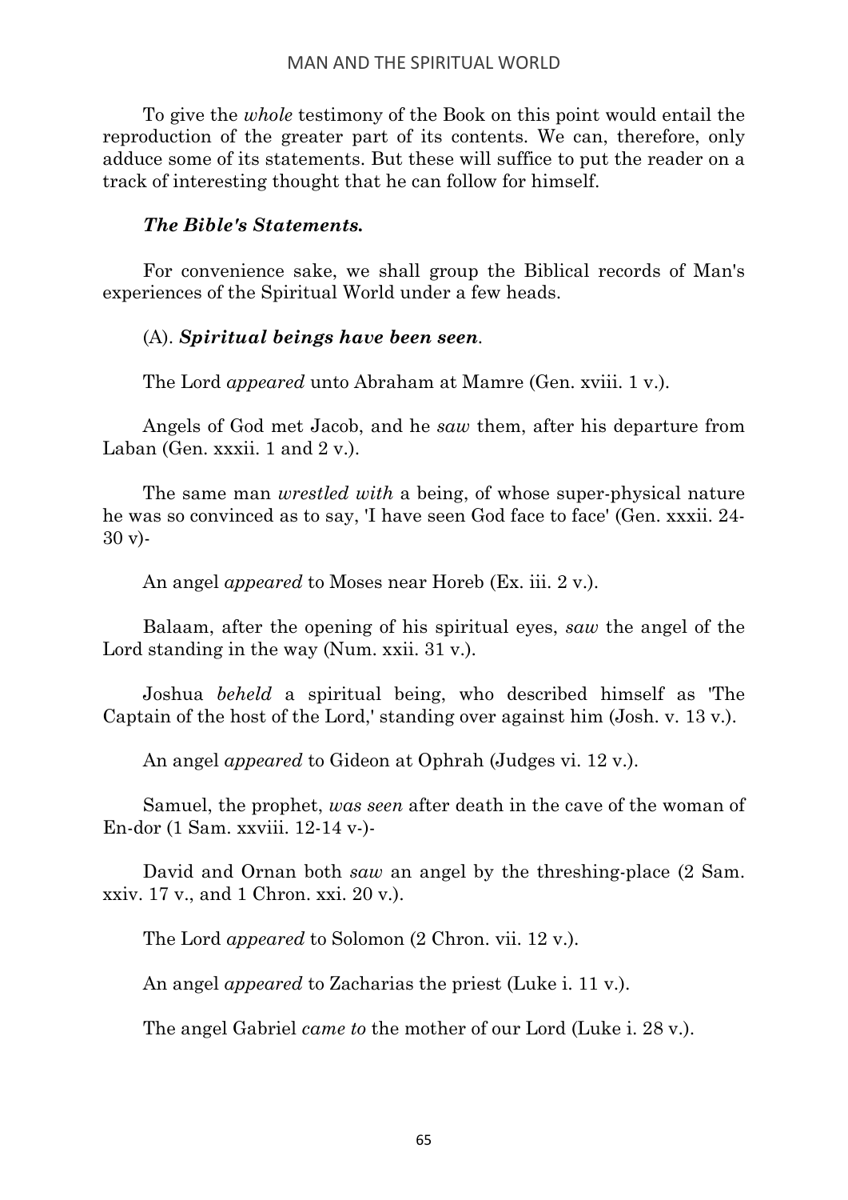To give the *whole* testimony of the Book on this point would entail the reproduction of the greater part of its contents. We can, therefore, only adduce some of its statements. But these will suffice to put the reader on a track of interesting thought that he can follow for himself.

### *The Bible's Statements.*

For convenience sake, we shall group the Biblical records of Man's experiences of the Spiritual World under a few heads.

(A). ***Spiritual beings have been seen*.**

The Lord *appeared* unto Abraham at Mamre (Gen. xviii. 1 v.).

Angels of God met Jacob, and he *saw* them, after his departure from Laban (Gen. xxxii. 1 and 2 v.).

The same man *wrestled with* a being, of whose super-physical nature he was so convinced as to say, 'I have seen God face to face' (Gen. xxxii. 24-30 v)-

An angel *appeared* to Moses near Horeb (Ex. iii. 2 v.).

Balaam, after the opening of his spiritual eyes, *saw* the angel of the Lord standing in the way (Num. xxii. 31 v.).

Joshua *beheld* a spiritual being, who described himself as 'The Captain of the host of the Lord,' standing over against him (Josh. v. 13 v.).

An angel *appeared* to Gideon at Ophrah (Judges vi. 12 v.).

Samuel, the prophet, *was seen* after death in the cave of the woman of En-dor (1 Sam. xxviii. 12-14 v-)-

David and Ornan both *saw* an angel by the threshing-place (2 Sam. xxiv. 17 v., and 1 Chron. xxi. 20 v.).

The Lord *appeared* to Solomon (2 Chron. vii. 12 v.).

An angel *appeared* to Zacharias the priest (Luke i. 11 v.).

The angel Gabriel *came to* the mother of our Lord (Luke i. 28 v.).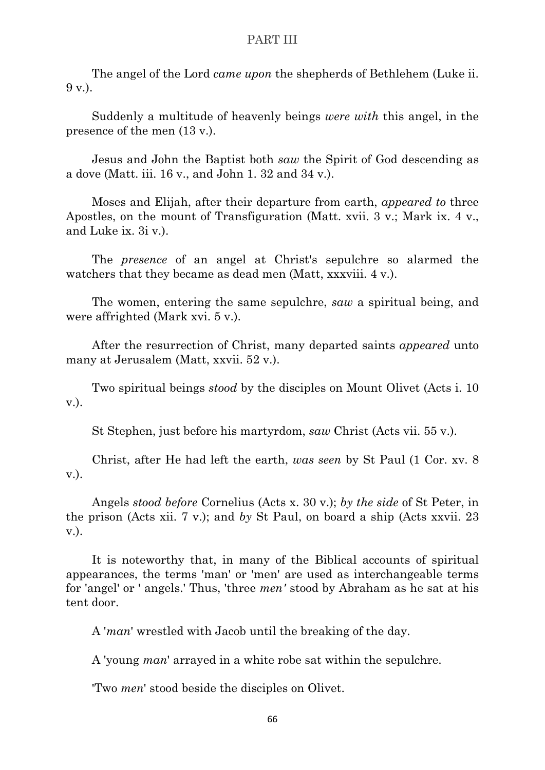The angel of the Lord *came upon* the shepherds of Bethlehem (Luke ii. 9 v.).

Suddenly a multitude of heavenly beings *were with* this angel, in the presence of the men (13 v.).

Jesus and John the Baptist both *saw* the Spirit of God descending as a dove (Matt. iii. 16 v., and John 1. 32 and 34 v.).

Moses and Elijah, after their departure from earth, *appeared to* three Apostles, on the mount of Transfiguration (Matt. xvii. 3 v.; Mark ix. 4 v., and Luke ix. 3i v.).

The *presence* of an angel at Christ's sepulchre so alarmed the watchers that they became as dead men (Matt, xxxviii. 4 v.).

The women, entering the same sepulchre, *saw* a spiritual being, and were affrighted (Mark xvi. 5 v.).

After the resurrection of Christ, many departed saints *appeared* unto many at Jerusalem (Matt, xxvii. 52 v.).

Two spiritual beings *stood* by the disciples on Mount Olivet (Acts i. 10 v.).

St Stephen, just before his martyrdom, *saw* Christ (Acts vii. 55 v.).

Christ, after He had left the earth, *was seen* by St Paul (1 Cor. xv. 8 v.).

Angels *stood before* Cornelius (Acts x. 30 v.); *by the side* of St Peter, in the prison (Acts xii. 7 v.); and *by* St Paul, on board a ship (Acts xxvii. 23 v.).

It is noteworthy that, in many of the Biblical accounts of spiritual appearances, the terms 'man' or 'men' are used as interchangeable terms for 'angel' or ' angels.' Thus, 'three *men'* stood by Abraham as he sat at his tent door.

A '*man*' wrestled with Jacob until the breaking of the day.

A 'young *man*' arrayed in a white robe sat within the sepulchre.

'Two *men*' stood beside the disciples on Olivet.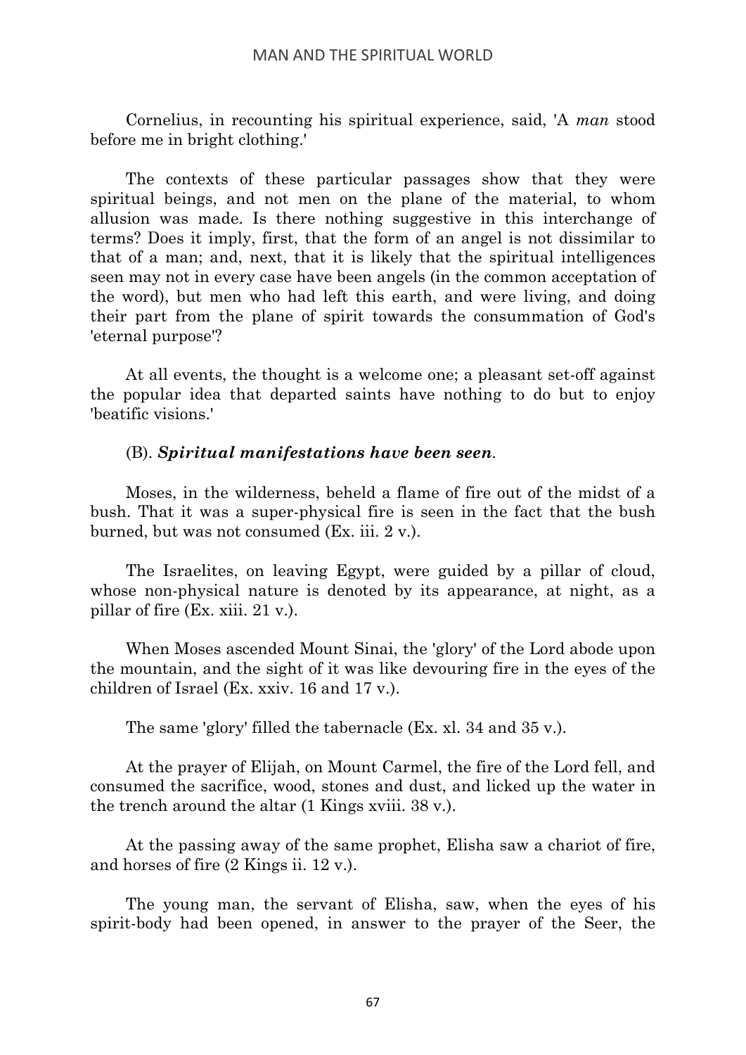Cornelius, in recounting his spiritual experience, said, 'A *man* stood before me in bright clothing.'

The contexts of these particular passages show that they were spiritual beings, and not men on the plane of the material, to whom allusion was made. Is there nothing suggestive in this interchange of terms? Does it imply, first, that the form of an angel is not dissimilar to that of a man; and, next, that it is likely that the spiritual intelligences seen may not in every case have been angels (in the common acceptation of the word), but men who had left this earth, and were living, and doing their part from the plane of spirit towards the consummation of God's 'eternal purpose'?

At all events, the thought is a welcome one; a pleasant set-off against the popular idea that departed saints have nothing to do but to enjoy 'beatific visions.'

(B). ***Spiritual manifestations have been seen*.**

Moses, in the wilderness, beheld a flame of fire out of the midst of a bush. That it was a super-physical fire is seen in the fact that the bush burned, but was not consumed (Ex. iii. 2 v.).

The Israelites, on leaving Egypt, were guided by a pillar of cloud, whose non-physical nature is denoted by its appearance, at night, as a pillar of fire (Ex. xiii. 21 v.).

When Moses ascended Mount Sinai, the 'glory' of the Lord abode upon the mountain, and the sight of it was like devouring fire in the eyes of the children of Israel (Ex. xxiv. 16 and 17 v.).

The same 'glory' filled the tabernacle (Ex. xl. 34 and 35 v.).

At the prayer of Elijah, on Mount Carmel, the fire of the Lord fell, and consumed the sacrifice, wood, stones and dust, and licked up the water in the trench around the altar (1 Kings xviii. 38 v.).

At the passing away of the same prophet, Elisha saw a chariot of fire, and horses of fire (2 Kings ii. 12 v.).

The young man, the servant of Elisha, saw, when the eyes of his spirit-body had been opened, in answer to the prayer of the Seer, the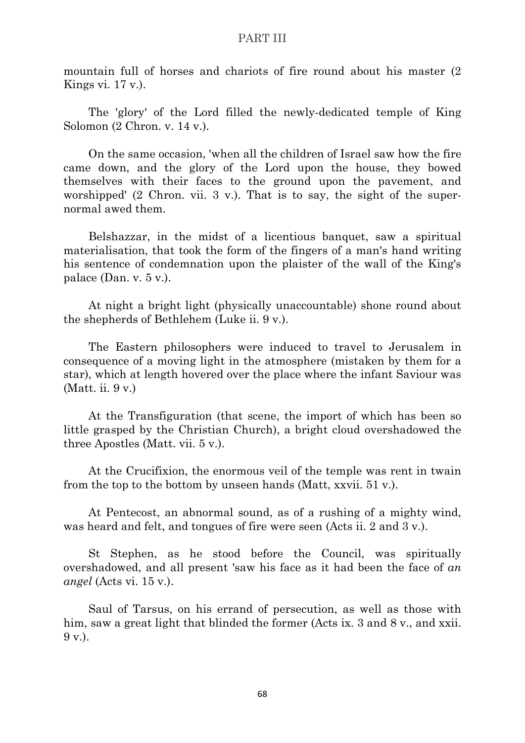mountain full of horses and chariots of fire round about his master (2 Kings vi. 17 v.).

The 'glory' of the Lord filled the newly-dedicated temple of King Solomon (2 Chron. v. 14 v.).

On the same occasion, 'when all the children of Israel saw how the fire came down, and the glory of the Lord upon the house, they bowed themselves with their faces to the ground upon the pavement, and worshipped' (2 Chron. vii. 3 v.). That is to say, the sight of the super-normal awed them.

Belshazzar, in the midst of a licentious banquet, saw a spiritual materialisation, that took the form of the fingers of a man's hand writing his sentence of condemnation upon the plaister of the wall of the King's palace (Dan. v. 5 v.).

At night a bright light (physically unaccountable) shone round about the shepherds of Bethlehem (Luke ii. 9 v.).

The Eastern philosophers were induced to travel to Jerusalem in consequence of a moving light in the atmosphere (mistaken by them for a star), which at length hovered over the place where the infant Saviour was (Matt. ii. 9 v.)

At the Transfiguration (that scene, the import of which has been so little grasped by the Christian Church), a bright cloud overshadowed the three Apostles (Matt. vii. 5 v.).

At the Crucifixion, the enormous veil of the temple was rent in twain from the top to the bottom by unseen hands (Matt, xxvii. 51 v.).

At Pentecost, an abnormal sound, as of a rushing of a mighty wind, was heard and felt, and tongues of fire were seen (Acts ii. 2 and 3 v.).

St Stephen, as he stood before the Council, was spiritually overshadowed, and all present 'saw his face as it had been the face of *an angel* (Acts vi. 15 v.).

Saul of Tarsus, on his errand of persecution, as well as those with him, saw a great light that blinded the former (Acts ix. 3 and 8 v., and xxii. 9 v.).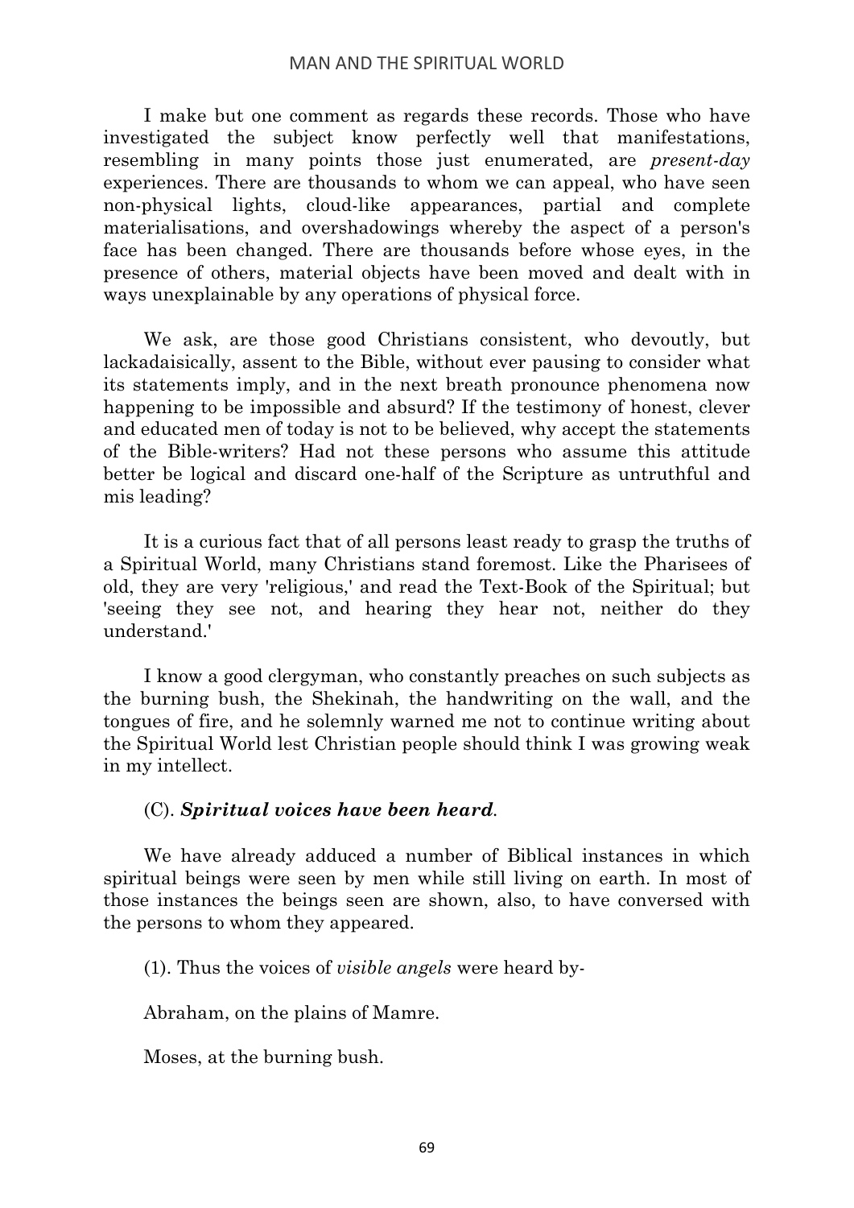I make but one comment as regards these records. Those who have investigated the subject know perfectly well that manifestations, resembling in many points those just enumerated, are *present-day* experiences. There are thousands to whom we can appeal, who have seen non-physical lights, cloud-like appearances, partial and complete materialisations, and overshadowings whereby the aspect of a person's face has been changed. There are thousands before whose eyes, in the presence of others, material objects have been moved and dealt with in ways unexplainable by any operations of physical force.

We ask, are those good Christians consistent, who devoutly, but lackadaisically, assent to the Bible, without ever pausing to consider what its statements imply, and in the next breath pronounce phenomena now happening to be impossible and absurd? If the testimony of honest, clever and educated men of today is not to be believed, why accept the statements of the Bible-writers? Had not these persons who assume this attitude better be logical and discard one-half of the Scripture as untruthful and mis leading?

It is a curious fact that of all persons least ready to grasp the truths of a Spiritual World, many Christians stand foremost. Like the Pharisees of old, they are very 'religious,' and read the Text-Book of the Spiritual; but 'seeing they see not, and hearing they hear not, neither do they understand.'

I know a good clergyman, who constantly preaches on such subjects as the burning bush, the Shekinah, the handwriting on the wall, and the tongues of fire, and he solemnly warned me not to continue writing about the Spiritual World lest Christian people should think I was growing weak in my intellect.

(C). ***Spiritual voices have been heard***.

We have already adduced a number of Biblical instances in which spiritual beings were seen by men while still living on earth. In most of those instances the beings seen are shown, also, to have conversed with the persons to whom they appeared.

(1). Thus the voices of *visible angels* were heard by-

Abraham, on the plains of Mamre.

Moses, at the burning bush.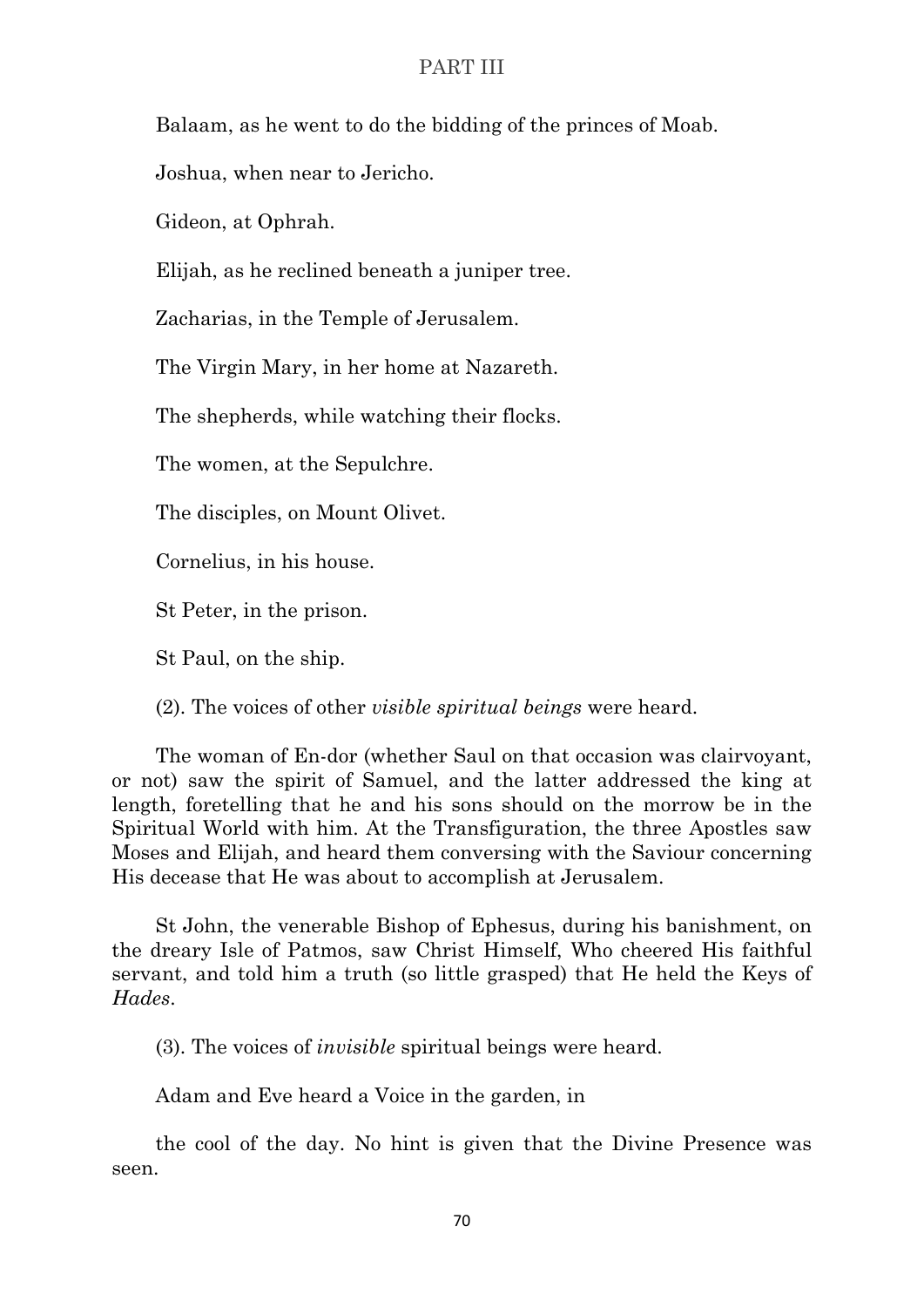Balaam, as he went to do the bidding of the princes of Moab.

Joshua, when near to Jericho.

Gideon, at Ophrah.

Elijah, as he reclined beneath a juniper tree.

Zacharias, in the Temple of Jerusalem.

The Virgin Mary, in her home at Nazareth.

The shepherds, while watching their flocks.

The women, at the Sepulchre.

The disciples, on Mount Olivet.

Cornelius, in his house.

St Peter, in the prison.

St Paul, on the ship.

(2). The voices of other *visible spiritual beings* were heard.

The woman of En-dor (whether Saul on that occasion was clairvoyant, or not) saw the spirit of Samuel, and the latter addressed the king at length, foretelling that he and his sons should on the morrow be in the Spiritual World with him. At the Transfiguration, the three Apostles saw Moses and Elijah, and heard them conversing with the Saviour concerning His decease that He was about to accomplish at Jerusalem.

St John, the venerable Bishop of Ephesus, during his banishment, on the dreary Isle of Patmos, saw Christ Himself, Who cheered His faithful servant, and told him a truth (so little grasped) that He held the Keys of *Hades*.

(3). The voices of *invisible* spiritual beings were heard.

Adam and Eve heard a Voice in the garden, in the cool of the day. No hint is given that the Divine Presence was seen.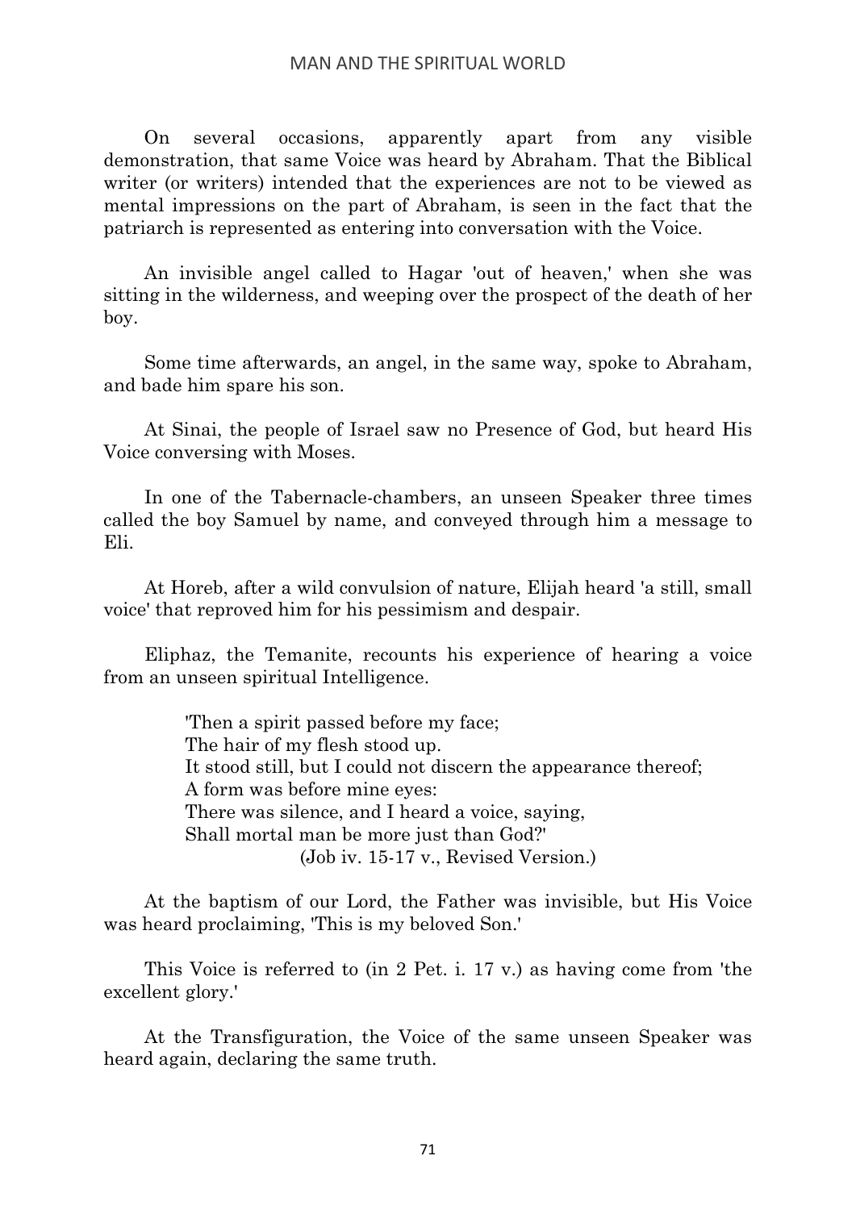On several occasions, apparently apart from any visible demonstration, that same Voice was heard by Abraham. That the Biblical writer (or writers) intended that the experiences are not to be viewed as mental impressions on the part of Abraham, is seen in the fact that the patriarch is represented as entering into conversation with the Voice.

An invisible angel called to Hagar 'out of heaven,' when she was sitting in the wilderness, and weeping over the prospect of the death of her boy.

Some time afterwards, an angel, in the same way, spoke to Abraham, and bade him spare his son.

At Sinai, the people of Israel saw no Presence of God, but heard His Voice conversing with Moses.

In one of the Tabernacle-chambers, an unseen Speaker three times called the boy Samuel by name, and conveyed through him a message to Eli.

At Horeb, after a wild convulsion of nature, Elijah heard 'a still, small voice' that reproved him for his pessimism and despair.

Eliphaz, the Temanite, recounts his experience of hearing a voice from an unseen spiritual Intelligence.

> 'Then a spirit passed before my face;
> The hair of my flesh stood up.
> It stood still, but I could not discern the appearance thereof;
> A form was before mine eyes:
> There was silence, and I heard a voice, saying,
> Shall mortal man be more just than God?'
> (Job iv. 15-17 v., Revised Version.)

At the baptism of our Lord, the Father was invisible, but His Voice was heard proclaiming, 'This is my beloved Son.'

This Voice is referred to (in 2 Pet. i. 17 v.) as having come from 'the excellent glory.'

At the Transfiguration, the Voice of the same unseen Speaker was heard again, declaring the same truth.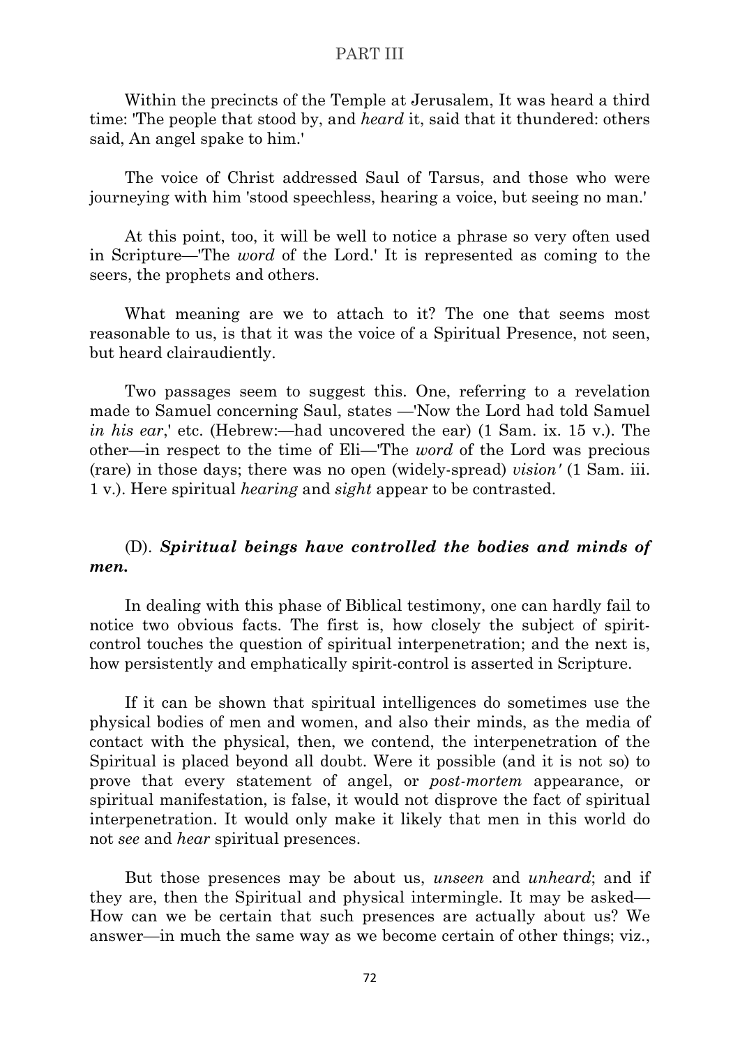Within the precincts of the Temple at Jerusalem, It was heard a third time: 'The people that stood by, and *heard* it, said that it thundered: others said, An angel spake to him.'

The voice of Christ addressed Saul of Tarsus, and those who were journeying with him 'stood speechless, hearing a voice, but seeing no man.'

At this point, too, it will be well to notice a phrase so very often used in Scripture—'The *word* of the Lord.' It is represented as coming to the seers, the prophets and others.

What meaning are we to attach to it? The one that seems most reasonable to us, is that it was the voice of a Spiritual Presence, not seen, but heard clairaudiently.

Two passages seem to suggest this. One, referring to a revelation made to Samuel concerning Saul, states —'Now the Lord had told Samuel *in his ear*,' etc. (Hebrew:—had uncovered the ear) (1 Sam. ix. 15 v.). The other—in respect to the time of Eli—'The *word* of the Lord was precious (rare) in those days; there was no open (widely-spread) *vision'* (1 Sam. iii. 1 v.). Here spiritual *hearing* and *sight* appear to be contrasted.

### (D). ***Spiritual beings have controlled the bodies and minds of men.***

In dealing with this phase of Biblical testimony, one can hardly fail to notice two obvious facts. The first is, how closely the subject of spirit-control touches the question of spiritual interpenetration; and the next is, how persistently and emphatically spirit-control is asserted in Scripture.

If it can be shown that spiritual intelligences do sometimes use the physical bodies of men and women, and also their minds, as the media of contact with the physical, then, we contend, the interpenetration of the Spiritual is placed beyond all doubt. Were it possible (and it is not so) to prove that every statement of angel, or *post-mortem* appearance, or spiritual manifestation, is false, it would not disprove the fact of spiritual interpenetration. It would only make it likely that men in this world do not *see* and *hear* spiritual presences.

But those presences may be about us, *unseen* and *unheard*; and if they are, then the Spiritual and physical intermingle. It may be asked—How can we be certain that such presences are actually about us? We answer—in much the same way as we become certain of other things; viz.,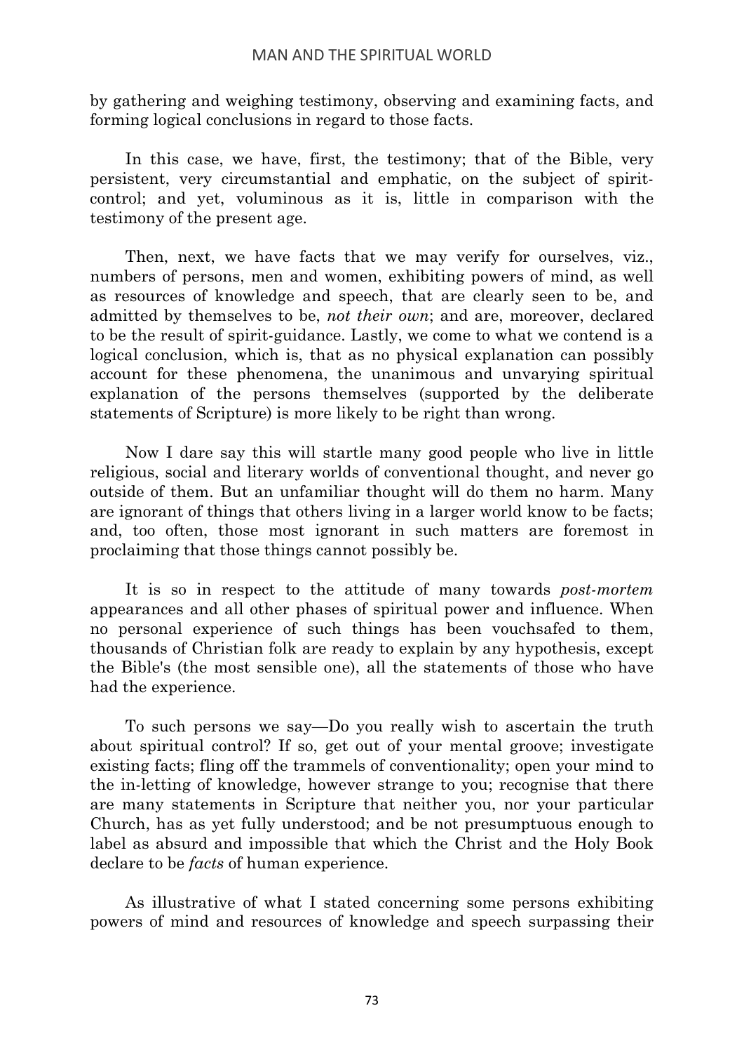by gathering and weighing testimony, observing and examining facts, and forming logical conclusions in regard to those facts.

In this case, we have, first, the testimony; that of the Bible, very persistent, very circumstantial and emphatic, on the subject of spirit-control; and yet, voluminous as it is, little in comparison with the testimony of the present age.

Then, next, we have facts that we may verify for ourselves, viz., numbers of persons, men and women, exhibiting powers of mind, as well as resources of knowledge and speech, that are clearly seen to be, and admitted by themselves to be, *not their own*; and are, moreover, declared to be the result of spirit-guidance. Lastly, we come to what we contend is a logical conclusion, which is, that as no physical explanation can possibly account for these phenomena, the unanimous and unvarying spiritual explanation of the persons themselves (supported by the deliberate statements of Scripture) is more likely to be right than wrong.

Now I dare say this will startle many good people who live in little religious, social and literary worlds of conventional thought, and never go outside of them. But an unfamiliar thought will do them no harm. Many are ignorant of things that others living in a larger world know to be facts; and, too often, those most ignorant in such matters are foremost in proclaiming that those things cannot possibly be.

It is so in respect to the attitude of many towards *post-mortem* appearances and all other phases of spiritual power and influence. When no personal experience of such things has been vouchsafed to them, thousands of Christian folk are ready to explain by any hypothesis, except the Bible's (the most sensible one), all the statements of those who have had the experience.

To such persons we say—Do you really wish to ascertain the truth about spiritual control? If so, get out of your mental groove; investigate existing facts; fling off the trammels of conventionality; open your mind to the in-letting of knowledge, however strange to you; recognise that there are many statements in Scripture that neither you, nor your particular Church, has as yet fully understood; and be not presumptuous enough to label as absurd and impossible that which the Christ and the Holy Book declare to be *facts* of human experience.

As illustrative of what I stated concerning some persons exhibiting powers of mind and resources of knowledge and speech surpassing their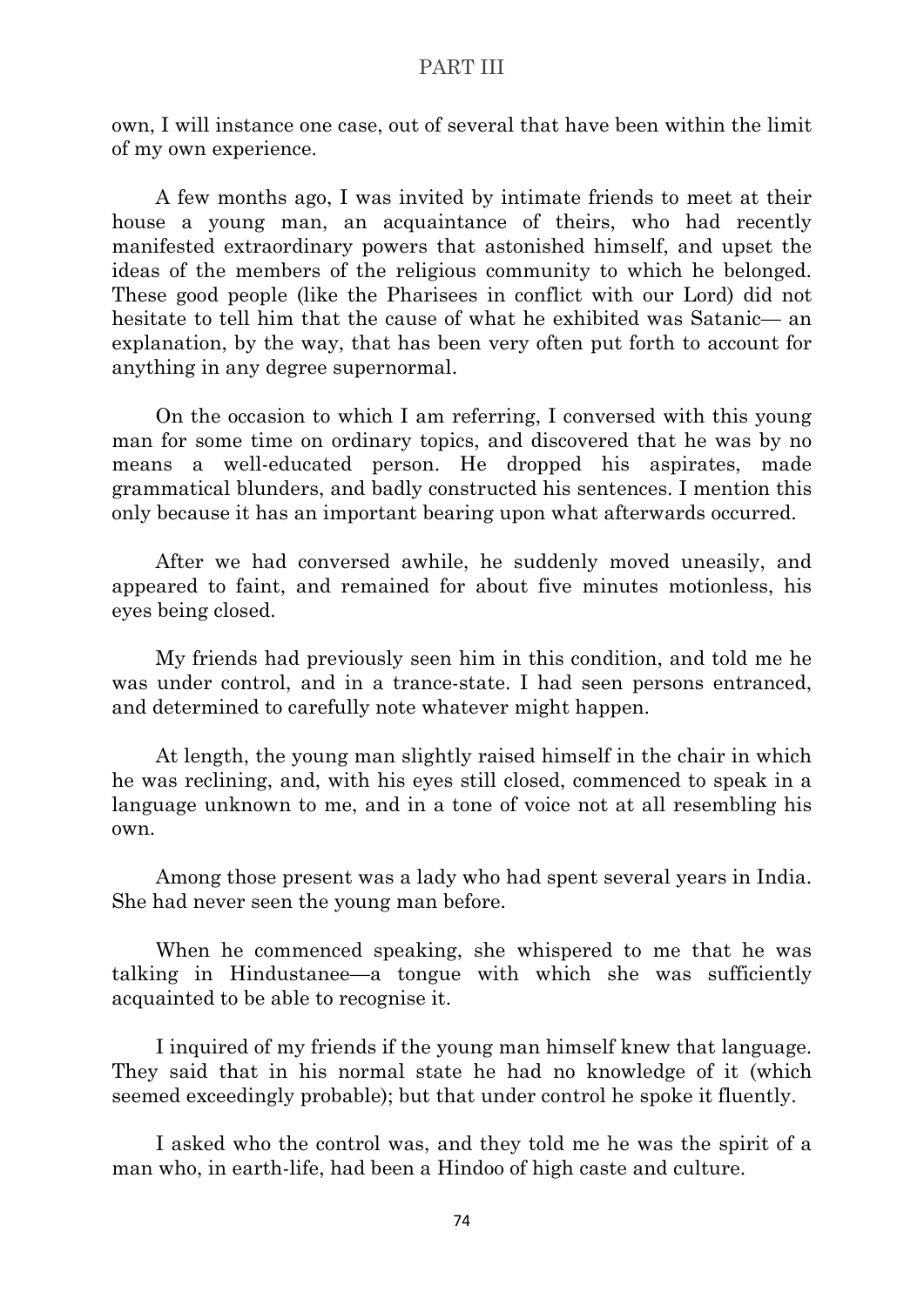own, I will instance one case, out of several that have been within the limit of my own experience.

A few months ago, I was invited by intimate friends to meet at their house a young man, an acquaintance of theirs, who had recently manifested extraordinary powers that astonished himself, and upset the ideas of the members of the religious community to which he belonged. These good people (like the Pharisees in conflict with our Lord) did not hesitate to tell him that the cause of what he exhibited was Satanic— an explanation, by the way, that has been very often put forth to account for anything in any degree supernormal.

On the occasion to which I am referring, I conversed with this young man for some time on ordinary topics, and discovered that he was by no means a well-educated person. He dropped his aspirates, made grammatical blunders, and badly constructed his sentences. I mention this only because it has an important bearing upon what afterwards occurred.

After we had conversed awhile, he suddenly moved uneasily, and appeared to faint, and remained for about five minutes motionless, his eyes being closed.

My friends had previously seen him in this condition, and told me he was under control, and in a trance-state. I had seen persons entranced, and determined to carefully note whatever might happen.

At length, the young man slightly raised himself in the chair in which he was reclining, and, with his eyes still closed, commenced to speak in a language unknown to me, and in a tone of voice not at all resembling his own.

Among those present was a lady who had spent several years in India. She had never seen the young man before.

When he commenced speaking, she whispered to me that he was talking in Hindustanee—a tongue with which she was sufficiently acquainted to be able to recognise it.

I inquired of my friends if the young man himself knew that language. They said that in his normal state he had no knowledge of it (which seemed exceedingly probable); but that under control he spoke it fluently.

I asked who the control was, and they told me he was the spirit of a man who, in earth-life, had been a Hindoo of high caste and culture.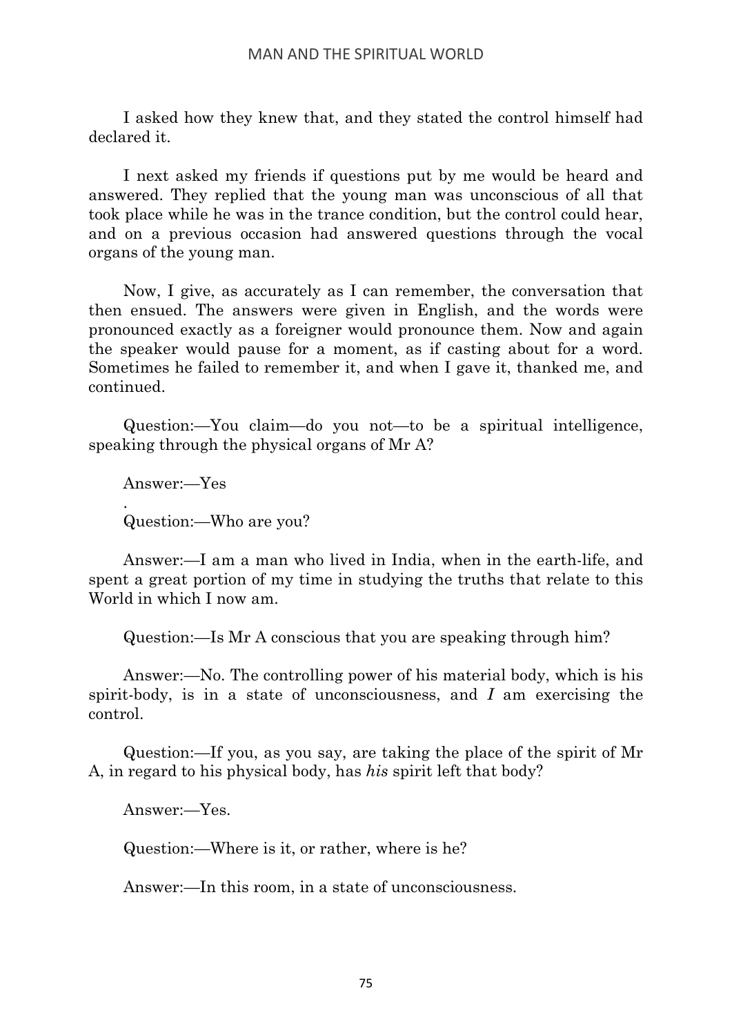I asked how they knew that, and they stated the control himself had declared it.

I next asked my friends if questions put by me would be heard and answered. They replied that the young man was unconscious of all that took place while he was in the trance condition, but the control could hear, and on a previous occasion had answered questions through the vocal organs of the young man.

Now, I give, as accurately as I can remember, the conversation that then ensued. The answers were given in English, and the words were pronounced exactly as a foreigner would pronounce them. Now and again the speaker would pause for a moment, as if casting about for a word. Sometimes he failed to remember it, and when I gave it, thanked me, and continued.

Question:—You claim—do you not—to be a spiritual intelligence, speaking through the physical organs of Mr A?

Answer:—Yes
.
Question:—Who are you?

Answer:—I am a man who lived in India, when in the earth-life, and spent a great portion of my time in studying the truths that relate to this World in which I now am.

Question:—Is Mr A conscious that you are speaking through him?

Answer:—No. The controlling power of his material body, which is his spirit-body, is in a state of unconsciousness, and *I* am exercising the control.

Question:—If you, as you say, are taking the place of the spirit of Mr A, in regard to his physical body, has *his* spirit left that body?

Answer:—Yes.

Question:—Where is it, or rather, where is he?

Answer:—In this room, in a state of unconsciousness.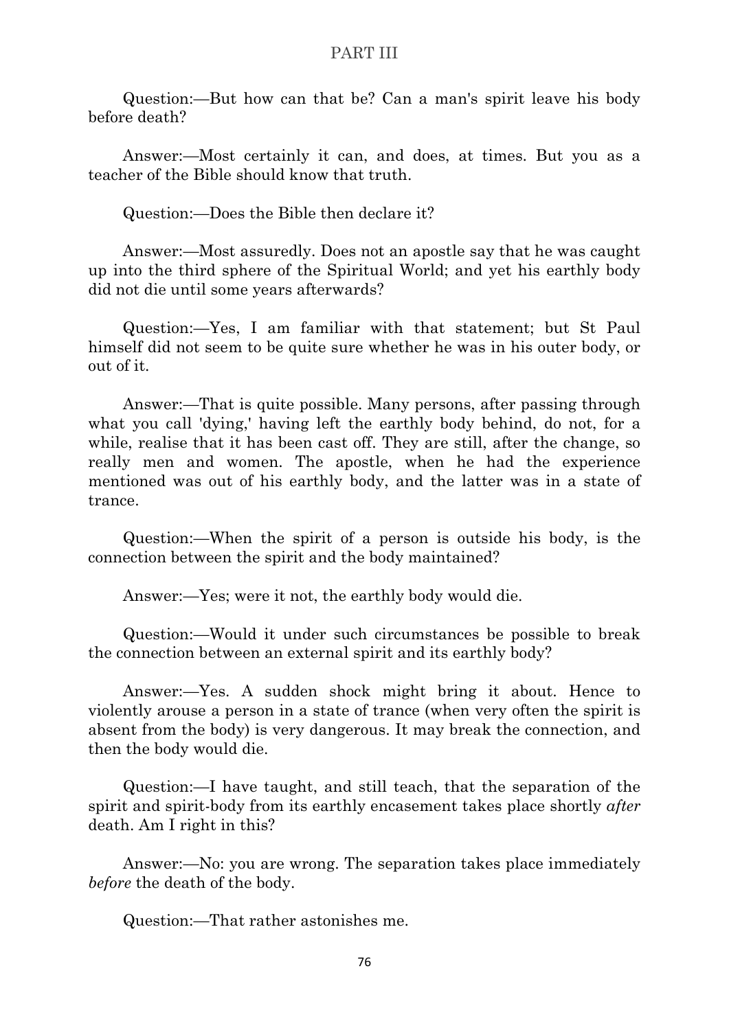Question:—But how can that be? Can a man's spirit leave his body before death?

Answer:—Most certainly it can, and does, at times. But you as a teacher of the Bible should know that truth.

Question:—Does the Bible then declare it?

Answer:—Most assuredly. Does not an apostle say that he was caught up into the third sphere of the Spiritual World; and yet his earthly body did not die until some years afterwards?

Question:—Yes, I am familiar with that statement; but St Paul himself did not seem to be quite sure whether he was in his outer body, or out of it.

Answer:—That is quite possible. Many persons, after passing through what you call 'dying,' having left the earthly body behind, do not, for a while, realise that it has been cast off. They are still, after the change, so really men and women. The apostle, when he had the experience mentioned was out of his earthly body, and the latter was in a state of trance.

Question:—When the spirit of a person is outside his body, is the connection between the spirit and the body maintained?

Answer:—Yes; were it not, the earthly body would die.

Question:—Would it under such circumstances be possible to break the connection between an external spirit and its earthly body?

Answer:—Yes. A sudden shock might bring it about. Hence to violently arouse a person in a state of trance (when very often the spirit is absent from the body) is very dangerous. It may break the connection, and then the body would die.

Question:—I have taught, and still teach, that the separation of the spirit and spirit-body from its earthly encasement takes place shortly *after* death. Am I right in this?

Answer:—No: you are wrong. The separation takes place immediately *before* the death of the body.

Question:—That rather astonishes me.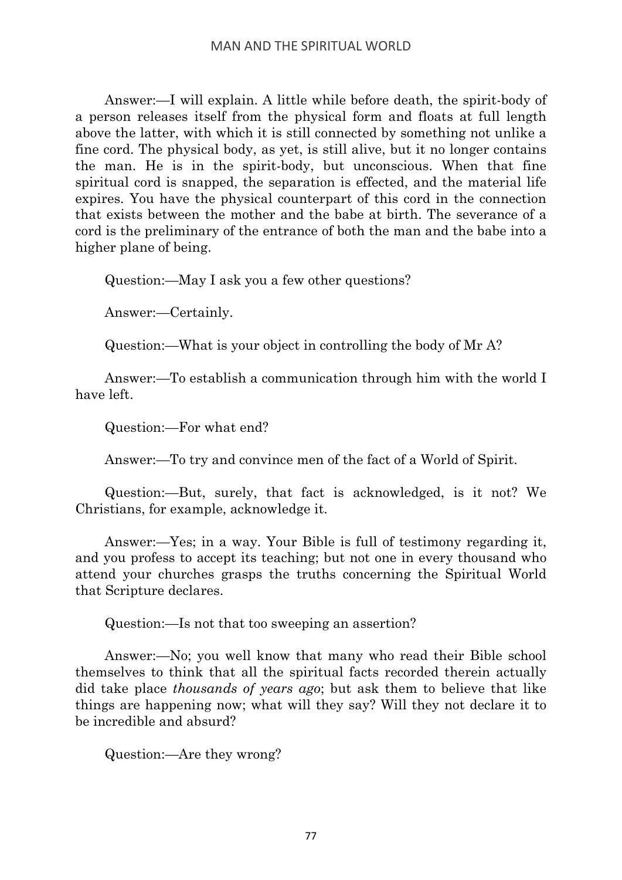Answer:—I will explain. A little while before death, the spirit-body of a person releases itself from the physical form and floats at full length above the latter, with which it is still connected by something not unlike a fine cord. The physical body, as yet, is still alive, but it no longer contains the man. He is in the spirit-body, but unconscious. When that fine spiritual cord is snapped, the separation is effected, and the material life expires. You have the physical counterpart of this cord in the connection that exists between the mother and the babe at birth. The severance of a cord is the preliminary of the entrance of both the man and the babe into a higher plane of being.

Question:—May I ask you a few other questions?

Answer:—Certainly.

Question:—What is your object in controlling the body of Mr A?

Answer:—To establish a communication through him with the world I have left.

Question:—For what end?

Answer:—To try and convince men of the fact of a World of Spirit.

Question:—But, surely, that fact is acknowledged, is it not? We Christians, for example, acknowledge it.

Answer:—Yes; in a way. Your Bible is full of testimony regarding it, and you profess to accept its teaching; but not one in every thousand who attend your churches grasps the truths concerning the Spiritual World that Scripture declares.

Question:—Is not that too sweeping an assertion?

Answer:—No; you well know that many who read their Bible school themselves to think that all the spiritual facts recorded therein actually did take place *thousands of years ago*; but ask them to believe that like things are happening now; what will they say? Will they not declare it to be incredible and absurd?

Question:—Are they wrong?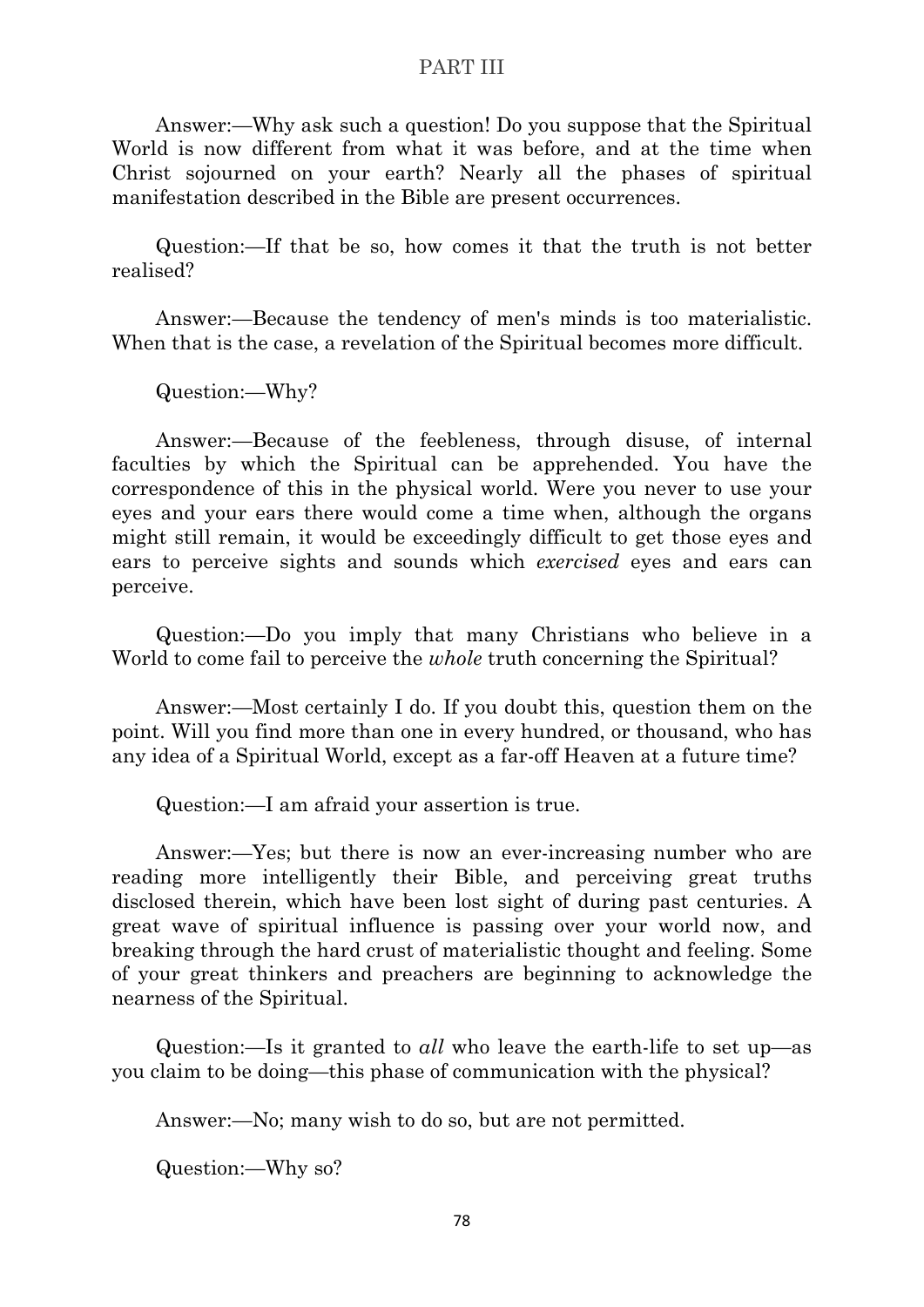Answer:—Why ask such a question! Do you suppose that the Spiritual World is now different from what it was before, and at the time when Christ sojourned on your earth? Nearly all the phases of spiritual manifestation described in the Bible are present occurrences.

Question:—If that be so, how comes it that the truth is not better realised?

Answer:—Because the tendency of men's minds is too materialistic. When that is the case, a revelation of the Spiritual becomes more difficult.

Question:—Why?

Answer:—Because of the feebleness, through disuse, of internal faculties by which the Spiritual can be apprehended. You have the correspondence of this in the physical world. Were you never to use your eyes and your ears there would come a time when, although the organs might still remain, it would be exceedingly difficult to get those eyes and ears to perceive sights and sounds which *exercised* eyes and ears can perceive.

Question:—Do you imply that many Christians who believe in a World to come fail to perceive the *whole* truth concerning the Spiritual?

Answer:—Most certainly I do. If you doubt this, question them on the point. Will you find more than one in every hundred, or thousand, who has any idea of a Spiritual World, except as a far-off Heaven at a future time?

Question:—I am afraid your assertion is true.

Answer:—Yes; but there is now an ever-increasing number who are reading more intelligently their Bible, and perceiving great truths disclosed therein, which have been lost sight of during past centuries. A great wave of spiritual influence is passing over your world now, and breaking through the hard crust of materialistic thought and feeling. Some of your great thinkers and preachers are beginning to acknowledge the nearness of the Spiritual.

Question:—Is it granted to *all* who leave the earth-life to set up—as you claim to be doing—this phase of communication with the physical?

Answer:—No; many wish to do so, but are not permitted.

Question:—Why so?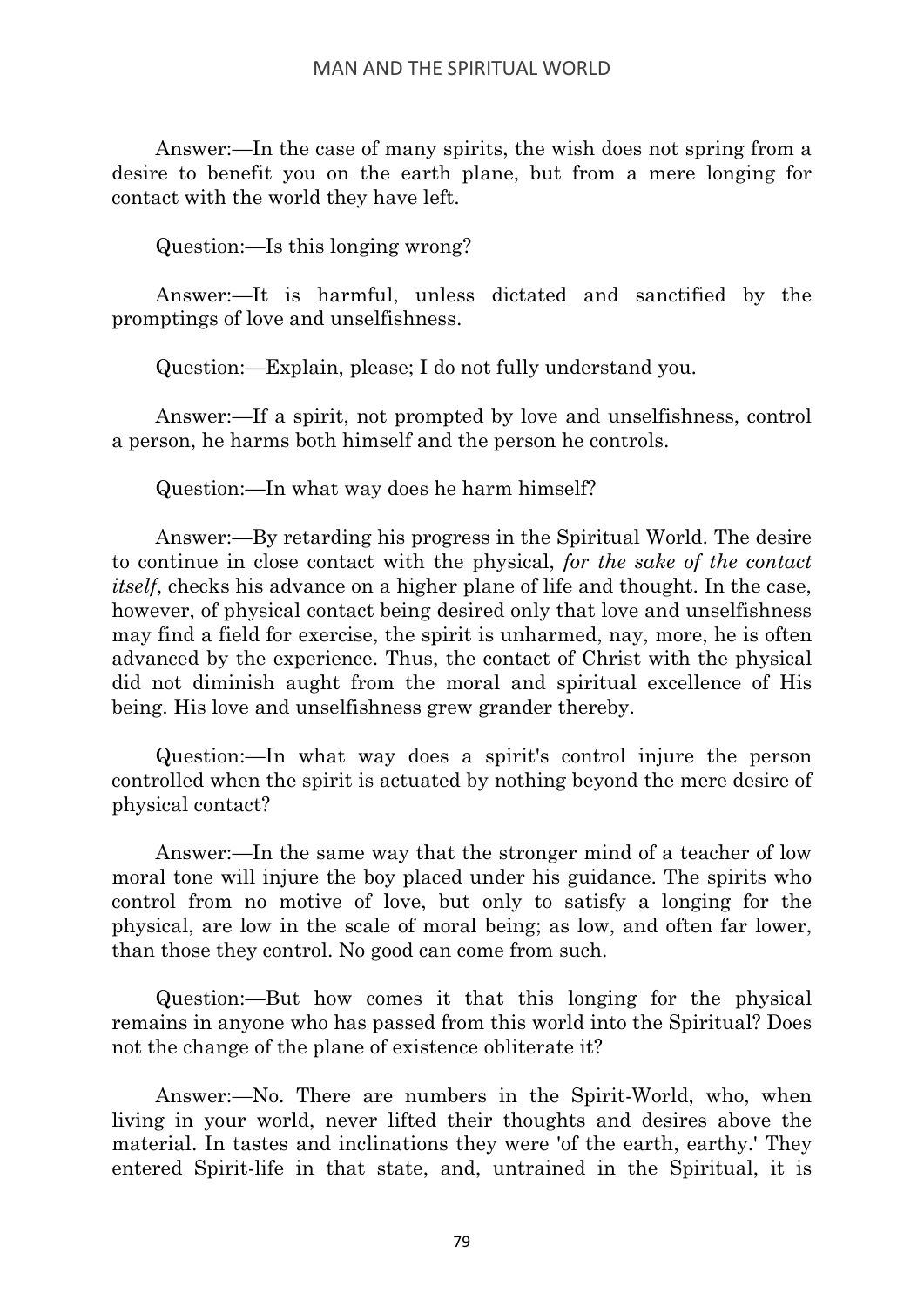Answer:—In the case of many spirits, the wish does not spring from a desire to benefit you on the earth plane, but from a mere longing for contact with the world they have left.

Question:—Is this longing wrong?

Answer:—It is harmful, unless dictated and sanctified by the promptings of love and unselfishness.

Question:—Explain, please; I do not fully understand you.

Answer:—If a spirit, not prompted by love and unselfishness, control a person, he harms both himself and the person he controls.

Question:—In what way does he harm himself?

Answer:—By retarding his progress in the Spiritual World. The desire to continue in close contact with the physical, *for the sake of the contact itself*, checks his advance on a higher plane of life and thought. In the case, however, of physical contact being desired only that love and unselfishness may find a field for exercise, the spirit is unharmed, nay, more, he is often advanced by the experience. Thus, the contact of Christ with the physical did not diminish aught from the moral and spiritual excellence of His being. His love and unselfishness grew grander thereby.

Question:—In what way does a spirit's control injure the person controlled when the spirit is actuated by nothing beyond the mere desire of physical contact?

Answer:—In the same way that the stronger mind of a teacher of low moral tone will injure the boy placed under his guidance. The spirits who control from no motive of love, but only to satisfy a longing for the physical, are low in the scale of moral being; as low, and often far lower, than those they control. No good can come from such.

Question:—But how comes it that this longing for the physical remains in anyone who has passed from this world into the Spiritual? Does not the change of the plane of existence obliterate it?

Answer:—No. There are numbers in the Spirit-World, who, when living in your world, never lifted their thoughts and desires above the material. In tastes and inclinations they were 'of the earth, earthy.' They entered Spirit-life in that state, and, untrained in the Spiritual, it is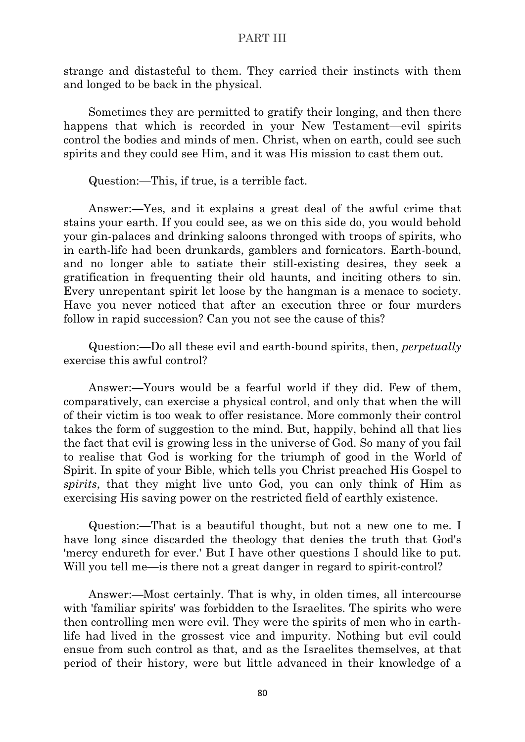strange and distasteful to them. They carried their instincts with them and longed to be back in the physical.

Sometimes they are permitted to gratify their longing, and then there happens that which is recorded in your New Testament—evil spirits control the bodies and minds of men. Christ, when on earth, could see such spirits and they could see Him, and it was His mission to cast them out.

Question:—This, if true, is a terrible fact.

Answer:—Yes, and it explains a great deal of the awful crime that stains your earth. If you could see, as we on this side do, you would behold your gin-palaces and drinking saloons thronged with troops of spirits, who in earth-life had been drunkards, gamblers and fornicators. Earth-bound, and no longer able to satiate their still-existing desires, they seek a gratification in frequenting their old haunts, and inciting others to sin. Every unrepentant spirit let loose by the hangman is a menace to society. Have you never noticed that after an execution three or four murders follow in rapid succession? Can you not see the cause of this?

Question:—Do all these evil and earth-bound spirits, then, *perpetually* exercise this awful control?

Answer:—Yours would be a fearful world if they did. Few of them, comparatively, can exercise a physical control, and only that when the will of their victim is too weak to offer resistance. More commonly their control takes the form of suggestion to the mind. But, happily, behind all that lies the fact that evil is growing less in the universe of God. So many of you fail to realise that God is working for the triumph of good in the World of Spirit. In spite of your Bible, which tells you Christ preached His Gospel to *spirits*, that they might live unto God, you can only think of Him as exercising His saving power on the restricted field of earthly existence.

Question:—That is a beautiful thought, but not a new one to me. I have long since discarded the theology that denies the truth that God's 'mercy endureth for ever.' But I have other questions I should like to put. Will you tell me—is there not a great danger in regard to spirit-control?

Answer:—Most certainly. That is why, in olden times, all intercourse with 'familiar spirits' was forbidden to the Israelites. The spirits who were then controlling men were evil. They were the spirits of men who in earth-life had lived in the grossest vice and impurity. Nothing but evil could ensue from such control as that, and as the Israelites themselves, at that period of their history, were but little advanced in their knowledge of a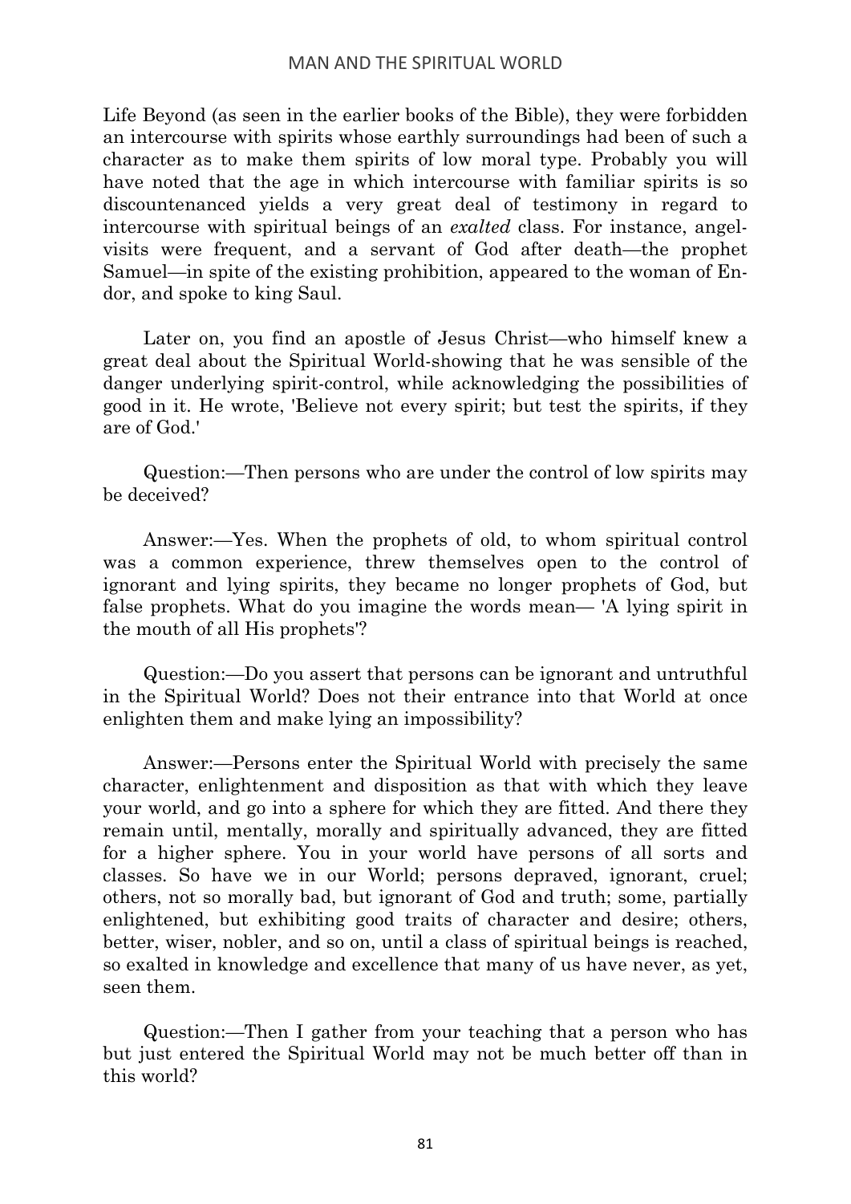Life Beyond (as seen in the earlier books of the Bible), they were forbidden an intercourse with spirits whose earthly surroundings had been of such a character as to make them spirits of low moral type. Probably you will have noted that the age in which intercourse with familiar spirits is so discountenanced yields a very great deal of testimony in regard to intercourse with spiritual beings of an *exalted* class. For instance, angel-visits were frequent, and a servant of God after death—the prophet Samuel—in spite of the existing prohibition, appeared to the woman of En-dor, and spoke to king Saul.

Later on, you find an apostle of Jesus Christ—who himself knew a great deal about the Spiritual World-showing that he was sensible of the danger underlying spirit-control, while acknowledging the possibilities of good in it. He wrote, 'Believe not every spirit; but test the spirits, if they are of God.'

Question:—Then persons who are under the control of low spirits may be deceived?

Answer:—Yes. When the prophets of old, to whom spiritual control was a common experience, threw themselves open to the control of ignorant and lying spirits, they became no longer prophets of God, but false prophets. What do you imagine the words mean— 'A lying spirit in the mouth of all His prophets'?

Question:—Do you assert that persons can be ignorant and untruthful in the Spiritual World? Does not their entrance into that World at once enlighten them and make lying an impossibility?

Answer:—Persons enter the Spiritual World with precisely the same character, enlightenment and disposition as that with which they leave your world, and go into a sphere for which they are fitted. And there they remain until, mentally, morally and spiritually advanced, they are fitted for a higher sphere. You in your world have persons of all sorts and classes. So have we in our World; persons depraved, ignorant, cruel; others, not so morally bad, but ignorant of God and truth; some, partially enlightened, but exhibiting good traits of character and desire; others, better, wiser, nobler, and so on, until a class of spiritual beings is reached, so exalted in knowledge and excellence that many of us have never, as yet, seen them.

Question:—Then I gather from your teaching that a person who has but just entered the Spiritual World may not be much better off than in this world?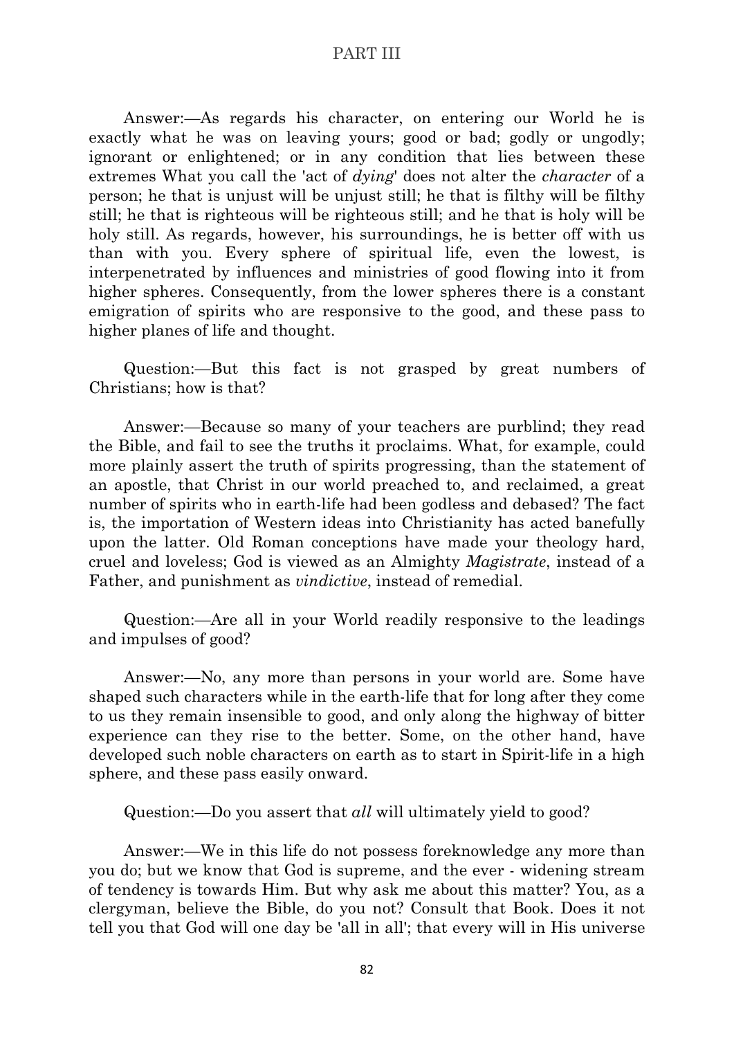Answer:—As regards his character, on entering our World he is exactly what he was on leaving yours; good or bad; godly or ungodly; ignorant or enlightened; or in any condition that lies between these extremes What you call the 'act of *dying*' does not alter the *character* of a person; he that is unjust will be unjust still; he that is filthy will be filthy still; he that is righteous will be righteous still; and he that is holy will be holy still. As regards, however, his surroundings, he is better off with us than with you. Every sphere of spiritual life, even the lowest, is interpenetrated by influences and ministries of good flowing into it from higher spheres. Consequently, from the lower spheres there is a constant emigration of spirits who are responsive to the good, and these pass to higher planes of life and thought.

Question:—But this fact is not grasped by great numbers of Christians; how is that?

Answer:—Because so many of your teachers are purblind; they read the Bible, and fail to see the truths it proclaims. What, for example, could more plainly assert the truth of spirits progressing, than the statement of an apostle, that Christ in our world preached to, and reclaimed, a great number of spirits who in earth-life had been godless and debased? The fact is, the importation of Western ideas into Christianity has acted banefully upon the latter. Old Roman conceptions have made your theology hard, cruel and loveless; God is viewed as an Almighty *Magistrate*, instead of a Father, and punishment as *vindictive*, instead of remedial.

Question:—Are all in your World readily responsive to the leadings and impulses of good?

Answer:—No, any more than persons in your world are. Some have shaped such characters while in the earth-life that for long after they come to us they remain insensible to good, and only along the highway of bitter experience can they rise to the better. Some, on the other hand, have developed such noble characters on earth as to start in Spirit-life in a high sphere, and these pass easily onward.

Question:—Do you assert that *all* will ultimately yield to good?

Answer:—We in this life do not possess foreknowledge any more than you do; but we know that God is supreme, and the ever - widening stream of tendency is towards Him. But why ask me about this matter? You, as a clergyman, believe the Bible, do you not? Consult that Book. Does it not tell you that God will one day be 'all in all'; that every will in His universe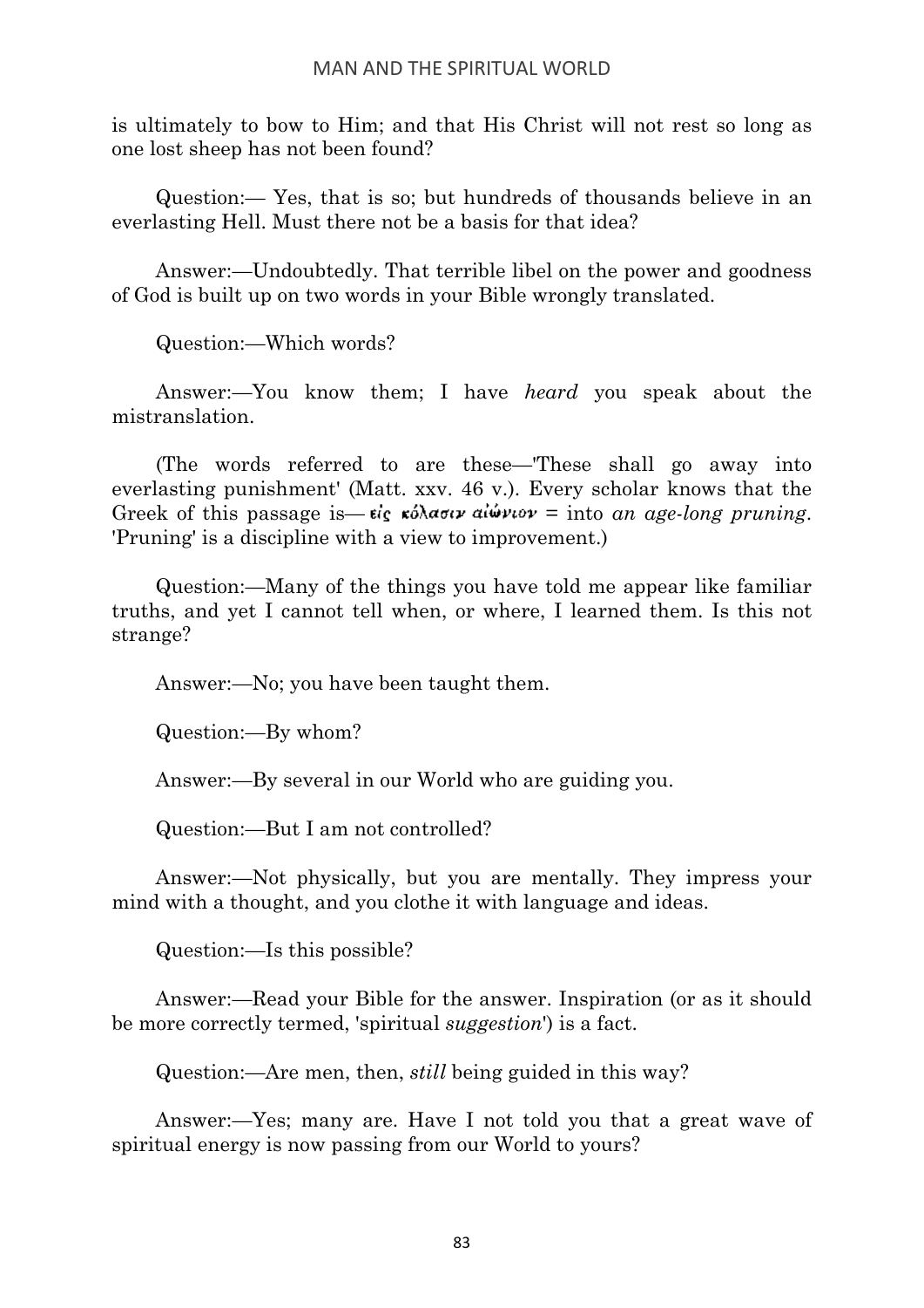is ultimately to bow to Him; and that His Christ will not rest so long as one lost sheep has not been found?

Question:— Yes, that is so; but hundreds of thousands believe in an everlasting Hell. Must there not be a basis for that idea?

Answer:—Undoubtedly. That terrible libel on the power and goodness of God is built up on two words in your Bible wrongly translated.

Question:—Which words?

Answer:—You know them; I have *heard* you speak about the mistranslation.

(The words referred to are these—'These shall go away into everlasting punishment' (Matt. xxv. 46 v.). Every scholar knows that the Greek of this passage is— εἰς κόλασιν αἰώνιον = into *an age-long pruning*. 'Pruning' is a discipline with a view to improvement.)

Question:—Many of the things you have told me appear like familiar truths, and yet I cannot tell when, or where, I learned them. Is this not strange?

Answer:—No; you have been taught them.

Question:—By whom?

Answer:—By several in our World who are guiding you.

Question:—But I am not controlled?

Answer:—Not physically, but you are mentally. They impress your mind with a thought, and you clothe it with language and ideas.

Question:—Is this possible?

Answer:—Read your Bible for the answer. Inspiration (or as it should be more correctly termed, 'spiritual *suggestion*') is a fact.

Question:—Are men, then, *still* being guided in this way?

Answer:—Yes; many are. Have I not told you that a great wave of spiritual energy is now passing from our World to yours?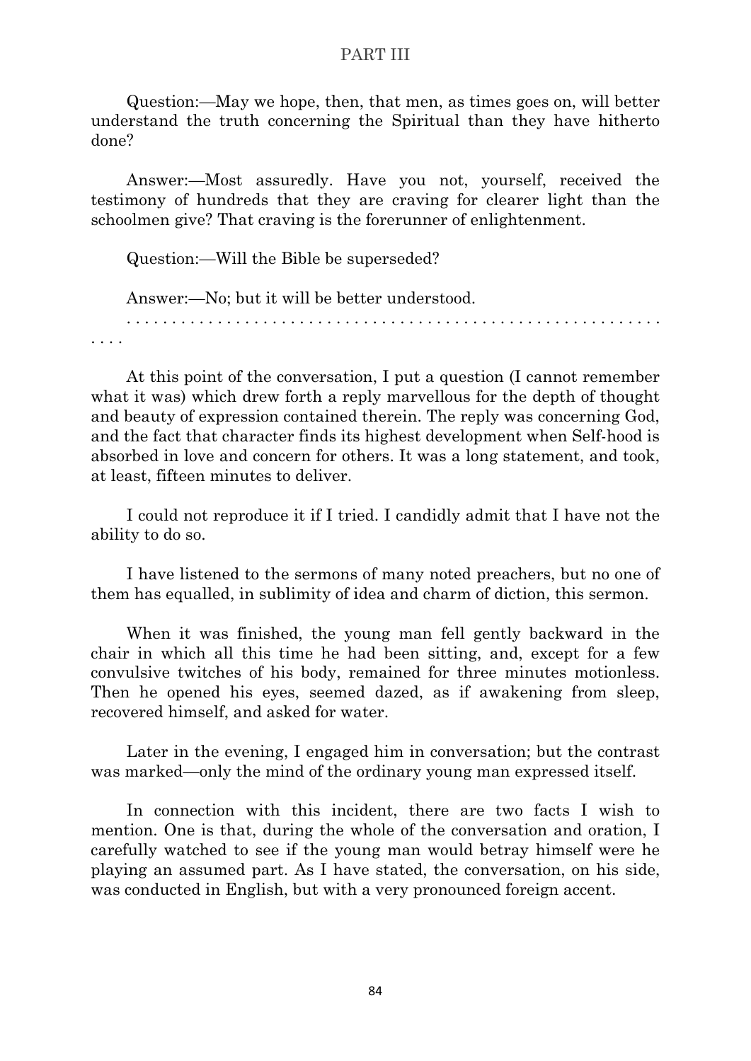Question:—May we hope, then, that men, as times goes on, will better understand the truth concerning the Spiritual than they have hitherto done?

Answer:—Most assuredly. Have you not, yourself, received the testimony of hundreds that they are craving for clearer light than the schoolmen give? That craving is the forerunner of enlightenment.

Question:—Will the Bible be superseded?

Answer:—No; but it will be better understood.

. . . . . . . . . . . . . . . . . . . . . . . . . . . . . . . . . . . . . . . . . . . . . . . . . . . . . . . . . . . .

At this point of the conversation, I put a question (I cannot remember what it was) which drew forth a reply marvellous for the depth of thought and beauty of expression contained therein. The reply was concerning God, and the fact that character finds its highest development when Self-hood is absorbed in love and concern for others. It was a long statement, and took, at least, fifteen minutes to deliver.

I could not reproduce it if I tried. I candidly admit that I have not the ability to do so.

I have listened to the sermons of many noted preachers, but no one of them has equalled, in sublimity of idea and charm of diction, this sermon.

When it was finished, the young man fell gently backward in the chair in which all this time he had been sitting, and, except for a few convulsive twitches of his body, remained for three minutes motionless. Then he opened his eyes, seemed dazed, as if awakening from sleep, recovered himself, and asked for water.

Later in the evening, I engaged him in conversation; but the contrast was marked—only the mind of the ordinary young man expressed itself.

In connection with this incident, there are two facts I wish to mention. One is that, during the whole of the conversation and oration, I carefully watched to see if the young man would betray himself were he playing an assumed part. As I have stated, the conversation, on his side, was conducted in English, but with a very pronounced foreign accent.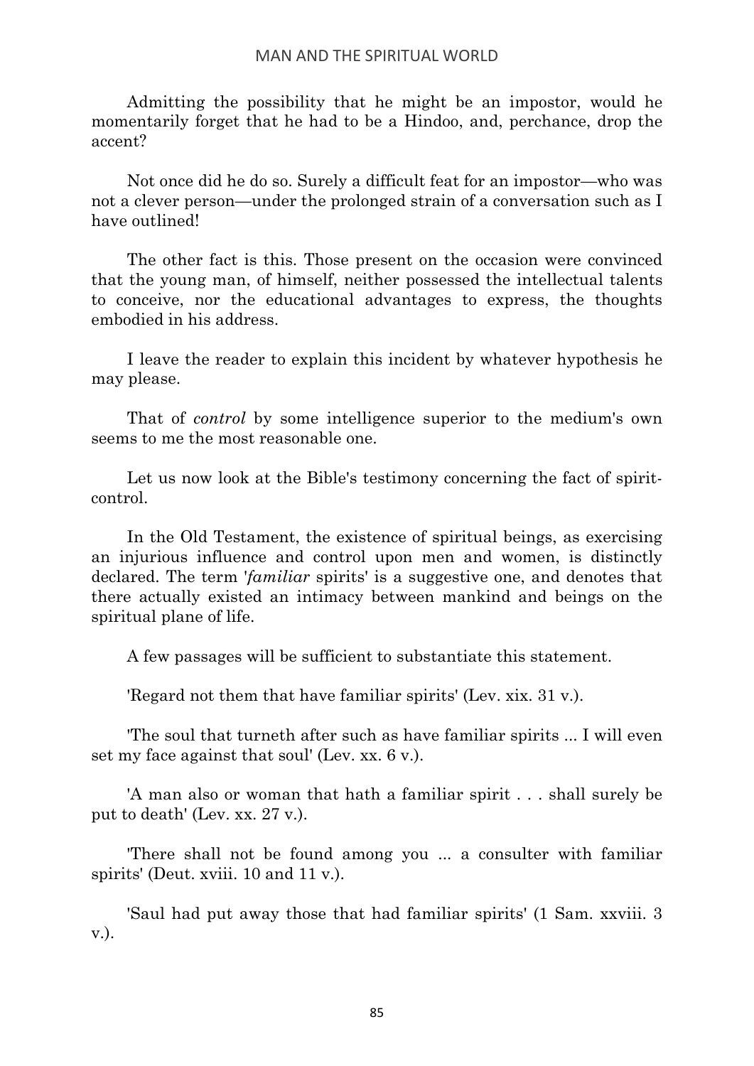Admitting the possibility that he might be an impostor, would he momentarily forget that he had to be a Hindoo, and, perchance, drop the accent?

Not once did he do so. Surely a difficult feat for an impostor—who was not a clever person—under the prolonged strain of a conversation such as I have outlined!

The other fact is this. Those present on the occasion were convinced that the young man, of himself, neither possessed the intellectual talents to conceive, nor the educational advantages to express, the thoughts embodied in his address.

I leave the reader to explain this incident by whatever hypothesis he may please.

That of *control* by some intelligence superior to the medium's own seems to me the most reasonable one.

Let us now look at the Bible's testimony concerning the fact of spirit-control.

In the Old Testament, the existence of spiritual beings, as exercising an injurious influence and control upon men and women, is distinctly declared. The term '*familiar* spirits' is a suggestive one, and denotes that there actually existed an intimacy between mankind and beings on the spiritual plane of life.

A few passages will be sufficient to substantiate this statement.

'Regard not them that have familiar spirits' (Lev. xix. 31 v.).

'The soul that turneth after such as have familiar spirits ... I will even set my face against that soul' (Lev. xx. 6 v.).

'A man also or woman that hath a familiar spirit . . . shall surely be put to death' (Lev. xx. 27 v.).

'There shall not be found among you ... a consulter with familiar spirits' (Deut. xviii. 10 and 11 v.).

'Saul had put away those that had familiar spirits' (1 Sam. xxviii. 3 v.).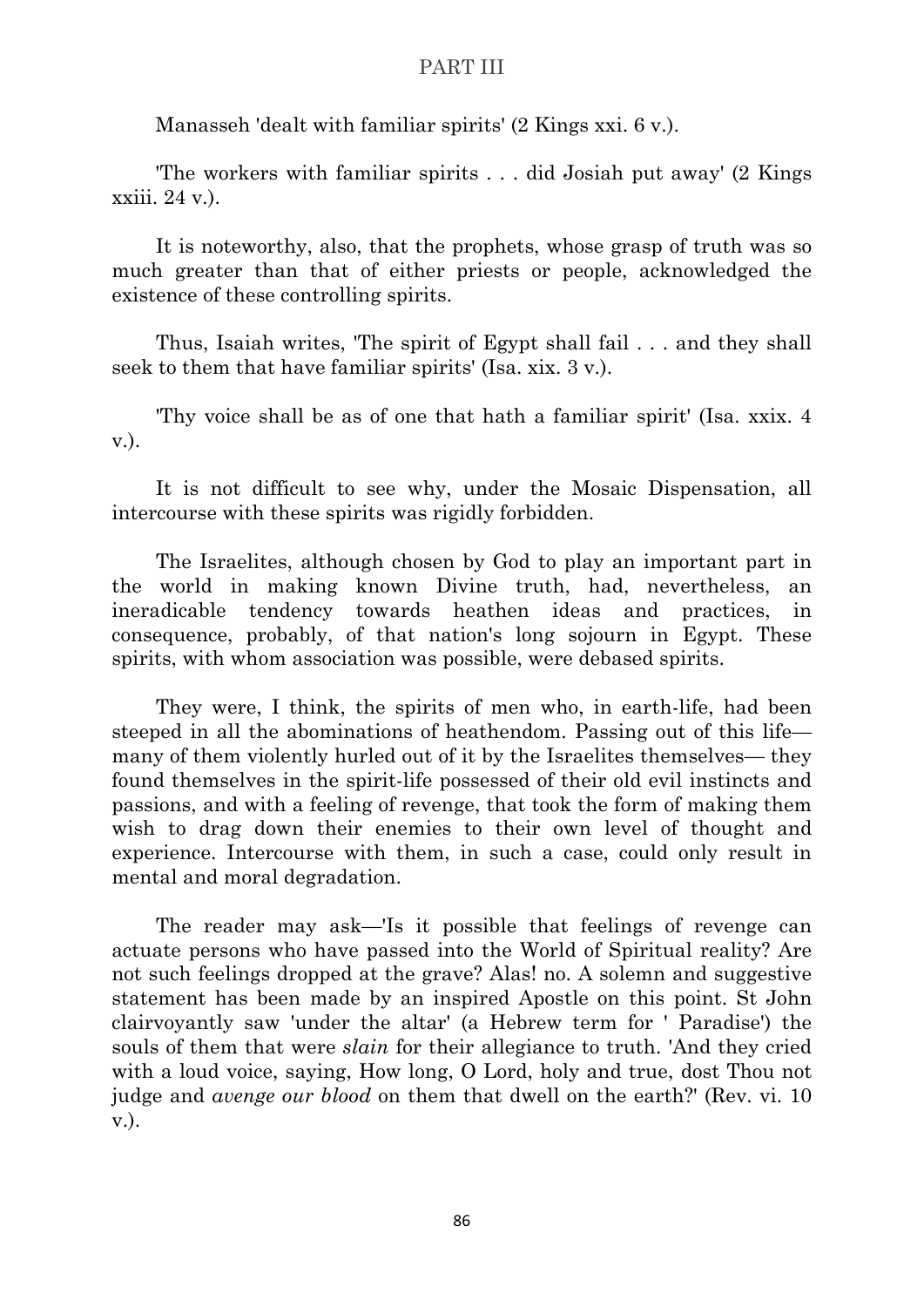Manasseh 'dealt with familiar spirits' (2 Kings xxi. 6 v.).

'The workers with familiar spirits . . . did Josiah put away' (2 Kings xxiii. 24 v.).

It is noteworthy, also, that the prophets, whose grasp of truth was so much greater than that of either priests or people, acknowledged the existence of these controlling spirits.

Thus, Isaiah writes, 'The spirit of Egypt shall fail . . . and they shall seek to them that have familiar spirits' (Isa. xix. 3 v.).

'Thy voice shall be as of one that hath a familiar spirit' (Isa. xxix. 4 v.).

It is not difficult to see why, under the Mosaic Dispensation, all intercourse with these spirits was rigidly forbidden.

The Israelites, although chosen by God to play an important part in the world in making known Divine truth, had, nevertheless, an ineradicable tendency towards heathen ideas and practices, in consequence, probably, of that nation's long sojourn in Egypt. These spirits, with whom association was possible, were debased spirits.

They were, I think, the spirits of men who, in earth-life, had been steeped in all the abominations of heathendom. Passing out of this life— many of them violently hurled out of it by the Israelites themselves— they found themselves in the spirit-life possessed of their old evil instincts and passions, and with a feeling of revenge, that took the form of making them wish to drag down their enemies to their own level of thought and experience. Intercourse with them, in such a case, could only result in mental and moral degradation.

The reader may ask—'Is it possible that feelings of revenge can actuate persons who have passed into the World of Spiritual reality? Are not such feelings dropped at the grave? Alas! no. A solemn and suggestive statement has been made by an inspired Apostle on this point. St John clairvoyantly saw 'under the altar' (a Hebrew term for ' Paradise') the souls of them that were *slain* for their allegiance to truth. 'And they cried with a loud voice, saying, How long, O Lord, holy and true, dost Thou not judge and *avenge our blood* on them that dwell on the earth?' (Rev. vi. 10 v.).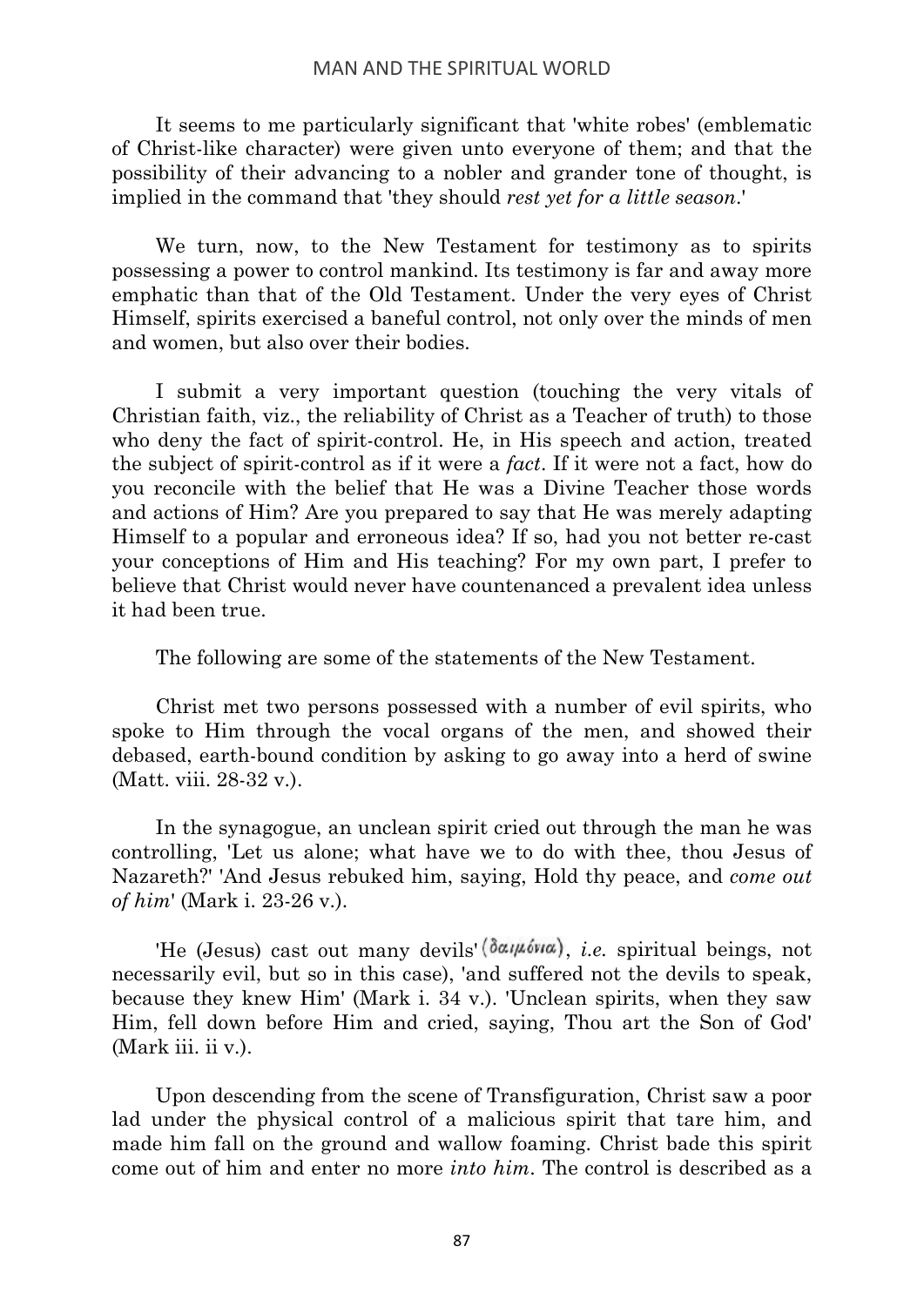It seems to me particularly significant that 'white robes' (emblematic of Christ-like character) were given unto everyone of them; and that the possibility of their advancing to a nobler and grander tone of thought, is implied in the command that 'they should *rest yet for a little season*.'

We turn, now, to the New Testament for testimony as to spirits possessing a power to control mankind. Its testimony is far and away more emphatic than that of the Old Testament. Under the very eyes of Christ Himself, spirits exercised a baneful control, not only over the minds of men and women, but also over their bodies.

I submit a very important question (touching the very vitals of Christian faith, viz., the reliability of Christ as a Teacher of truth) to those who deny the fact of spirit-control. He, in His speech and action, treated the subject of spirit-control as if it were a *fact*. If it were not a fact, how do you reconcile with the belief that He was a Divine Teacher those words and actions of Him? Are you prepared to say that He was merely adapting Himself to a popular and erroneous idea? If so, had you not better re-cast your conceptions of Him and His teaching? For my own part, I prefer to believe that Christ would never have countenanced a prevalent idea unless it had been true.

The following are some of the statements of the New Testament.

Christ met two persons possessed with a number of evil spirits, who spoke to Him through the vocal organs of the men, and showed their debased, earth-bound condition by asking to go away into a herd of swine (Matt. viii. 28-32 v.).

In the synagogue, an unclean spirit cried out through the man he was controlling, 'Let us alone; what have we to do with thee, thou Jesus of Nazareth?' 'And Jesus rebuked him, saying, Hold thy peace, and *come out of him*' (Mark i. 23-26 v.).

'He (Jesus) cast out many devils' (δαιμόνια), *i.e.* spiritual beings, not necessarily evil, but so in this case), 'and suffered not the devils to speak, because they knew Him' (Mark i. 34 v.). 'Unclean spirits, when they saw Him, fell down before Him and cried, saying, Thou art the Son of God' (Mark iii. ii v.).

Upon descending from the scene of Transfiguration, Christ saw a poor lad under the physical control of a malicious spirit that tare him, and made him fall on the ground and wallow foaming. Christ bade this spirit come out of him and enter no more *into him*. The control is described as a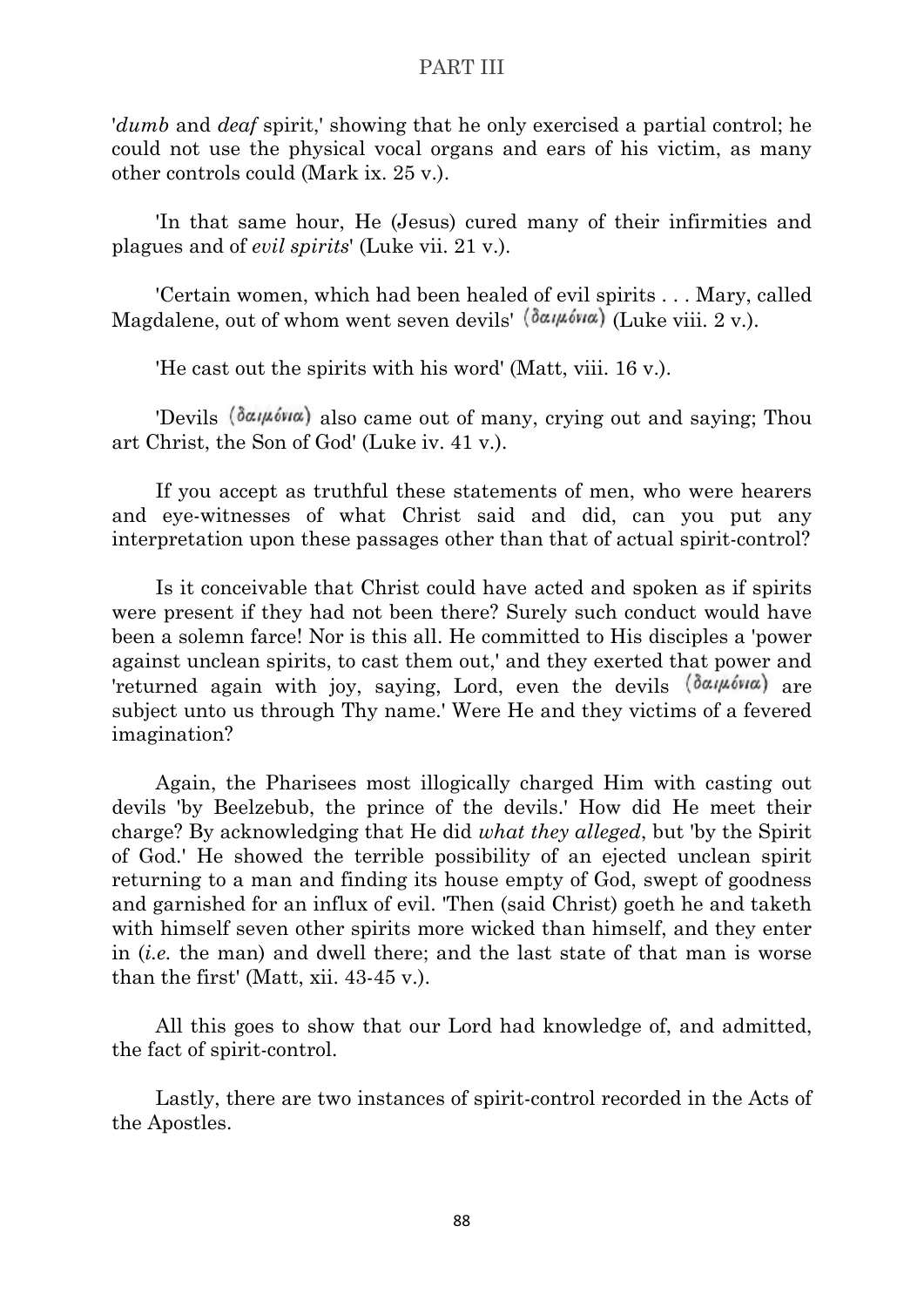'*dumb* and *deaf* spirit,' showing that he only exercised a partial control; he could not use the physical vocal organs and ears of his victim, as many other controls could (Mark ix. 25 v.).

'In that same hour, He (Jesus) cured many of their infirmities and plagues and of *evil spirits*' (Luke vii. 21 v.).

'Certain women, which had been healed of evil spirits . . . Mary, called Magdalene, out of whom went seven devils' (δαιμόνια) (Luke viii. 2 v.).

'He cast out the spirits with his word' (Matt, viii. 16 v.).

'Devils (δαιμόνια) also came out of many, crying out and saying; Thou art Christ, the Son of God' (Luke iv. 41 v.).

If you accept as truthful these statements of men, who were hearers and eye-witnesses of what Christ said and did, can you put any interpretation upon these passages other than that of actual spirit-control?

Is it conceivable that Christ could have acted and spoken as if spirits were present if they had not been there? Surely such conduct would have been a solemn farce! Nor is this all. He committed to His disciples a 'power against unclean spirits, to cast them out,' and they exerted that power and 'returned again with joy, saying, Lord, even the devils (δαιμόνια) are subject unto us through Thy name.' Were He and they victims of a fevered imagination?

Again, the Pharisees most illogically charged Him with casting out devils 'by Beelzebub, the prince of the devils.' How did He meet their charge? By acknowledging that He did *what they alleged*, but 'by the Spirit of God.' He showed the terrible possibility of an ejected unclean spirit returning to a man and finding its house empty of God, swept of goodness and garnished for an influx of evil. 'Then (said Christ) goeth he and taketh with himself seven other spirits more wicked than himself, and they enter in (*i.e.* the man) and dwell there; and the last state of that man is worse than the first' (Matt, xii. 43-45 v.).

All this goes to show that our Lord had knowledge of, and admitted, the fact of spirit-control.

Lastly, there are two instances of spirit-control recorded in the Acts of the Apostles.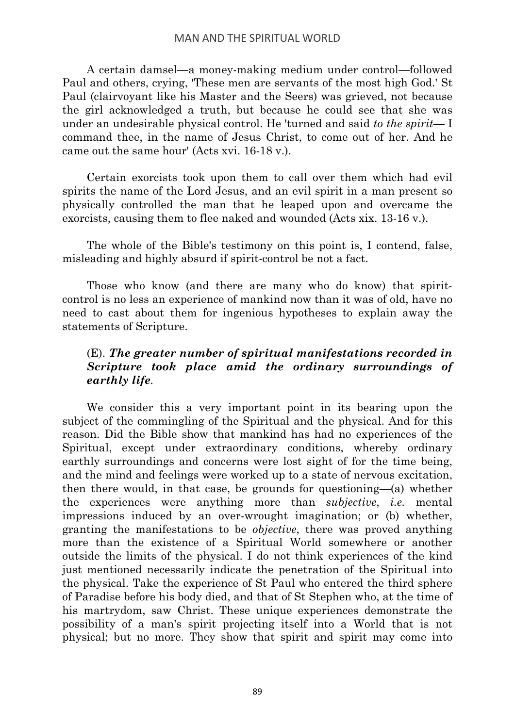A certain damsel—a money-making medium under control—followed Paul and others, crying, 'These men are servants of the most high God.' St Paul (clairvoyant like his Master and the Seers) was grieved, not because the girl acknowledged a truth, but because he could see that she was under an undesirable physical control. He 'turned and said *to the spirit*— I command thee, in the name of Jesus Christ, to come out of her. And he came out the same hour' (Acts xvi. 16-18 v.).

Certain exorcists took upon them to call over them which had evil spirits the name of the Lord Jesus, and an evil spirit in a man present so physically controlled the man that he leaped upon and overcame the exorcists, causing them to flee naked and wounded (Acts xix. 13-16 v.).

The whole of the Bible's testimony on this point is, I contend, false, misleading and highly absurd if spirit-control be not a fact.

Those who know (and there are many who do know) that spirit-control is no less an experience of mankind now than it was of old, have no need to cast about them for ingenious hypotheses to explain away the statements of Scripture.

### (E). ***The greater number of spiritual manifestations recorded in Scripture took place amid the ordinary surroundings of earthly life.***

We consider this a very important point in its bearing upon the subject of the commingling of the Spiritual and the physical. And for this reason. Did the Bible show that mankind has had no experiences of the Spiritual, except under extraordinary conditions, whereby ordinary earthly surroundings and concerns were lost sight of for the time being, and the mind and feelings were worked up to a state of nervous excitation, then there would, in that case, be grounds for questioning—(a) whether the experiences were anything more than *subjective*, *i.e.* mental impressions induced by an over-wrought imagination; or (b) whether, granting the manifestations to be *objective*, there was proved anything more than the existence of a Spiritual World somewhere or another outside the limits of the physical. I do not think experiences of the kind just mentioned necessarily indicate the penetration of the Spiritual into the physical. Take the experience of St Paul who entered the third sphere of Paradise before his body died, and that of St Stephen who, at the time of his martrydom, saw Christ. These unique experiences demonstrate the possibility of a man's spirit projecting itself into a World that is not physical; but no more. They show that spirit and spirit may come into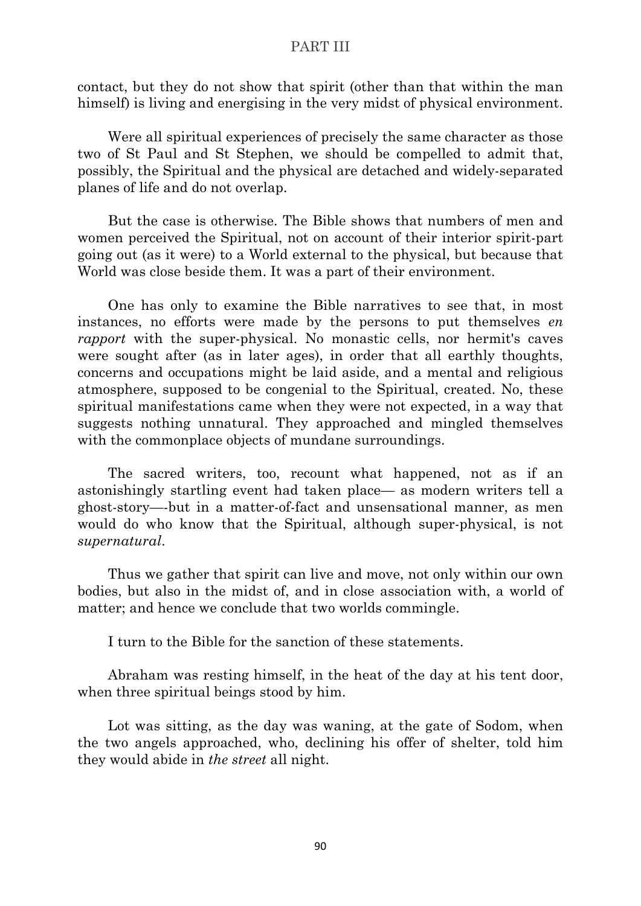contact, but they do not show that spirit (other than that within the man himself) is living and energising in the very midst of physical environment.

Were all spiritual experiences of precisely the same character as those two of St Paul and St Stephen, we should be compelled to admit that, possibly, the Spiritual and the physical are detached and widely-separated planes of life and do not overlap.

But the case is otherwise. The Bible shows that numbers of men and women perceived the Spiritual, not on account of their interior spirit-part going out (as it were) to a World external to the physical, but because that World was close beside them. It was a part of their environment.

One has only to examine the Bible narratives to see that, in most instances, no efforts were made by the persons to put themselves *en rapport* with the super-physical. No monastic cells, nor hermit's caves were sought after (as in later ages), in order that all earthly thoughts, concerns and occupations might be laid aside, and a mental and religious atmosphere, supposed to be congenial to the Spiritual, created. No, these spiritual manifestations came when they were not expected, in a way that suggests nothing unnatural. They approached and mingled themselves with the commonplace objects of mundane surroundings.

The sacred writers, too, recount what happened, not as if an astonishingly startling event had taken place— as modern writers tell a ghost-story—-but in a matter-of-fact and unsensational manner, as men would do who know that the Spiritual, although super-physical, is not *supernatural*.

Thus we gather that spirit can live and move, not only within our own bodies, but also in the midst of, and in close association with, a world of matter; and hence we conclude that two worlds commingle.

I turn to the Bible for the sanction of these statements.

Abraham was resting himself, in the heat of the day at his tent door, when three spiritual beings stood by him.

Lot was sitting, as the day was waning, at the gate of Sodom, when the two angels approached, who, declining his offer of shelter, told him they would abide in *the street* all night.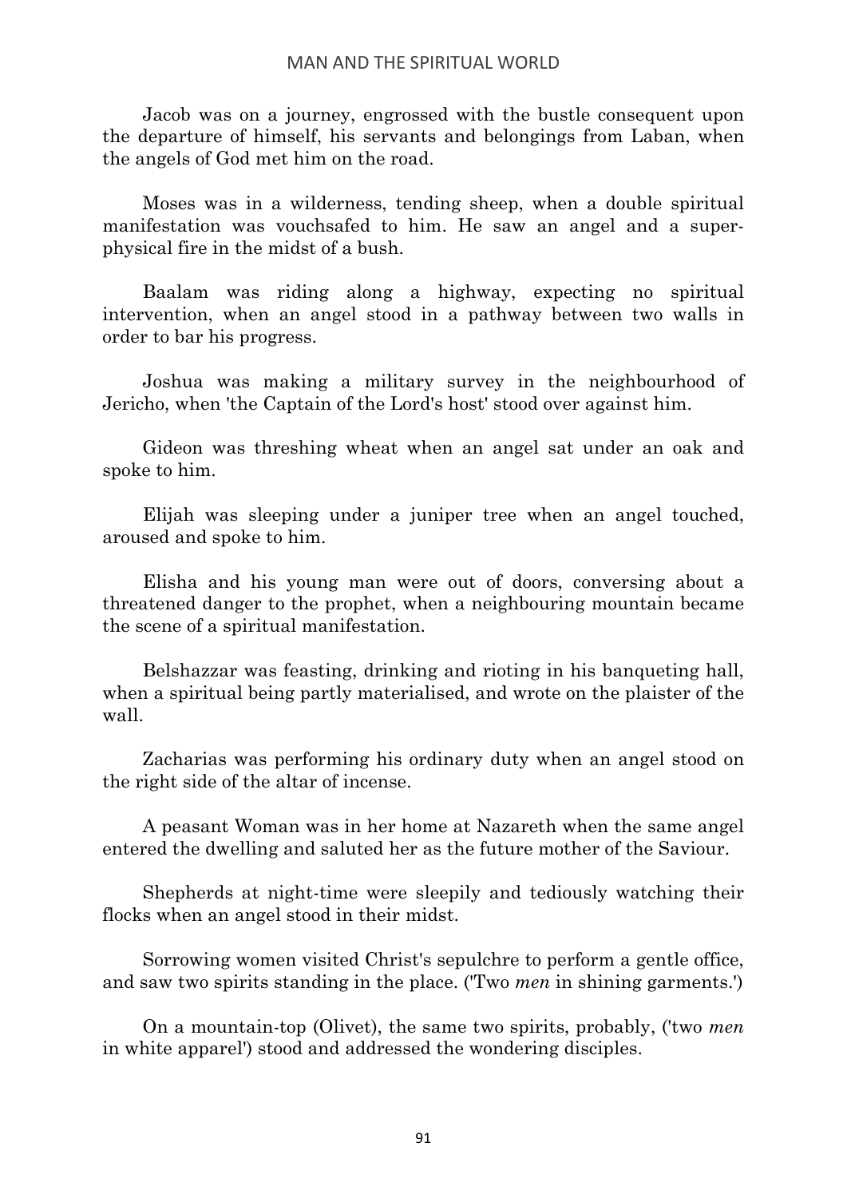Jacob was on a journey, engrossed with the bustle consequent upon the departure of himself, his servants and belongings from Laban, when the angels of God met him on the road.

Moses was in a wilderness, tending sheep, when a double spiritual manifestation was vouchsafed to him. He saw an angel and a super-physical fire in the midst of a bush.

Baalam was riding along a highway, expecting no spiritual intervention, when an angel stood in a pathway between two walls in order to bar his progress.

Joshua was making a military survey in the neighbourhood of Jericho, when 'the Captain of the Lord's host' stood over against him.

Gideon was threshing wheat when an angel sat under an oak and spoke to him.

Elijah was sleeping under a juniper tree when an angel touched, aroused and spoke to him.

Elisha and his young man were out of doors, conversing about a threatened danger to the prophet, when a neighbouring mountain became the scene of a spiritual manifestation.

Belshazzar was feasting, drinking and rioting in his banqueting hall, when a spiritual being partly materialised, and wrote on the plaister of the wall.

Zacharias was performing his ordinary duty when an angel stood on the right side of the altar of incense.

A peasant Woman was in her home at Nazareth when the same angel entered the dwelling and saluted her as the future mother of the Saviour.

Shepherds at night-time were sleepily and tediously watching their flocks when an angel stood in their midst.

Sorrowing women visited Christ's sepulchre to perform a gentle office, and saw two spirits standing in the place. ('Two *men* in shining garments.')

On a mountain-top (Olivet), the same two spirits, probably, ('two *men* in white apparel') stood and addressed the wondering disciples.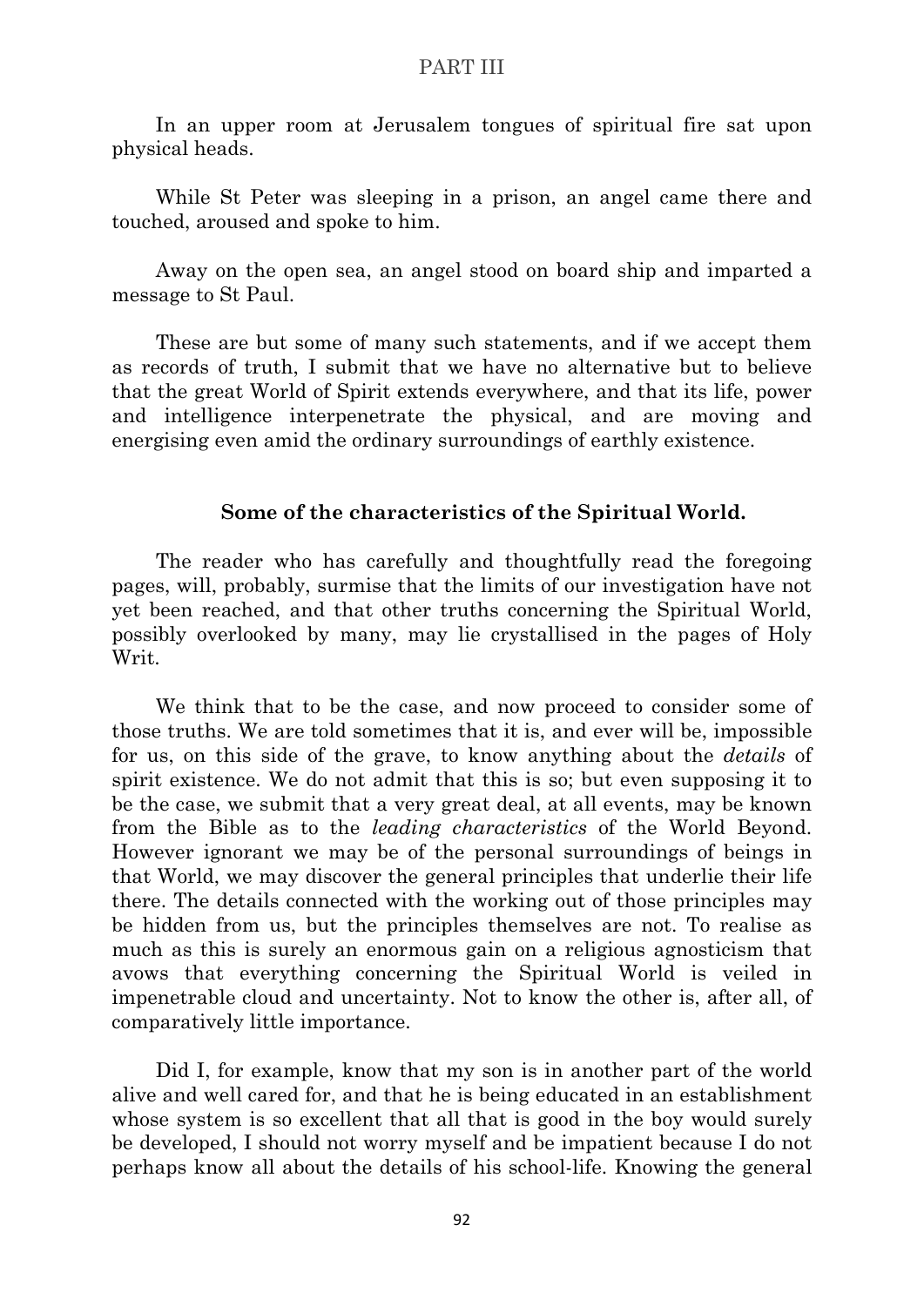In an upper room at Jerusalem tongues of spiritual fire sat upon physical heads.

While St Peter was sleeping in a prison, an angel came there and touched, aroused and spoke to him.

Away on the open sea, an angel stood on board ship and imparted a message to St Paul.

These are but some of many such statements, and if we accept them as records of truth, I submit that we have no alternative but to believe that the great World of Spirit extends everywhere, and that its life, power and intelligence interpenetrate the physical, and are moving and energising even amid the ordinary surroundings of earthly existence.

### Some of the characteristics of the Spiritual World.

The reader who has carefully and thoughtfully read the foregoing pages, will, probably, surmise that the limits of our investigation have not yet been reached, and that other truths concerning the Spiritual World, possibly overlooked by many, may lie crystallised in the pages of Holy Writ.

We think that to be the case, and now proceed to consider some of those truths. We are told sometimes that it is, and ever will be, impossible for us, on this side of the grave, to know anything about the *details* of spirit existence. We do not admit that this is so; but even supposing it to be the case, we submit that a very great deal, at all events, may be known from the Bible as to the *leading characteristics* of the World Beyond. However ignorant we may be of the personal surroundings of beings in that World, we may discover the general principles that underlie their life there. The details connected with the working out of those principles may be hidden from us, but the principles themselves are not. To realise as much as this is surely an enormous gain on a religious agnosticism that avows that everything concerning the Spiritual World is veiled in impenetrable cloud and uncertainty. Not to know the other is, after all, of comparatively little importance.

Did I, for example, know that my son is in another part of the world alive and well cared for, and that he is being educated in an establishment whose system is so excellent that all that is good in the boy would surely be developed, I should not worry myself and be impatient because I do not perhaps know all about the details of his school-life. Knowing the general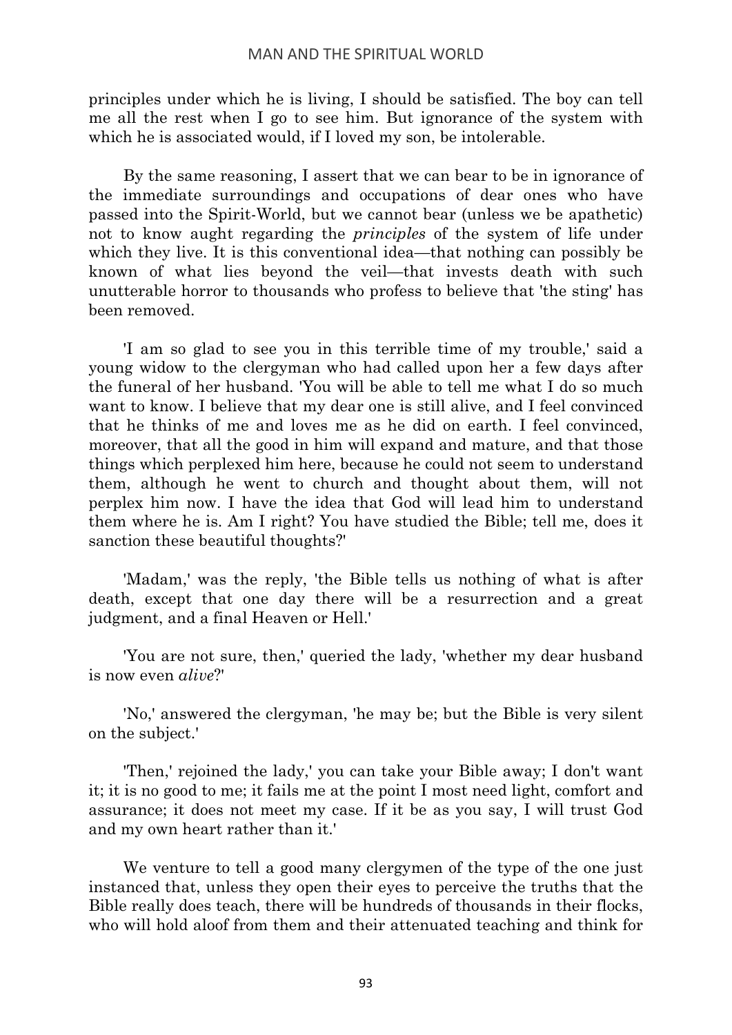principles under which he is living, I should be satisfied. The boy can tell me all the rest when I go to see him. But ignorance of the system with which he is associated would, if I loved my son, be intolerable.

By the same reasoning, I assert that we can bear to be in ignorance of the immediate surroundings and occupations of dear ones who have passed into the Spirit-World, but we cannot bear (unless we be apathetic) not to know aught regarding the *principles* of the system of life under which they live. It is this conventional idea—that nothing can possibly be known of what lies beyond the veil—that invests death with such unutterable horror to thousands who profess to believe that 'the sting' has been removed.

'I am so glad to see you in this terrible time of my trouble,' said a young widow to the clergyman who had called upon her a few days after the funeral of her husband. 'You will be able to tell me what I do so much want to know. I believe that my dear one is still alive, and I feel convinced that he thinks of me and loves me as he did on earth. I feel convinced, moreover, that all the good in him will expand and mature, and that those things which perplexed him here, because he could not seem to understand them, although he went to church and thought about them, will not perplex him now. I have the idea that God will lead him to understand them where he is. Am I right? You have studied the Bible; tell me, does it sanction these beautiful thoughts?'

'Madam,' was the reply, 'the Bible tells us nothing of what is after death, except that one day there will be a resurrection and a great judgment, and a final Heaven or Hell.'

'You are not sure, then,' queried the lady, 'whether my dear husband is now even *alive*?'

'No,' answered the clergyman, 'he may be; but the Bible is very silent on the subject.'

'Then,' rejoined the lady,' you can take your Bible away; I don't want it; it is no good to me; it fails me at the point I most need light, comfort and assurance; it does not meet my case. If it be as you say, I will trust God and my own heart rather than it.'

We venture to tell a good many clergymen of the type of the one just instanced that, unless they open their eyes to perceive the truths that the Bible really does teach, there will be hundreds of thousands in their flocks, who will hold aloof from them and their attenuated teaching and think for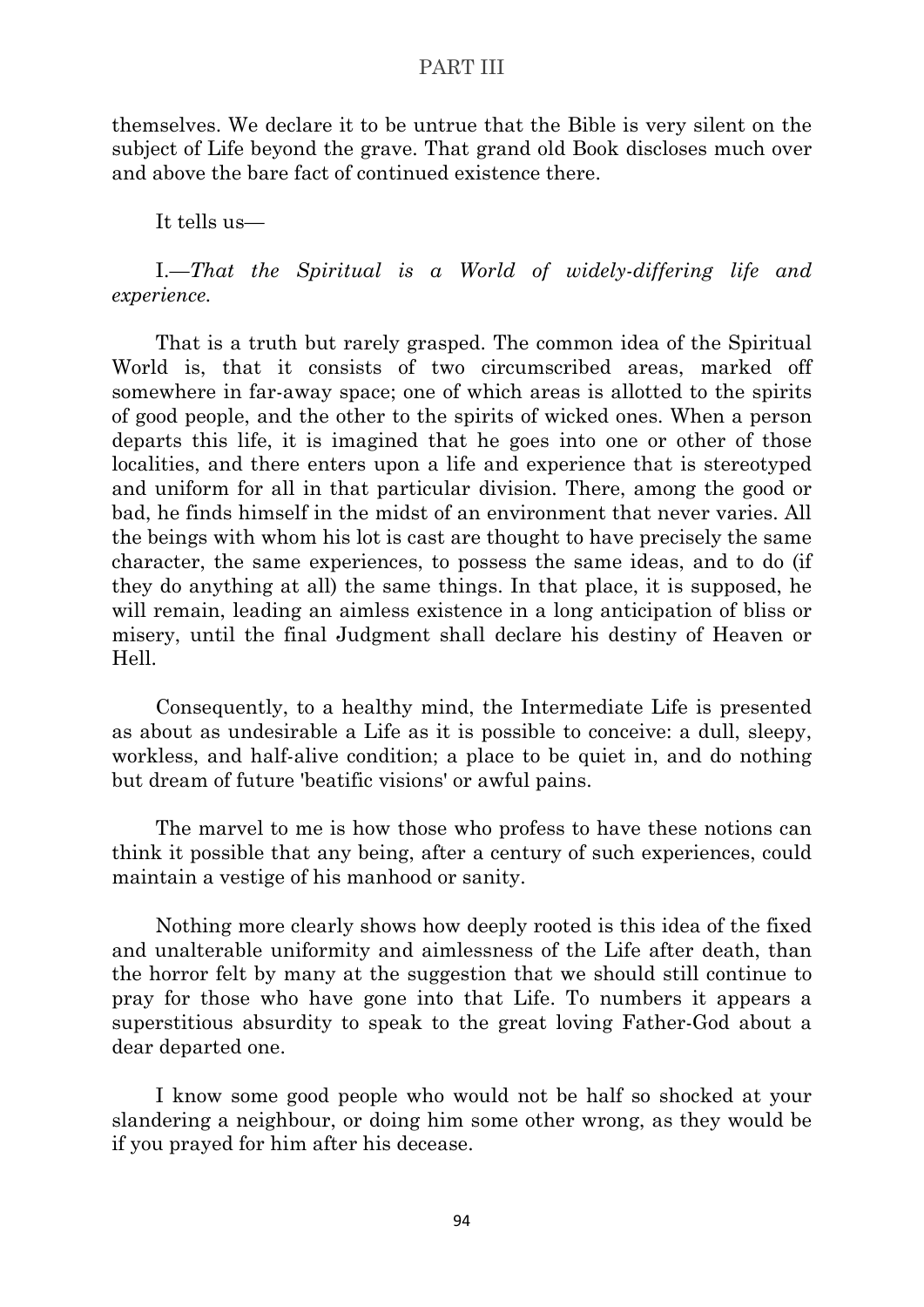themselves. We declare it to be untrue that the Bible is very silent on the subject of Life beyond the grave. That grand old Book discloses much over and above the bare fact of continued existence there.

It tells us—

I.—*That the Spiritual is a World of widely-differing life and experience.*

That is a truth but rarely grasped. The common idea of the Spiritual World is, that it consists of two circumscribed areas, marked off somewhere in far-away space; one of which areas is allotted to the spirits of good people, and the other to the spirits of wicked ones. When a person departs this life, it is imagined that he goes into one or other of those localities, and there enters upon a life and experience that is stereotyped and uniform for all in that particular division. There, among the good or bad, he finds himself in the midst of an environment that never varies. All the beings with whom his lot is cast are thought to have precisely the same character, the same experiences, to possess the same ideas, and to do (if they do anything at all) the same things. In that place, it is supposed, he will remain, leading an aimless existence in a long anticipation of bliss or misery, until the final Judgment shall declare his destiny of Heaven or Hell.

Consequently, to a healthy mind, the Intermediate Life is presented as about as undesirable a Life as it is possible to conceive: a dull, sleepy, workless, and half-alive condition; a place to be quiet in, and do nothing but dream of future 'beatific visions' or awful pains.

The marvel to me is how those who profess to have these notions can think it possible that any being, after a century of such experiences, could maintain a vestige of his manhood or sanity.

Nothing more clearly shows how deeply rooted is this idea of the fixed and unalterable uniformity and aimlessness of the Life after death, than the horror felt by many at the suggestion that we should still continue to pray for those who have gone into that Life. To numbers it appears a superstitious absurdity to speak to the great loving Father-God about a dear departed one.

I know some good people who would not be half so shocked at your slandering a neighbour, or doing him some other wrong, as they would be if you prayed for him after his decease.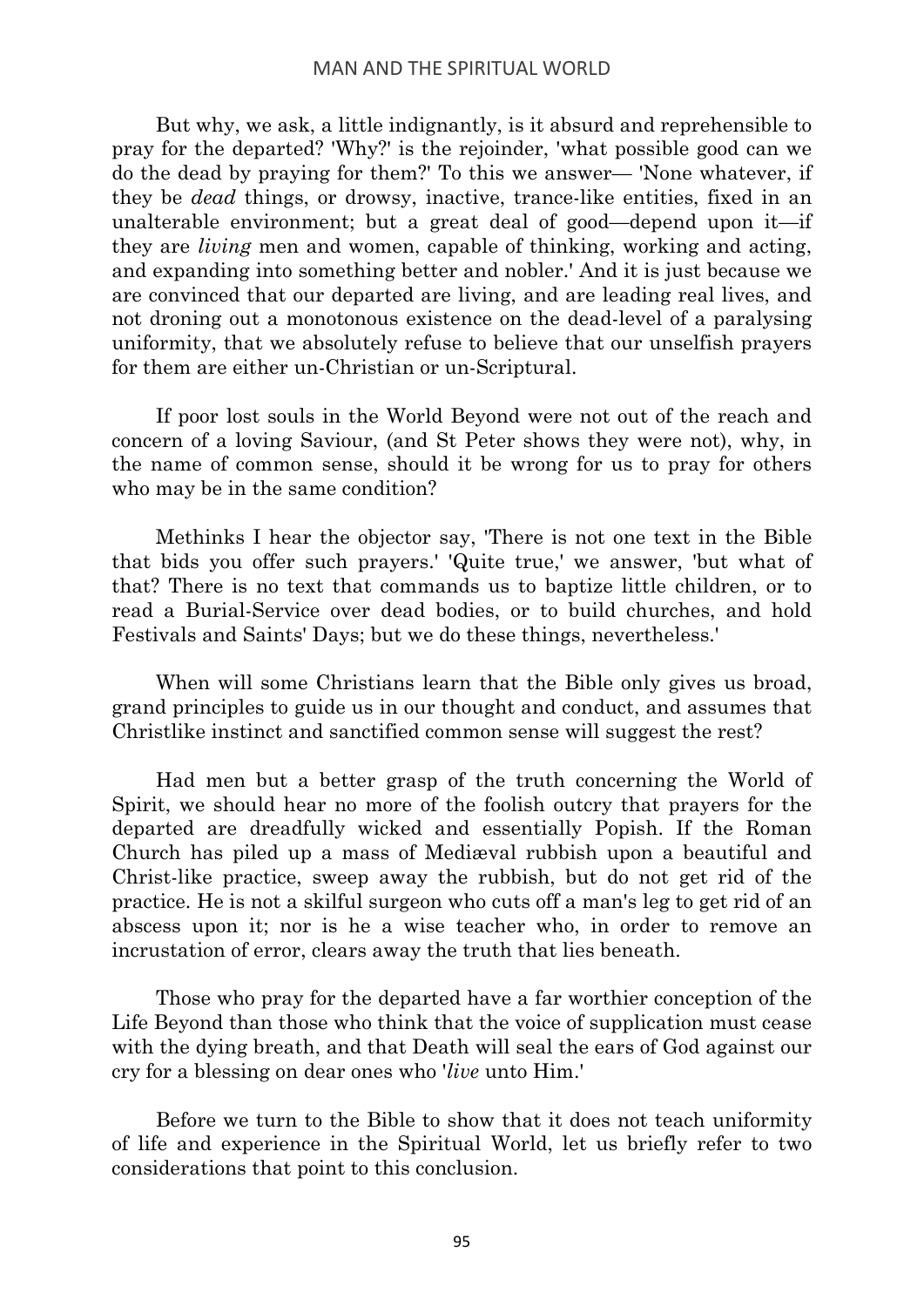But why, we ask, a little indignantly, is it absurd and reprehensible to pray for the departed? 'Why?' is the rejoinder, 'what possible good can we do the dead by praying for them?' To this we answer— 'None whatever, if they be *dead* things, or drowsy, inactive, trance-like entities, fixed in an unalterable environment; but a great deal of good—depend upon it—if they are *living* men and women, capable of thinking, working and acting, and expanding into something better and nobler.' And it is just because we are convinced that our departed are living, and are leading real lives, and not droning out a monotonous existence on the dead-level of a paralysing uniformity, that we absolutely refuse to believe that our unselfish prayers for them are either un-Christian or un-Scriptural.

If poor lost souls in the World Beyond were not out of the reach and concern of a loving Saviour, (and St Peter shows they were not), why, in the name of common sense, should it be wrong for us to pray for others who may be in the same condition?

Methinks I hear the objector say, 'There is not one text in the Bible that bids you offer such prayers.' 'Quite true,' we answer, 'but what of that? There is no text that commands us to baptize little children, or to read a Burial-Service over dead bodies, or to build churches, and hold Festivals and Saints' Days; but we do these things, nevertheless.'

When will some Christians learn that the Bible only gives us broad, grand principles to guide us in our thought and conduct, and assumes that Christlike instinct and sanctified common sense will suggest the rest?

Had men but a better grasp of the truth concerning the World of Spirit, we should hear no more of the foolish outcry that prayers for the departed are dreadfully wicked and essentially Popish. If the Roman Church has piled up a mass of Mediæval rubbish upon a beautiful and Christ-like practice, sweep away the rubbish, but do not get rid of the practice. He is not a skilful surgeon who cuts off a man's leg to get rid of an abscess upon it; nor is he a wise teacher who, in order to remove an incrustation of error, clears away the truth that lies beneath.

Those who pray for the departed have a far worthier conception of the Life Beyond than those who think that the voice of supplication must cease with the dying breath, and that Death will seal the ears of God against our cry for a blessing on dear ones who '*live* unto Him.'

Before we turn to the Bible to show that it does not teach uniformity of life and experience in the Spiritual World, let us briefly refer to two considerations that point to this conclusion.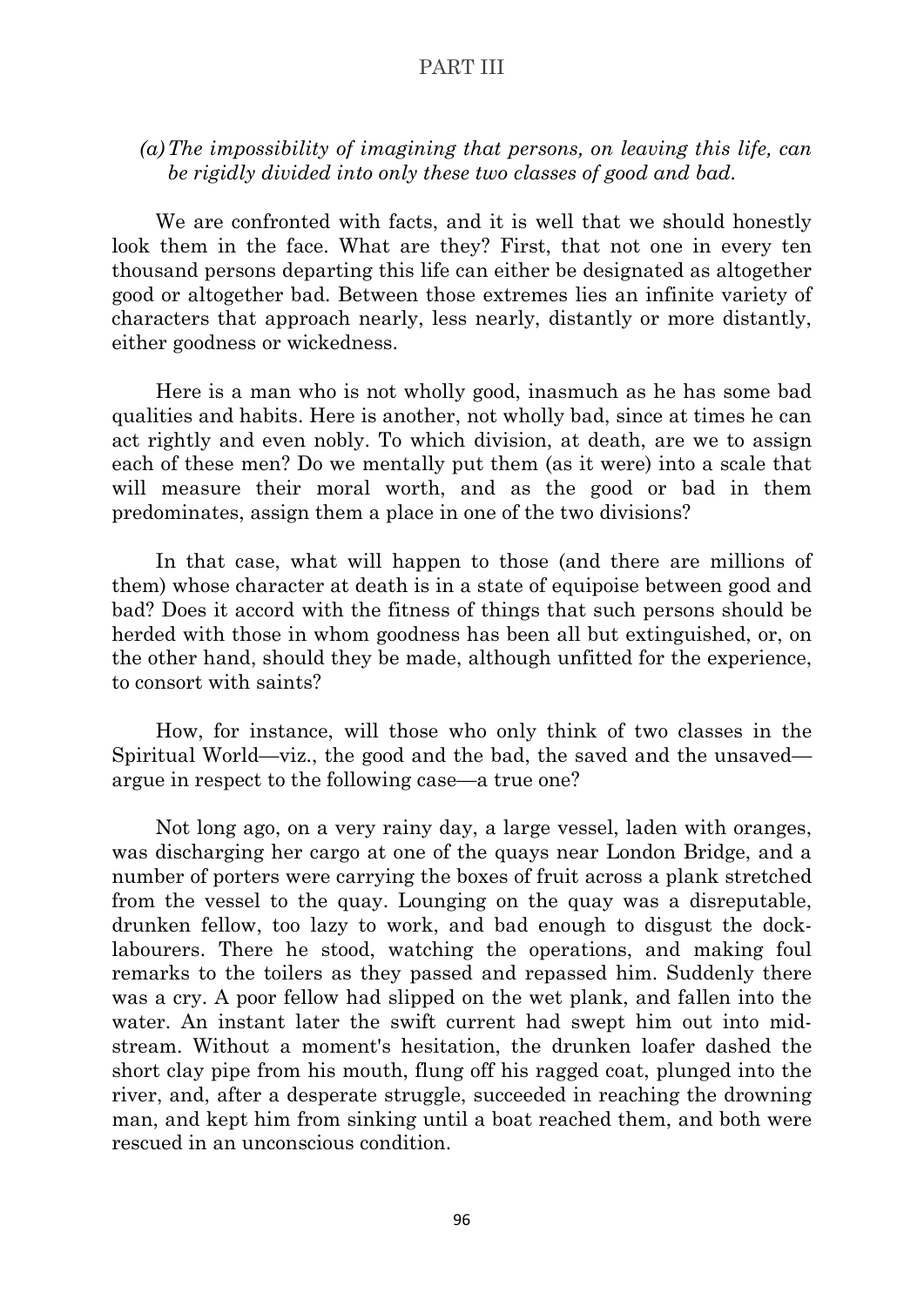## PART III

*(a) The impossibility of imagining that persons, on leaving this life, can be rigidly divided into only these two classes of good and bad.*

We are confronted with facts, and it is well that we should honestly look them in the face. What are they? First, that not one in every ten thousand persons departing this life can either be designated as altogether good or altogether bad. Between those extremes lies an infinite variety of characters that approach nearly, less nearly, distantly or more distantly, either goodness or wickedness.

Here is a man who is not wholly good, inasmuch as he has some bad qualities and habits. Here is another, not wholly bad, since at times he can act rightly and even nobly. To which division, at death, are we to assign each of these men? Do we mentally put them (as it were) into a scale that will measure their moral worth, and as the good or bad in them predominates, assign them a place in one of the two divisions?

In that case, what will happen to those (and there are millions of them) whose character at death is in a state of equipoise between good and bad? Does it accord with the fitness of things that such persons should be herded with those in whom goodness has been all but extinguished, or, on the other hand, should they be made, although unfitted for the experience, to consort with saints?

How, for instance, will those who only think of two classes in the Spiritual World—viz., the good and the bad, the saved and the unsaved—argue in respect to the following case—a true one?

Not long ago, on a very rainy day, a large vessel, laden with oranges, was discharging her cargo at one of the quays near London Bridge, and a number of porters were carrying the boxes of fruit across a plank stretched from the vessel to the quay. Lounging on the quay was a disreputable, drunken fellow, too lazy to work, and bad enough to disgust the dock-labourers. There he stood, watching the operations, and making foul remarks to the toilers as they passed and repassed him. Suddenly there was a cry. A poor fellow had slipped on the wet plank, and fallen into the water. An instant later the swift current had swept him out into mid-stream. Without a moment's hesitation, the drunken loafer dashed the short clay pipe from his mouth, flung off his ragged coat, plunged into the river, and, after a desperate struggle, succeeded in reaching the drowning man, and kept him from sinking until a boat reached them, and both were rescued in an unconscious condition.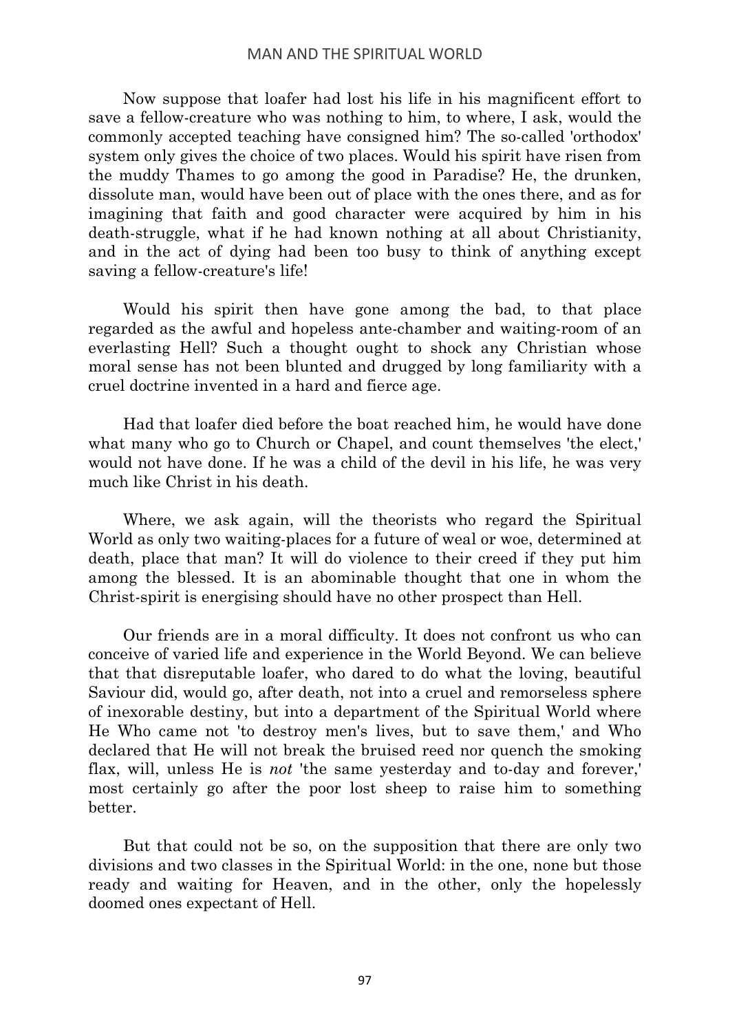Now suppose that loafer had lost his life in his magnificent effort to save a fellow-creature who was nothing to him, to where, I ask, would the commonly accepted teaching have consigned him? The so-called 'orthodox' system only gives the choice of two places. Would his spirit have risen from the muddy Thames to go among the good in Paradise? He, the drunken, dissolute man, would have been out of place with the ones there, and as for imagining that faith and good character were acquired by him in his death-struggle, what if he had known nothing at all about Christianity, and in the act of dying had been too busy to think of anything except saving a fellow-creature's life!

Would his spirit then have gone among the bad, to that place regarded as the awful and hopeless ante-chamber and waiting-room of an everlasting Hell? Such a thought ought to shock any Christian whose moral sense has not been blunted and drugged by long familiarity with a cruel doctrine invented in a hard and fierce age.

Had that loafer died before the boat reached him, he would have done what many who go to Church or Chapel, and count themselves 'the elect,' would not have done. If he was a child of the devil in his life, he was very much like Christ in his death.

Where, we ask again, will the theorists who regard the Spiritual World as only two waiting-places for a future of weal or woe, determined at death, place that man? It will do violence to their creed if they put him among the blessed. It is an abominable thought that one in whom the Christ-spirit is energising should have no other prospect than Hell.

Our friends are in a moral difficulty. It does not confront us who can conceive of varied life and experience in the World Beyond. We can believe that that disreputable loafer, who dared to do what the loving, beautiful Saviour did, would go, after death, not into a cruel and remorseless sphere of inexorable destiny, but into a department of the Spiritual World where He Who came not 'to destroy men's lives, but to save them,' and Who declared that He will not break the bruised reed nor quench the smoking flax, will, unless He is *not* 'the same yesterday and to-day and forever,' most certainly go after the poor lost sheep to raise him to something better.

But that could not be so, on the supposition that there are only two divisions and two classes in the Spiritual World: in the one, none but those ready and waiting for Heaven, and in the other, only the hopelessly doomed ones expectant of Hell.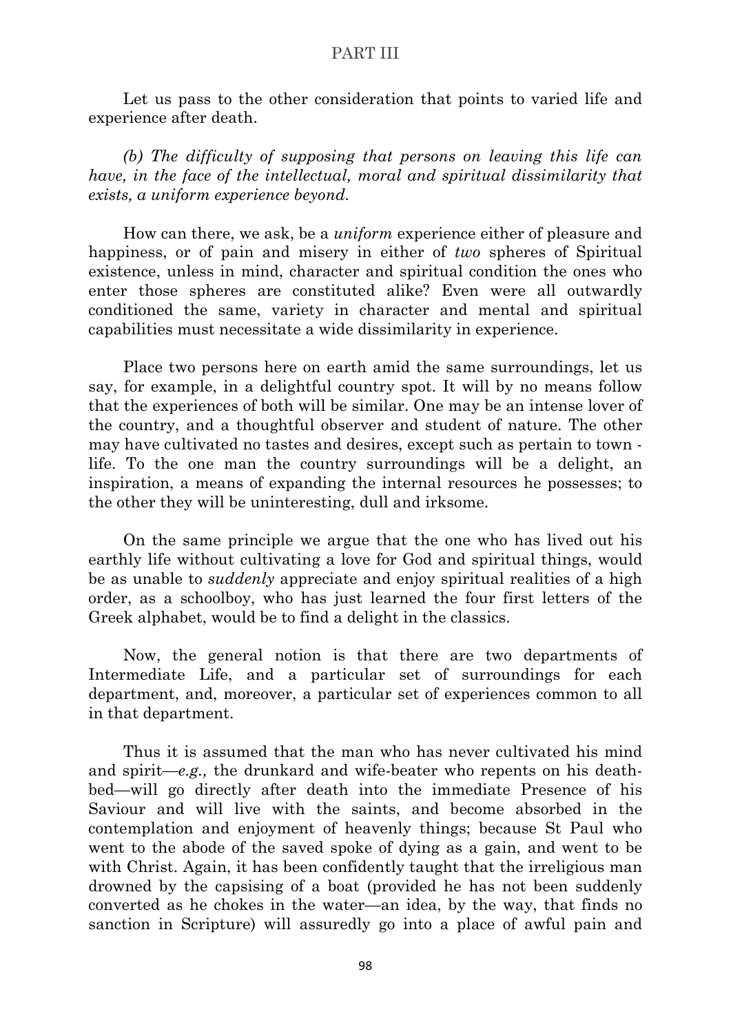# PART III

Let us pass to the other consideration that points to varied life and experience after death.

*(b) The difficulty of supposing that persons on leaving this life can have, in the face of the intellectual, moral and spiritual dissimilarity that exists, a uniform experience beyond.*

How can there, we ask, be a *uniform* experience either of pleasure and happiness, or of pain and misery in either of *two* spheres of Spiritual existence, unless in mind, character and spiritual condition the ones who enter those spheres are constituted alike? Even were all outwardly conditioned the same, variety in character and mental and spiritual capabilities must necessitate a wide dissimilarity in experience.

Place two persons here on earth amid the same surroundings, let us say, for example, in a delightful country spot. It will by no means follow that the experiences of both will be similar. One may be an intense lover of the country, and a thoughtful observer and student of nature. The other may have cultivated no tastes and desires, except such as pertain to town - life. To the one man the country surroundings will be a delight, an inspiration, a means of expanding the internal resources he possesses; to the other they will be uninteresting, dull and irksome.

On the same principle we argue that the one who has lived out his earthly life without cultivating a love for God and spiritual things, would be as unable to *suddenly* appreciate and enjoy spiritual realities of a high order, as a schoolboy, who has just learned the four first letters of the Greek alphabet, would be to find a delight in the classics.

Now, the general notion is that there are two departments of Intermediate Life, and a particular set of surroundings for each department, and, moreover, a particular set of experiences common to all in that department.

Thus it is assumed that the man who has never cultivated his mind and spirit—*e.g.,* the drunkard and wife-beater who repents on his death-bed—will go directly after death into the immediate Presence of his Saviour and will live with the saints, and become absorbed in the contemplation and enjoyment of heavenly things; because St Paul who went to the abode of the saved spoke of dying as a gain, and went to be with Christ. Again, it has been confidently taught that the irreligious man drowned by the capsising of a boat (provided he has not been suddenly converted as he chokes in the water—an idea, by the way, that finds no sanction in Scripture) will assuredly go into a place of awful pain and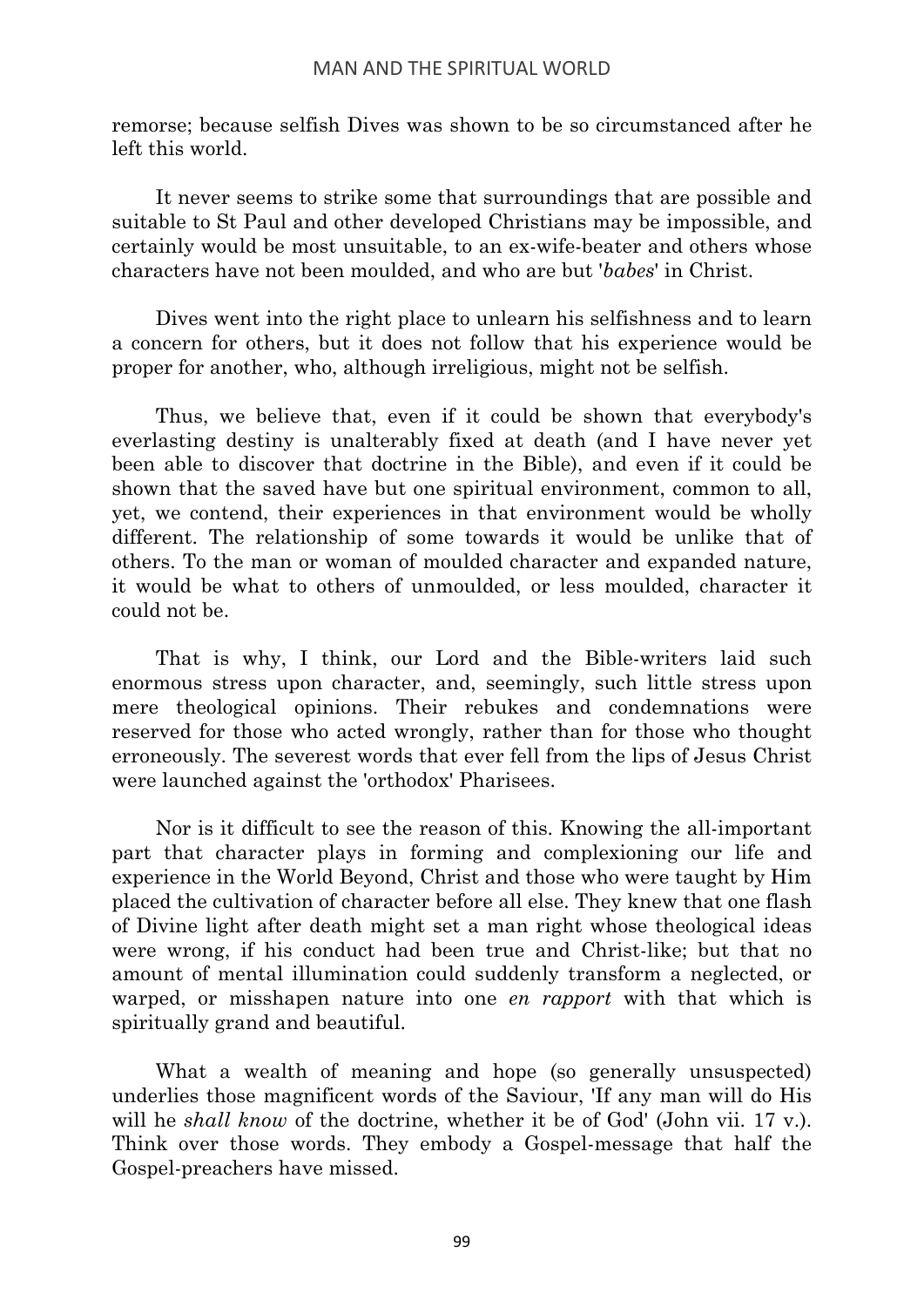remorse; because selfish Dives was shown to be so circumstanced after he left this world.

It never seems to strike some that surroundings that are possible and suitable to St Paul and other developed Christians may be impossible, and certainly would be most unsuitable, to an ex-wife-beater and others whose characters have not been moulded, and who are but '*babes*' in Christ.

Dives went into the right place to unlearn his selfishness and to learn a concern for others, but it does not follow that his experience would be proper for another, who, although irreligious, might not be selfish.

Thus, we believe that, even if it could be shown that everybody's everlasting destiny is unalterably fixed at death (and I have never yet been able to discover that doctrine in the Bible), and even if it could be shown that the saved have but one spiritual environment, common to all, yet, we contend, their experiences in that environment would be wholly different. The relationship of some towards it would be unlike that of others. To the man or woman of moulded character and expanded nature, it would be what to others of unmoulded, or less moulded, character it could not be.

That is why, I think, our Lord and the Bible-writers laid such enormous stress upon character, and, seemingly, such little stress upon mere theological opinions. Their rebukes and condemnations were reserved for those who acted wrongly, rather than for those who thought erroneously. The severest words that ever fell from the lips of Jesus Christ were launched against the 'orthodox' Pharisees.

Nor is it difficult to see the reason of this. Knowing the all-important part that character plays in forming and complexioning our life and experience in the World Beyond, Christ and those who were taught by Him placed the cultivation of character before all else. They knew that one flash of Divine light after death might set a man right whose theological ideas were wrong, if his conduct had been true and Christ-like; but that no amount of mental illumination could suddenly transform a neglected, or warped, or misshapen nature into one *en rapport* with that which is spiritually grand and beautiful.

What a wealth of meaning and hope (so generally unsuspected) underlies those magnificent words of the Saviour, 'If any man will do His will he *shall know* of the doctrine, whether it be of God' (John vii. 17 v.). Think over those words. They embody a Gospel-message that half the Gospel-preachers have missed.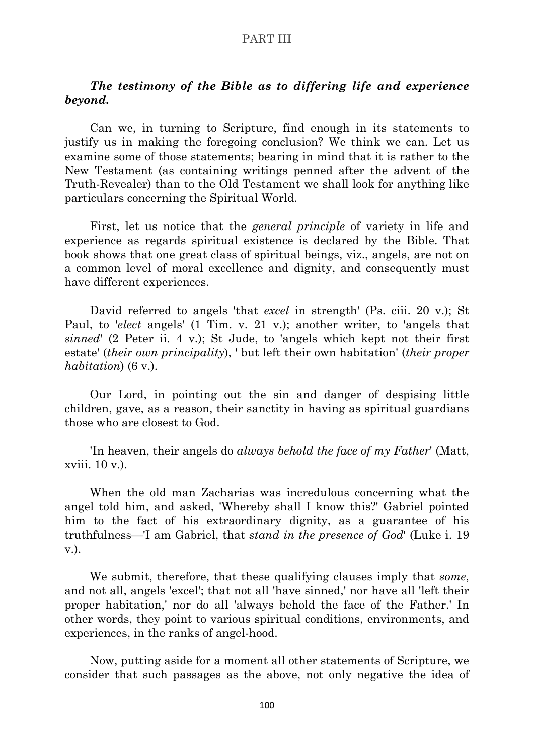# PART III

### *The testimony of the Bible as to differing life and experience beyond.*

Can we, in turning to Scripture, find enough in its statements to justify us in making the foregoing conclusion? We think we can. Let us examine some of those statements; bearing in mind that it is rather to the New Testament (as containing writings penned after the advent of the Truth-Revealer) than to the Old Testament we shall look for anything like particulars concerning the Spiritual World.

First, let us notice that the *general principle* of variety in life and experience as regards spiritual existence is declared by the Bible. That book shows that one great class of spiritual beings, viz., angels, are not on a common level of moral excellence and dignity, and consequently must have different experiences.

David referred to angels 'that *excel* in strength' (Ps. ciii. 20 v.); St Paul, to '*elect* angels' (1 Tim. v. 21 v.); another writer, to 'angels that *sinned*' (2 Peter ii. 4 v.); St Jude, to 'angels which kept not their first estate' (*their own principality*), ' but left their own habitation' (*their proper habitation*) (6 v.).

Our Lord, in pointing out the sin and danger of despising little children, gave, as a reason, their sanctity in having as spiritual guardians those who are closest to God.

'In heaven, their angels do *always behold the face of my Father*' (Matt, xviii. 10 v.).

When the old man Zacharias was incredulous concerning what the angel told him, and asked, 'Whereby shall I know this?' Gabriel pointed him to the fact of his extraordinary dignity, as a guarantee of his truthfulness—'I am Gabriel, that *stand in the presence of God*' (Luke i. 19 v.).

We submit, therefore, that these qualifying clauses imply that *some*, and not all, angels 'excel'; that not all 'have sinned,' nor have all 'left their proper habitation,' nor do all 'always behold the face of the Father.' In other words, they point to various spiritual conditions, environments, and experiences, in the ranks of angel-hood.

Now, putting aside for a moment all other statements of Scripture, we consider that such passages as the above, not only negative the idea of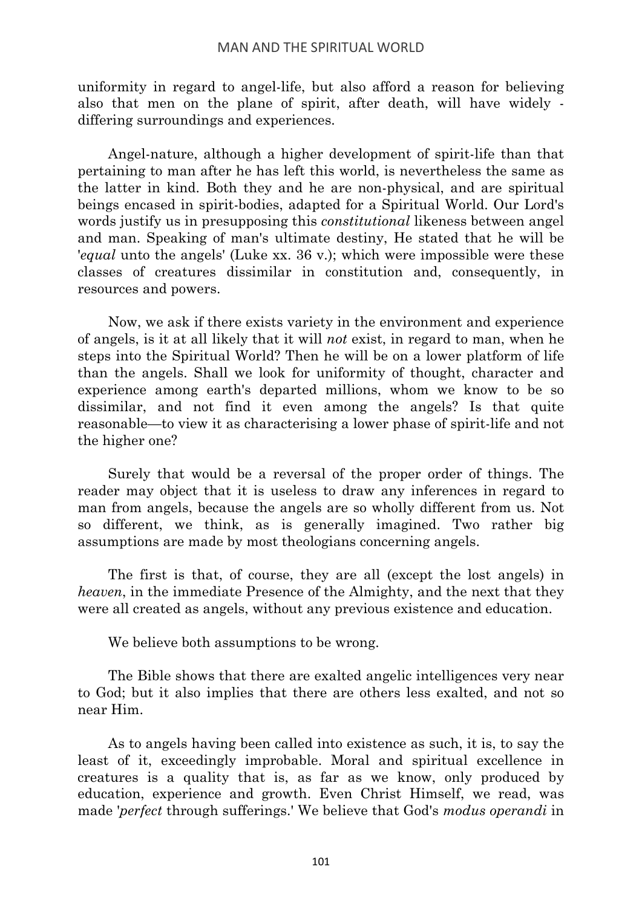uniformity in regard to angel-life, but also afford a reason for believing also that men on the plane of spirit, after death, will have widely - differing surroundings and experiences.

Angel-nature, although a higher development of spirit-life than that pertaining to man after he has left this world, is nevertheless the same as the latter in kind. Both they and he are non-physical, and are spiritual beings encased in spirit-bodies, adapted for a Spiritual World. Our Lord's words justify us in presupposing this *constitutional* likeness between angel and man. Speaking of man's ultimate destiny, He stated that he will be '*equal* unto the angels' (Luke xx. 36 v.); which were impossible were these classes of creatures dissimilar in constitution and, consequently, in resources and powers.

Now, we ask if there exists variety in the environment and experience of angels, is it at all likely that it will *not* exist, in regard to man, when he steps into the Spiritual World? Then he will be on a lower platform of life than the angels. Shall we look for uniformity of thought, character and experience among earth's departed millions, whom we know to be so dissimilar, and not find it even among the angels? Is that quite reasonable—to view it as characterising a lower phase of spirit-life and not the higher one?

Surely that would be a reversal of the proper order of things. The reader may object that it is useless to draw any inferences in regard to man from angels, because the angels are so wholly different from us. Not so different, we think, as is generally imagined. Two rather big assumptions are made by most theologians concerning angels.

The first is that, of course, they are all (except the lost angels) in *heaven*, in the immediate Presence of the Almighty, and the next that they were all created as angels, without any previous existence and education.

We believe both assumptions to be wrong.

The Bible shows that there are exalted angelic intelligences very near to God; but it also implies that there are others less exalted, and not so near Him.

As to angels having been called into existence as such, it is, to say the least of it, exceedingly improbable. Moral and spiritual excellence in creatures is a quality that is, as far as we know, only produced by education, experience and growth. Even Christ Himself, we read, was made '*perfect* through sufferings.' We believe that God's *modus operandi* in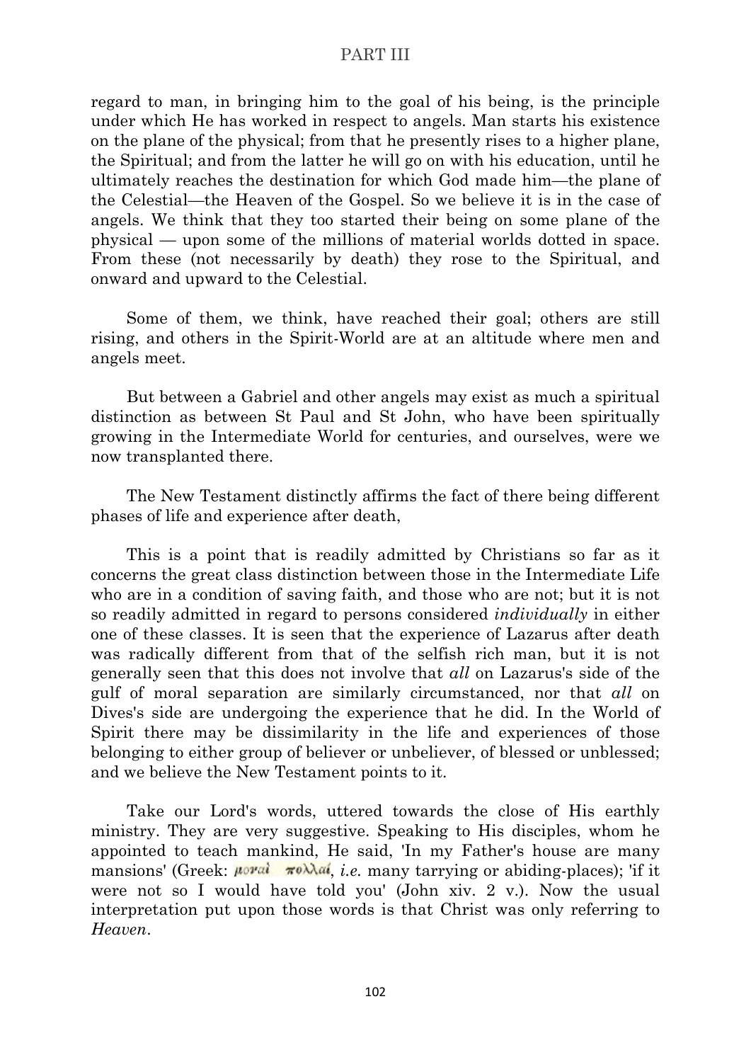regard to man, in bringing him to the goal of his being, is the principle under which He has worked in respect to angels. Man starts his existence on the plane of the physical; from that he presently rises to a higher plane, the Spiritual; and from the latter he will go on with his education, until he ultimately reaches the destination for which God made him—the plane of the Celestial—the Heaven of the Gospel. So we believe it is in the case of angels. We think that they too started their being on some plane of the physical — upon some of the millions of material worlds dotted in space. From these (not necessarily by death) they rose to the Spiritual, and onward and upward to the Celestial.

Some of them, we think, have reached their goal; others are still rising, and others in the Spirit-World are at an altitude where men and angels meet.

But between a Gabriel and other angels may exist as much a spiritual distinction as between St Paul and St John, who have been spiritually growing in the Intermediate World for centuries, and ourselves, were we now transplanted there.

The New Testament distinctly affirms the fact of there being different phases of life and experience after death,

This is a point that is readily admitted by Christians so far as it concerns the great class distinction between those in the Intermediate Life who are in a condition of saving faith, and those who are not; but it is not so readily admitted in regard to persons considered *individually* in either one of these classes. It is seen that the experience of Lazarus after death was radically different from that of the selfish rich man, but it is not generally seen that this does not involve that *all* on Lazarus's side of the gulf of moral separation are similarly circumstanced, nor that *all* on Dives's side are undergoing the experience that he did. In the World of Spirit there may be dissimilarity in the life and experiences of those belonging to either group of believer or unbeliever, of blessed or unblessed; and we believe the New Testament points to it.

Take our Lord's words, uttered towards the close of His earthly ministry. They are very suggestive. Speaking to His disciples, whom he appointed to teach mankind, He said, 'In my Father's house are many mansions' (Greek: μοναὶ πολλαί, *i.e.* many tarrying or abiding-places); 'if it were not so I would have told you' (John xiv. 2 v.). Now the usual interpretation put upon those words is that Christ was only referring to *Heaven*.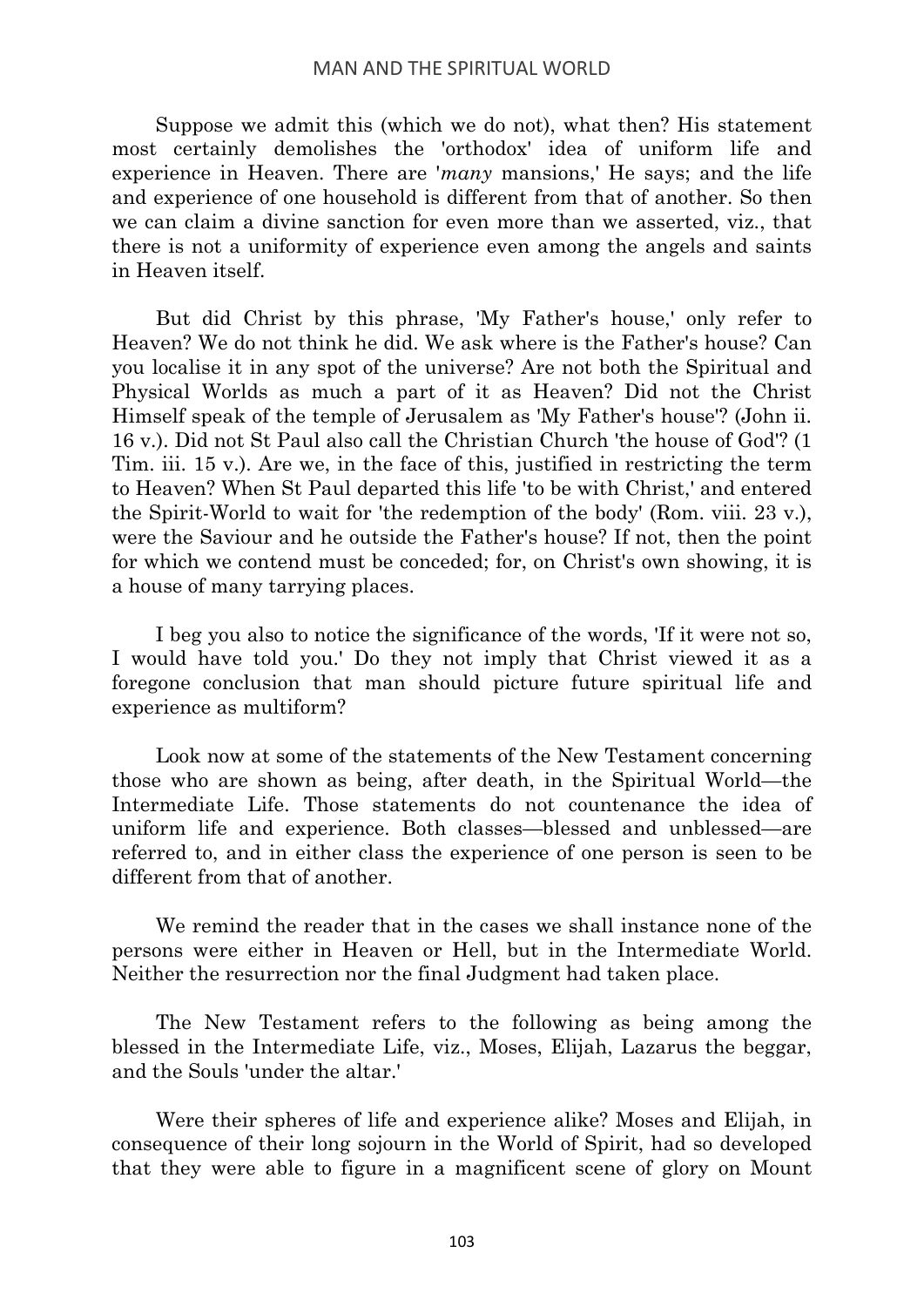Suppose we admit this (which we do not), what then? His statement most certainly demolishes the 'orthodox' idea of uniform life and experience in Heaven. There are '*many* mansions,' He says; and the life and experience of one household is different from that of another. So then we can claim a divine sanction for even more than we asserted, viz., that there is not a uniformity of experience even among the angels and saints in Heaven itself.

But did Christ by this phrase, 'My Father's house,' only refer to Heaven? We do not think he did. We ask where is the Father's house? Can you localise it in any spot of the universe? Are not both the Spiritual and Physical Worlds as much a part of it as Heaven? Did not the Christ Himself speak of the temple of Jerusalem as 'My Father's house'? (John ii. 16 v.). Did not St Paul also call the Christian Church 'the house of God'? (1 Tim. iii. 15 v.). Are we, in the face of this, justified in restricting the term to Heaven? When St Paul departed this life 'to be with Christ,' and entered the Spirit-World to wait for 'the redemption of the body' (Rom. viii. 23 v.), were the Saviour and he outside the Father's house? If not, then the point for which we contend must be conceded; for, on Christ's own showing, it is a house of many tarrying places.

I beg you also to notice the significance of the words, 'If it were not so, I would have told you.' Do they not imply that Christ viewed it as a foregone conclusion that man should picture future spiritual life and experience as multiform?

Look now at some of the statements of the New Testament concerning those who are shown as being, after death, in the Spiritual World—the Intermediate Life. Those statements do not countenance the idea of uniform life and experience. Both classes—blessed and unblessed—are referred to, and in either class the experience of one person is seen to be different from that of another.

We remind the reader that in the cases we shall instance none of the persons were either in Heaven or Hell, but in the Intermediate World. Neither the resurrection nor the final Judgment had taken place.

The New Testament refers to the following as being among the blessed in the Intermediate Life, viz., Moses, Elijah, Lazarus the beggar, and the Souls 'under the altar.'

Were their spheres of life and experience alike? Moses and Elijah, in consequence of their long sojourn in the World of Spirit, had so developed that they were able to figure in a magnificent scene of glory on Mount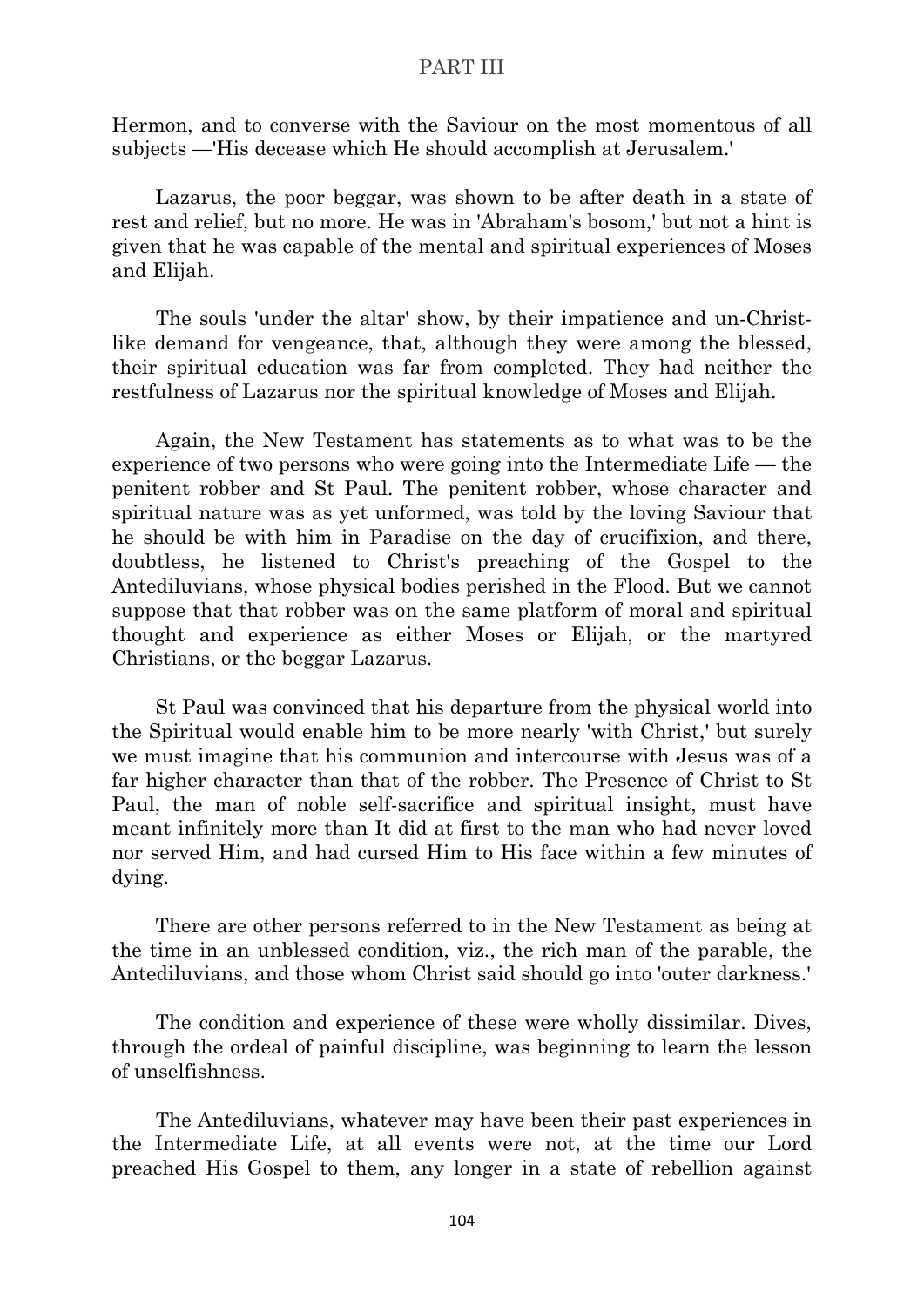Hermon, and to converse with the Saviour on the most momentous of all subjects —'His decease which He should accomplish at Jerusalem.'

Lazarus, the poor beggar, was shown to be after death in a state of rest and relief, but no more. He was in 'Abraham's bosom,' but not a hint is given that he was capable of the mental and spiritual experiences of Moses and Elijah.

The souls 'under the altar' show, by their impatience and un-Christ-like demand for vengeance, that, although they were among the blessed, their spiritual education was far from completed. They had neither the restfulness of Lazarus nor the spiritual knowledge of Moses and Elijah.

Again, the New Testament has statements as to what was to be the experience of two persons who were going into the Intermediate Life — the penitent robber and St Paul. The penitent robber, whose character and spiritual nature was as yet unformed, was told by the loving Saviour that he should be with him in Paradise on the day of crucifixion, and there, doubtless, he listened to Christ's preaching of the Gospel to the Antediluvians, whose physical bodies perished in the Flood. But we cannot suppose that that robber was on the same platform of moral and spiritual thought and experience as either Moses or Elijah, or the martyred Christians, or the beggar Lazarus.

St Paul was convinced that his departure from the physical world into the Spiritual would enable him to be more nearly 'with Christ,' but surely we must imagine that his communion and intercourse with Jesus was of a far higher character than that of the robber. The Presence of Christ to St Paul, the man of noble self-sacrifice and spiritual insight, must have meant infinitely more than It did at first to the man who had never loved nor served Him, and had cursed Him to His face within a few minutes of dying.

There are other persons referred to in the New Testament as being at the time in an unblessed condition, viz., the rich man of the parable, the Antediluvians, and those whom Christ said should go into 'outer darkness.'

The condition and experience of these were wholly dissimilar. Dives, through the ordeal of painful discipline, was beginning to learn the lesson of unselfishness.

The Antediluvians, whatever may have been their past experiences in the Intermediate Life, at all events were not, at the time our Lord preached His Gospel to them, any longer in a state of rebellion against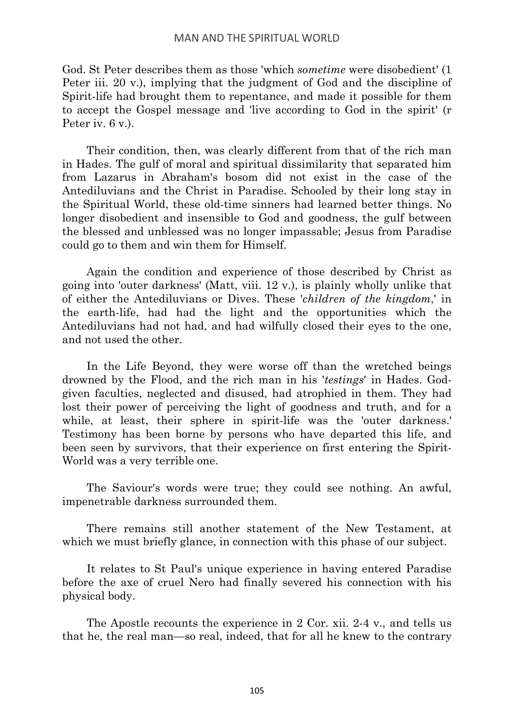God. St Peter describes them as those 'which *sometime* were disobedient' (1 Peter iii. 20 v.), implying that the judgment of God and the discipline of Spirit-life had brought them to repentance, and made it possible for them to accept the Gospel message and 'live according to God in the spirit' (r Peter iv. 6 v.).

Their condition, then, was clearly different from that of the rich man in Hades. The gulf of moral and spiritual dissimilarity that separated him from Lazarus in Abraham's bosom did not exist in the case of the Antediluvians and the Christ in Paradise. Schooled by their long stay in the Spiritual World, these old-time sinners had learned better things. No longer disobedient and insensible to God and goodness, the gulf between the blessed and unblessed was no longer impassable; Jesus from Paradise could go to them and win them for Himself.

Again the condition and experience of those described by Christ as going into 'outer darkness' (Matt, viii. 12 v.), is plainly wholly unlike that of either the Antediluvians or Dives. These '*children of the kingdom*,' in the earth-life, had had the light and the opportunities which the Antediluvians had not had, and had wilfully closed their eyes to the one, and not used the other.

In the Life Beyond, they were worse off than the wretched beings drowned by the Flood, and the rich man in his '*testings*' in Hades. God-given faculties, neglected and disused, had atrophied in them. They had lost their power of perceiving the light of goodness and truth, and for a while, at least, their sphere in spirit-life was the 'outer darkness.' Testimony has been borne by persons who have departed this life, and been seen by survivors, that their experience on first entering the Spirit-World was a very terrible one.

The Saviour's words were true; they could see nothing. An awful, impenetrable darkness surrounded them.

There remains still another statement of the New Testament, at which we must briefly glance, in connection with this phase of our subject.

It relates to St Paul's unique experience in having entered Paradise before the axe of cruel Nero had finally severed his connection with his physical body.

The Apostle recounts the experience in 2 Cor. xii. 2-4 v., and tells us that he, the real man—so real, indeed, that for all he knew to the contrary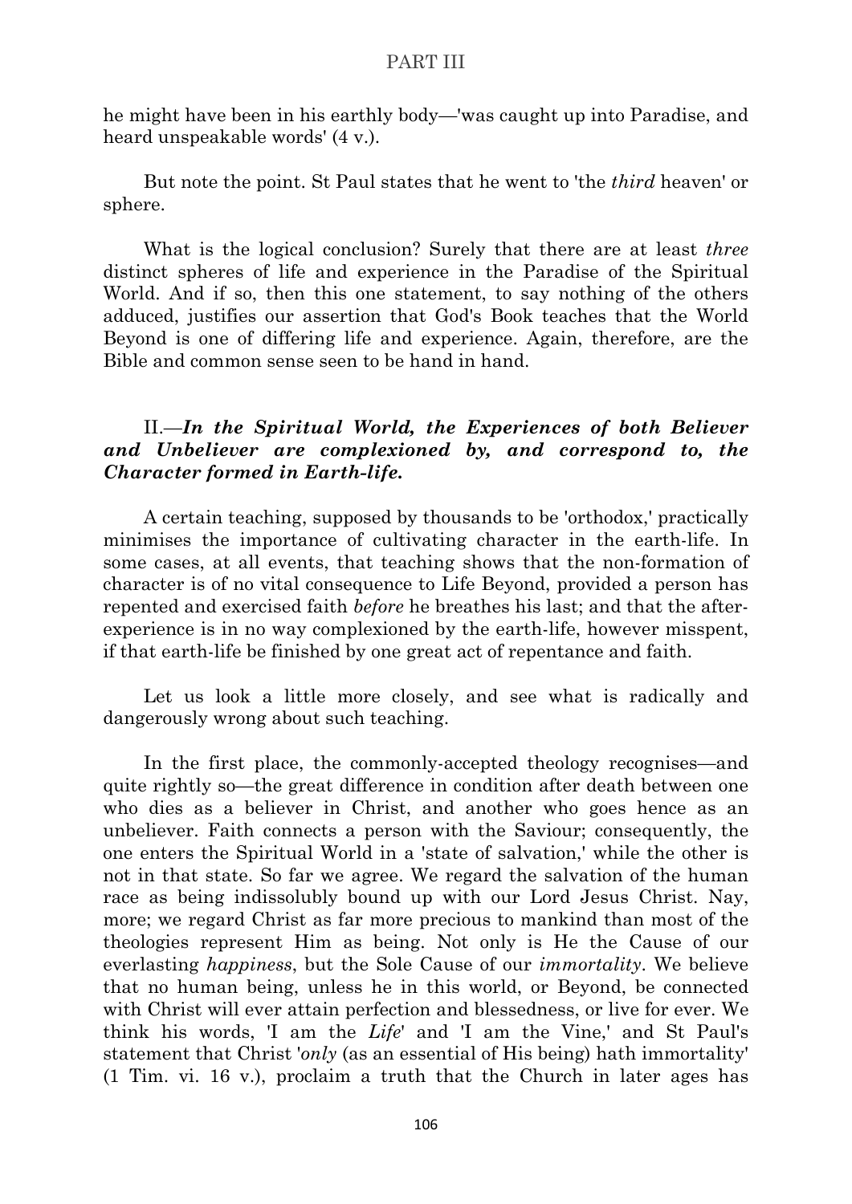he might have been in his earthly body—'was caught up into Paradise, and heard unspeakable words' (4 v.).

But note the point. St Paul states that he went to 'the *third* heaven' or sphere.

What is the logical conclusion? Surely that there are at least *three* distinct spheres of life and experience in the Paradise of the Spiritual World. And if so, then this one statement, to say nothing of the others adduced, justifies our assertion that God's Book teaches that the World Beyond is one of differing life and experience. Again, therefore, are the Bible and common sense seen to be hand in hand.

### II.—*In the Spiritual World, the Experiences of both Believer and Unbeliever are complexioned by, and correspond to, the Character formed in Earth-life.*

A certain teaching, supposed by thousands to be 'orthodox,' practically minimises the importance of cultivating character in the earth-life. In some cases, at all events, that teaching shows that the non-formation of character is of no vital consequence to Life Beyond, provided a person has repented and exercised faith *before* he breathes his last; and that the after-experience is in no way complexioned by the earth-life, however misspent, if that earth-life be finished by one great act of repentance and faith.

Let us look a little more closely, and see what is radically and dangerously wrong about such teaching.

In the first place, the commonly-accepted theology recognises—and quite rightly so—the great difference in condition after death between one who dies as a believer in Christ, and another who goes hence as an unbeliever. Faith connects a person with the Saviour; consequently, the one enters the Spiritual World in a 'state of salvation,' while the other is not in that state. So far we agree. We regard the salvation of the human race as being indissolubly bound up with our Lord Jesus Christ. Nay, more; we regard Christ as far more precious to mankind than most of the theologies represent Him as being. Not only is He the Cause of our everlasting *happiness*, but the Sole Cause of our *immortality*. We believe that no human being, unless he in this world, or Beyond, be connected with Christ will ever attain perfection and blessedness, or live for ever. We think his words, 'I am the *Life*' and 'I am the Vine,' and St Paul's statement that Christ '*only* (as an essential of His being) hath immortality' (1 Tim. vi. 16 v.), proclaim a truth that the Church in later ages has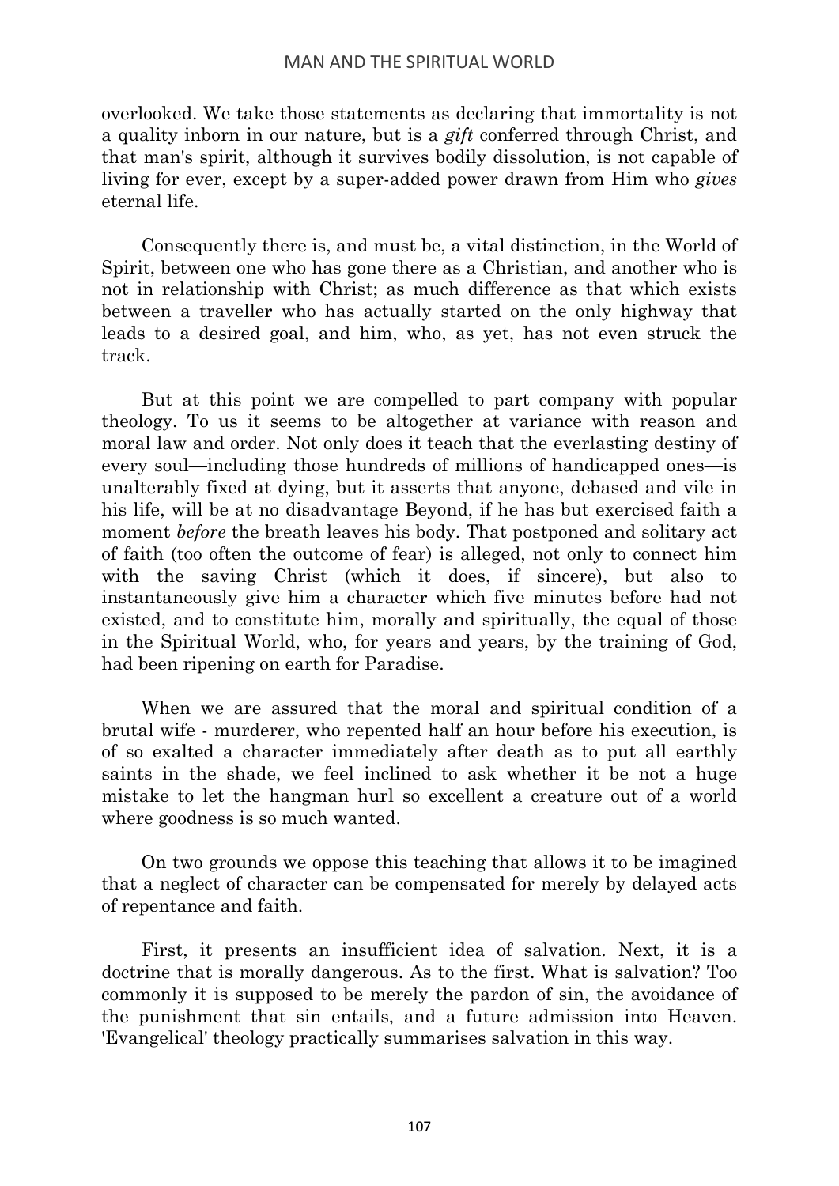overlooked. We take those statements as declaring that immortality is not a quality inborn in our nature, but is a *gift* conferred through Christ, and that man's spirit, although it survives bodily dissolution, is not capable of living for ever, except by a super-added power drawn from Him who *gives* eternal life.

Consequently there is, and must be, a vital distinction, in the World of Spirit, between one who has gone there as a Christian, and another who is not in relationship with Christ; as much difference as that which exists between a traveller who has actually started on the only highway that leads to a desired goal, and him, who, as yet, has not even struck the track.

But at this point we are compelled to part company with popular theology. To us it seems to be altogether at variance with reason and moral law and order. Not only does it teach that the everlasting destiny of every soul—including those hundreds of millions of handicapped ones—is unalterably fixed at dying, but it asserts that anyone, debased and vile in his life, will be at no disadvantage Beyond, if he has but exercised faith a moment *before* the breath leaves his body. That postponed and solitary act of faith (too often the outcome of fear) is alleged, not only to connect him with the saving Christ (which it does, if sincere), but also to instantaneously give him a character which five minutes before had not existed, and to constitute him, morally and spiritually, the equal of those in the Spiritual World, who, for years and years, by the training of God, had been ripening on earth for Paradise.

When we are assured that the moral and spiritual condition of a brutal wife - murderer, who repented half an hour before his execution, is of so exalted a character immediately after death as to put all earthly saints in the shade, we feel inclined to ask whether it be not a huge mistake to let the hangman hurl so excellent a creature out of a world where goodness is so much wanted.

On two grounds we oppose this teaching that allows it to be imagined that a neglect of character can be compensated for merely by delayed acts of repentance and faith.

First, it presents an insufficient idea of salvation. Next, it is a doctrine that is morally dangerous. As to the first. What is salvation? Too commonly it is supposed to be merely the pardon of sin, the avoidance of the punishment that sin entails, and a future admission into Heaven. 'Evangelical' theology practically summarises salvation in this way.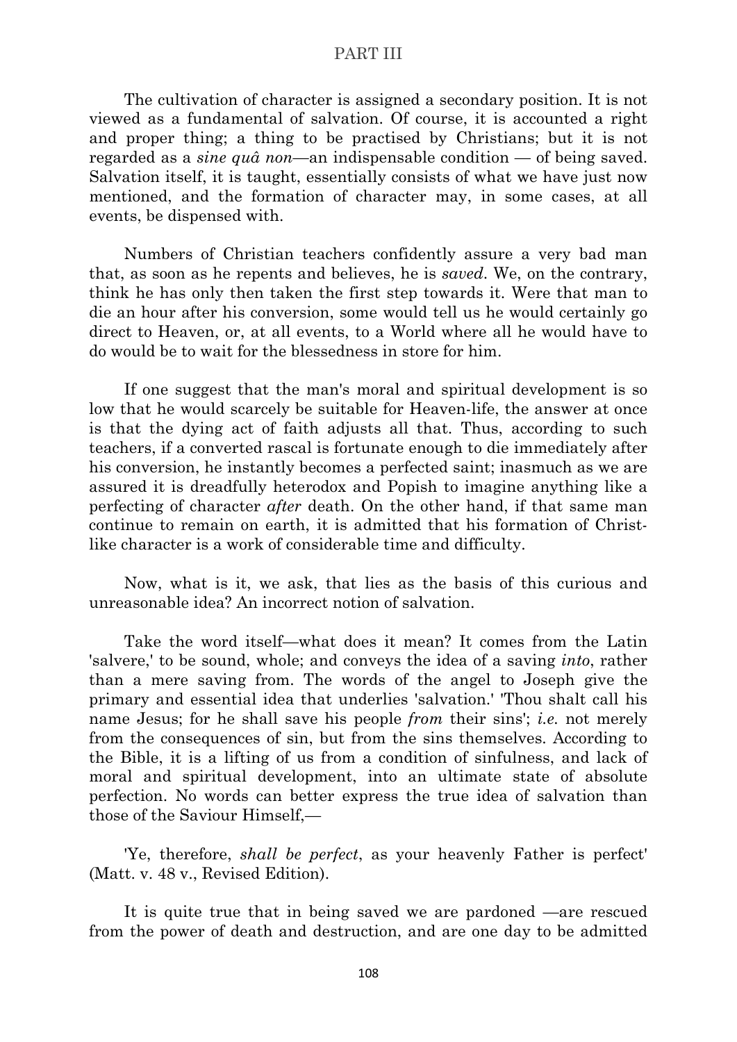The cultivation of character is assigned a secondary position. It is not viewed as a fundamental of salvation. Of course, it is accounted a right and proper thing; a thing to be practised by Christians; but it is not regarded as a *sine quâ non*—an indispensable condition — of being saved. Salvation itself, it is taught, essentially consists of what we have just now mentioned, and the formation of character may, in some cases, at all events, be dispensed with.

Numbers of Christian teachers confidently assure a very bad man that, as soon as he repents and believes, he is *saved*. We, on the contrary, think he has only then taken the first step towards it. Were that man to die an hour after his conversion, some would tell us he would certainly go direct to Heaven, or, at all events, to a World where all he would have to do would be to wait for the blessedness in store for him.

If one suggest that the man's moral and spiritual development is so low that he would scarcely be suitable for Heaven-life, the answer at once is that the dying act of faith adjusts all that. Thus, according to such teachers, if a converted rascal is fortunate enough to die immediately after his conversion, he instantly becomes a perfected saint; inasmuch as we are assured it is dreadfully heterodox and Popish to imagine anything like a perfecting of character *after* death. On the other hand, if that same man continue to remain on earth, it is admitted that his formation of Christ-like character is a work of considerable time and difficulty.

Now, what is it, we ask, that lies as the basis of this curious and unreasonable idea? An incorrect notion of salvation.

Take the word itself—what does it mean? It comes from the Latin 'salvere,' to be sound, whole; and conveys the idea of a saving *into*, rather than a mere saving from. The words of the angel to Joseph give the primary and essential idea that underlies 'salvation.' 'Thou shalt call his name Jesus; for he shall save his people *from* their sins'; *i.e.* not merely from the consequences of sin, but from the sins themselves. According to the Bible, it is a lifting of us from a condition of sinfulness, and lack of moral and spiritual development, into an ultimate state of absolute perfection. No words can better express the true idea of salvation than those of the Saviour Himself,—

'Ye, therefore, *shall be perfect*, as your heavenly Father is perfect' (Matt. v. 48 v., Revised Edition).

It is quite true that in being saved we are pardoned —are rescued from the power of death and destruction, and are one day to be admitted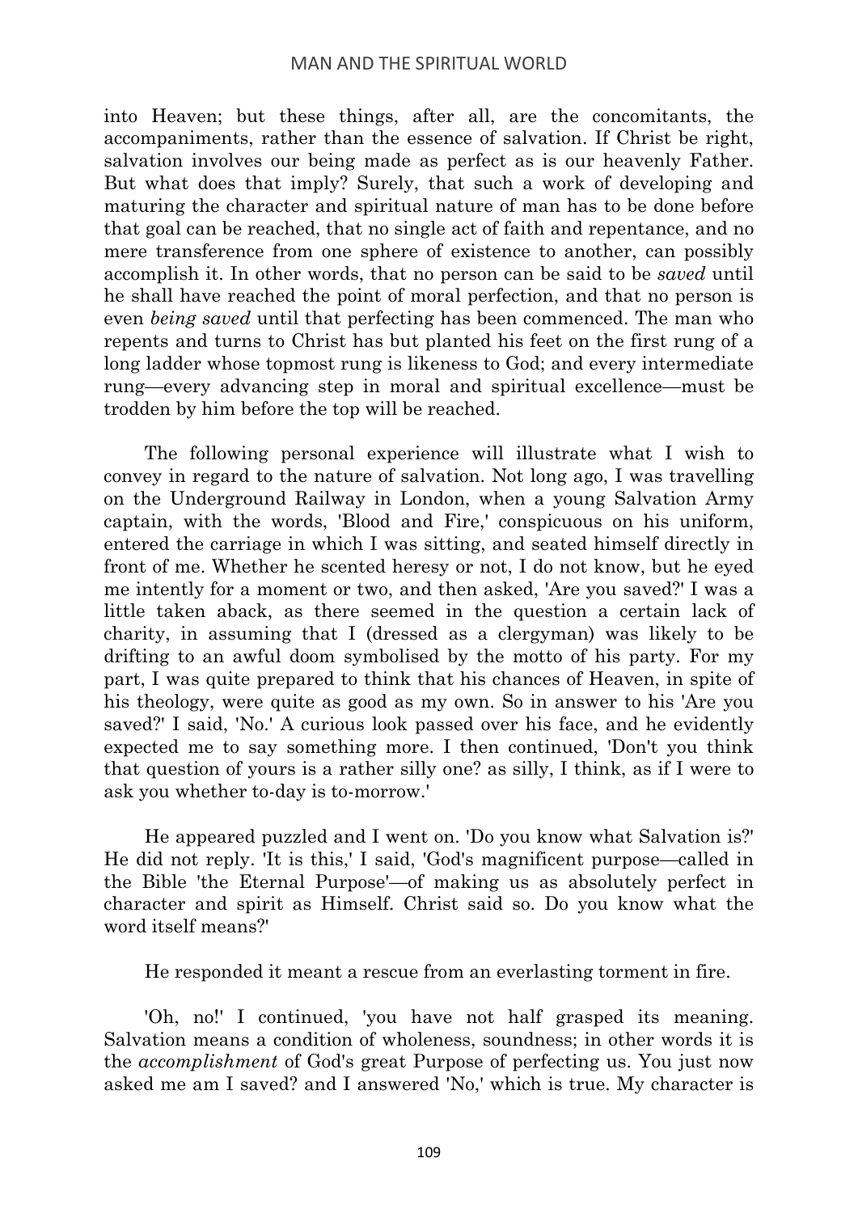into Heaven; but these things, after all, are the concomitants, the accompaniments, rather than the essence of salvation. If Christ be right, salvation involves our being made as perfect as is our heavenly Father. But what does that imply? Surely, that such a work of developing and maturing the character and spiritual nature of man has to be done before that goal can be reached, that no single act of faith and repentance, and no mere transference from one sphere of existence to another, can possibly accomplish it. In other words, that no person can be said to be *saved* until he shall have reached the point of moral perfection, and that no person is even *being saved* until that perfecting has been commenced. The man who repents and turns to Christ has but planted his feet on the first rung of a long ladder whose topmost rung is likeness to God; and every intermediate rung—every advancing step in moral and spiritual excellence—must be trodden by him before the top will be reached.

The following personal experience will illustrate what I wish to convey in regard to the nature of salvation. Not long ago, I was travelling on the Underground Railway in London, when a young Salvation Army captain, with the words, 'Blood and Fire,' conspicuous on his uniform, entered the carriage in which I was sitting, and seated himself directly in front of me. Whether he scented heresy or not, I do not know, but he eyed me intently for a moment or two, and then asked, 'Are you saved?' I was a little taken aback, as there seemed in the question a certain lack of charity, in assuming that I (dressed as a clergyman) was likely to be drifting to an awful doom symbolised by the motto of his party. For my part, I was quite prepared to think that his chances of Heaven, in spite of his theology, were quite as good as my own. So in answer to his 'Are you saved?' I said, 'No.' A curious look passed over his face, and he evidently expected me to say something more. I then continued, 'Don't you think that question of yours is a rather silly one? as silly, I think, as if I were to ask you whether to-day is to-morrow.'

He appeared puzzled and I went on. 'Do you know what Salvation is?' He did not reply. 'It is this,' I said, 'God's magnificent purpose—called in the Bible 'the Eternal Purpose'—of making us as absolutely perfect in character and spirit as Himself. Christ said so. Do you know what the word itself means?'

He responded it meant a rescue from an everlasting torment in fire.

'Oh, no!' I continued, 'you have not half grasped its meaning. Salvation means a condition of wholeness, soundness; in other words it is the *accomplishment* of God's great Purpose of perfecting us. You just now asked me am I saved? and I answered 'No,' which is true. My character is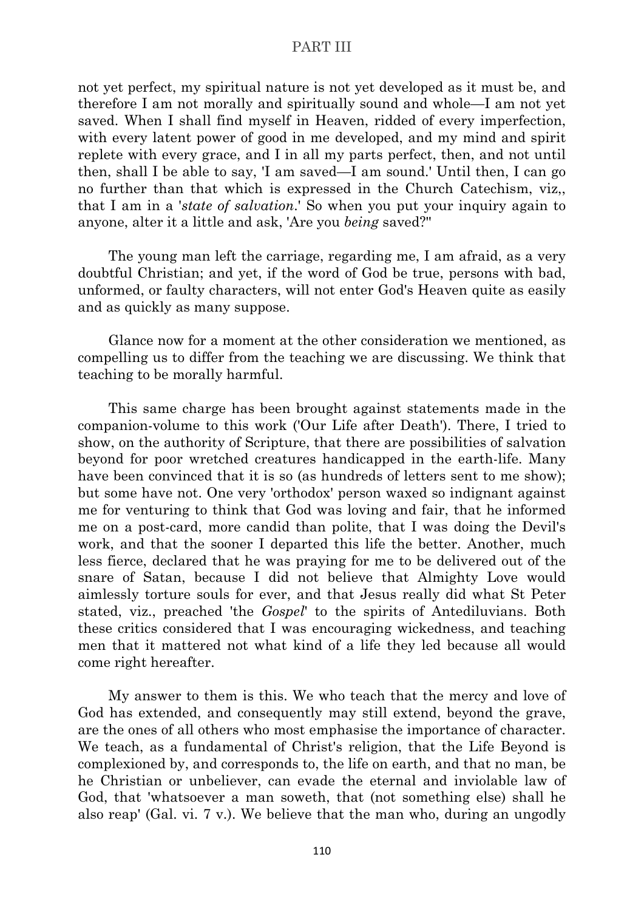not yet perfect, my spiritual nature is not yet developed as it must be, and therefore I am not morally and spiritually sound and whole—I am not yet saved. When I shall find myself in Heaven, ridded of every imperfection, with every latent power of good in me developed, and my mind and spirit replete with every grace, and I in all my parts perfect, then, and not until then, shall I be able to say, 'I am saved—I am sound.' Until then, I can go no further than that which is expressed in the Church Catechism, viz,, that I am in a '*state of salvation*.' So when you put your inquiry again to anyone, alter it a little and ask, 'Are you *being* saved?''

The young man left the carriage, regarding me, I am afraid, as a very doubtful Christian; and yet, if the word of God be true, persons with bad, unformed, or faulty characters, will not enter God's Heaven quite as easily and as quickly as many suppose.

Glance now for a moment at the other consideration we mentioned, as compelling us to differ from the teaching we are discussing. We think that teaching to be morally harmful.

This same charge has been brought against statements made in the companion-volume to this work ('Our Life after Death'). There, I tried to show, on the authority of Scripture, that there are possibilities of salvation beyond for poor wretched creatures handicapped in the earth-life. Many have been convinced that it is so (as hundreds of letters sent to me show); but some have not. One very 'orthodox' person waxed so indignant against me for venturing to think that God was loving and fair, that he informed me on a post-card, more candid than polite, that I was doing the Devil's work, and that the sooner I departed this life the better. Another, much less fierce, declared that he was praying for me to be delivered out of the snare of Satan, because I did not believe that Almighty Love would aimlessly torture souls for ever, and that Jesus really did what St Peter stated, viz., preached 'the *Gospel*' to the spirits of Antediluvians. Both these critics considered that I was encouraging wickedness, and teaching men that it mattered not what kind of a life they led because all would come right hereafter.

My answer to them is this. We who teach that the mercy and love of God has extended, and consequently may still extend, beyond the grave, are the ones of all others who most emphasise the importance of character. We teach, as a fundamental of Christ's religion, that the Life Beyond is complexioned by, and corresponds to, the life on earth, and that no man, be he Christian or unbeliever, can evade the eternal and inviolable law of God, that 'whatsoever a man soweth, that (not something else) shall he also reap' (Gal. vi. 7 v.). We believe that the man who, during an ungodly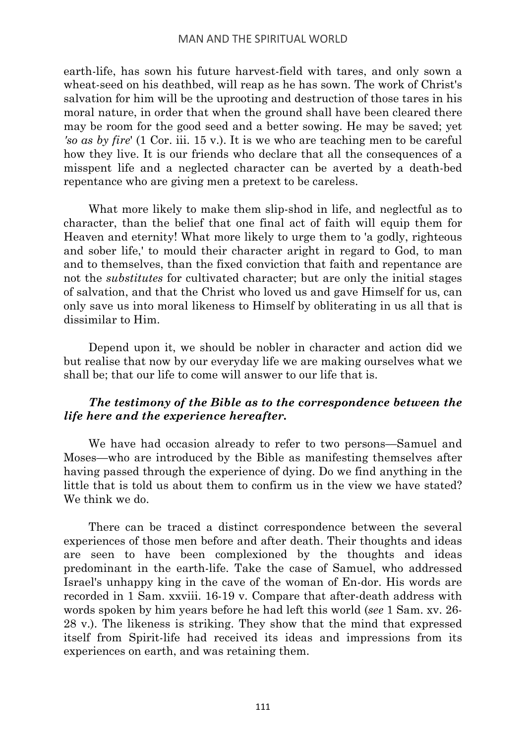earth-life, has sown his future harvest-field with tares, and only sown a wheat-seed on his deathbed, will reap as he has sown. The work of Christ's salvation for him will be the uprooting and destruction of those tares in his moral nature, in order that when the ground shall have been cleared there may be room for the good seed and a better sowing. He may be saved; yet *'so as by fire'* (1 Cor. iii. 15 v.). It is we who are teaching men to be careful how they live. It is our friends who declare that all the consequences of a misspent life and a neglected character can be averted by a death-bed repentance who are giving men a pretext to be careless.

What more likely to make them slip-shod in life, and neglectful as to character, than the belief that one final act of faith will equip them for Heaven and eternity! What more likely to urge them to 'a godly, righteous and sober life,' to mould their character aright in regard to God, to man and to themselves, than the fixed conviction that faith and repentance are not the *substitutes* for cultivated character; but are only the initial stages of salvation, and that the Christ who loved us and gave Himself for us, can only save us into moral likeness to Himself by obliterating in us all that is dissimilar to Him.

Depend upon it, we should be nobler in character and action did we but realise that now by our everyday life we are making ourselves what we shall be; that our life to come will answer to our life that is.

***The testimony of the Bible as to the correspondence between the life here and the experience hereafter.***

We have had occasion already to refer to two persons—Samuel and Moses—who are introduced by the Bible as manifesting themselves after having passed through the experience of dying. Do we find anything in the little that is told us about them to confirm us in the view we have stated? We think we do.

There can be traced a distinct correspondence between the several experiences of those men before and after death. Their thoughts and ideas are seen to have been complexioned by the thoughts and ideas predominant in the earth-life. Take the case of Samuel, who addressed Israel's unhappy king in the cave of the woman of En-dor. His words are recorded in 1 Sam. xxviii. 16-19 v. Compare that after-death address with words spoken by him years before he had left this world (*see* 1 Sam. xv. 26-28 v.). The likeness is striking. They show that the mind that expressed itself from Spirit-life had received its ideas and impressions from its experiences on earth, and was retaining them.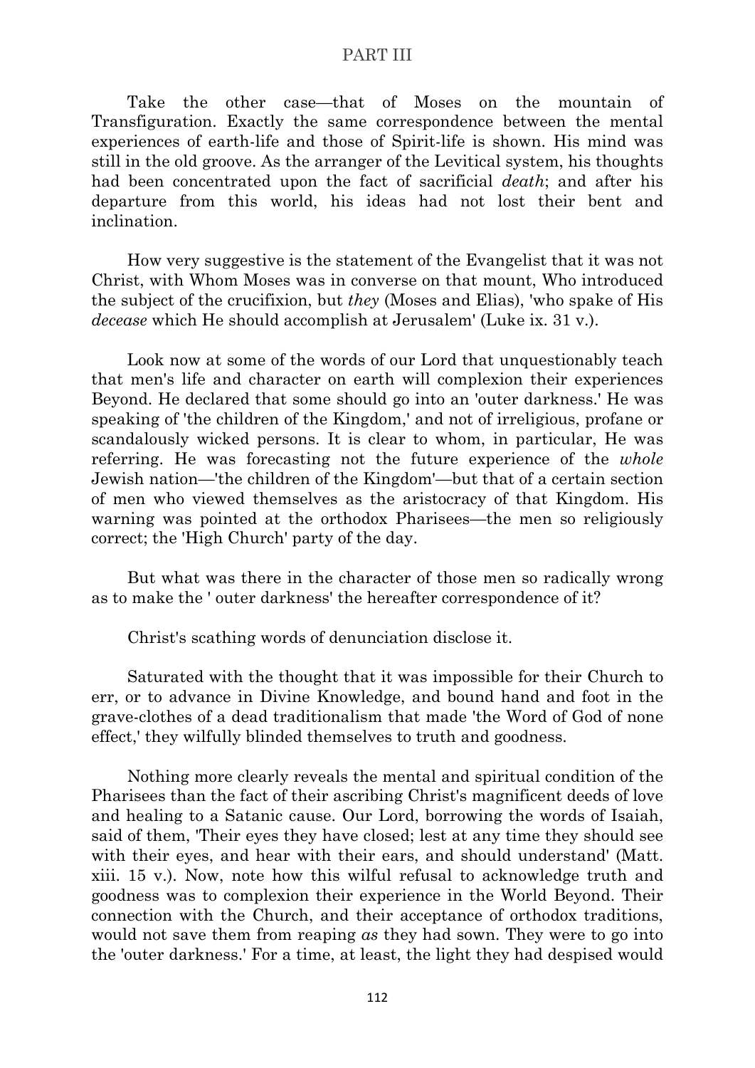Take the other case—that of Moses on the mountain of Transfiguration. Exactly the same correspondence between the mental experiences of earth-life and those of Spirit-life is shown. His mind was still in the old groove. As the arranger of the Levitical system, his thoughts had been concentrated upon the fact of sacrificial *death*; and after his departure from this world, his ideas had not lost their bent and inclination.

How very suggestive is the statement of the Evangelist that it was not Christ, with Whom Moses was in converse on that mount, Who introduced the subject of the crucifixion, but *they* (Moses and Elias), 'who spake of His *decease* which He should accomplish at Jerusalem' (Luke ix. 31 v.).

Look now at some of the words of our Lord that unquestionably teach that men's life and character on earth will complexion their experiences Beyond. He declared that some should go into an 'outer darkness.' He was speaking of 'the children of the Kingdom,' and not of irreligious, profane or scandalously wicked persons. It is clear to whom, in particular, He was referring. He was forecasting not the future experience of the *whole* Jewish nation—'the children of the Kingdom'—but that of a certain section of men who viewed themselves as the aristocracy of that Kingdom. His warning was pointed at the orthodox Pharisees—the men so religiously correct; the 'High Church' party of the day.

But what was there in the character of those men so radically wrong as to make the ' outer darkness' the hereafter correspondence of it?

Christ's scathing words of denunciation disclose it.

Saturated with the thought that it was impossible for their Church to err, or to advance in Divine Knowledge, and bound hand and foot in the grave-clothes of a dead traditionalism that made 'the Word of God of none effect,' they wilfully blinded themselves to truth and goodness.

Nothing more clearly reveals the mental and spiritual condition of the Pharisees than the fact of their ascribing Christ's magnificent deeds of love and healing to a Satanic cause. Our Lord, borrowing the words of Isaiah, said of them, 'Their eyes they have closed; lest at any time they should see with their eyes, and hear with their ears, and should understand' (Matt. xiii. 15 v.). Now, note how this wilful refusal to acknowledge truth and goodness was to complexion their experience in the World Beyond. Their connection with the Church, and their acceptance of orthodox traditions, would not save them from reaping *as* they had sown. They were to go into the 'outer darkness.' For a time, at least, the light they had despised would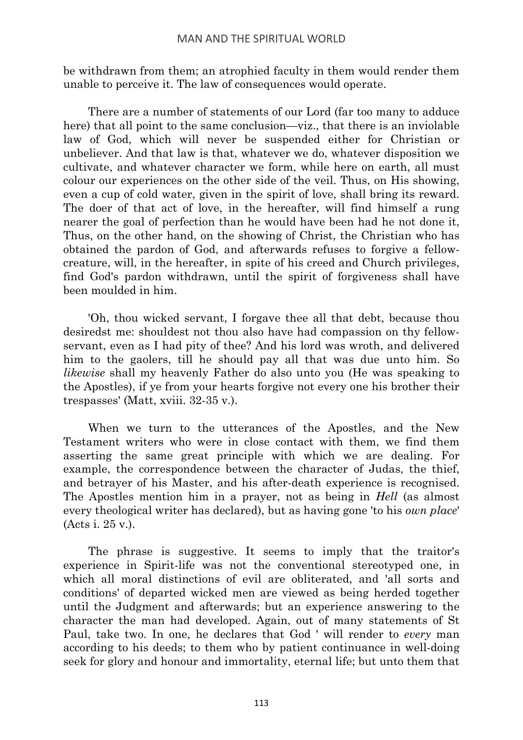be withdrawn from them; an atrophied faculty in them would render them unable to perceive it. The law of consequences would operate.

There are a number of statements of our Lord (far too many to adduce here) that all point to the same conclusion—viz., that there is an inviolable law of God, which will never be suspended either for Christian or unbeliever. And that law is that, whatever we do, whatever disposition we cultivate, and whatever character we form, while here on earth, all must colour our experiences on the other side of the veil. Thus, on His showing, even a cup of cold water, given in the spirit of love, shall bring its reward. The doer of that act of love, in the hereafter, will find himself a rung nearer the goal of perfection than he would have been had he not done it, Thus, on the other hand, on the showing of Christ, the Christian who has obtained the pardon of God, and afterwards refuses to forgive a fellow-creature, will, in the hereafter, in spite of his creed and Church privileges, find God's pardon withdrawn, until the spirit of forgiveness shall have been moulded in him.

'Oh, thou wicked servant, I forgave thee all that debt, because thou desiredst me: shouldest not thou also have had compassion on thy fellow-servant, even as I had pity of thee? And his lord was wroth, and delivered him to the gaolers, till he should pay all that was due unto him. So *likewise* shall my heavenly Father do also unto you (He was speaking to the Apostles), if ye from your hearts forgive not every one his brother their trespasses' (Matt, xviii. 32-35 v.).

When we turn to the utterances of the Apostles, and the New Testament writers who were in close contact with them, we find them asserting the same great principle with which we are dealing. For example, the correspondence between the character of Judas, the thief, and betrayer of his Master, and his after-death experience is recognised. The Apostles mention him in a prayer, not as being in *Hell* (as almost every theological writer has declared), but as having gone 'to his *own place*' (Acts i. 25 v.).

The phrase is suggestive. It seems to imply that the traitor's experience in Spirit-life was not the conventional stereotyped one, in which all moral distinctions of evil are obliterated, and 'all sorts and conditions' of departed wicked men are viewed as being herded together until the Judgment and afterwards; but an experience answering to the character the man had developed. Again, out of many statements of St Paul, take two. In one, he declares that God ' will render to *every* man according to his deeds; to them who by patient continuance in well-doing seek for glory and honour and immortality, eternal life; but unto them that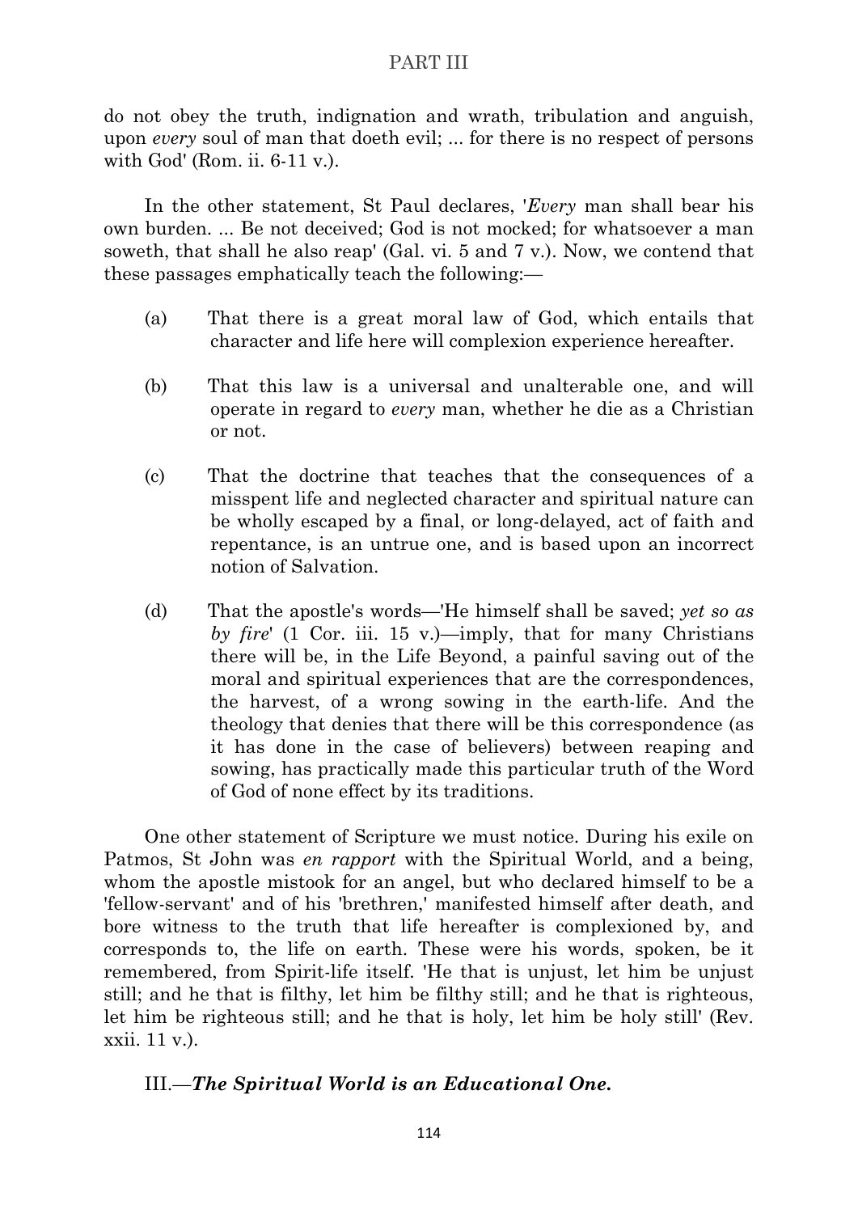do not obey the truth, indignation and wrath, tribulation and anguish, upon *every* soul of man that doeth evil; ... for there is no respect of persons with God' (Rom. ii. 6-11 v.).

In the other statement, St Paul declares, '*Every* man shall bear his own burden. ... Be not deceived; God is not mocked; for whatsoever a man soweth, that shall he also reap' (Gal. vi. 5 and 7 v.). Now, we contend that these passages emphatically teach the following:—

(a) That there is a great moral law of God, which entails that character and life here will complexion experience hereafter.

(b) That this law is a universal and unalterable one, and will operate in regard to *every* man, whether he die as a Christian or not.

(c) That the doctrine that teaches that the consequences of a misspent life and neglected character and spiritual nature can be wholly escaped by a final, or long-delayed, act of faith and repentance, is an untrue one, and is based upon an incorrect notion of Salvation.

(d) That the apostle's words—'He himself shall be saved; *yet so as by fire*' (1 Cor. iii. 15 v.)—imply, that for many Christians there will be, in the Life Beyond, a painful saving out of the moral and spiritual experiences that are the correspondences, the harvest, of a wrong sowing in the earth-life. And the theology that denies that there will be this correspondence (as it has done in the case of believers) between reaping and sowing, has practically made this particular truth of the Word of God of none effect by its traditions.

One other statement of Scripture we must notice. During his exile on Patmos, St John was *en rapport* with the Spiritual World, and a being, whom the apostle mistook for an angel, but who declared himself to be a 'fellow-servant' and of his 'brethren,' manifested himself after death, and bore witness to the truth that life hereafter is complexioned by, and corresponds to, the life on earth. These were his words, spoken, be it remembered, from Spirit-life itself. 'He that is unjust, let him be unjust still; and he that is filthy, let him be filthy still; and he that is righteous, let him be righteous still; and he that is holy, let him be holy still' (Rev. xxii. 11 v.).

### III.—*The Spiritual World is an Educational One.*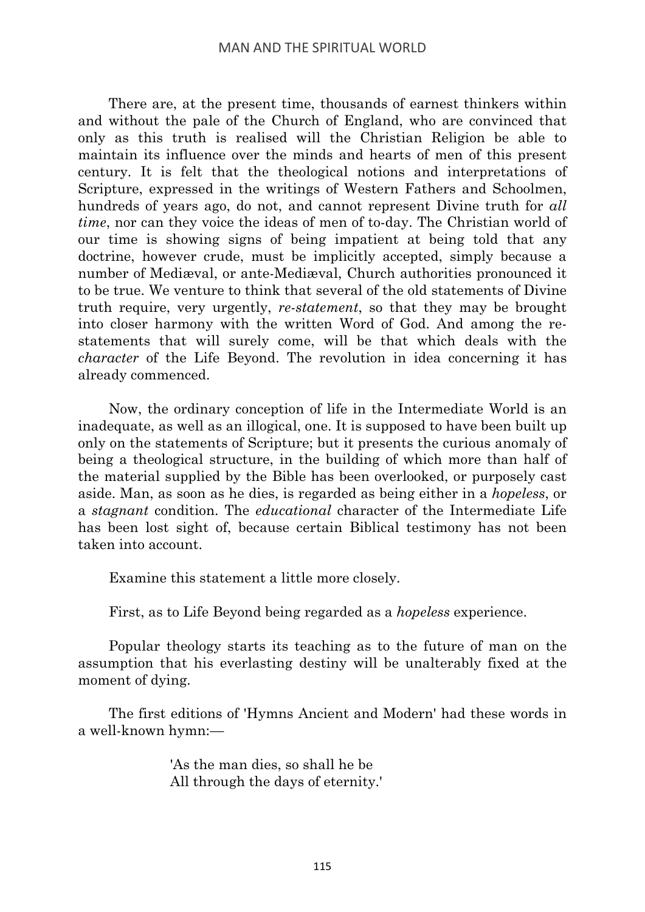There are, at the present time, thousands of earnest thinkers within and without the pale of the Church of England, who are convinced that only as this truth is realised will the Christian Religion be able to maintain its influence over the minds and hearts of men of this present century. It is felt that the theological notions and interpretations of Scripture, expressed in the writings of Western Fathers and Schoolmen, hundreds of years ago, do not, and cannot represent Divine truth for *all time*, nor can they voice the ideas of men of to-day. The Christian world of our time is showing signs of being impatient at being told that any doctrine, however crude, must be implicitly accepted, simply because a number of Mediæval, or ante-Mediæval, Church authorities pronounced it to be true. We venture to think that several of the old statements of Divine truth require, very urgently, *re-statement*, so that they may be brought into closer harmony with the written Word of God. And among the re-statements that will surely come, will be that which deals with the *character* of the Life Beyond. The revolution in idea concerning it has already commenced.

Now, the ordinary conception of life in the Intermediate World is an inadequate, as well as an illogical, one. It is supposed to have been built up only on the statements of Scripture; but it presents the curious anomaly of being a theological structure, in the building of which more than half of the material supplied by the Bible has been overlooked, or purposely cast aside. Man, as soon as he dies, is regarded as being either in a *hopeless*, or a *stagnant* condition. The *educational* character of the Intermediate Life has been lost sight of, because certain Biblical testimony has not been taken into account.

Examine this statement a little more closely.

First, as to Life Beyond being regarded as a *hopeless* experience.

Popular theology starts its teaching as to the future of man on the assumption that his everlasting destiny will be unalterably fixed at the moment of dying.

The first editions of 'Hymns Ancient and Modern' had these words in a well-known hymn:—

> 'As the man dies, so shall he be
> All through the days of eternity.'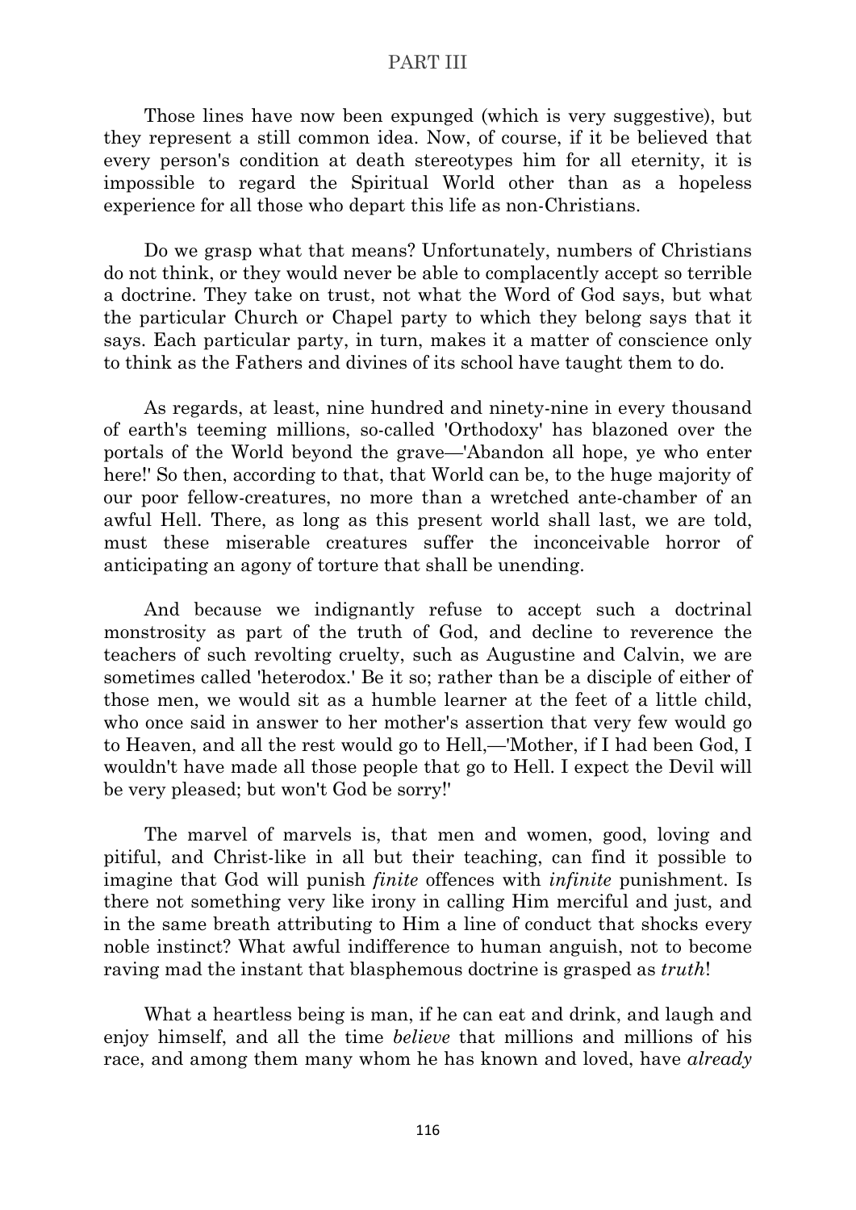Those lines have now been expunged (which is very suggestive), but they represent a still common idea. Now, of course, if it be believed that every person's condition at death stereotypes him for all eternity, it is impossible to regard the Spiritual World other than as a hopeless experience for all those who depart this life as non-Christians.

Do we grasp what that means? Unfortunately, numbers of Christians do not think, or they would never be able to complacently accept so terrible a doctrine. They take on trust, not what the Word of God says, but what the particular Church or Chapel party to which they belong says that it says. Each particular party, in turn, makes it a matter of conscience only to think as the Fathers and divines of its school have taught them to do.

As regards, at least, nine hundred and ninety-nine in every thousand of earth's teeming millions, so-called 'Orthodoxy' has blazoned over the portals of the World beyond the grave—'Abandon all hope, ye who enter here!' So then, according to that, that World can be, to the huge majority of our poor fellow-creatures, no more than a wretched ante-chamber of an awful Hell. There, as long as this present world shall last, we are told, must these miserable creatures suffer the inconceivable horror of anticipating an agony of torture that shall be unending.

And because we indignantly refuse to accept such a doctrinal monstrosity as part of the truth of God, and decline to reverence the teachers of such revolting cruelty, such as Augustine and Calvin, we are sometimes called 'heterodox.' Be it so; rather than be a disciple of either of those men, we would sit as a humble learner at the feet of a little child, who once said in answer to her mother's assertion that very few would go to Heaven, and all the rest would go to Hell,—'Mother, if I had been God, I wouldn't have made all those people that go to Hell. I expect the Devil will be very pleased; but won't God be sorry!'

The marvel of marvels is, that men and women, good, loving and pitiful, and Christ-like in all but their teaching, can find it possible to imagine that God will punish *finite* offences with *infinite* punishment. Is there not something very like irony in calling Him merciful and just, and in the same breath attributing to Him a line of conduct that shocks every noble instinct? What awful indifference to human anguish, not to become raving mad the instant that blasphemous doctrine is grasped as *truth*!

What a heartless being is man, if he can eat and drink, and laugh and enjoy himself, and all the time *believe* that millions and millions of his race, and among them many whom he has known and loved, have *already*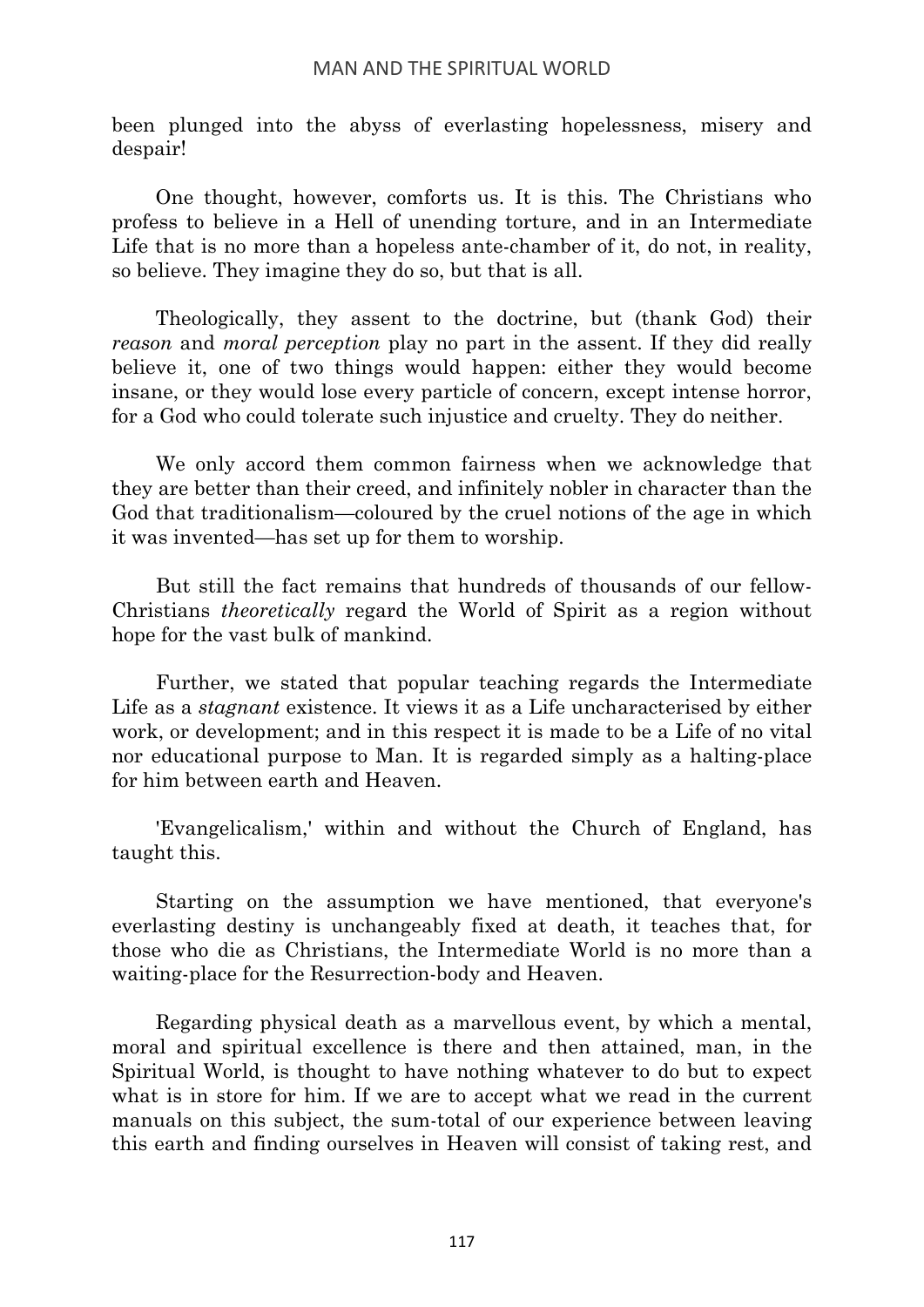been plunged into the abyss of everlasting hopelessness, misery and despair!

One thought, however, comforts us. It is this. The Christians who profess to believe in a Hell of unending torture, and in an Intermediate Life that is no more than a hopeless ante-chamber of it, do not, in reality, so believe. They imagine they do so, but that is all.

Theologically, they assent to the doctrine, but (thank God) their *reason* and *moral perception* play no part in the assent. If they did really believe it, one of two things would happen: either they would become insane, or they would lose every particle of concern, except intense horror, for a God who could tolerate such injustice and cruelty. They do neither.

We only accord them common fairness when we acknowledge that they are better than their creed, and infinitely nobler in character than the God that traditionalism—coloured by the cruel notions of the age in which it was invented—has set up for them to worship.

But still the fact remains that hundreds of thousands of our fellow-Christians *theoretically* regard the World of Spirit as a region without hope for the vast bulk of mankind.

Further, we stated that popular teaching regards the Intermediate Life as a *stagnant* existence. It views it as a Life uncharacterised by either work, or development; and in this respect it is made to be a Life of no vital nor educational purpose to Man. It is regarded simply as a halting-place for him between earth and Heaven.

'Evangelicalism,' within and without the Church of England, has taught this.

Starting on the assumption we have mentioned, that everyone's everlasting destiny is unchangeably fixed at death, it teaches that, for those who die as Christians, the Intermediate World is no more than a waiting-place for the Resurrection-body and Heaven.

Regarding physical death as a marvellous event, by which a mental, moral and spiritual excellence is there and then attained, man, in the Spiritual World, is thought to have nothing whatever to do but to expect what is in store for him. If we are to accept what we read in the current manuals on this subject, the sum-total of our experience between leaving this earth and finding ourselves in Heaven will consist of taking rest, and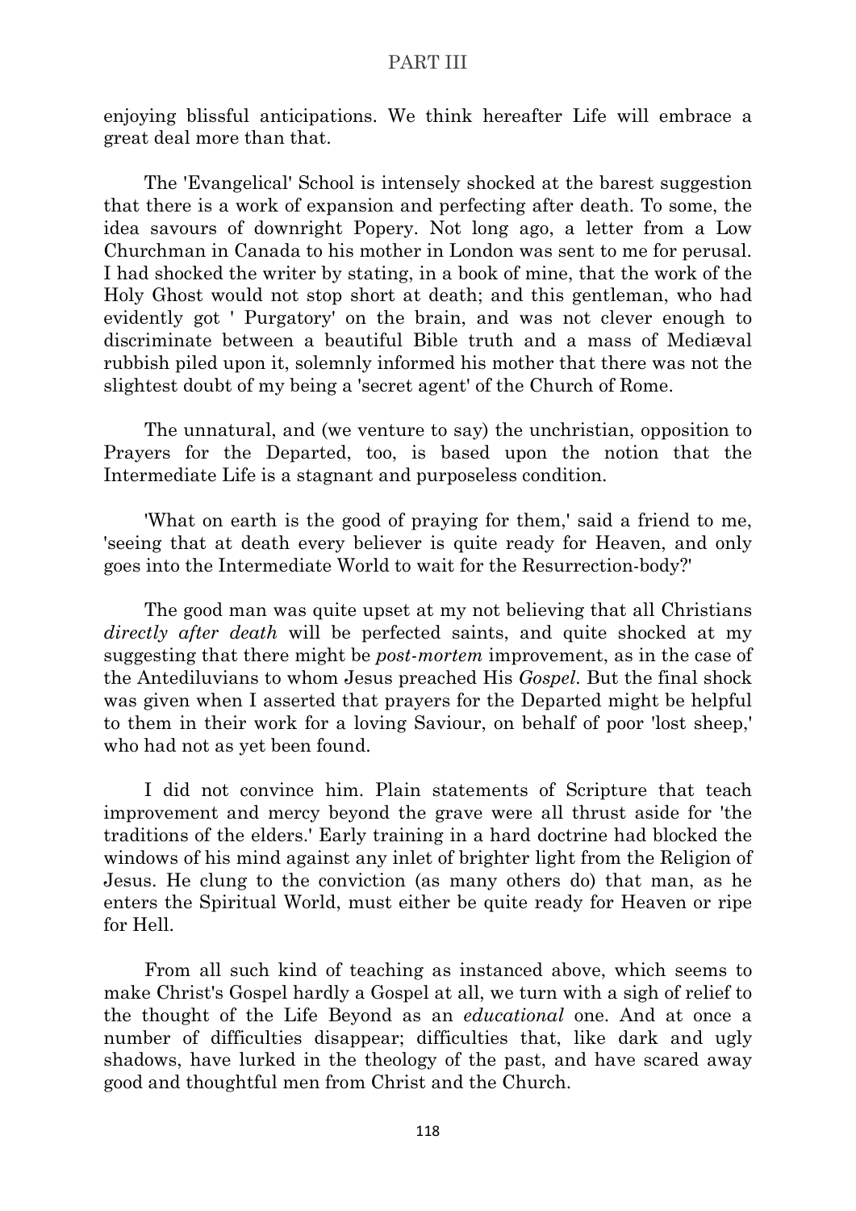enjoying blissful anticipations. We think hereafter Life will embrace a great deal more than that.

The 'Evangelical' School is intensely shocked at the barest suggestion that there is a work of expansion and perfecting after death. To some, the idea savours of downright Popery. Not long ago, a letter from a Low Churchman in Canada to his mother in London was sent to me for perusal. I had shocked the writer by stating, in a book of mine, that the work of the Holy Ghost would not stop short at death; and this gentleman, who had evidently got ' Purgatory' on the brain, and was not clever enough to discriminate between a beautiful Bible truth and a mass of Mediæval rubbish piled upon it, solemnly informed his mother that there was not the slightest doubt of my being a 'secret agent' of the Church of Rome.

The unnatural, and (we venture to say) the unchristian, opposition to Prayers for the Departed, too, is based upon the notion that the Intermediate Life is a stagnant and purposeless condition.

'What on earth is the good of praying for them,' said a friend to me, 'seeing that at death every believer is quite ready for Heaven, and only goes into the Intermediate World to wait for the Resurrection-body?'

The good man was quite upset at my not believing that all Christians *directly after death* will be perfected saints, and quite shocked at my suggesting that there might be *post-mortem* improvement, as in the case of the Antediluvians to whom Jesus preached His *Gospel*. But the final shock was given when I asserted that prayers for the Departed might be helpful to them in their work for a loving Saviour, on behalf of poor 'lost sheep,' who had not as yet been found.

I did not convince him. Plain statements of Scripture that teach improvement and mercy beyond the grave were all thrust aside for 'the traditions of the elders.' Early training in a hard doctrine had blocked the windows of his mind against any inlet of brighter light from the Religion of Jesus. He clung to the conviction (as many others do) that man, as he enters the Spiritual World, must either be quite ready for Heaven or ripe for Hell.

From all such kind of teaching as instanced above, which seems to make Christ's Gospel hardly a Gospel at all, we turn with a sigh of relief to the thought of the Life Beyond as an *educational* one. And at once a number of difficulties disappear; difficulties that, like dark and ugly shadows, have lurked in the theology of the past, and have scared away good and thoughtful men from Christ and the Church.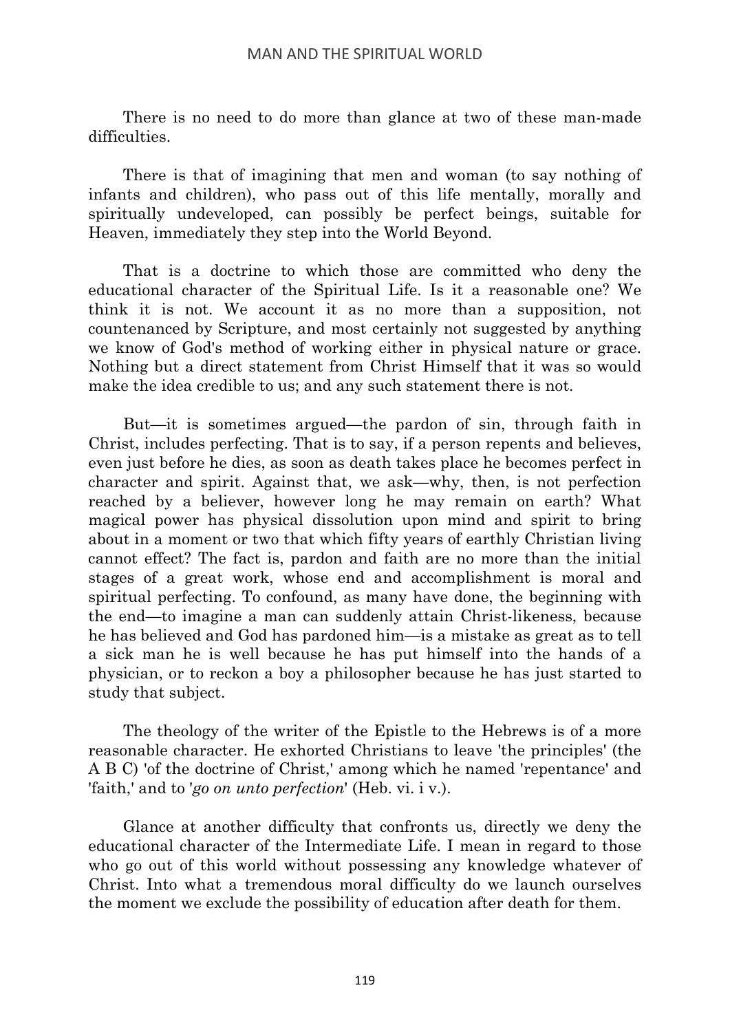There is no need to do more than glance at two of these man-made difficulties.

There is that of imagining that men and woman (to say nothing of infants and children), who pass out of this life mentally, morally and spiritually undeveloped, can possibly be perfect beings, suitable for Heaven, immediately they step into the World Beyond.

That is a doctrine to which those are committed who deny the educational character of the Spiritual Life. Is it a reasonable one? We think it is not. We account it as no more than a supposition, not countenanced by Scripture, and most certainly not suggested by anything we know of God's method of working either in physical nature or grace. Nothing but a direct statement from Christ Himself that it was so would make the idea credible to us; and any such statement there is not.

But—it is sometimes argued—the pardon of sin, through faith in Christ, includes perfecting. That is to say, if a person repents and believes, even just before he dies, as soon as death takes place he becomes perfect in character and spirit. Against that, we ask—why, then, is not perfection reached by a believer, however long he may remain on earth? What magical power has physical dissolution upon mind and spirit to bring about in a moment or two that which fifty years of earthly Christian living cannot effect? The fact is, pardon and faith are no more than the initial stages of a great work, whose end and accomplishment is moral and spiritual perfecting. To confound, as many have done, the beginning with the end—to imagine a man can suddenly attain Christ-likeness, because he has believed and God has pardoned him—is a mistake as great as to tell a sick man he is well because he has put himself into the hands of a physician, or to reckon a boy a philosopher because he has just started to study that subject.

The theology of the writer of the Epistle to the Hebrews is of a more reasonable character. He exhorted Christians to leave 'the principles' (the A B C) 'of the doctrine of Christ,' among which he named 'repentance' and 'faith,' and to '*go on unto perfection*' (Heb. vi. i v.).

Glance at another difficulty that confronts us, directly we deny the educational character of the Intermediate Life. I mean in regard to those who go out of this world without possessing any knowledge whatever of Christ. Into what a tremendous moral difficulty do we launch ourselves the moment we exclude the possibility of education after death for them.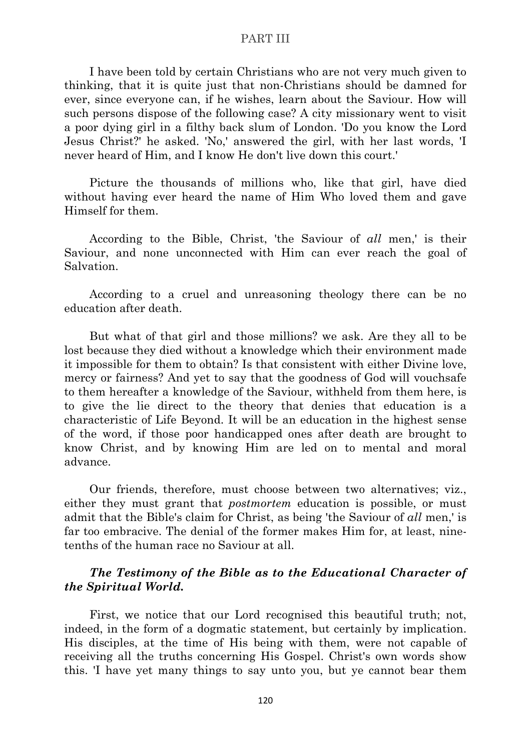I have been told by certain Christians who are not very much given to thinking, that it is quite just that non-Christians should be damned for ever, since everyone can, if he wishes, learn about the Saviour. How will such persons dispose of the following case? A city missionary went to visit a poor dying girl in a filthy back slum of London. 'Do you know the Lord Jesus Christ?' he asked. 'No,' answered the girl, with her last words, 'I never heard of Him, and I know He don't live down this court.'

Picture the thousands of millions who, like that girl, have died without having ever heard the name of Him Who loved them and gave Himself for them.

According to the Bible, Christ, 'the Saviour of *all* men,' is their Saviour, and none unconnected with Him can ever reach the goal of Salvation.

According to a cruel and unreasoning theology there can be no education after death.

But what of that girl and those millions? we ask. Are they all to be lost because they died without a knowledge which their environment made it impossible for them to obtain? Is that consistent with either Divine love, mercy or fairness? And yet to say that the goodness of God will vouchsafe to them hereafter a knowledge of the Saviour, withheld from them here, is to give the lie direct to the theory that denies that education is a characteristic of Life Beyond. It will be an education in the highest sense of the word, if those poor handicapped ones after death are brought to know Christ, and by knowing Him are led on to mental and moral advance.

Our friends, therefore, must choose between two alternatives; viz., either they must grant that *postmortem* education is possible, or must admit that the Bible's claim for Christ, as being 'the Saviour of *all* men,' is far too embracive. The denial of the former makes Him for, at least, nine-tenths of the human race no Saviour at all.

### *The Testimony of the Bible as to the Educational Character of the Spiritual World.*

First, we notice that our Lord recognised this beautiful truth; not, indeed, in the form of a dogmatic statement, but certainly by implication. His disciples, at the time of His being with them, were not capable of receiving all the truths concerning His Gospel. Christ's own words show this. 'I have yet many things to say unto you, but ye cannot bear them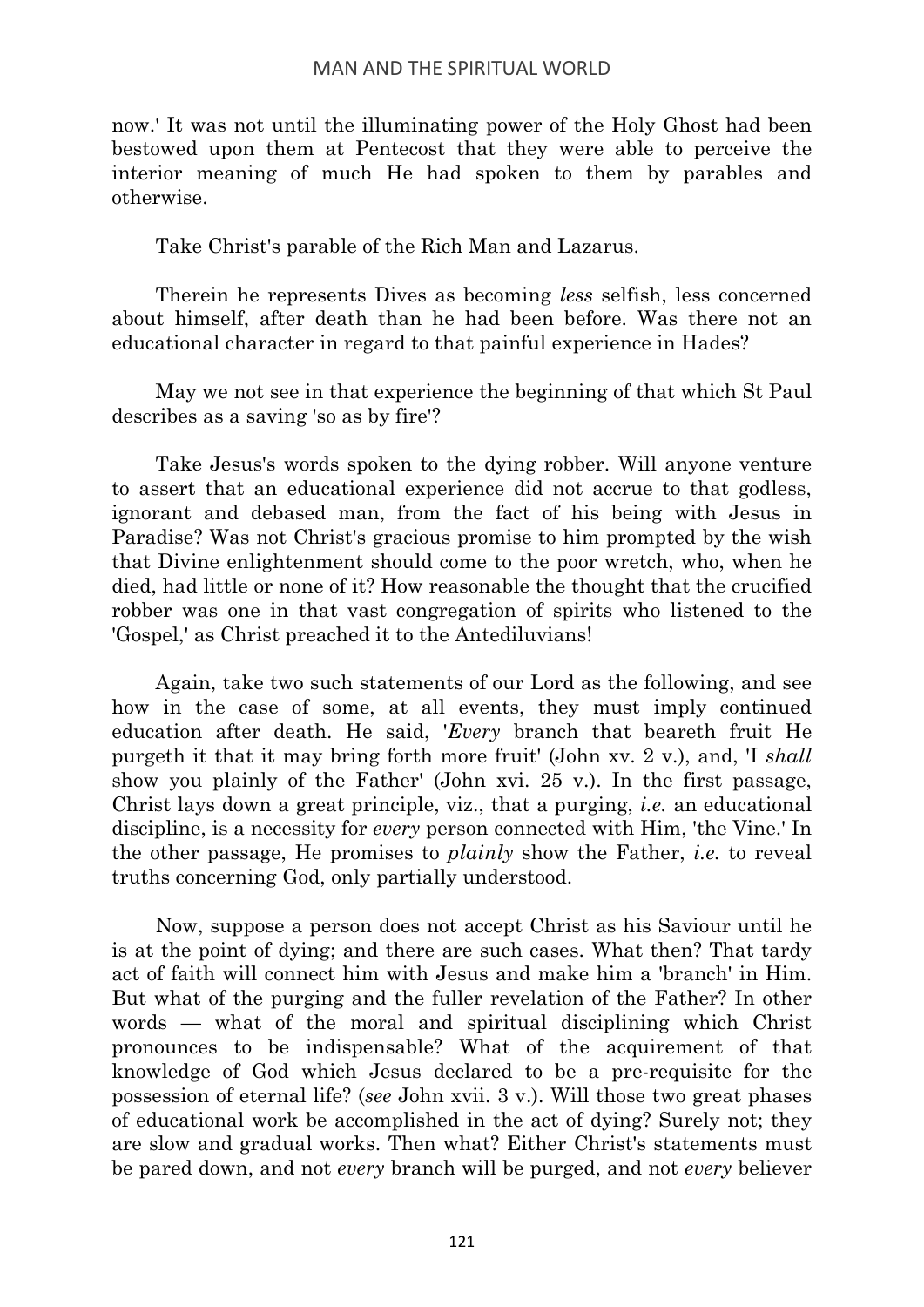now.' It was not until the illuminating power of the Holy Ghost had been bestowed upon them at Pentecost that they were able to perceive the interior meaning of much He had spoken to them by parables and otherwise.

Take Christ's parable of the Rich Man and Lazarus.

Therein he represents Dives as becoming *less* selfish, less concerned about himself, after death than he had been before. Was there not an educational character in regard to that painful experience in Hades?

May we not see in that experience the beginning of that which St Paul describes as a saving 'so as by fire'?

Take Jesus's words spoken to the dying robber. Will anyone venture to assert that an educational experience did not accrue to that godless, ignorant and debased man, from the fact of his being with Jesus in Paradise? Was not Christ's gracious promise to him prompted by the wish that Divine enlightenment should come to the poor wretch, who, when he died, had little or none of it? How reasonable the thought that the crucified robber was one in that vast congregation of spirits who listened to the 'Gospel,' as Christ preached it to the Antediluvians!

Again, take two such statements of our Lord as the following, and see how in the case of some, at all events, they must imply continued education after death. He said, '*Every* branch that beareth fruit He purgeth it that it may bring forth more fruit' (John xv. 2 v.), and, 'I *shall* show you plainly of the Father' (John xvi. 25 v.). In the first passage, Christ lays down a great principle, viz., that a purging, *i.e.* an educational discipline, is a necessity for *every* person connected with Him, 'the Vine.' In the other passage, He promises to *plainly* show the Father, *i.e.* to reveal truths concerning God, only partially understood.

Now, suppose a person does not accept Christ as his Saviour until he is at the point of dying; and there are such cases. What then? That tardy act of faith will connect him with Jesus and make him a 'branch' in Him. But what of the purging and the fuller revelation of the Father? In other words — what of the moral and spiritual disciplining which Christ pronounces to be indispensable? What of the acquirement of that knowledge of God which Jesus declared to be a pre-requisite for the possession of eternal life? (*see* John xvii. 3 v.). Will those two great phases of educational work be accomplished in the act of dying? Surely not; they are slow and gradual works. Then what? Either Christ's statements must be pared down, and not *every* branch will be purged, and not *every* believer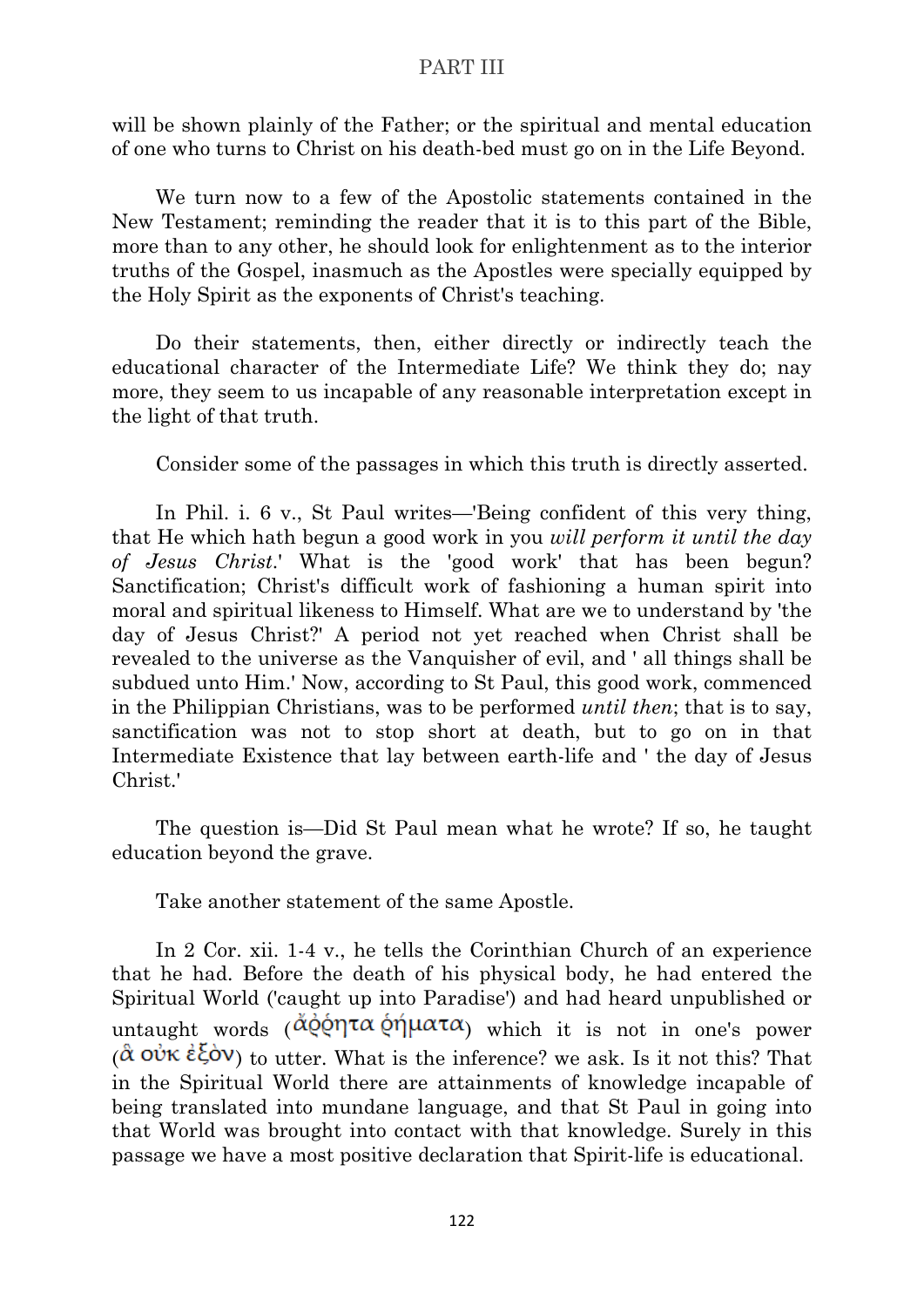will be shown plainly of the Father; or the spiritual and mental education of one who turns to Christ on his death-bed must go on in the Life Beyond.

We turn now to a few of the Apostolic statements contained in the New Testament; reminding the reader that it is to this part of the Bible, more than to any other, he should look for enlightenment as to the interior truths of the Gospel, inasmuch as the Apostles were specially equipped by the Holy Spirit as the exponents of Christ's teaching.

Do their statements, then, either directly or indirectly teach the educational character of the Intermediate Life? We think they do; nay more, they seem to us incapable of any reasonable interpretation except in the light of that truth.

Consider some of the passages in which this truth is directly asserted.

In Phil. i. 6 v., St Paul writes—'Being confident of this very thing, that He which hath begun a good work in you *will perform it until the day of Jesus Christ*.' What is the 'good work' that has been begun? Sanctification; Christ's difficult work of fashioning a human spirit into moral and spiritual likeness to Himself. What are we to understand by 'the day of Jesus Christ?' A period not yet reached when Christ shall be revealed to the universe as the Vanquisher of evil, and ' all things shall be subdued unto Him.' Now, according to St Paul, this good work, commenced in the Philippian Christians, was to be performed *until then*; that is to say, sanctification was not to stop short at death, but to go on in that Intermediate Existence that lay between earth-life and ' the day of Jesus Christ.'

The question is—Did St Paul mean what he wrote? If so, he taught education beyond the grave.

Take another statement of the same Apostle.

In 2 Cor. xii. 1-4 v., he tells the Corinthian Church of an experience that he had. Before the death of his physical body, he had entered the Spiritual World ('caught up into Paradise') and had heard unpublished or untaught words (ἄῤῥητα ῥήματα) which it is not in one's power (ἃ οὐκ ἐξὸν) to utter. What is the inference? we ask. Is it not this? That in the Spiritual World there are attainments of knowledge incapable of being translated into mundane language, and that St Paul in going into that World was brought into contact with that knowledge. Surely in this passage we have a most positive declaration that Spirit-life is educational.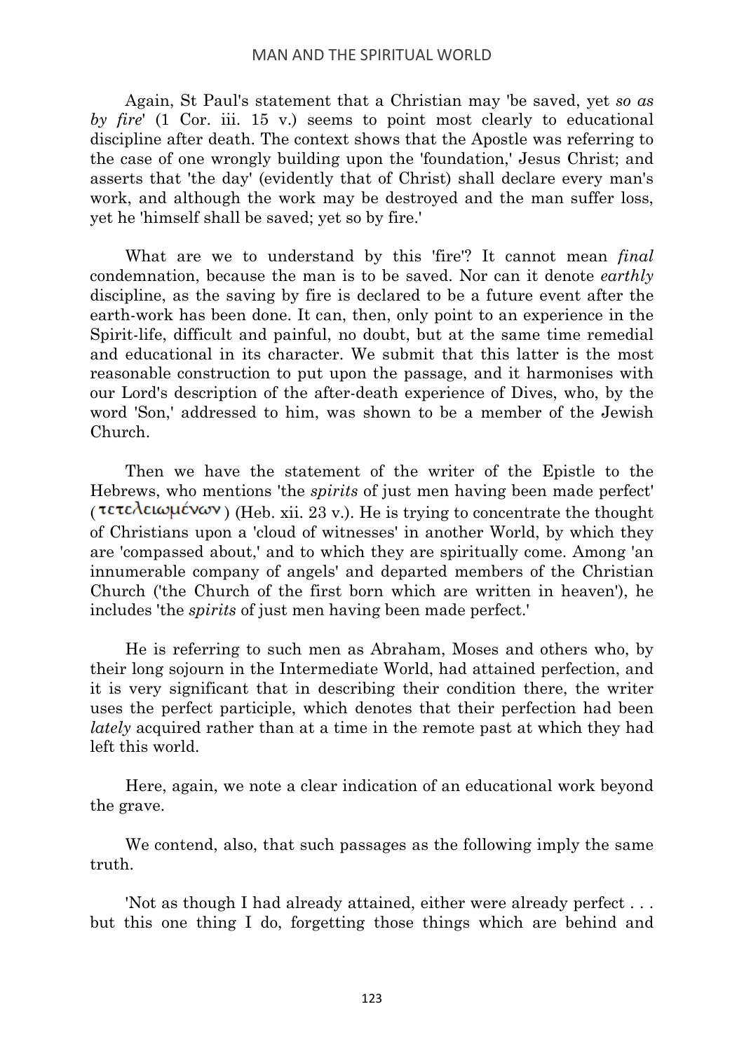Again, St Paul's statement that a Christian may 'be saved, yet *so as by fire*' (1 Cor. iii. 15 v.) seems to point most clearly to educational discipline after death. The context shows that the Apostle was referring to the case of one wrongly building upon the 'foundation,' Jesus Christ; and asserts that 'the day' (evidently that of Christ) shall declare every man's work, and although the work may be destroyed and the man suffer loss, yet he 'himself shall be saved; yet so by fire.'

What are we to understand by this 'fire'? It cannot mean *final* condemnation, because the man is to be saved. Nor can it denote *earthly* discipline, as the saving by fire is declared to be a future event after the earth-work has been done. It can, then, only point to an experience in the Spirit-life, difficult and painful, no doubt, but at the same time remedial and educational in its character. We submit that this latter is the most reasonable construction to put upon the passage, and it harmonises with our Lord's description of the after-death experience of Dives, who, by the word 'Son,' addressed to him, was shown to be a member of the Jewish Church.

Then we have the statement of the writer of the Epistle to the Hebrews, who mentions 'the *spirits* of just men having been made perfect' (τετελειωμένων) (Heb. xii. 23 v.). He is trying to concentrate the thought of Christians upon a 'cloud of witnesses' in another World, by which they are 'compassed about,' and to which they are spiritually come. Among 'an innumerable company of angels' and departed members of the Christian Church ('the Church of the first born which are written in heaven'), he includes 'the *spirits* of just men having been made perfect.'

He is referring to such men as Abraham, Moses and others who, by their long sojourn in the Intermediate World, had attained perfection, and it is very significant that in describing their condition there, the writer uses the perfect participle, which denotes that their perfection had been *lately* acquired rather than at a time in the remote past at which they had left this world.

Here, again, we note a clear indication of an educational work beyond the grave.

We contend, also, that such passages as the following imply the same truth.

'Not as though I had already attained, either were already perfect . . . but this one thing I do, forgetting those things which are behind and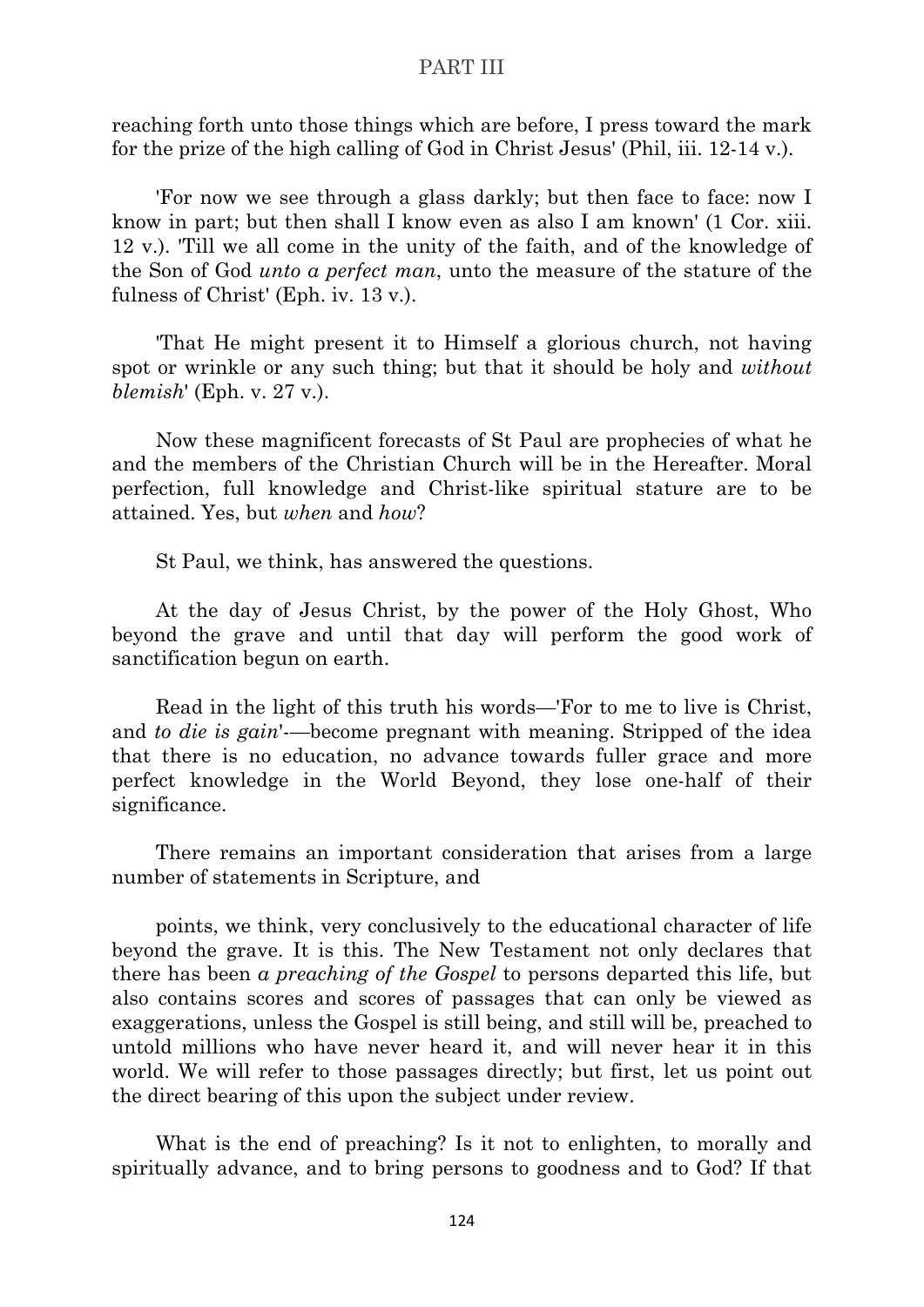reaching forth unto those things which are before, I press toward the mark for the prize of the high calling of God in Christ Jesus' (Phil, iii. 12-14 v.).

'For now we see through a glass darkly; but then face to face: now I know in part; but then shall I know even as also I am known' (1 Cor. xiii. 12 v.). 'Till we all come in the unity of the faith, and of the knowledge of the Son of God *unto a perfect man*, unto the measure of the stature of the fulness of Christ' (Eph. iv. 13 v.).

'That He might present it to Himself a glorious church, not having spot or wrinkle or any such thing; but that it should be holy and *without blemish*' (Eph. v. 27 v.).

Now these magnificent forecasts of St Paul are prophecies of what he and the members of the Christian Church will be in the Hereafter. Moral perfection, full knowledge and Christ-like spiritual stature are to be attained. Yes, but *when* and *how*?

St Paul, we think, has answered the questions.

At the day of Jesus Christ, by the power of the Holy Ghost, Who beyond the grave and until that day will perform the good work of sanctification begun on earth.

Read in the light of this truth his words—'For to me to live is Christ, and *to die is gain*'-—become pregnant with meaning. Stripped of the idea that there is no education, no advance towards fuller grace and more perfect knowledge in the World Beyond, they lose one-half of their significance.

There remains an important consideration that arises from a large number of statements in Scripture, and

points, we think, very conclusively to the educational character of life beyond the grave. It is this. The New Testament not only declares that there has been *a preaching of the Gospel* to persons departed this life, but also contains scores and scores of passages that can only be viewed as exaggerations, unless the Gospel is still being, and still will be, preached to untold millions who have never heard it, and will never hear it in this world. We will refer to those passages directly; but first, let us point out the direct bearing of this upon the subject under review.

What is the end of preaching? Is it not to enlighten, to morally and spiritually advance, and to bring persons to goodness and to God? If that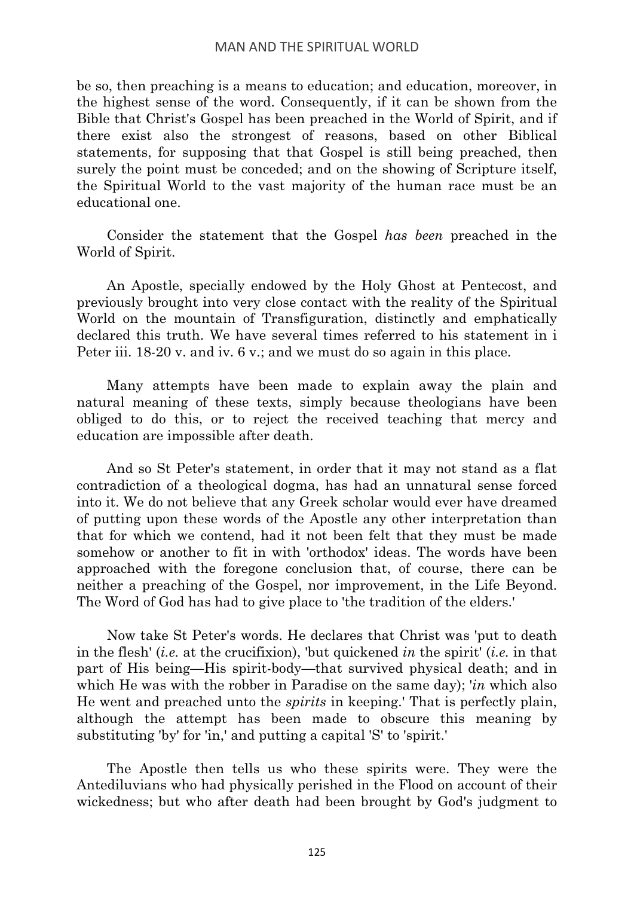be so, then preaching is a means to education; and education, moreover, in the highest sense of the word. Consequently, if it can be shown from the Bible that Christ's Gospel has been preached in the World of Spirit, and if there exist also the strongest of reasons, based on other Biblical statements, for supposing that that Gospel is still being preached, then surely the point must be conceded; and on the showing of Scripture itself, the Spiritual World to the vast majority of the human race must be an educational one.

Consider the statement that the Gospel *has been* preached in the World of Spirit.

An Apostle, specially endowed by the Holy Ghost at Pentecost, and previously brought into very close contact with the reality of the Spiritual World on the mountain of Transfiguration, distinctly and emphatically declared this truth. We have several times referred to his statement in i Peter iii. 18-20 v. and iv. 6 v.; and we must do so again in this place.

Many attempts have been made to explain away the plain and natural meaning of these texts, simply because theologians have been obliged to do this, or to reject the received teaching that mercy and education are impossible after death.

And so St Peter's statement, in order that it may not stand as a flat contradiction of a theological dogma, has had an unnatural sense forced into it. We do not believe that any Greek scholar would ever have dreamed of putting upon these words of the Apostle any other interpretation than that for which we contend, had it not been felt that they must be made somehow or another to fit in with 'orthodox' ideas. The words have been approached with the foregone conclusion that, of course, there can be neither a preaching of the Gospel, nor improvement, in the Life Beyond. The Word of God has had to give place to 'the tradition of the elders.'

Now take St Peter's words. He declares that Christ was 'put to death in the flesh' (*i.e.* at the crucifixion), 'but quickened *in* the spirit' (*i.e.* in that part of His being—His spirit-body—that survived physical death; and in which He was with the robber in Paradise on the same day); '*in* which also He went and preached unto the *spirits* in keeping.' That is perfectly plain, although the attempt has been made to obscure this meaning by substituting 'by' for 'in,' and putting a capital 'S' to 'spirit.'

The Apostle then tells us who these spirits were. They were the Antediluvians who had physically perished in the Flood on account of their wickedness; but who after death had been brought by God's judgment to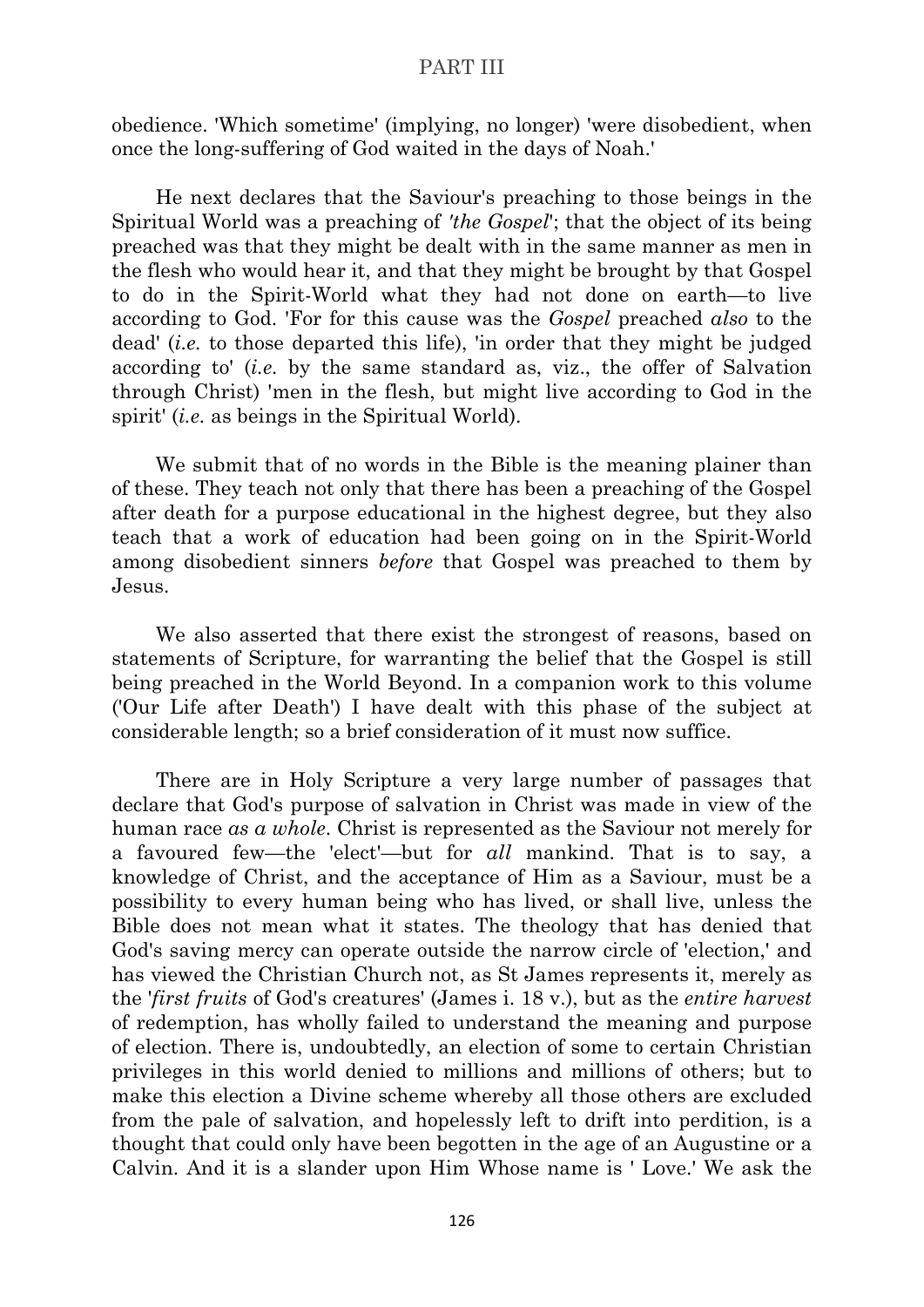obedience. 'Which sometime' (implying, no longer) 'were disobedient, when once the long-suffering of God waited in the days of Noah.'

He next declares that the Saviour's preaching to those beings in the Spiritual World was a preaching of *'the Gospel'*; that the object of its being preached was that they might be dealt with in the same manner as men in the flesh who would hear it, and that they might be brought by that Gospel to do in the Spirit-World what they had not done on earth—to live according to God. 'For for this cause was the *Gospel* preached *also* to the dead' (*i.e.* to those departed this life), 'in order that they might be judged according to' (*i.e.* by the same standard as, viz., the offer of Salvation through Christ) 'men in the flesh, but might live according to God in the spirit' (*i.e.* as beings in the Spiritual World).

We submit that of no words in the Bible is the meaning plainer than of these. They teach not only that there has been a preaching of the Gospel after death for a purpose educational in the highest degree, but they also teach that a work of education had been going on in the Spirit-World among disobedient sinners *before* that Gospel was preached to them by Jesus.

We also asserted that there exist the strongest of reasons, based on statements of Scripture, for warranting the belief that the Gospel is still being preached in the World Beyond. In a companion work to this volume ('Our Life after Death') I have dealt with this phase of the subject at considerable length; so a brief consideration of it must now suffice.

There are in Holy Scripture a very large number of passages that declare that God's purpose of salvation in Christ was made in view of the human race *as a whole*. Christ is represented as the Saviour not merely for a favoured few—the 'elect'—but for *all* mankind. That is to say, a knowledge of Christ, and the acceptance of Him as a Saviour, must be a possibility to every human being who has lived, or shall live, unless the Bible does not mean what it states. The theology that has denied that God's saving mercy can operate outside the narrow circle of 'election,' and has viewed the Christian Church not, as St James represents it, merely as the '*first fruits* of God's creatures' (James i. 18 v.), but as the *entire harvest* of redemption, has wholly failed to understand the meaning and purpose of election. There is, undoubtedly, an election of some to certain Christian privileges in this world denied to millions and millions of others; but to make this election a Divine scheme whereby all those others are excluded from the pale of salvation, and hopelessly left to drift into perdition, is a thought that could only have been begotten in the age of an Augustine or a Calvin. And it is a slander upon Him Whose name is ' Love.' We ask the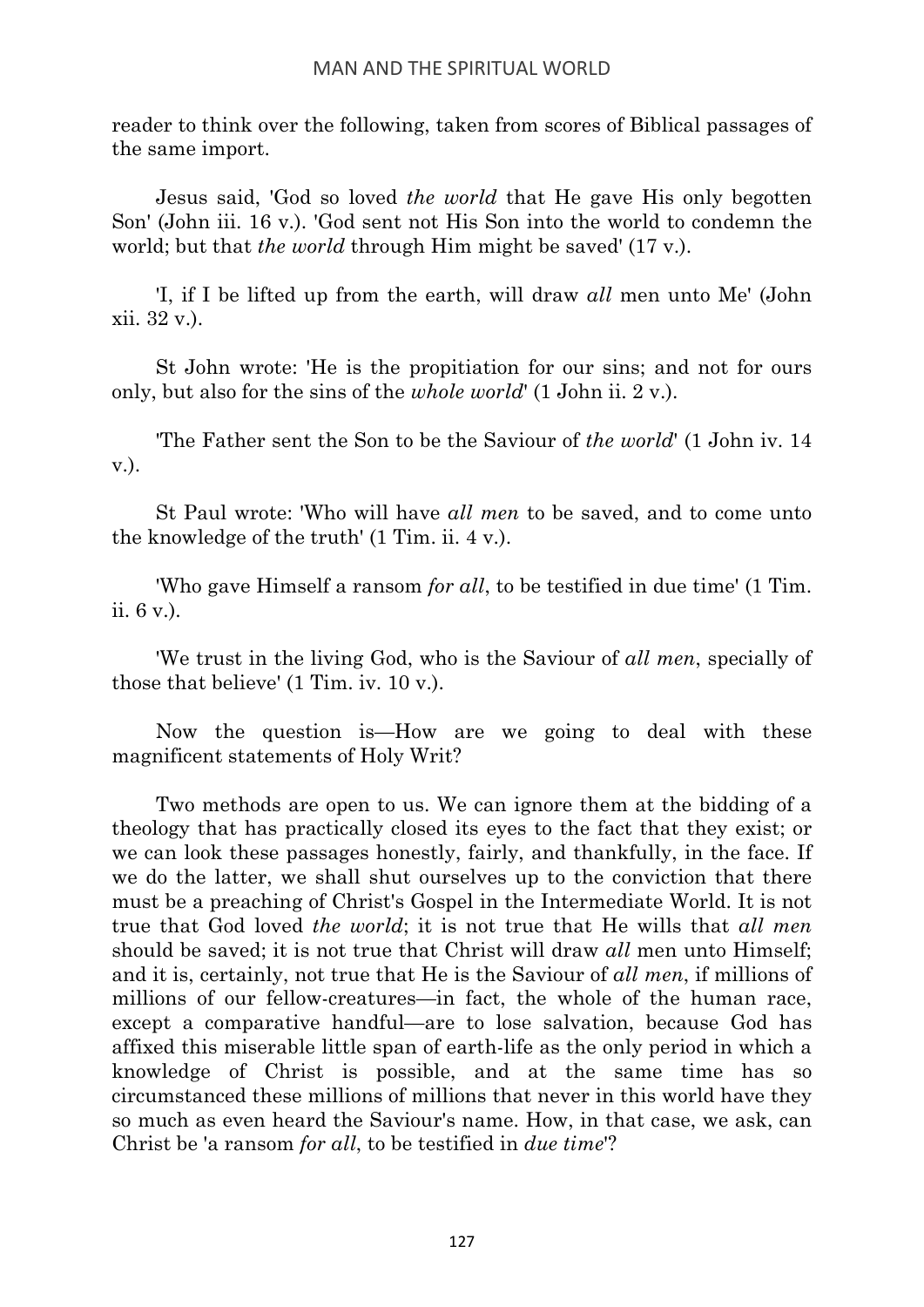reader to think over the following, taken from scores of Biblical passages of the same import.

Jesus said, 'God so loved *the world* that He gave His only begotten Son' (John iii. 16 v.). 'God sent not His Son into the world to condemn the world; but that *the world* through Him might be saved' (17 v.).

'I, if I be lifted up from the earth, will draw *all* men unto Me' (John xii. 32 v.).

St John wrote: 'He is the propitiation for our sins; and not for ours only, but also for the sins of the *whole world*' (1 John ii. 2 v.).

'The Father sent the Son to be the Saviour of *the world*' (1 John iv. 14 v.).

St Paul wrote: 'Who will have *all men* to be saved, and to come unto the knowledge of the truth' (1 Tim. ii. 4 v.).

'Who gave Himself a ransom *for all*, to be testified in due time' (1 Tim. ii. 6 v.).

'We trust in the living God, who is the Saviour of *all men*, specially of those that believe' (1 Tim. iv. 10 v.).

Now the question is—How are we going to deal with these magnificent statements of Holy Writ?

Two methods are open to us. We can ignore them at the bidding of a theology that has practically closed its eyes to the fact that they exist; or we can look these passages honestly, fairly, and thankfully, in the face. If we do the latter, we shall shut ourselves up to the conviction that there must be a preaching of Christ's Gospel in the Intermediate World. It is not true that God loved *the world*; it is not true that He wills that *all men* should be saved; it is not true that Christ will draw *all* men unto Himself; and it is, certainly, not true that He is the Saviour of *all men*, if millions of millions of our fellow-creatures—in fact, the whole of the human race, except a comparative handful—are to lose salvation, because God has affixed this miserable little span of earth-life as the only period in which a knowledge of Christ is possible, and at the same time has so circumstanced these millions of millions that never in this world have they so much as even heard the Saviour's name. How, in that case, we ask, can Christ be 'a ransom *for all*, to be testified in *due time*'?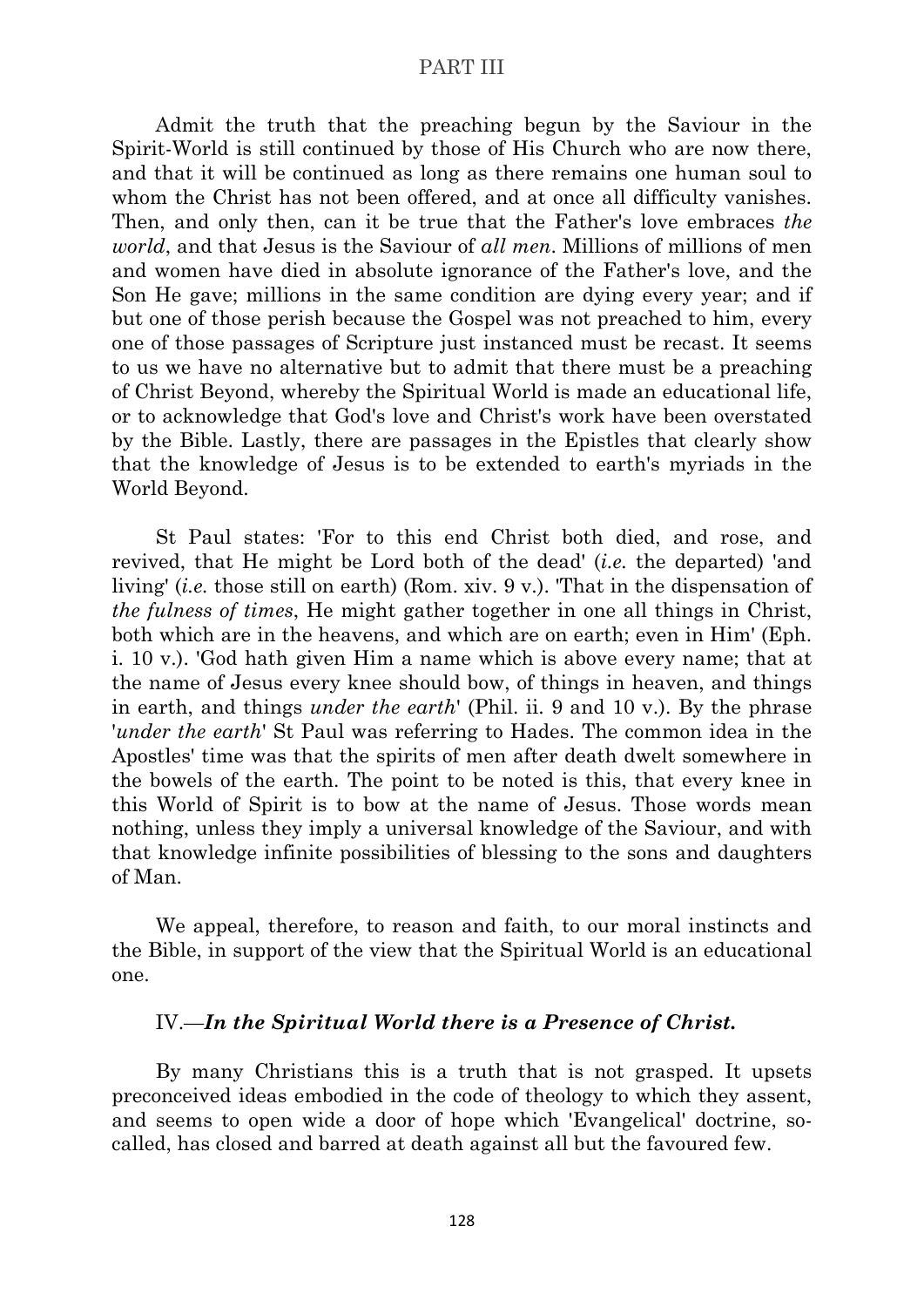Admit the truth that the preaching begun by the Saviour in the Spirit-World is still continued by those of His Church who are now there, and that it will be continued as long as there remains one human soul to whom the Christ has not been offered, and at once all difficulty vanishes. Then, and only then, can it be true that the Father's love embraces *the world*, and that Jesus is the Saviour of *all men*. Millions of millions of men and women have died in absolute ignorance of the Father's love, and the Son He gave; millions in the same condition are dying every year; and if but one of those perish because the Gospel was not preached to him, every one of those passages of Scripture just instanced must be recast. It seems to us we have no alternative but to admit that there must be a preaching of Christ Beyond, whereby the Spiritual World is made an educational life, or to acknowledge that God's love and Christ's work have been overstated by the Bible. Lastly, there are passages in the Epistles that clearly show that the knowledge of Jesus is to be extended to earth's myriads in the World Beyond.

St Paul states: 'For to this end Christ both died, and rose, and revived, that He might be Lord both of the dead' (*i.e.* the departed) 'and living' (*i.e.* those still on earth) (Rom. xiv. 9 v.). 'That in the dispensation of *the fulness of times*, He might gather together in one all things in Christ, both which are in the heavens, and which are on earth; even in Him' (Eph. i. 10 v.). 'God hath given Him a name which is above every name; that at the name of Jesus every knee should bow, of things in heaven, and things in earth, and things *under the earth*' (Phil. ii. 9 and 10 v.). By the phrase '*under the earth*' St Paul was referring to Hades. The common idea in the Apostles' time was that the spirits of men after death dwelt somewhere in the bowels of the earth. The point to be noted is this, that every knee in this World of Spirit is to bow at the name of Jesus. Those words mean nothing, unless they imply a universal knowledge of the Saviour, and with that knowledge infinite possibilities of blessing to the sons and daughters of Man.

We appeal, therefore, to reason and faith, to our moral instincts and the Bible, in support of the view that the Spiritual World is an educational one.

### IV.—*In the Spiritual World there is a Presence of Christ.*

By many Christians this is a truth that is not grasped. It upsets preconceived ideas embodied in the code of theology to which they assent, and seems to open wide a door of hope which 'Evangelical' doctrine, so-called, has closed and barred at death against all but the favoured few.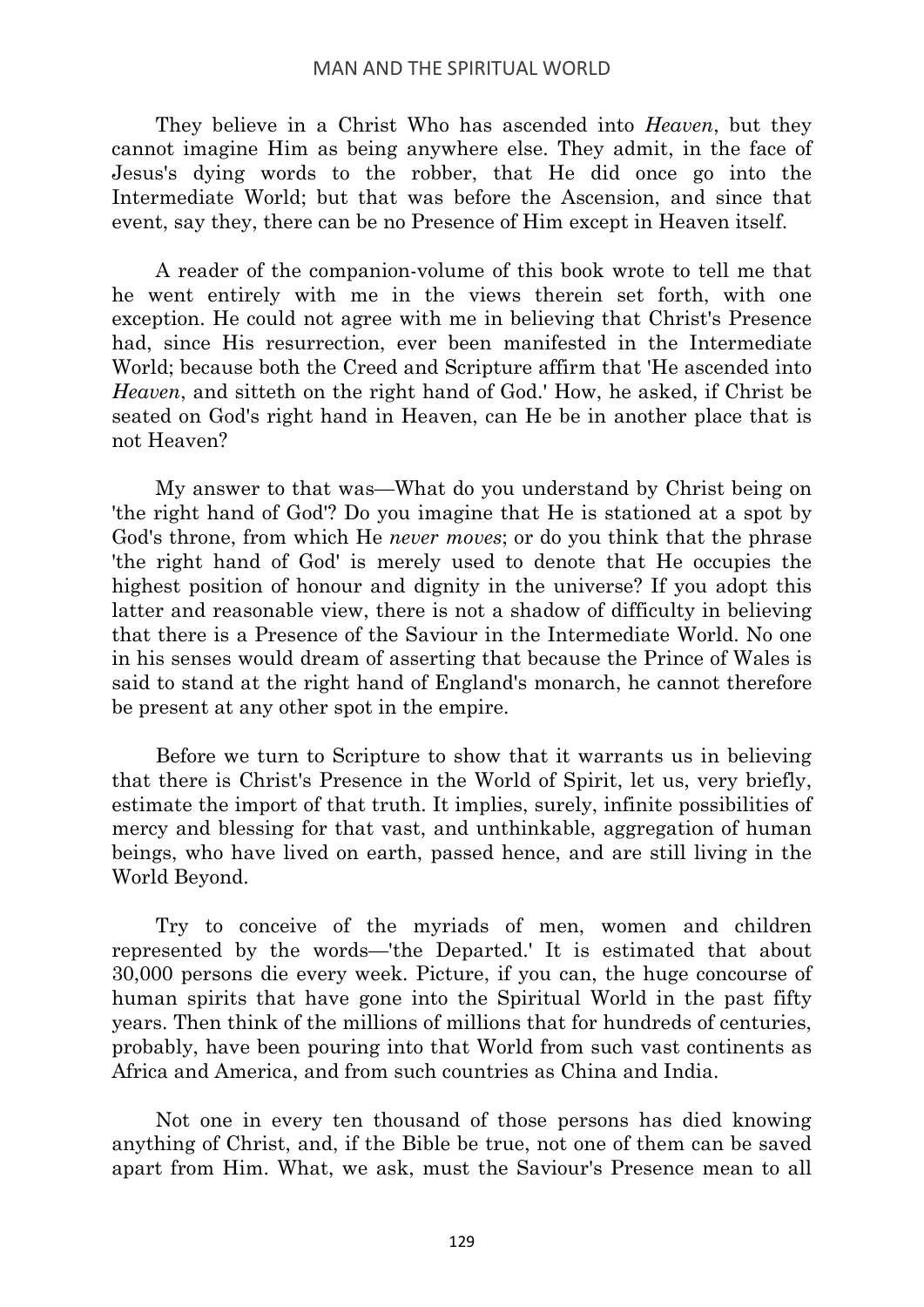They believe in a Christ Who has ascended into *Heaven*, but they cannot imagine Him as being anywhere else. They admit, in the face of Jesus's dying words to the robber, that He did once go into the Intermediate World; but that was before the Ascension, and since that event, say they, there can be no Presence of Him except in Heaven itself.

A reader of the companion-volume of this book wrote to tell me that he went entirely with me in the views therein set forth, with one exception. He could not agree with me in believing that Christ's Presence had, since His resurrection, ever been manifested in the Intermediate World; because both the Creed and Scripture affirm that 'He ascended into *Heaven*, and sitteth on the right hand of God.' How, he asked, if Christ be seated on God's right hand in Heaven, can He be in another place that is not Heaven?

My answer to that was—What do you understand by Christ being on 'the right hand of God'? Do you imagine that He is stationed at a spot by God's throne, from which He *never moves*; or do you think that the phrase 'the right hand of God' is merely used to denote that He occupies the highest position of honour and dignity in the universe? If you adopt this latter and reasonable view, there is not a shadow of difficulty in believing that there is a Presence of the Saviour in the Intermediate World. No one in his senses would dream of asserting that because the Prince of Wales is said to stand at the right hand of England's monarch, he cannot therefore be present at any other spot in the empire.

Before we turn to Scripture to show that it warrants us in believing that there is Christ's Presence in the World of Spirit, let us, very briefly, estimate the import of that truth. It implies, surely, infinite possibilities of mercy and blessing for that vast, and unthinkable, aggregation of human beings, who have lived on earth, passed hence, and are still living in the World Beyond.

Try to conceive of the myriads of men, women and children represented by the words—'the Departed.' It is estimated that about 30,000 persons die every week. Picture, if you can, the huge concourse of human spirits that have gone into the Spiritual World in the past fifty years. Then think of the millions of millions that for hundreds of centuries, probably, have been pouring into that World from such vast continents as Africa and America, and from such countries as China and India.

Not one in every ten thousand of those persons has died knowing anything of Christ, and, if the Bible be true, not one of them can be saved apart from Him. What, we ask, must the Saviour's Presence mean to all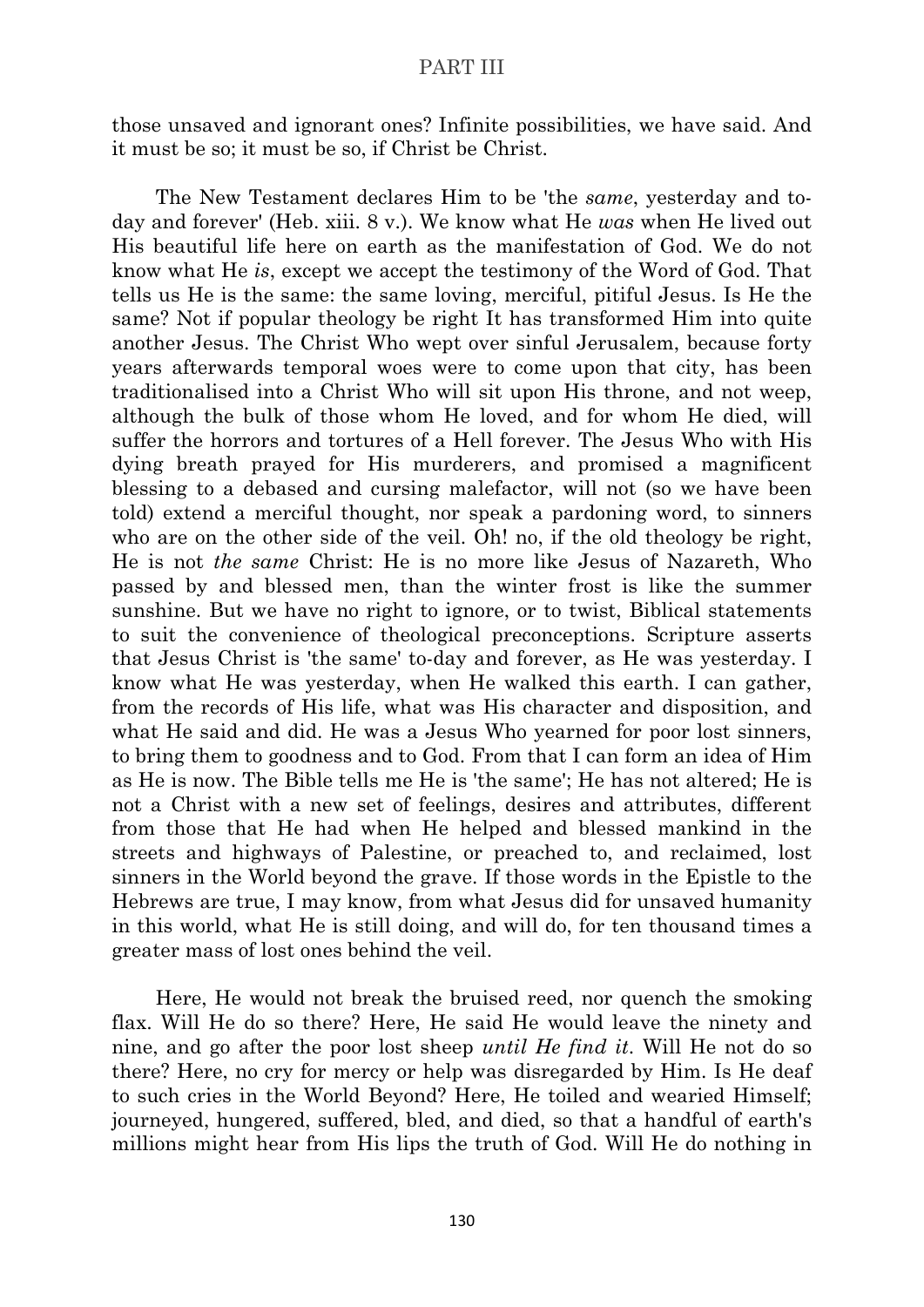those unsaved and ignorant ones? Infinite possibilities, we have said. And it must be so; it must be so, if Christ be Christ.

The New Testament declares Him to be 'the *same*, yesterday and to-day and forever' (Heb. xiii. 8 v.). We know what He *was* when He lived out His beautiful life here on earth as the manifestation of God. We do not know what He *is*, except we accept the testimony of the Word of God. That tells us He is the same: the same loving, merciful, pitiful Jesus. Is He the same? Not if popular theology be right It has transformed Him into quite another Jesus. The Christ Who wept over sinful Jerusalem, because forty years afterwards temporal woes were to come upon that city, has been traditionalised into a Christ Who will sit upon His throne, and not weep, although the bulk of those whom He loved, and for whom He died, will suffer the horrors and tortures of a Hell forever. The Jesus Who with His dying breath prayed for His murderers, and promised a magnificent blessing to a debased and cursing malefactor, will not (so we have been told) extend a merciful thought, nor speak a pardoning word, to sinners who are on the other side of the veil. Oh! no, if the old theology be right, He is not *the same* Christ: He is no more like Jesus of Nazareth, Who passed by and blessed men, than the winter frost is like the summer sunshine. But we have no right to ignore, or to twist, Biblical statements to suit the convenience of theological preconceptions. Scripture asserts that Jesus Christ is 'the same' to-day and forever, as He was yesterday. I know what He was yesterday, when He walked this earth. I can gather, from the records of His life, what was His character and disposition, and what He said and did. He was a Jesus Who yearned for poor lost sinners, to bring them to goodness and to God. From that I can form an idea of Him as He is now. The Bible tells me He is 'the same'; He has not altered; He is not a Christ with a new set of feelings, desires and attributes, different from those that He had when He helped and blessed mankind in the streets and highways of Palestine, or preached to, and reclaimed, lost sinners in the World beyond the grave. If those words in the Epistle to the Hebrews are true, I may know, from what Jesus did for unsaved humanity in this world, what He is still doing, and will do, for ten thousand times a greater mass of lost ones behind the veil.

Here, He would not break the bruised reed, nor quench the smoking flax. Will He do so there? Here, He said He would leave the ninety and nine, and go after the poor lost sheep *until He find it*. Will He not do so there? Here, no cry for mercy or help was disregarded by Him. Is He deaf to such cries in the World Beyond? Here, He toiled and wearied Himself; journeyed, hungered, suffered, bled, and died, so that a handful of earth's millions might hear from His lips the truth of God. Will He do nothing in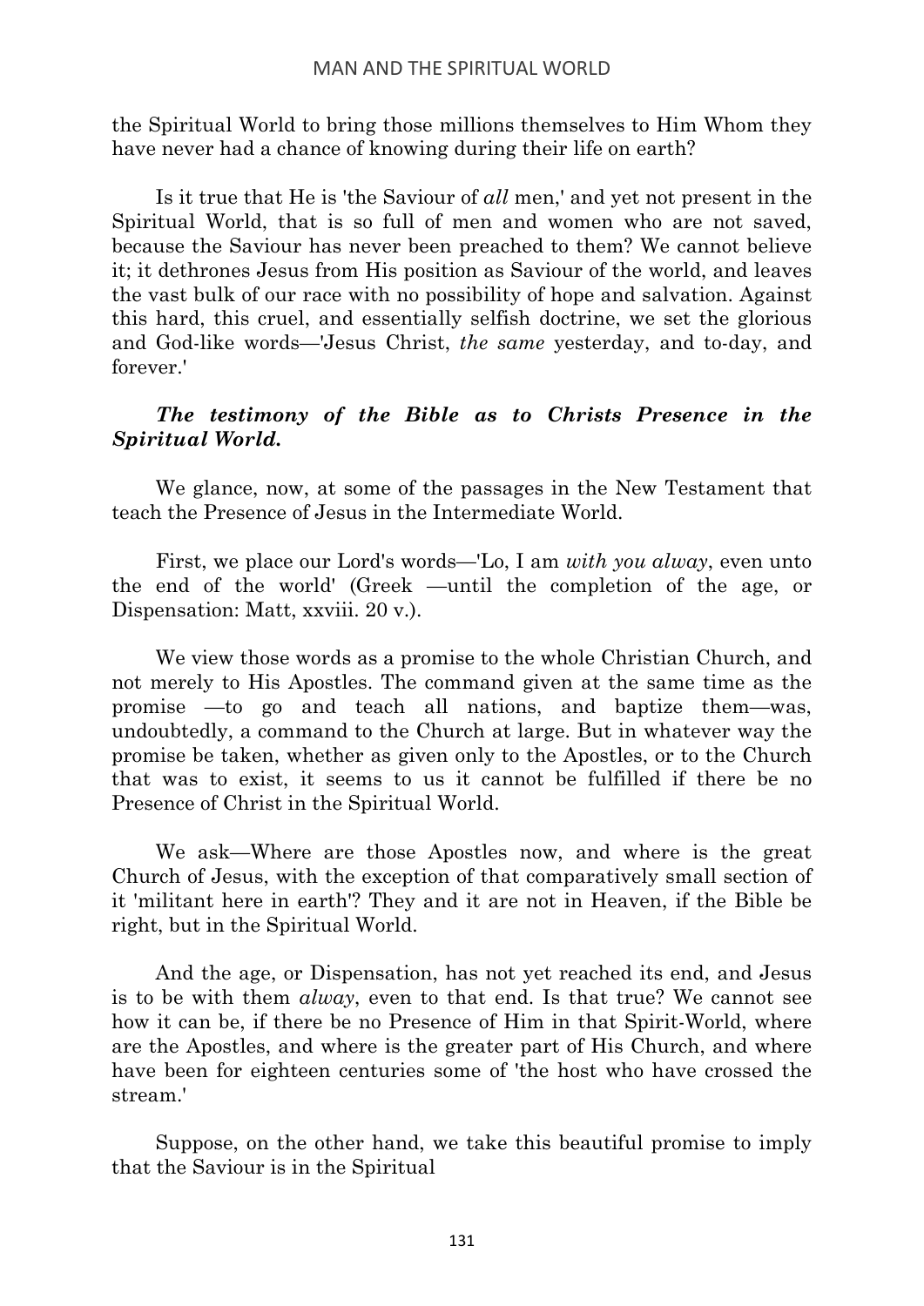the Spiritual World to bring those millions themselves to Him Whom they have never had a chance of knowing during their life on earth?

Is it true that He is 'the Saviour of *all* men,' and yet not present in the Spiritual World, that is so full of men and women who are not saved, because the Saviour has never been preached to them? We cannot believe it; it dethrones Jesus from His position as Saviour of the world, and leaves the vast bulk of our race with no possibility of hope and salvation. Against this hard, this cruel, and essentially selfish doctrine, we set the glorious and God-like words—'Jesus Christ, *the same* yesterday, and to-day, and forever.'

***The testimony of the Bible as to Christs Presence in the Spiritual World.***

We glance, now, at some of the passages in the New Testament that teach the Presence of Jesus in the Intermediate World.

First, we place our Lord's words—'Lo, I am *with you alway*, even unto the end of the world' (Greek —until the completion of the age, or Dispensation: Matt, xxviii. 20 v.).

We view those words as a promise to the whole Christian Church, and not merely to His Apostles. The command given at the same time as the promise —to go and teach all nations, and baptize them—was, undoubtedly, a command to the Church at large. But in whatever way the promise be taken, whether as given only to the Apostles, or to the Church that was to exist, it seems to us it cannot be fulfilled if there be no Presence of Christ in the Spiritual World.

We ask—Where are those Apostles now, and where is the great Church of Jesus, with the exception of that comparatively small section of it 'militant here in earth'? They and it are not in Heaven, if the Bible be right, but in the Spiritual World.

And the age, or Dispensation, has not yet reached its end, and Jesus is to be with them *alway*, even to that end. Is that true? We cannot see how it can be, if there be no Presence of Him in that Spirit-World, where are the Apostles, and where is the greater part of His Church, and where have been for eighteen centuries some of 'the host who have crossed the stream.'

Suppose, on the other hand, we take this beautiful promise to imply that the Saviour is in the Spiritual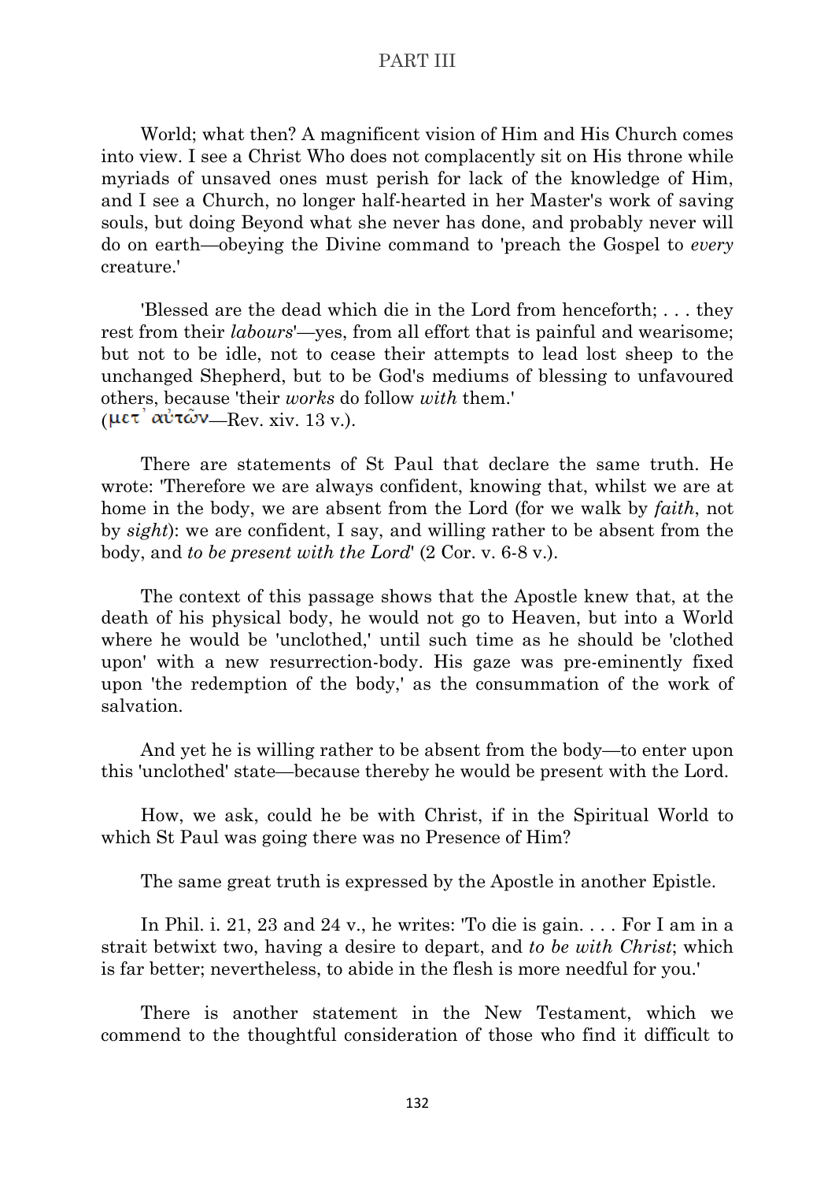World; what then? A magnificent vision of Him and His Church comes into view. I see a Christ Who does not complacently sit on His throne while myriads of unsaved ones must perish for lack of the knowledge of Him, and I see a Church, no longer half-hearted in her Master's work of saving souls, but doing Beyond what she never has done, and probably never will do on earth—obeying the Divine command to 'preach the Gospel to *every* creature.'

'Blessed are the dead which die in the Lord from henceforth; . . . they rest from their *labours*'—yes, from all effort that is painful and wearisome; but not to be idle, not to cease their attempts to lead lost sheep to the unchanged Shepherd, but to be God's mediums of blessing to unfavoured others, because 'their *works* do follow *with* them.' (μετ᾽ αὐτῶν—Rev. xiv. 13 v.).

There are statements of St Paul that declare the same truth. He wrote: 'Therefore we are always confident, knowing that, whilst we are at home in the body, we are absent from the Lord (for we walk by *faith*, not by *sight*): we are confident, I say, and willing rather to be absent from the body, and *to be present with the Lord*' (2 Cor. v. 6-8 v.).

The context of this passage shows that the Apostle knew that, at the death of his physical body, he would not go to Heaven, but into a World where he would be 'unclothed,' until such time as he should be 'clothed upon' with a new resurrection-body. His gaze was pre-eminently fixed upon 'the redemption of the body,' as the consummation of the work of salvation.

And yet he is willing rather to be absent from the body—to enter upon this 'unclothed' state—because thereby he would be present with the Lord.

How, we ask, could he be with Christ, if in the Spiritual World to which St Paul was going there was no Presence of Him?

The same great truth is expressed by the Apostle in another Epistle.

In Phil. i. 21, 23 and 24 v., he writes: 'To die is gain. . . . For I am in a strait betwixt two, having a desire to depart, and *to be with Christ*; which is far better; nevertheless, to abide in the flesh is more needful for you.'

There is another statement in the New Testament, which we commend to the thoughtful consideration of those who find it difficult to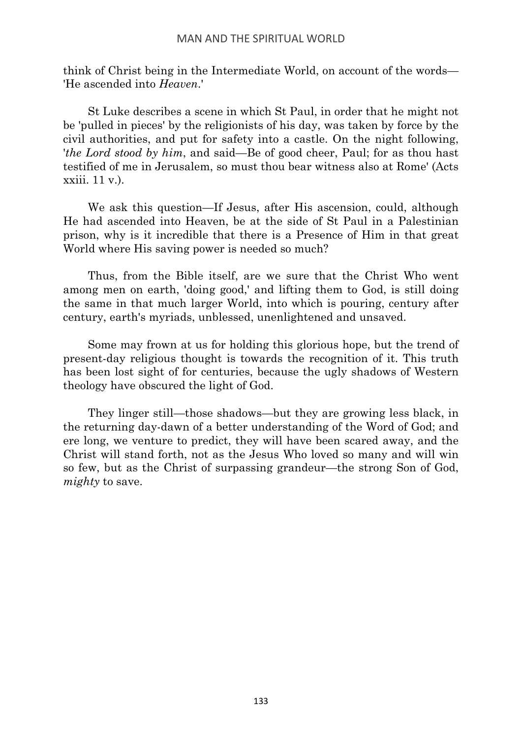think of Christ being in the Intermediate World, on account of the words—'He ascended into *Heaven*.'

St Luke describes a scene in which St Paul, in order that he might not be 'pulled in pieces' by the religionists of his day, was taken by force by the civil authorities, and put for safety into a castle. On the night following, '*the Lord stood by him*, and said—Be of good cheer, Paul; for as thou hast testified of me in Jerusalem, so must thou bear witness also at Rome' (Acts xxiii. 11 v.).

We ask this question—If Jesus, after His ascension, could, although He had ascended into Heaven, be at the side of St Paul in a Palestinian prison, why is it incredible that there is a Presence of Him in that great World where His saving power is needed so much?

Thus, from the Bible itself, are we sure that the Christ Who went among men on earth, 'doing good,' and lifting them to God, is still doing the same in that much larger World, into which is pouring, century after century, earth's myriads, unblessed, unenlightened and unsaved.

Some may frown at us for holding this glorious hope, but the trend of present-day religious thought is towards the recognition of it. This truth has been lost sight of for centuries, because the ugly shadows of Western theology have obscured the light of God.

They linger still—those shadows—but they are growing less black, in the returning day-dawn of a better understanding of the Word of God; and ere long, we venture to predict, they will have been scared away, and the Christ will stand forth, not as the Jesus Who loved so many and will win so few, but as the Christ of surpassing grandeur—the strong Son of God, *mighty* to save.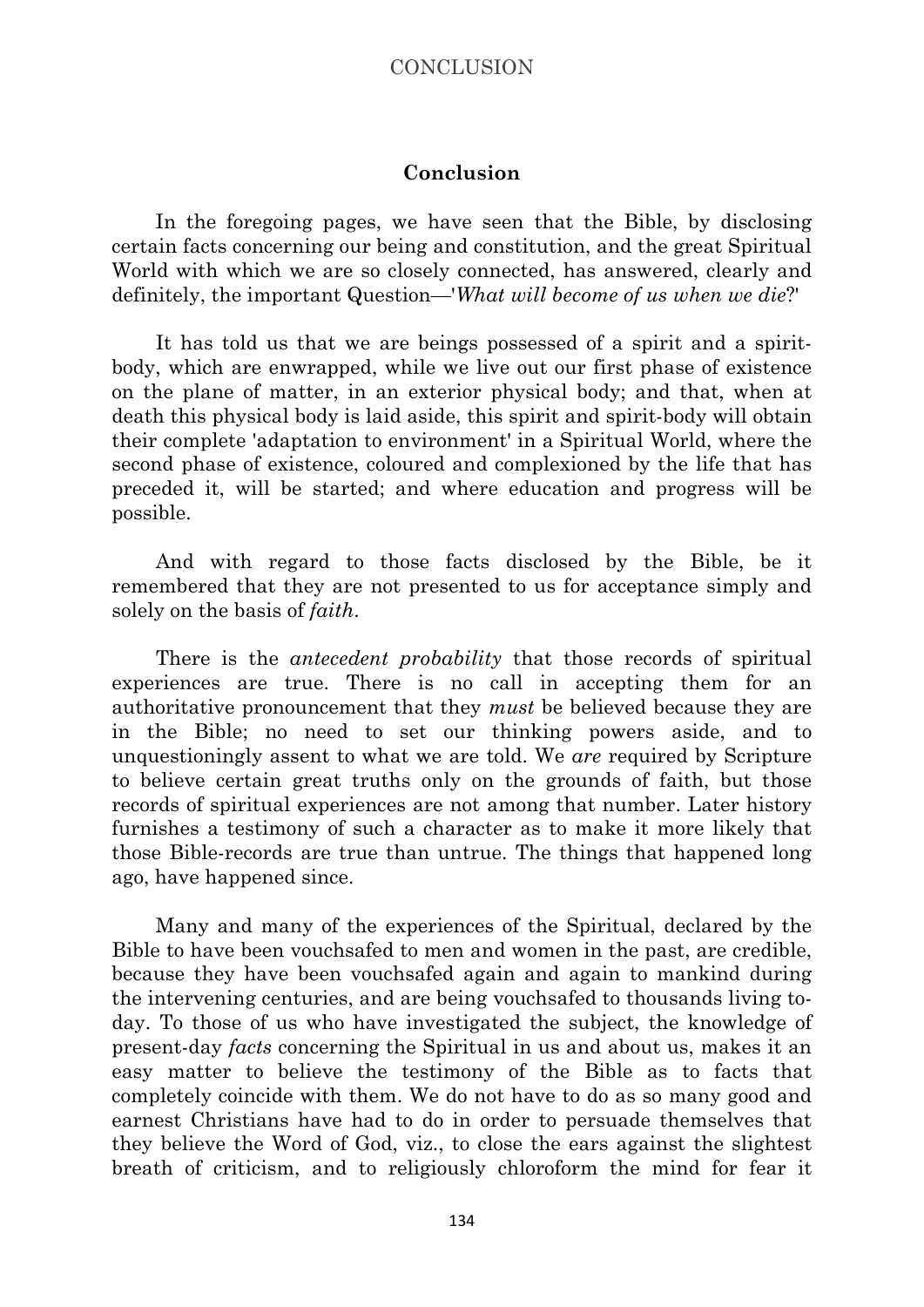## Conclusion

In the foregoing pages, we have seen that the Bible, by disclosing certain facts concerning our being and constitution, and the great Spiritual World with which we are so closely connected, has answered, clearly and definitely, the important Question—'*What will become of us when we die*?'

It has told us that we are beings possessed of a spirit and a spirit-body, which are enwrapped, while we live out our first phase of existence on the plane of matter, in an exterior physical body; and that, when at death this physical body is laid aside, this spirit and spirit-body will obtain their complete 'adaptation to environment' in a Spiritual World, where the second phase of existence, coloured and complexioned by the life that has preceded it, will be started; and where education and progress will be possible.

And with regard to those facts disclosed by the Bible, be it remembered that they are not presented to us for acceptance simply and solely on the basis of *faith*.

There is the *antecedent probability* that those records of spiritual experiences are true. There is no call in accepting them for an authoritative pronouncement that they *must* be believed because they are in the Bible; no need to set our thinking powers aside, and to unquestioningly assent to what we are told. We *are* required by Scripture to believe certain great truths only on the grounds of faith, but those records of spiritual experiences are not among that number. Later history furnishes a testimony of such a character as to make it more likely that those Bible-records are true than untrue. The things that happened long ago, have happened since.

Many and many of the experiences of the Spiritual, declared by the Bible to have been vouchsafed to men and women in the past, are credible, because they have been vouchsafed again and again to mankind during the intervening centuries, and are being vouchsafed to thousands living to-day. To those of us who have investigated the subject, the knowledge of present-day *facts* concerning the Spiritual in us and about us, makes it an easy matter to believe the testimony of the Bible as to facts that completely coincide with them. We do not have to do as so many good and earnest Christians have had to do in order to persuade themselves that they believe the Word of God, viz., to close the ears against the slightest breath of criticism, and to religiously chloroform the mind for fear it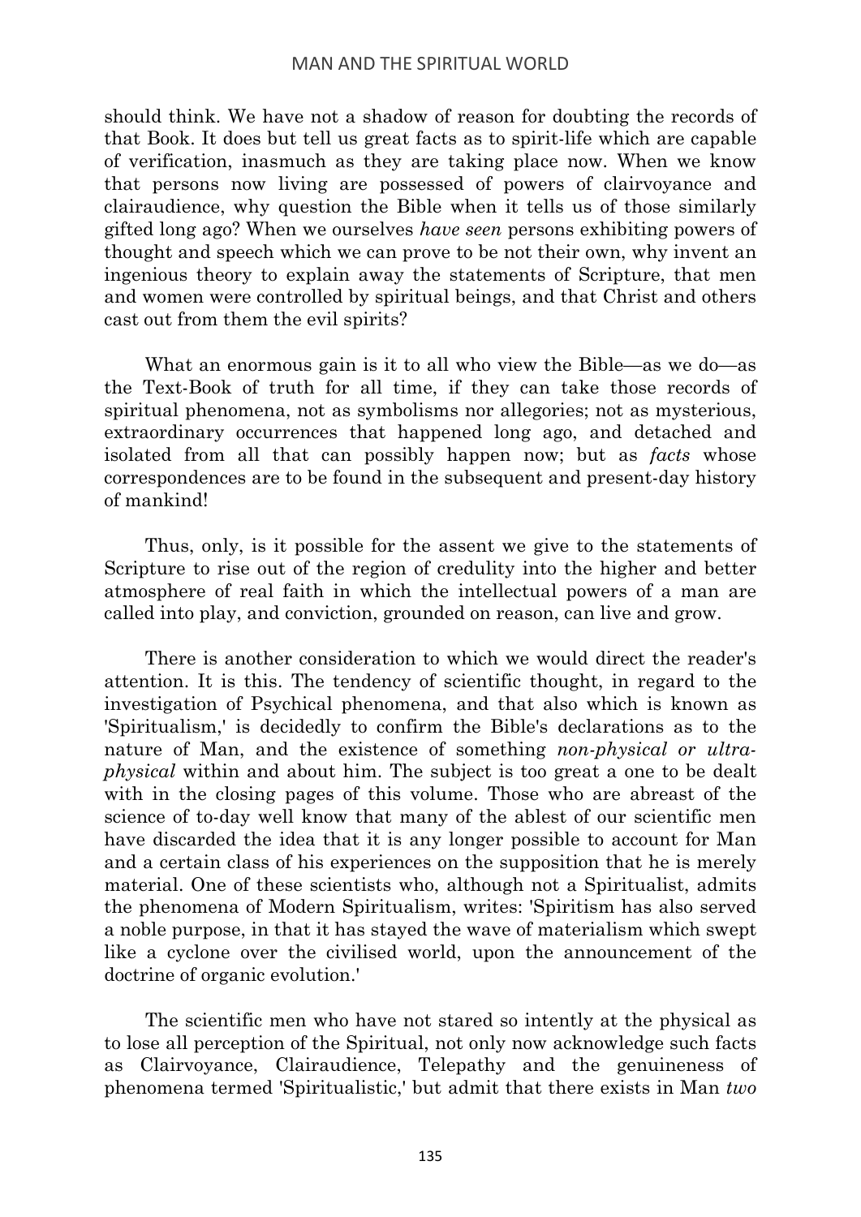should think. We have not a shadow of reason for doubting the records of that Book. It does but tell us great facts as to spirit-life which are capable of verification, inasmuch as they are taking place now. When we know that persons now living are possessed of powers of clairvoyance and clairaudience, why question the Bible when it tells us of those similarly gifted long ago? When we ourselves *have seen* persons exhibiting powers of thought and speech which we can prove to be not their own, why invent an ingenious theory to explain away the statements of Scripture, that men and women were controlled by spiritual beings, and that Christ and others cast out from them the evil spirits?

What an enormous gain is it to all who view the Bible—as we do—as the Text-Book of truth for all time, if they can take those records of spiritual phenomena, not as symbolisms nor allegories; not as mysterious, extraordinary occurrences that happened long ago, and detached and isolated from all that can possibly happen now; but as *facts* whose correspondences are to be found in the subsequent and present-day history of mankind!

Thus, only, is it possible for the assent we give to the statements of Scripture to rise out of the region of credulity into the higher and better atmosphere of real faith in which the intellectual powers of a man are called into play, and conviction, grounded on reason, can live and grow.

There is another consideration to which we would direct the reader's attention. It is this. The tendency of scientific thought, in regard to the investigation of Psychical phenomena, and that also which is known as 'Spiritualism,' is decidedly to confirm the Bible's declarations as to the nature of Man, and the existence of something *non-physical or ultra-physical* within and about him. The subject is too great a one to be dealt with in the closing pages of this volume. Those who are abreast of the science of to-day well know that many of the ablest of our scientific men have discarded the idea that it is any longer possible to account for Man and a certain class of his experiences on the supposition that he is merely material. One of these scientists who, although not a Spiritualist, admits the phenomena of Modern Spiritualism, writes: 'Spiritism has also served a noble purpose, in that it has stayed the wave of materialism which swept like a cyclone over the civilised world, upon the announcement of the doctrine of organic evolution.'

The scientific men who have not stared so intently at the physical as to lose all perception of the Spiritual, not only now acknowledge such facts as Clairvoyance, Clairaudience, Telepathy and the genuineness of phenomena termed 'Spiritualistic,' but admit that there exists in Man *two*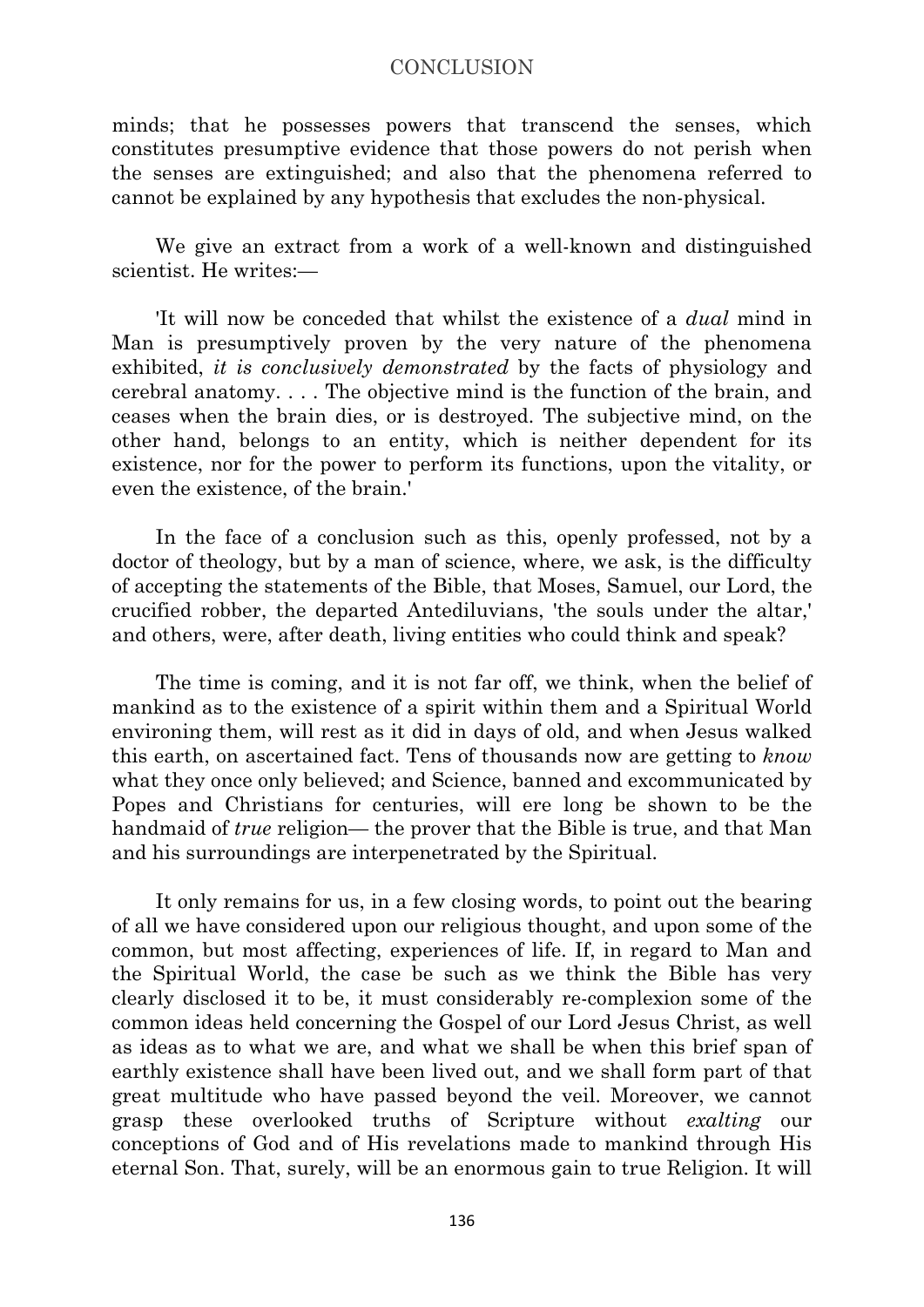minds; that he possesses powers that transcend the senses, which constitutes presumptive evidence that those powers do not perish when the senses are extinguished; and also that the phenomena referred to cannot be explained by any hypothesis that excludes the non-physical.

We give an extract from a work of a well-known and distinguished scientist. He writes:—

'It will now be conceded that whilst the existence of a *dual* mind in Man is presumptively proven by the very nature of the phenomena exhibited, *it is conclusively demonstrated* by the facts of physiology and cerebral anatomy. . . . The objective mind is the function of the brain, and ceases when the brain dies, or is destroyed. The subjective mind, on the other hand, belongs to an entity, which is neither dependent for its existence, nor for the power to perform its functions, upon the vitality, or even the existence, of the brain.'

In the face of a conclusion such as this, openly professed, not by a doctor of theology, but by a man of science, where, we ask, is the difficulty of accepting the statements of the Bible, that Moses, Samuel, our Lord, the crucified robber, the departed Antediluvians, 'the souls under the altar,' and others, were, after death, living entities who could think and speak?

The time is coming, and it is not far off, we think, when the belief of mankind as to the existence of a spirit within them and a Spiritual World environing them, will rest as it did in days of old, and when Jesus walked this earth, on ascertained fact. Tens of thousands now are getting to *know* what they once only believed; and Science, banned and excommunicated by Popes and Christians for centuries, will ere long be shown to be the handmaid of *true* religion— the prover that the Bible is true, and that Man and his surroundings are interpenetrated by the Spiritual.

It only remains for us, in a few closing words, to point out the bearing of all we have considered upon our religious thought, and upon some of the common, but most affecting, experiences of life. If, in regard to Man and the Spiritual World, the case be such as we think the Bible has very clearly disclosed it to be, it must considerably re-complexion some of the common ideas held concerning the Gospel of our Lord Jesus Christ, as well as ideas as to what we are, and what we shall be when this brief span of earthly existence shall have been lived out, and we shall form part of that great multitude who have passed beyond the veil. Moreover, we cannot grasp these overlooked truths of Scripture without *exalting* our conceptions of God and of His revelations made to mankind through His eternal Son. That, surely, will be an enormous gain to true Religion. It will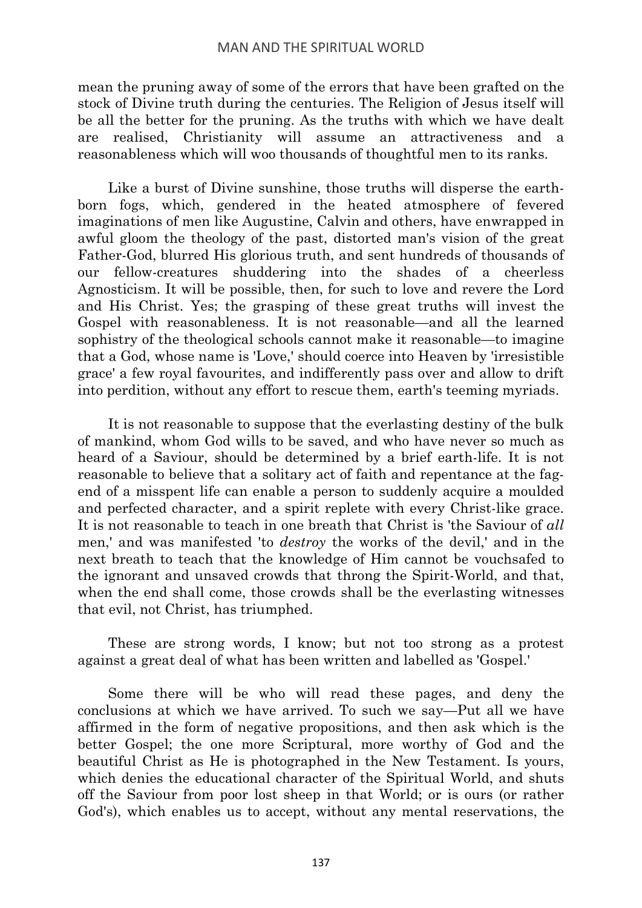mean the pruning away of some of the errors that have been grafted on the stock of Divine truth during the centuries. The Religion of Jesus itself will be all the better for the pruning. As the truths with which we have dealt are realised, Christianity will assume an attractiveness and a reasonableness which will woo thousands of thoughtful men to its ranks.

Like a burst of Divine sunshine, those truths will disperse the earth-born fogs, which, gendered in the heated atmosphere of fevered imaginations of men like Augustine, Calvin and others, have enwrapped in awful gloom the theology of the past, distorted man's vision of the great Father-God, blurred His glorious truth, and sent hundreds of thousands of our fellow-creatures shuddering into the shades of a cheerless Agnosticism. It will be possible, then, for such to love and revere the Lord and His Christ. Yes; the grasping of these great truths will invest the Gospel with reasonableness. It is not reasonable—and all the learned sophistry of the theological schools cannot make it reasonable—to imagine that a God, whose name is 'Love,' should coerce into Heaven by 'irresistible grace' a few royal favourites, and indifferently pass over and allow to drift into perdition, without any effort to rescue them, earth's teeming myriads.

It is not reasonable to suppose that the everlasting destiny of the bulk of mankind, whom God wills to be saved, and who have never so much as heard of a Saviour, should be determined by a brief earth-life. It is not reasonable to believe that a solitary act of faith and repentance at the fag-end of a misspent life can enable a person to suddenly acquire a moulded and perfected character, and a spirit replete with every Christ-like grace. It is not reasonable to teach in one breath that Christ is 'the Saviour of *all* men,' and was manifested 'to *destroy* the works of the devil,' and in the next breath to teach that the knowledge of Him cannot be vouchsafed to the ignorant and unsaved crowds that throng the Spirit-World, and that, when the end shall come, those crowds shall be the everlasting witnesses that evil, not Christ, has triumphed.

These are strong words, I know; but not too strong as a protest against a great deal of what has been written and labelled as 'Gospel.'

Some there will be who will read these pages, and deny the conclusions at which we have arrived. To such we say—Put all we have affirmed in the form of negative propositions, and then ask which is the better Gospel; the one more Scriptural, more worthy of God and the beautiful Christ as He is photographed in the New Testament. Is yours, which denies the educational character of the Spiritual World, and shuts off the Saviour from poor lost sheep in that World; or is ours (or rather God's), which enables us to accept, without any mental reservations, the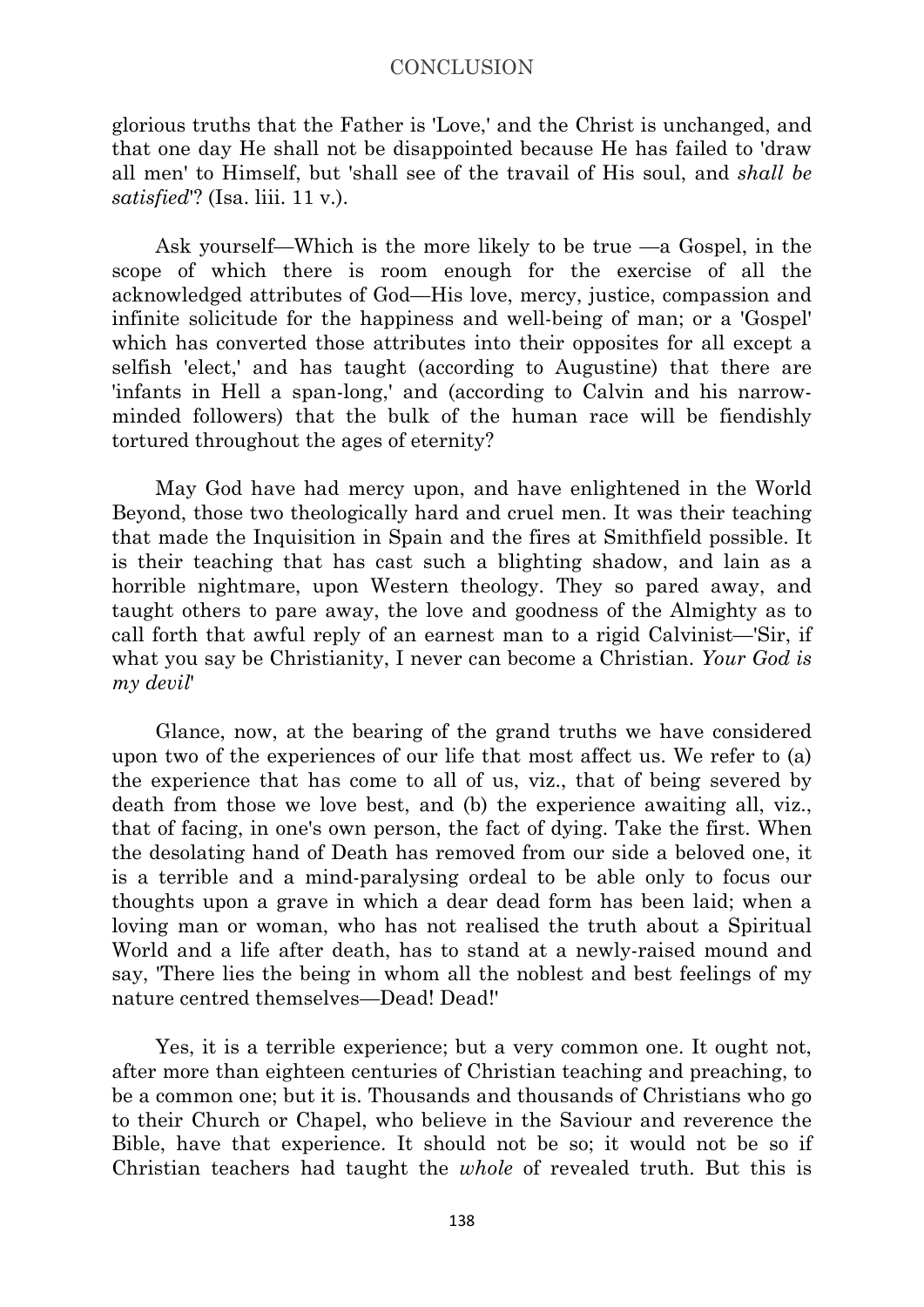glorious truths that the Father is 'Love,' and the Christ is unchanged, and that one day He shall not be disappointed because He has failed to 'draw all men' to Himself, but 'shall see of the travail of His soul, and *shall be satisfied*'? (Isa. liii. 11 v.).

Ask yourself—Which is the more likely to be true —a Gospel, in the scope of which there is room enough for the exercise of all the acknowledged attributes of God—His love, mercy, justice, compassion and infinite solicitude for the happiness and well-being of man; or a 'Gospel' which has converted those attributes into their opposites for all except a selfish 'elect,' and has taught (according to Augustine) that there are 'infants in Hell a span-long,' and (according to Calvin and his narrow-minded followers) that the bulk of the human race will be fiendishly tortured throughout the ages of eternity?

May God have had mercy upon, and have enlightened in the World Beyond, those two theologically hard and cruel men. It was their teaching that made the Inquisition in Spain and the fires at Smithfield possible. It is their teaching that has cast such a blighting shadow, and lain as a horrible nightmare, upon Western theology. They so pared away, and taught others to pare away, the love and goodness of the Almighty as to call forth that awful reply of an earnest man to a rigid Calvinist—'Sir, if what you say be Christianity, I never can become a Christian. *Your God is my devil*'

Glance, now, at the bearing of the grand truths we have considered upon two of the experiences of our life that most affect us. We refer to (a) the experience that has come to all of us, viz., that of being severed by death from those we love best, and (b) the experience awaiting all, viz., that of facing, in one's own person, the fact of dying. Take the first. When the desolating hand of Death has removed from our side a beloved one, it is a terrible and a mind-paralysing ordeal to be able only to focus our thoughts upon a grave in which a dear dead form has been laid; when a loving man or woman, who has not realised the truth about a Spiritual World and a life after death, has to stand at a newly-raised mound and say, 'There lies the being in whom all the noblest and best feelings of my nature centred themselves—Dead! Dead!'

Yes, it is a terrible experience; but a very common one. It ought not, after more than eighteen centuries of Christian teaching and preaching, to be a common one; but it is. Thousands and thousands of Christians who go to their Church or Chapel, who believe in the Saviour and reverence the Bible, have that experience. It should not be so; it would not be so if Christian teachers had taught the *whole* of revealed truth. But this is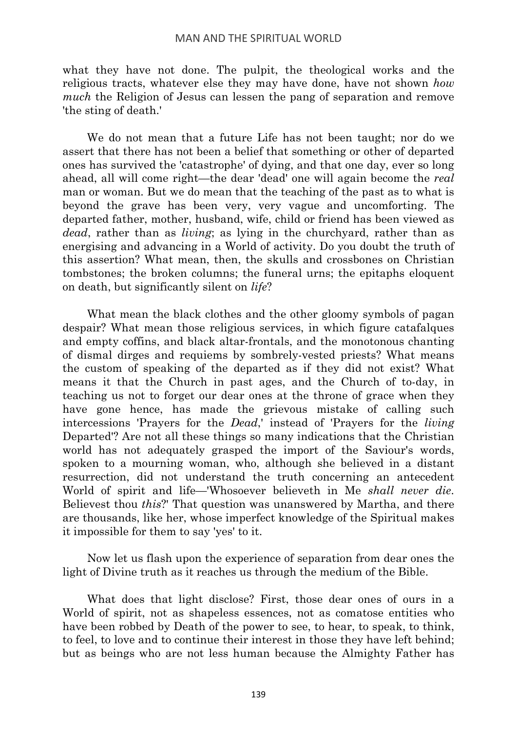what they have not done. The pulpit, the theological works and the religious tracts, whatever else they may have done, have not shown *how much* the Religion of Jesus can lessen the pang of separation and remove 'the sting of death.'

We do not mean that a future Life has not been taught; nor do we assert that there has not been a belief that something or other of departed ones has survived the 'catastrophe' of dying, and that one day, ever so long ahead, all will come right—the dear 'dead' one will again become the *real* man or woman. But we do mean that the teaching of the past as to what is beyond the grave has been very, very vague and uncomforting. The departed father, mother, husband, wife, child or friend has been viewed as *dead*, rather than as *living*; as lying in the churchyard, rather than as energising and advancing in a World of activity. Do you doubt the truth of this assertion? What mean, then, the skulls and crossbones on Christian tombstones; the broken columns; the funeral urns; the epitaphs eloquent on death, but significantly silent on *life*?

What mean the black clothes and the other gloomy symbols of pagan despair? What mean those religious services, in which figure catafalques and empty coffins, and black altar-frontals, and the monotonous chanting of dismal dirges and requiems by sombrely-vested priests? What means the custom of speaking of the departed as if they did not exist? What means it that the Church in past ages, and the Church of to-day, in teaching us not to forget our dear ones at the throne of grace when they have gone hence, has made the grievous mistake of calling such intercessions 'Prayers for the *Dead*,' instead of 'Prayers for the *living* Departed'? Are not all these things so many indications that the Christian world has not adequately grasped the import of the Saviour's words, spoken to a mourning woman, who, although she believed in a distant resurrection, did not understand the truth concerning an antecedent World of spirit and life—'Whosoever believeth in Me *shall never die*. Believest thou *this*?' That question was unanswered by Martha, and there are thousands, like her, whose imperfect knowledge of the Spiritual makes it impossible for them to say 'yes' to it.

Now let us flash upon the experience of separation from dear ones the light of Divine truth as it reaches us through the medium of the Bible.

What does that light disclose? First, those dear ones of ours in a World of spirit, not as shapeless essences, not as comatose entities who have been robbed by Death of the power to see, to hear, to speak, to think, to feel, to love and to continue their interest in those they have left behind; but as beings who are not less human because the Almighty Father has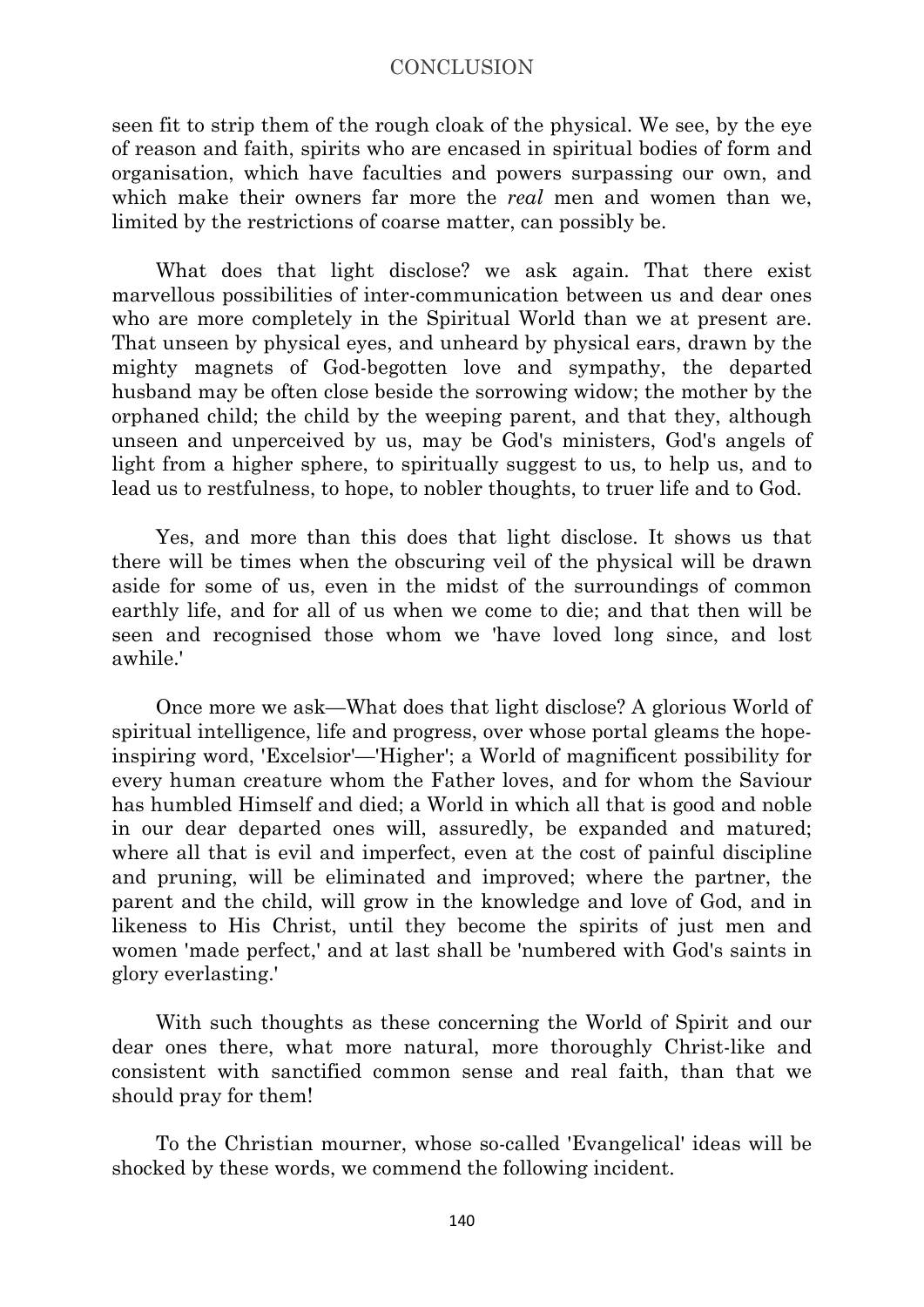seen fit to strip them of the rough cloak of the physical. We see, by the eye of reason and faith, spirits who are encased in spiritual bodies of form and organisation, which have faculties and powers surpassing our own, and which make their owners far more the *real* men and women than we, limited by the restrictions of coarse matter, can possibly be.

What does that light disclose? we ask again. That there exist marvellous possibilities of inter-communication between us and dear ones who are more completely in the Spiritual World than we at present are. That unseen by physical eyes, and unheard by physical ears, drawn by the mighty magnets of God-begotten love and sympathy, the departed husband may be often close beside the sorrowing widow; the mother by the orphaned child; the child by the weeping parent, and that they, although unseen and unperceived by us, may be God's ministers, God's angels of light from a higher sphere, to spiritually suggest to us, to help us, and to lead us to restfulness, to hope, to nobler thoughts, to truer life and to God.

Yes, and more than this does that light disclose. It shows us that there will be times when the obscuring veil of the physical will be drawn aside for some of us, even in the midst of the surroundings of common earthly life, and for all of us when we come to die; and that then will be seen and recognised those whom we 'have loved long since, and lost awhile.'

Once more we ask—What does that light disclose? A glorious World of spiritual intelligence, life and progress, over whose portal gleams the hope-inspiring word, 'Excelsior'—'Higher'; a World of magnificent possibility for every human creature whom the Father loves, and for whom the Saviour has humbled Himself and died; a World in which all that is good and noble in our dear departed ones will, assuredly, be expanded and matured; where all that is evil and imperfect, even at the cost of painful discipline and pruning, will be eliminated and improved; where the partner, the parent and the child, will grow in the knowledge and love of God, and in likeness to His Christ, until they become the spirits of just men and women 'made perfect,' and at last shall be 'numbered with God's saints in glory everlasting.'

With such thoughts as these concerning the World of Spirit and our dear ones there, what more natural, more thoroughly Christ-like and consistent with sanctified common sense and real faith, than that we should pray for them!

To the Christian mourner, whose so-called 'Evangelical' ideas will be shocked by these words, we commend the following incident.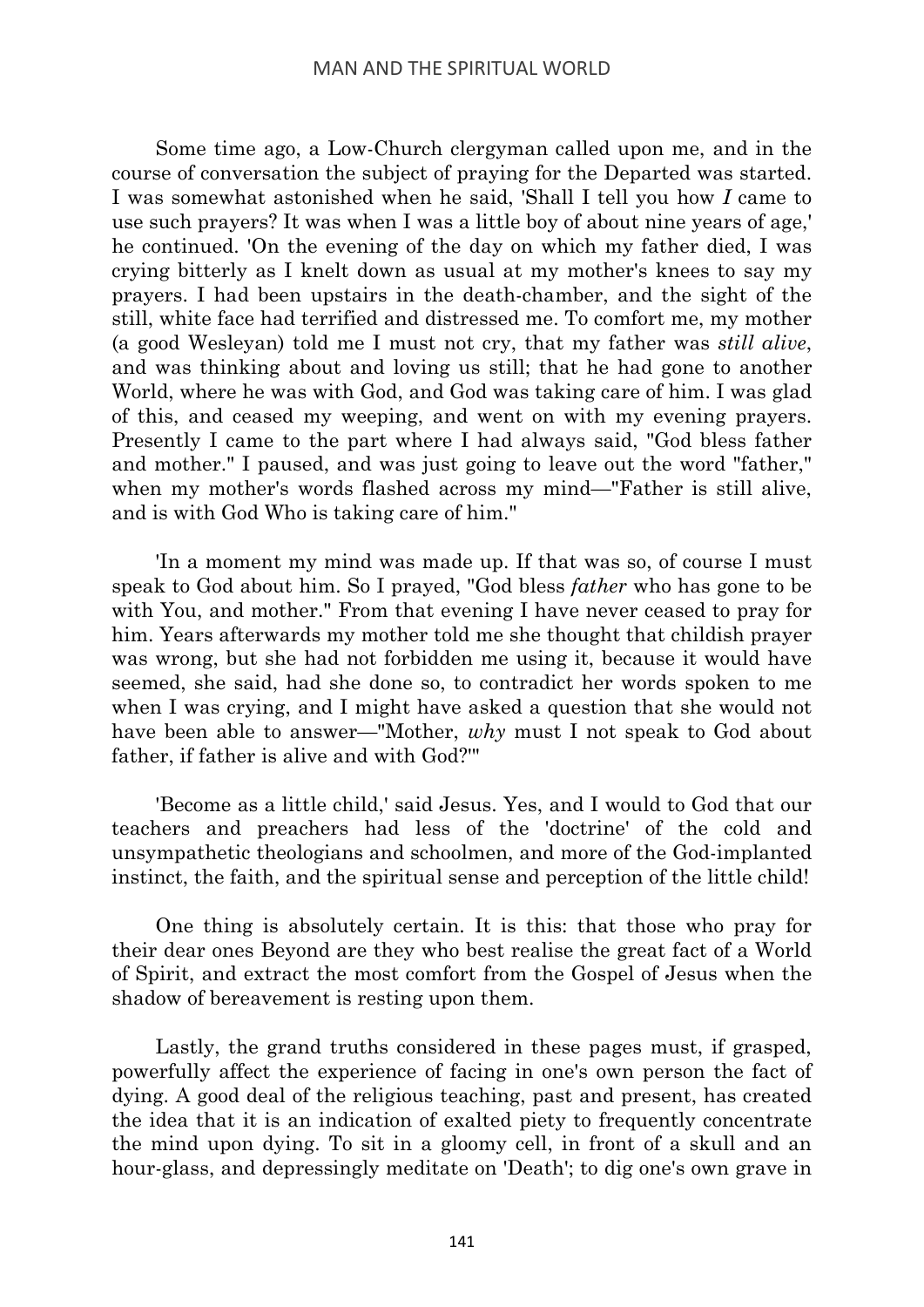Some time ago, a Low-Church clergyman called upon me, and in the course of conversation the subject of praying for the Departed was started. I was somewhat astonished when he said, 'Shall I tell you how *I* came to use such prayers? It was when I was a little boy of about nine years of age,' he continued. 'On the evening of the day on which my father died, I was crying bitterly as I knelt down as usual at my mother's knees to say my prayers. I had been upstairs in the death-chamber, and the sight of the still, white face had terrified and distressed me. To comfort me, my mother (a good Wesleyan) told me I must not cry, that my father was *still alive*, and was thinking about and loving us still; that he had gone to another World, where he was with God, and God was taking care of him. I was glad of this, and ceased my weeping, and went on with my evening prayers. Presently I came to the part where I had always said, "God bless father and mother." I paused, and was just going to leave out the word "father," when my mother's words flashed across my mind—"Father is still alive, and is with God Who is taking care of him."

'In a moment my mind was made up. If that was so, of course I must speak to God about him. So I prayed, "God bless *father* who has gone to be with You, and mother." From that evening I have never ceased to pray for him. Years afterwards my mother told me she thought that childish prayer was wrong, but she had not forbidden me using it, because it would have seemed, she said, had she done so, to contradict her words spoken to me when I was crying, and I might have asked a question that she would not have been able to answer—"Mother, *why* must I not speak to God about father, if father is alive and with God?"'

'Become as a little child,' said Jesus. Yes, and I would to God that our teachers and preachers had less of the 'doctrine' of the cold and unsympathetic theologians and schoolmen, and more of the God-implanted instinct, the faith, and the spiritual sense and perception of the little child!

One thing is absolutely certain. It is this: that those who pray for their dear ones Beyond are they who best realise the great fact of a World of Spirit, and extract the most comfort from the Gospel of Jesus when the shadow of bereavement is resting upon them.

Lastly, the grand truths considered in these pages must, if grasped, powerfully affect the experience of facing in one's own person the fact of dying. A good deal of the religious teaching, past and present, has created the idea that it is an indication of exalted piety to frequently concentrate the mind upon dying. To sit in a gloomy cell, in front of a skull and an hour-glass, and depressingly meditate on 'Death'; to dig one's own grave in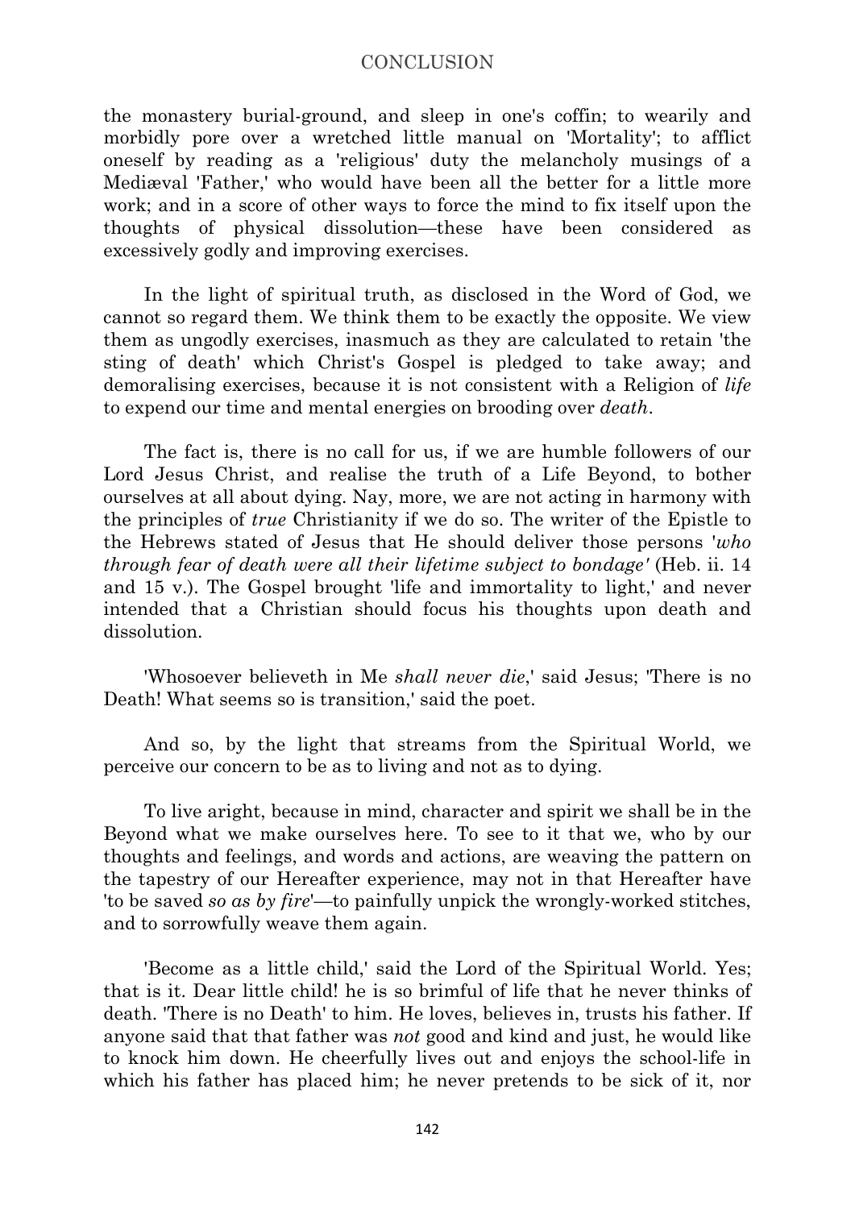the monastery burial-ground, and sleep in one's coffin; to wearily and morbidly pore over a wretched little manual on 'Mortality'; to afflict oneself by reading as a 'religious' duty the melancholy musings of a Mediæval 'Father,' who would have been all the better for a little more work; and in a score of other ways to force the mind to fix itself upon the thoughts of physical dissolution—these have been considered as excessively godly and improving exercises.

In the light of spiritual truth, as disclosed in the Word of God, we cannot so regard them. We think them to be exactly the opposite. We view them as ungodly exercises, inasmuch as they are calculated to retain 'the sting of death' which Christ's Gospel is pledged to take away; and demoralising exercises, because it is not consistent with a Religion of *life* to expend our time and mental energies on brooding over *death*.

The fact is, there is no call for us, if we are humble followers of our Lord Jesus Christ, and realise the truth of a Life Beyond, to bother ourselves at all about dying. Nay, more, we are not acting in harmony with the principles of *true* Christianity if we do so. The writer of the Epistle to the Hebrews stated of Jesus that He should deliver those persons '*who through fear of death were all their lifetime subject to bondage'* (Heb. ii. 14 and 15 v.). The Gospel brought 'life and immortality to light,' and never intended that a Christian should focus his thoughts upon death and dissolution.

'Whosoever believeth in Me *shall never die*,' said Jesus; 'There is no Death! What seems so is transition,' said the poet.

And so, by the light that streams from the Spiritual World, we perceive our concern to be as to living and not as to dying.

To live aright, because in mind, character and spirit we shall be in the Beyond what we make ourselves here. To see to it that we, who by our thoughts and feelings, and words and actions, are weaving the pattern on the tapestry of our Hereafter experience, may not in that Hereafter have 'to be saved *so as by fire*'—to painfully unpick the wrongly-worked stitches, and to sorrowfully weave them again.

'Become as a little child,' said the Lord of the Spiritual World. Yes; that is it. Dear little child! he is so brimful of life that he never thinks of death. 'There is no Death' to him. He loves, believes in, trusts his father. If anyone said that that father was *not* good and kind and just, he would like to knock him down. He cheerfully lives out and enjoys the school-life in which his father has placed him; he never pretends to be sick of it, nor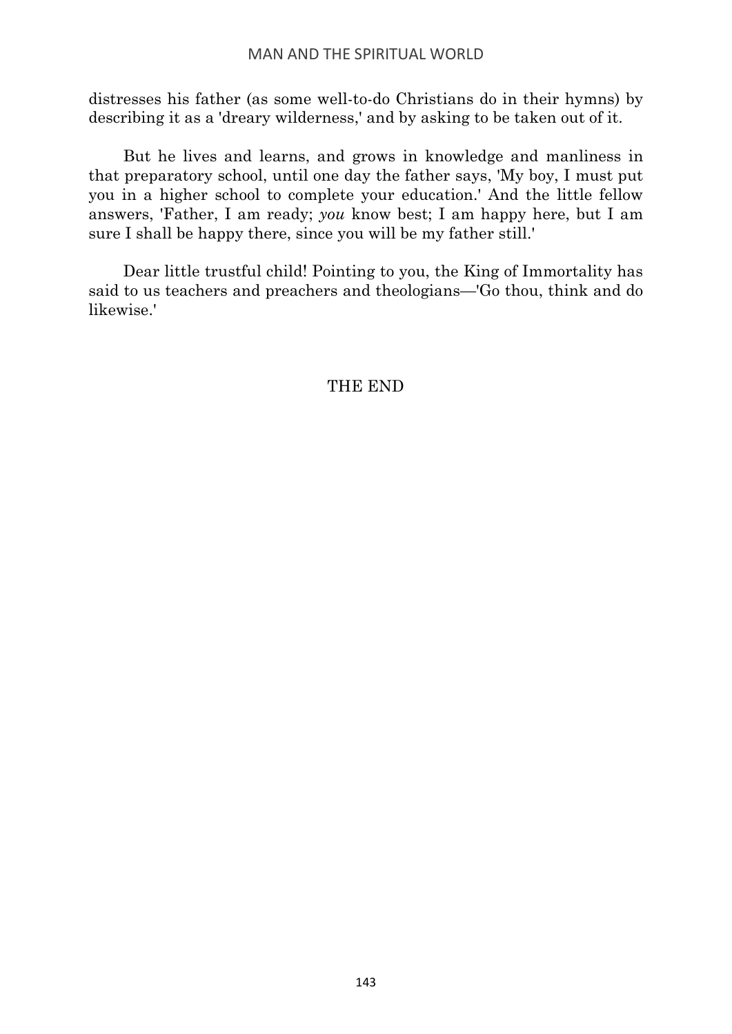distresses his father (as some well-to-do Christians do in their hymns) by describing it as a 'dreary wilderness,' and by asking to be taken out of it.

But he lives and learns, and grows in knowledge and manliness in that preparatory school, until one day the father says, 'My boy, I must put you in a higher school to complete your education.' And the little fellow answers, 'Father, I am ready; *you* know best; I am happy here, but I am sure I shall be happy there, since you will be my father still.'

Dear little trustful child! Pointing to you, the King of Immortality has said to us teachers and preachers and theologians—'Go thou, think and do likewise.'

THE END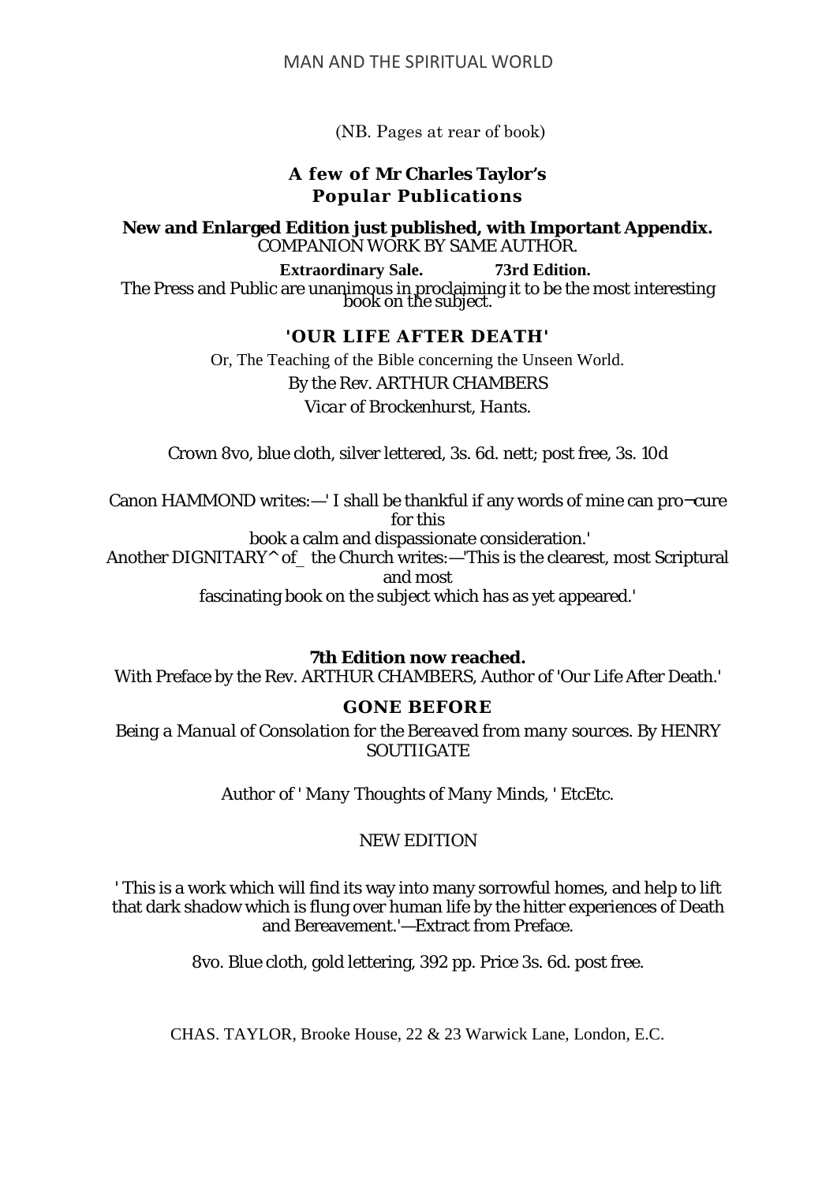(NB. Pages at rear of book)

## A few of Mr Charles Taylor's Popular Publications

**New and Enlarged Edition just published, with Important Appendix.**
COMPANION WORK BY SAME AUTHOR.

**Extraordinary Sale.** **73rd Edition.**

The Press and Public are unanimous in proclaiming it to be the most interesting book on the subject.

### 'OUR LIFE AFTER DEATH'

Or, The Teaching of the Bible concerning the Unseen World.

*By the* Rev. ARTHUR CHAMBERS

*Vicar of Brockenhurst, Hants.*

Crown 8vo, blue cloth, silver lettered, 3s. 6d. nett; post free, 3s. 10d

Canon HAMMOND writes:—' I shall be thankful if any words of mine can pro¬cure for this
book a calm and dispassionate consideration.'
Another DIGNITARY^ of_ the Church writes:—'This is the clearest, most Scriptural and most
fascinating book on the subject which has as yet appeared.'

**7th Edition now reached.**
With Preface by the Rev. ARTHUR CHAMBERS, Author of 'Our Life After Death.'

### GONE BEFORE

*Being a Manual of Consolation for the Bereaved from many sources. By* HENRY SOUTIIGATE

*Author of ' Many Thoughts of Many Minds, '* EtcEtc.

NEW EDITION

' This is a work which will find its way into many sorrowful homes, and help to lift that dark shadow which is flung over human life by the hitter experiences of Death and Bereavement.'—Extract from Preface.

8vo. Blue cloth, gold lettering, 392 pp. Price 3s. 6d. post free.

CHAS. TAYLOR, Brooke House, 22 & 23 Warwick Lane, London, E.C.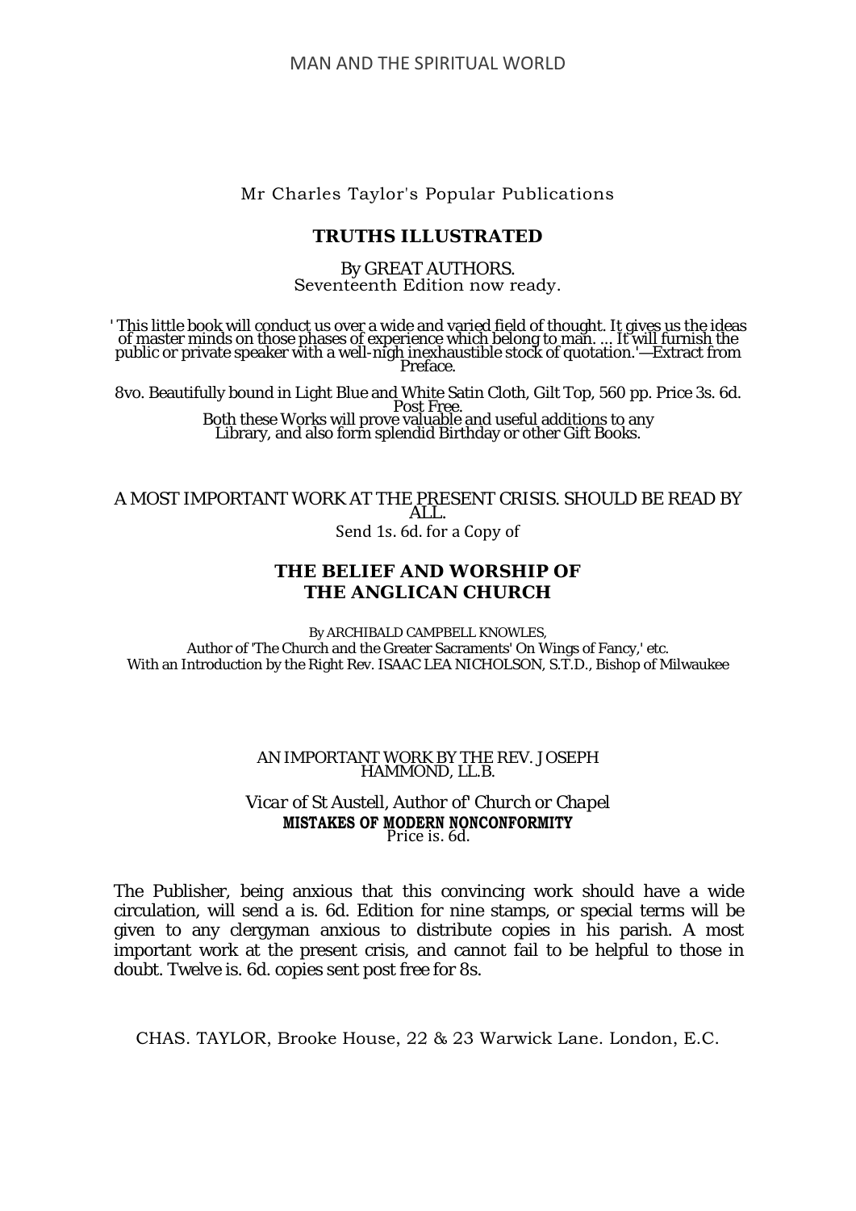Mr Charles Taylor's Popular Publications

## TRUTHS ILLUSTRATED

By GREAT AUTHORS.
Seventeenth Edition now ready.

' This little book will conduct us over a wide and varied field of thought. It gives us the ideas of master minds on those phases of experience which belong to man. ... It will furnish the public or private speaker with a well-nigh inexhaustible stock of quotation.'—Extract from Preface.

8vo. Beautifully bound in Light Blue and White Satin Cloth, Gilt Top, 560 pp. Price 3s. 6d. Post Free.
Both these Works will prove valuable and useful additions to any Library, and also form splendid Birthday or other Gift Books.

A MOST IMPORTANT WORK AT THE PRESENT CRISIS. SHOULD BE READ BY ALL.
Send 1s. 6d. for a Copy of

## THE BELIEF AND WORSHIP OF THE ANGLICAN CHURCH

By ARCHIBALD CAMPBELL KNOWLES,
Author of 'The Church and the Greater Sacraments' On Wings of Fancy,' etc.
With an Introduction by the Right Rev. ISAAC LEA NICHOLSON, S.T.D., Bishop of Milwaukee

AN IMPORTANT WORK BY THE REV. JOSEPH HAMMOND, LL.B.

*Vicar of St Austell, Author of' Church or Chapel*
**MISTAKES OF MODERN NONCONFORMITY**
Price is. 6d.

The Publisher, being anxious that this convincing work should have a wide circulation, will send a is. 6d. Edition for nine stamps, or special terms will be given to any clergyman anxious to distribute copies in his parish. A most important work at the present crisis, and cannot fail to be helpful to those in doubt. Twelve is. 6d. copies sent post free for 8s.

CHAS. TAYLOR, Brooke House, 22 & 23 Warwick Lane. London, E.C.